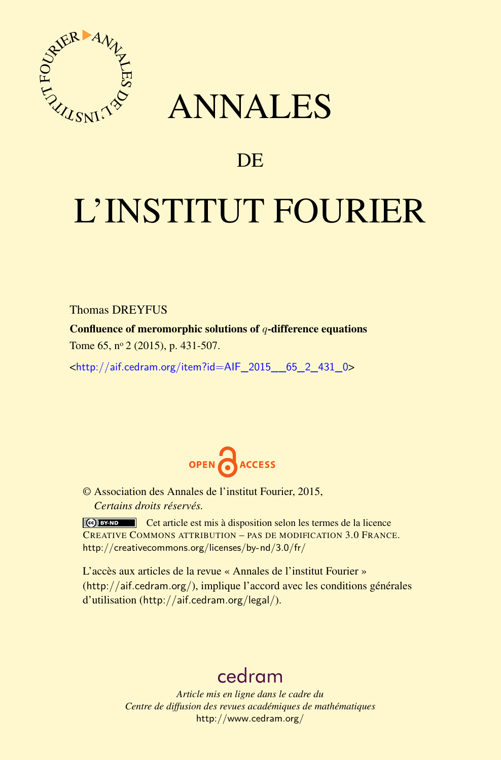# ANNALES

# DE

# L'INSTITUT FOURIER

Thomas DREYFUS

**Confluence of meromorphic solutions of $q$-difference equations**

Tome 65, nº 2 (2015), p. 431-507.

<http://aif.cedram.org/item?id=AIF_2015__65_2_431_0>

OPEN ACCESS

© Association des Annales de l'institut Fourier, 2015,
*Certains droits réservés.*

Cet article est mis à disposition selon les termes de la licence
Creative Commons attribution – pas de modification 3.0 France.
http://creativecommons.org/licenses/by-nd/3.0/fr/

L'accès aux articles de la revue « Annales de l'institut Fourier » (http://aif.cedram.org/), implique l'accord avec les conditions générales d'utilisation (http://aif.cedram.org/legal/).

cedram

*Article mis en ligne dans le cadre du*
*Centre de diffusion des revues académiques de mathématiques*
http://www.cedram.org/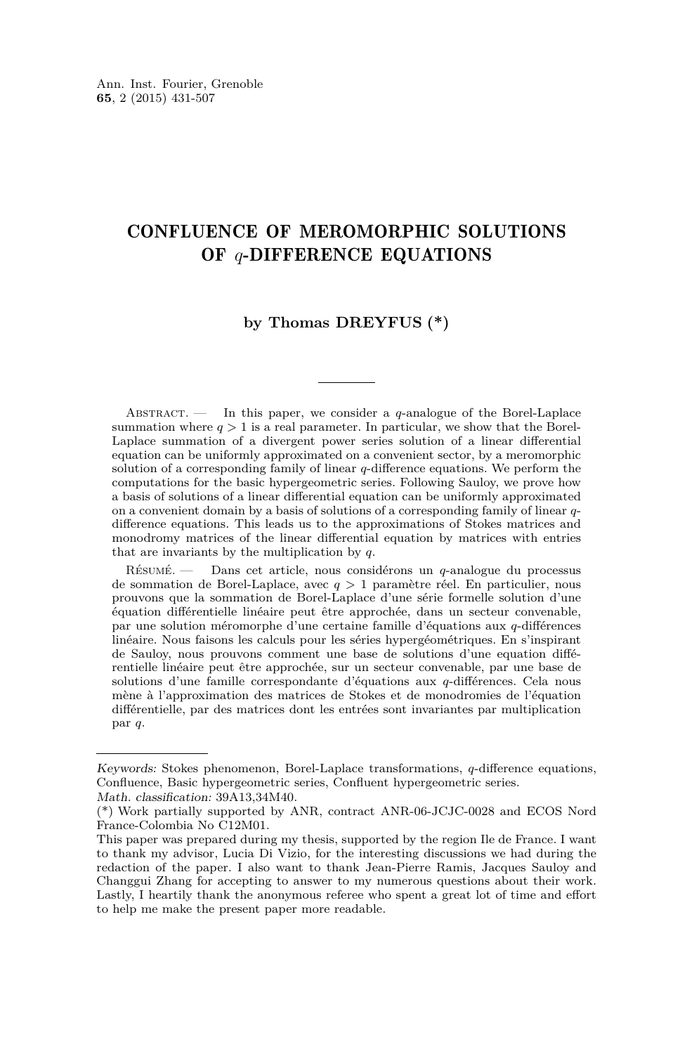# CONFLUENCE OF MEROMORPHIC SOLUTIONS OF $q$-DIFFERENCE EQUATIONS

**by Thomas DREYFUS (\*)**

Abstract. — In this paper, we consider a $q$-analogue of the Borel-Laplace summation where $q > 1$ is a real parameter. In particular, we show that the Borel-Laplace summation of a divergent power series solution of a linear differential equation can be uniformly approximated on a convenient sector, by a meromorphic solution of a corresponding family of linear $q$-difference equations. We perform the computations for the basic hypergeometric series. Following Sauloy, we prove how a basis of solutions of a linear differential equation can be uniformly approximated on a convenient domain by a basis of solutions of a corresponding family of linear $q$-difference equations. This leads us to the approximations of Stokes matrices and monodromy matrices of the linear differential equation by matrices with entries that are invariants by the multiplication by $q$.

Résumé. — Dans cet article, nous considérons un $q$-analogue du processus de sommation de Borel-Laplace, avec $q > 1$ paramètre réel. En particulier, nous prouvons que la sommation de Borel-Laplace d'une série formelle solution d'une équation différentielle linéaire peut être approchée, dans un secteur convenable, par une solution méromorphe d'une certaine famille d'équations aux $q$-différences linéaire. Nous faisons les calculs pour les séries hypergéométriques. En s'inspirant de Sauloy, nous prouvons comment une base de solutions d'une equation différentielle linéaire peut être approchée, sur un secteur convenable, par une base de solutions d'une famille correspondante d'équations aux $q$-différences. Cela nous mène à l'approximation des matrices de Stokes et de monodromies de l'équation différentielle, par des matrices dont les entrées sont invariantes par multiplication par $q$.

---

*Keywords:* Stokes phenomenon, Borel-Laplace transformations, $q$-difference equations, Confluence, Basic hypergeometric series, Confluent hypergeometric series.
*Math. classification:* 39A13,34M40.
(\*) Work partially supported by ANR, contract ANR-06-JCJC-0028 and ECOS Nord France-Colombia No C12M01.
This paper was prepared during my thesis, supported by the region Ile de France. I want to thank my advisor, Lucia Di Vizio, for the interesting discussions we had during the redaction of the paper. I also want to thank Jean-Pierre Ramis, Jacques Sauloy and Changgui Zhang for accepting to answer to my numerous questions about their work. Lastly, I heartily thank the anonymous referee who spent a great lot of time and effort to help me make the present paper more readable.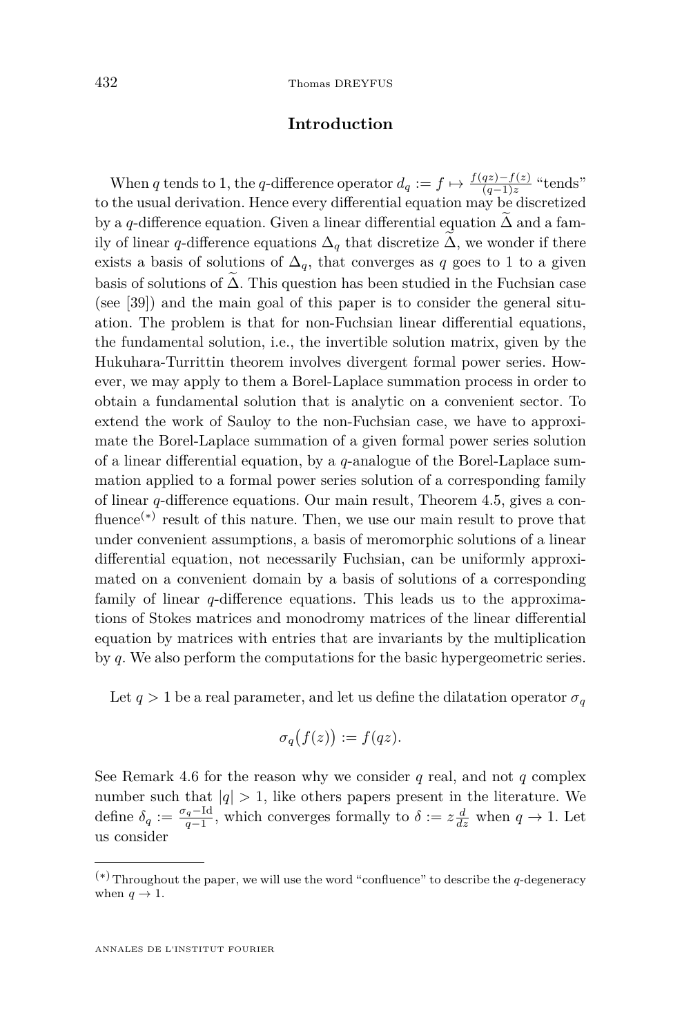## Introduction

When $q$ tends to 1, the $q$-difference operator $d_q := f \mapsto \frac{f(qz)-f(z)}{(q-1)z}$ "tends" to the usual derivation. Hence every differential equation may be discretized by a $q$-difference equation. Given a linear differential equation $\widetilde{\Delta}$ and a family of linear $q$-difference equations $\Delta_q$ that discretize $\widetilde{\Delta}$, we wonder if there exists a basis of solutions of $\Delta_q$, that converges as $q$ goes to 1 to a given basis of solutions of $\widetilde{\Delta}$. This question has been studied in the Fuchsian case (see [39]) and the main goal of this paper is to consider the general situation. The problem is that for non-Fuchsian linear differential equations, the fundamental solution, i.e., the invertible solution matrix, given by the Hukuhara-Turrittin theorem involves divergent formal power series. However, we may apply to them a Borel-Laplace summation process in order to obtain a fundamental solution that is analytic on a convenient sector. To extend the work of Sauloy to the non-Fuchsian case, we have to approximate the Borel-Laplace summation of a given formal power series solution of a linear differential equation, by a $q$-analogue of the Borel-Laplace summation applied to a formal power series solution of a corresponding family of linear $q$-difference equations. Our main result, Theorem 4.5, gives a confluence(*) result of this nature. Then, we use our main result to prove that under convenient assumptions, a basis of meromorphic solutions of a linear differential equation, not necessarily Fuchsian, can be uniformly approximated on a convenient domain by a basis of solutions of a corresponding family of linear $q$-difference equations. This leads us to the approximations of Stokes matrices and monodromy matrices of the linear differential equation by matrices with entries that are invariants by the multiplication by $q$. We also perform the computations for the basic hypergeometric series.

Let $q > 1$ be a real parameter, and let us define the dilatation operator $\sigma_q$

$$\sigma_q\big(f(z)\big) := f(qz).$$

See Remark 4.6 for the reason why we consider $q$ real, and not $q$ complex number such that $|q| > 1$, like others papers present in the literature. We define $\delta_q := \frac{\sigma_q - \mathrm{Id}}{q-1}$, which converges formally to $\delta := z\frac{d}{dz}$ when $q \to 1$. Let us consider

(*) Throughout the paper, we will use the word "confluence" to describe the $q$-degeneracy when $q \to 1$.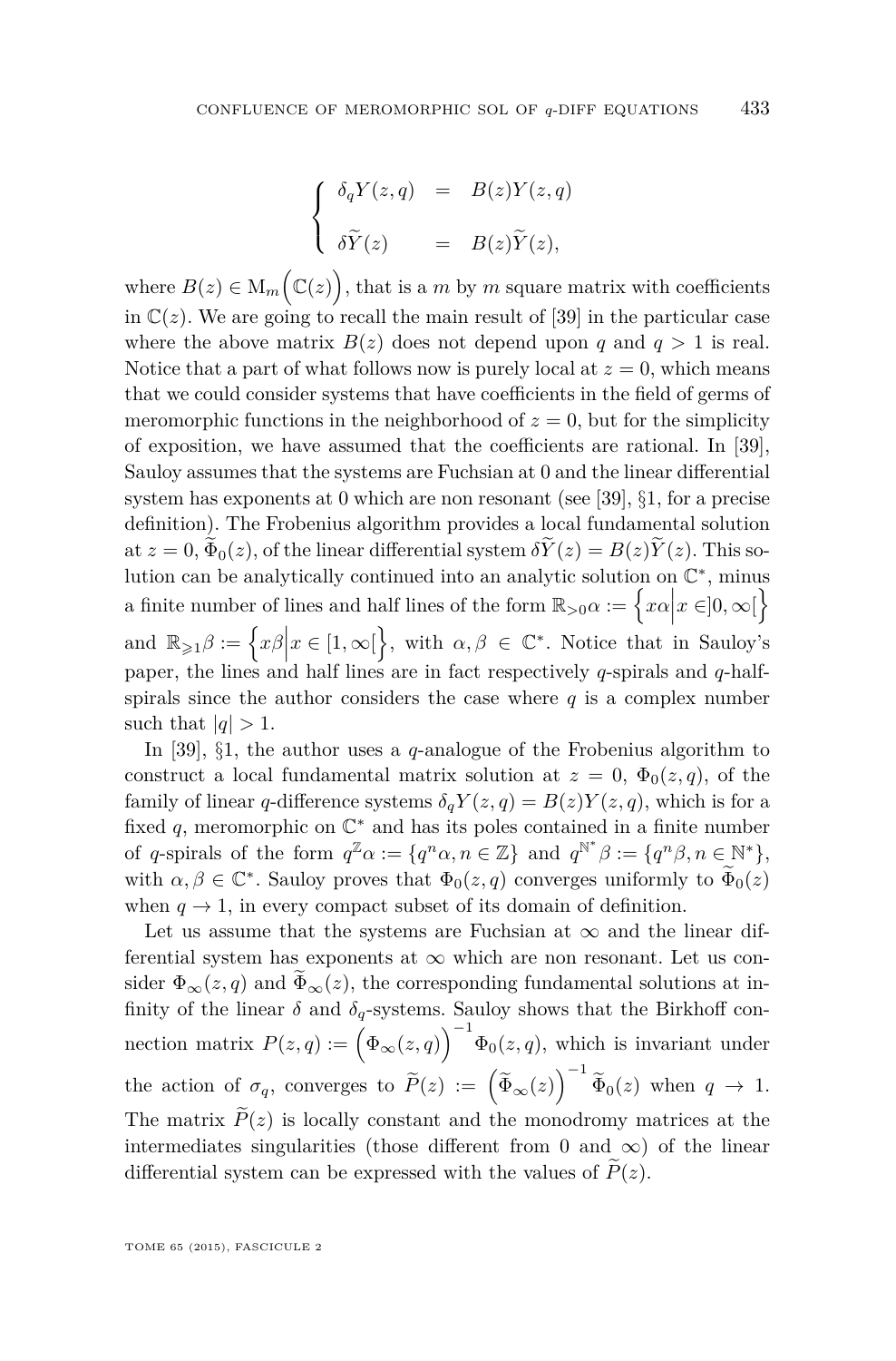$$\begin{cases} \delta_q Y(z,q) &=& B(z)Y(z,q) \\ \delta \widetilde{Y}(z) &=& B(z)\widetilde{Y}(z), \end{cases}$$

where $B(z) \in \mathrm{M}_m\Big(\mathbb{C}(z)\Big)$, that is a $m$ by $m$ square matrix with coefficients in $\mathbb{C}(z)$. We are going to recall the main result of [39] in the particular case where the above matrix $B(z)$ does not depend upon $q$ and $q > 1$ is real. Notice that a part of what follows now is purely local at $z = 0$, which means that we could consider systems that have coefficients in the field of germs of meromorphic functions in the neighborhood of $z = 0$, but for the simplicity of exposition, we have assumed that the coefficients are rational. In [39], Sauloy assumes that the systems are Fuchsian at 0 and the linear differential system has exponents at 0 which are non resonant (see [39], §1, for a precise definition). The Frobenius algorithm provides a local fundamental solution at $z = 0$, $\widetilde{\Phi}_0(z)$, of the linear differential system $\delta\widetilde{Y}(z) = B(z)\widetilde{Y}(z)$. This solution can be analytically continued into an analytic solution on $\mathbb{C}^*$, minus a finite number of lines and half lines of the form $\mathbb{R}_{>0}\alpha := \Big\{x\alpha \Big| x \in ]0,\infty[\Big\}$ and $\mathbb{R}_{\geqslant 1}\beta := \Big\{x\beta \Big| x \in [1,\infty[\Big\}$, with $\alpha, \beta \in \mathbb{C}^*$. Notice that in Sauloy's paper, the lines and half lines are in fact respectively $q$-spirals and $q$-half-spirals since the author considers the case where $q$ is a complex number such that $|q| > 1$.

In [39], §1, the author uses a $q$-analogue of the Frobenius algorithm to construct a local fundamental matrix solution at $z = 0$, $\Phi_0(z,q)$, of the family of linear $q$-difference systems $\delta_q Y(z,q) = B(z)Y(z,q)$, which is for a fixed $q$, meromorphic on $\mathbb{C}^*$ and has its poles contained in a finite number of $q$-spirals of the form $q^{\mathbb{Z}}\alpha := \{q^n\alpha, n \in \mathbb{Z}\}$ and $q^{\mathbb{N}^*}\beta := \{q^n\beta, n \in \mathbb{N}^*\}$, with $\alpha, \beta \in \mathbb{C}^*$. Sauloy proves that $\Phi_0(z,q)$ converges uniformly to $\widetilde{\Phi}_0(z)$ when $q \to 1$, in every compact subset of its domain of definition.

Let us assume that the systems are Fuchsian at $\infty$ and the linear differential system has exponents at $\infty$ which are non resonant. Let us consider $\Phi_\infty(z,q)$ and $\widetilde{\Phi}_\infty(z)$, the corresponding fundamental solutions at infinity of the linear $\delta$ and $\delta_q$-systems. Sauloy shows that the Birkhoff connection matrix $P(z,q) := \Big(\Phi_\infty(z,q)\Big)^{-1}\Phi_0(z,q)$, which is invariant under the action of $\sigma_q$, converges to $\widetilde{P}(z) := \Big(\widetilde{\Phi}_\infty(z)\Big)^{-1}\widetilde{\Phi}_0(z)$ when $q \to 1$. The matrix $\widetilde{P}(z)$ is locally constant and the monodromy matrices at the intermediates singularities (those different from 0 and $\infty$) of the linear differential system can be expressed with the values of $\widetilde{P}(z)$.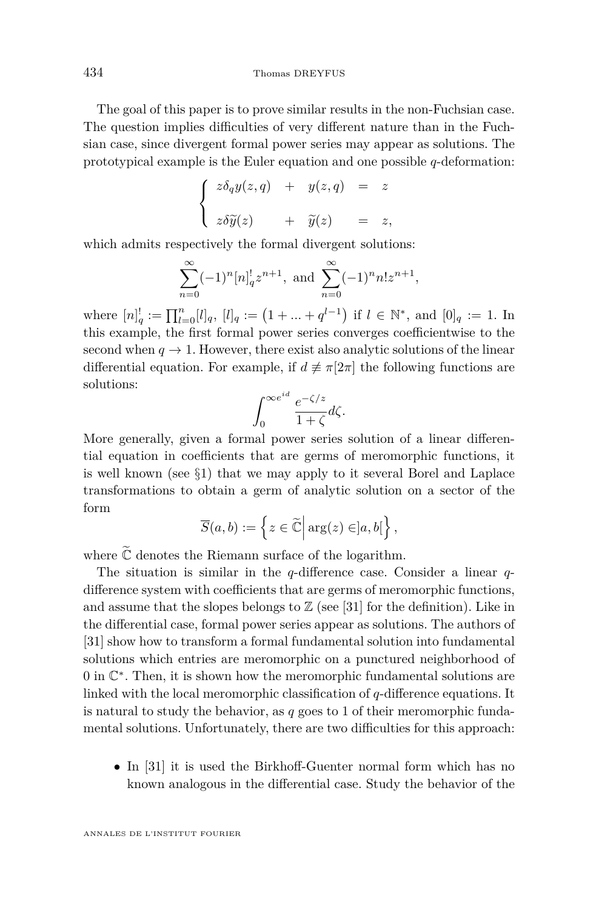The goal of this paper is to prove similar results in the non-Fuchsian case. The question implies difficulties of very different nature than in the Fuchsian case, since divergent formal power series may appear as solutions. The prototypical example is the Euler equation and one possible $q$-deformation:

$$\left\{\begin{array}{llll} z\delta_q y(z,q) & + & y(z,q) & = & z \\ \\ z\delta\widetilde{y}(z) & + & \widetilde{y}(z) & = & z, \end{array}\right.$$

which admits respectively the formal divergent solutions:

$$\sum_{n=0}^{\infty}(-1)^n [n]_q^! z^{n+1}, \text{ and } \sum_{n=0}^{\infty}(-1)^n n! z^{n+1},$$

where $[n]_q^! := \prod_{l=0}^{n}[l]_q$, $[l]_q := \left(1+...+q^{l-1}\right)$ if $l \in \mathbb{N}^*$, and $[0]_q := 1$. In this example, the first formal power series converges coefficientwise to the second when $q \to 1$. However, there exist also analytic solutions of the linear differential equation. For example, if $d \not\equiv \pi[2\pi]$ the following functions are solutions:

$$\int_0^{\infty e^{id}} \frac{e^{-\zeta/z}}{1+\zeta} d\zeta.$$

More generally, given a formal power series solution of a linear differential equation in coefficients that are germs of meromorphic functions, it is well known (see §1) that we may apply to it several Borel and Laplace transformations to obtain a germ of analytic solution on a sector of the form

$$\overline{S}(a,b) := \left\{ z \in \widetilde{\mathbb{C}} \middle| \arg(z) \in ]a,b[ \right\},$$

where $\widetilde{\mathbb{C}}$ denotes the Riemann surface of the logarithm.

The situation is similar in the $q$-difference case. Consider a linear $q$-difference system with coefficients that are germs of meromorphic functions, and assume that the slopes belongs to $\mathbb{Z}$ (see [31] for the definition). Like in the differential case, formal power series appear as solutions. The authors of [31] show how to transform a formal fundamental solution into fundamental solutions which entries are meromorphic on a punctured neighborhood of 0 in $\mathbb{C}^*$. Then, it is shown how the meromorphic fundamental solutions are linked with the local meromorphic classification of $q$-difference equations. It is natural to study the behavior, as $q$ goes to 1 of their meromorphic fundamental solutions. Unfortunately, there are two difficulties for this approach:

- In [31] it is used the Birkhoff-Guenter normal form which has no known analogous in the differential case. Study the behavior of the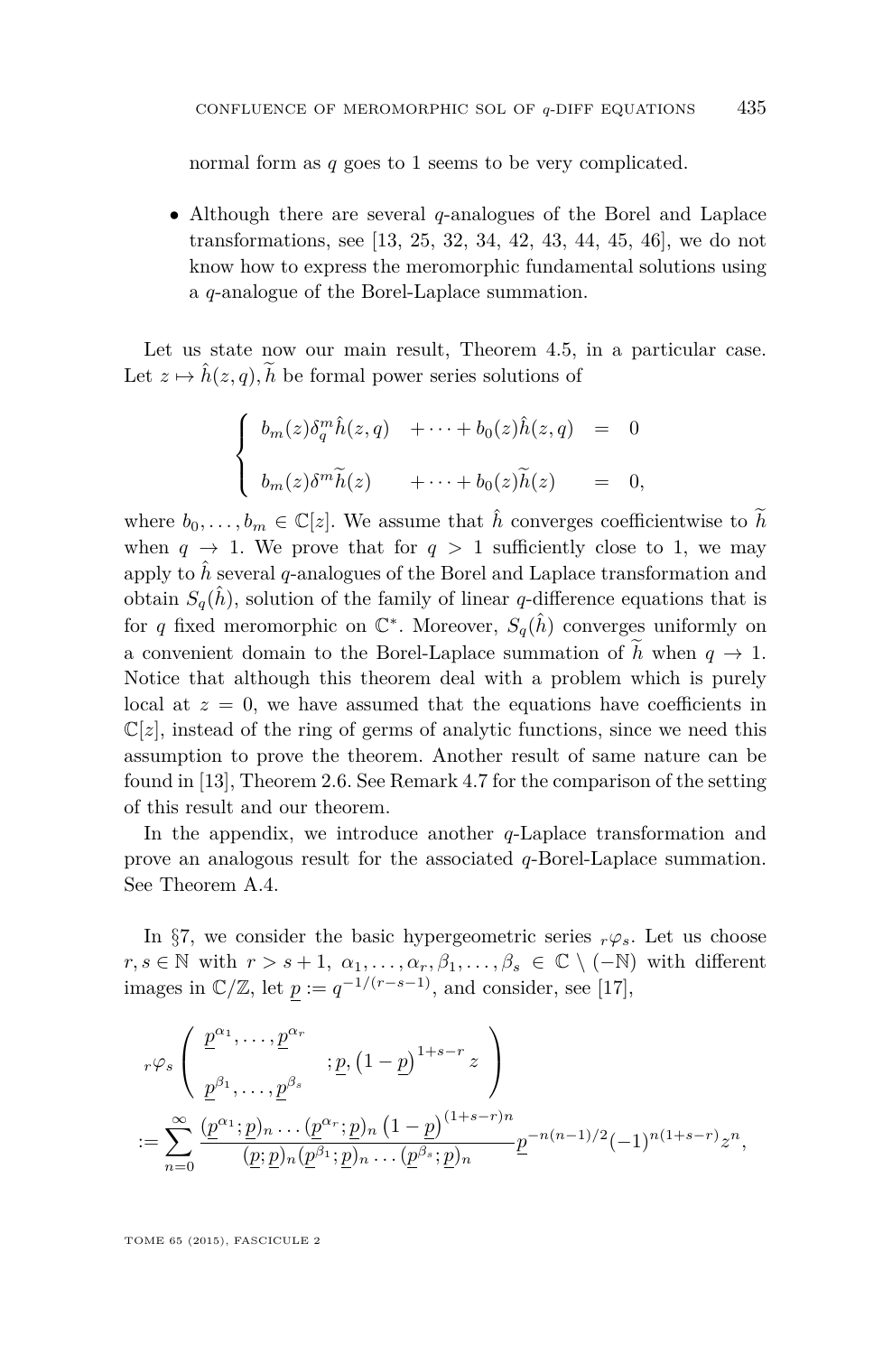normal form as $q$ goes to 1 seems to be very complicated.

- Although there are several $q$-analogues of the Borel and Laplace transformations, see [13, 25, 32, 34, 42, 43, 44, 45, 46], we do not know how to express the meromorphic fundamental solutions using a $q$-analogue of the Borel-Laplace summation.

Let us state now our main result, Theorem 4.5, in a particular case. Let $z \mapsto \hat{h}(z,q), \widetilde{h}$ be formal power series solutions of

$$\begin{cases} b_m(z)\delta_q^m \hat{h}(z,q) & + \cdots + b_0(z)\hat{h}(z,q) & = & 0 \\ b_m(z)\delta^m \widetilde{h}(z) & + \cdots + b_0(z)\widetilde{h}(z) & = & 0, \end{cases}$$

where $b_0, \dots, b_m \in \mathbb{C}[z]$. We assume that $\hat{h}$ converges coefficientwise to $\widetilde{h}$ when $q \to 1$. We prove that for $q > 1$ sufficiently close to 1, we may apply to $\hat{h}$ several $q$-analogues of the Borel and Laplace transformation and obtain $S_q(\hat{h})$, solution of the family of linear $q$-difference equations that is for $q$ fixed meromorphic on $\mathbb{C}^*$. Moreover, $S_q(\hat{h})$ converges uniformly on a convenient domain to the Borel-Laplace summation of $\widetilde{h}$ when $q \to 1$. Notice that although this theorem deal with a problem which is purely local at $z = 0$, we have assumed that the equations have coefficients in $\mathbb{C}[z]$, instead of the ring of germs of analytic functions, since we need this assumption to prove the theorem. Another result of same nature can be found in [13], Theorem 2.6. See Remark 4.7 for the comparison of the setting of this result and our theorem.

In the appendix, we introduce another $q$-Laplace transformation and prove an analogous result for the associated $q$-Borel-Laplace summation. See Theorem A.4.

In §7, we consider the basic hypergeometric series ${}_r\varphi_s$. Let us choose $r, s \in \mathbb{N}$ with $r > s+1$, $\alpha_1, \dots, \alpha_r, \beta_1, \dots, \beta_s \in \mathbb{C} \setminus (-\mathbb{N})$ with different images in $\mathbb{C}/\mathbb{Z}$, let $\underline{p} := q^{-1/(r-s-1)}$, and consider, see [17],

$$\begin{aligned} &{}_r\varphi_s \left( \begin{array}{c} \underline{p}^{\alpha_1}, \dots, \underline{p}^{\alpha_r} \\ \\ \underline{p}^{\beta_1}, \dots, \underline{p}^{\beta_s} \end{array} ; \underline{p}, \left(1-\underline{p}\right)^{1+s-r} z \right) \\ &:= \sum_{n=0}^{\infty} \frac{(\underline{p}^{\alpha_1};\underline{p})_n \dots (\underline{p}^{\alpha_r};\underline{p})_n \left(1-\underline{p}\right)^{(1+s-r)n}}{(\underline{p};\underline{p})_n (\underline{p}^{\beta_1};\underline{p})_n \dots (\underline{p}^{\beta_s};\underline{p})_n} \underline{p}^{-n(n-1)/2} (-1)^{n(1+s-r)} z^n, \end{aligned}$$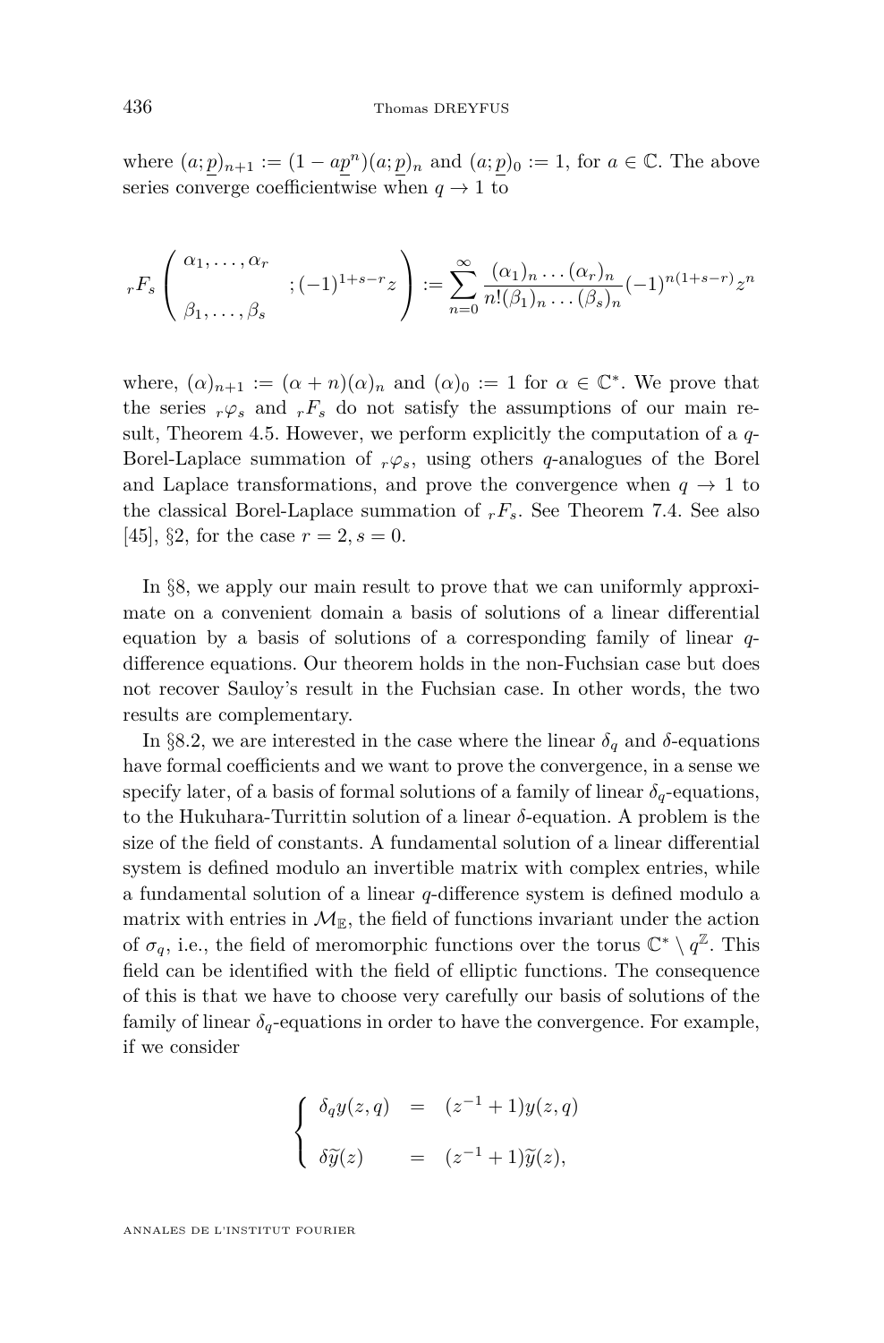where $(a;\underline{p})_{n+1} := (1 - a\underline{p}^n)(a;\underline{p})_n$ and $(a;\underline{p})_0 := 1$, for $a \in \mathbb{C}$. The above series converge coefficientwise when $q \to 1$ to

$$
{}_rF_s\left(\begin{array}{c}\alpha_1,\dots,\alpha_r\\ \\ \beta_1,\dots,\beta_s\end{array};(-1)^{1+s-r}z\right) := \sum_{n=0}^{\infty} \frac{(\alpha_1)_n \dots (\alpha_r)_n}{n!(\beta_1)_n \dots (\beta_s)_n}(-1)^{n(1+s-r)}z^n
$$

where, $(\alpha)_{n+1} := (\alpha + n)(\alpha)_n$ and $(\alpha)_0 := 1$ for $\alpha \in \mathbb{C}^*$. We prove that the series ${}_r\varphi_s$ and ${}_rF_s$ do not satisfy the assumptions of our main result, Theorem 4.5. However, we perform explicitly the computation of a $q$-Borel-Laplace summation of ${}_r\varphi_s$, using others $q$-analogues of the Borel and Laplace transformations, and prove the convergence when $q \to 1$ to the classical Borel-Laplace summation of ${}_rF_s$. See Theorem 7.4. See also [45], §2, for the case $r = 2, s = 0$.

In §8, we apply our main result to prove that we can uniformly approximate on a convenient domain a basis of solutions of a linear differential equation by a basis of solutions of a corresponding family of linear $q$-difference equations. Our theorem holds in the non-Fuchsian case but does not recover Sauloy's result in the Fuchsian case. In other words, the two results are complementary.

In §8.2, we are interested in the case where the linear $\delta_q$ and $\delta$-equations have formal coefficients and we want to prove the convergence, in a sense we specify later, of a basis of formal solutions of a family of linear $\delta_q$-equations, to the Hukuhara-Turrittin solution of a linear $\delta$-equation. A problem is the size of the field of constants. A fundamental solution of a linear differential system is defined modulo an invertible matrix with complex entries, while a fundamental solution of a linear $q$-difference system is defined modulo a matrix with entries in $\mathcal{M}_{\mathbb{E}}$, the field of functions invariant under the action of $\sigma_q$, i.e., the field of meromorphic functions over the torus $\mathbb{C}^* \setminus q^{\mathbb{Z}}$. This field can be identified with the field of elliptic functions. The consequence of this is that we have to choose very carefully our basis of solutions of the family of linear $\delta_q$-equations in order to have the convergence. For example, if we consider

$$
\begin{cases}
\delta_q y(z,q) &= (z^{-1}+1)y(z,q)\\
\delta \widetilde{y}(z) &= (z^{-1}+1)\widetilde{y}(z),
\end{cases}
$$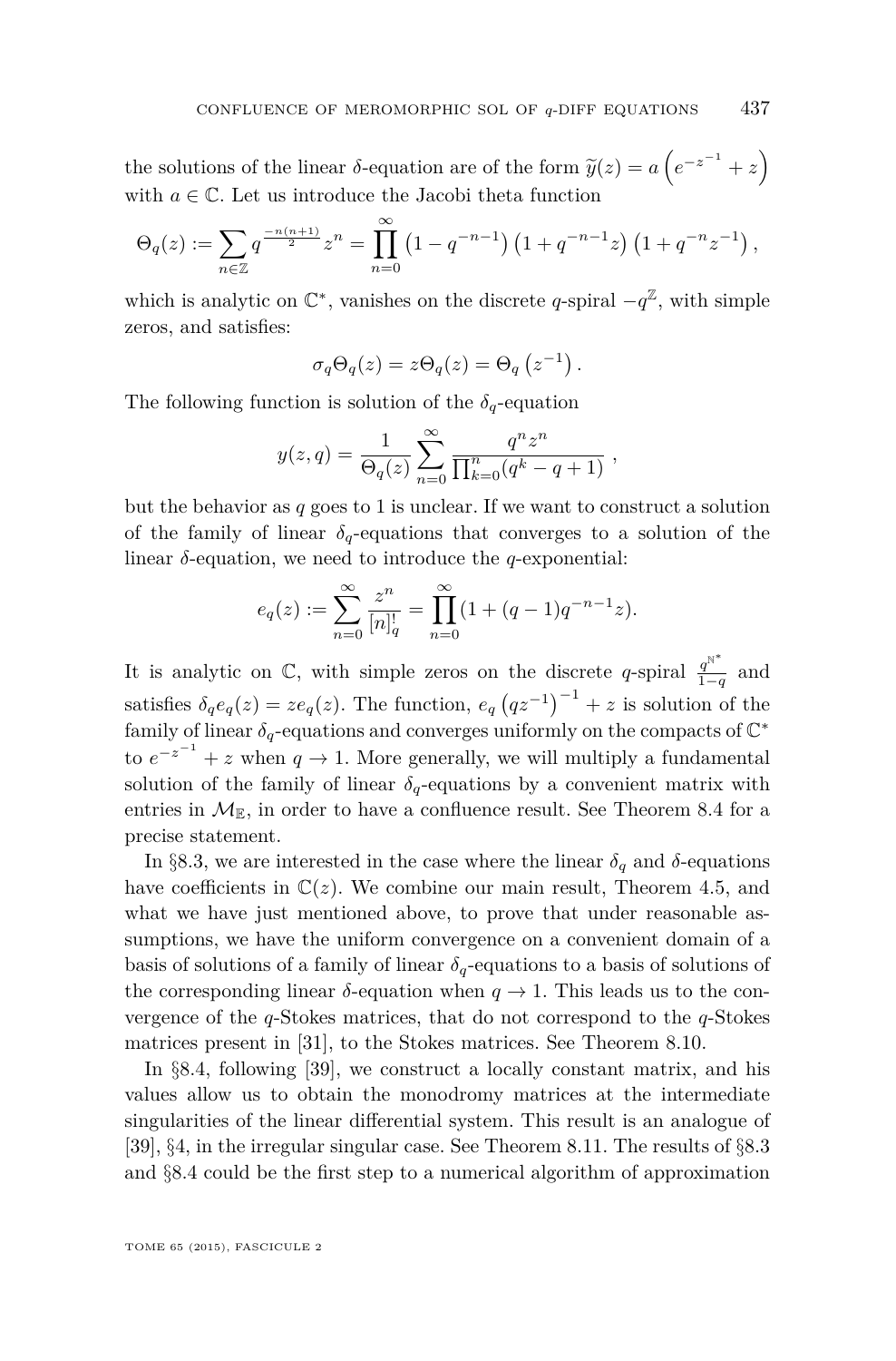the solutions of the linear $\delta$-equation are of the form $\widetilde{y}(z) = a\left(e^{-z^{-1}} + z\right)$ with $a \in \mathbb{C}$. Let us introduce the Jacobi theta function

$$\Theta_q(z) := \sum_{n\in\mathbb{Z}} q^{\frac{-n(n+1)}{2}} z^n = \prod_{n=0}^{\infty} \left(1 - q^{-n-1}\right)\left(1 + q^{-n-1}z\right)\left(1 + q^{-n}z^{-1}\right),$$

which is analytic on $\mathbb{C}^*$, vanishes on the discrete $q$-spiral $-q^{\mathbb{Z}}$, with simple zeros, and satisfies:

$$\sigma_q \Theta_q(z) = z\Theta_q(z) = \Theta_q\left(z^{-1}\right).$$

The following function is solution of the $\delta_q$-equation

$$y(z,q) = \frac{1}{\Theta_q(z)} \sum_{n=0}^{\infty} \frac{q^n z^n}{\prod_{k=0}^{n}(q^k - q + 1)}\ ,$$

but the behavior as $q$ goes to 1 is unclear. If we want to construct a solution of the family of linear $\delta_q$-equations that converges to a solution of the linear $\delta$-equation, we need to introduce the $q$-exponential:

$$e_q(z) := \sum_{n=0}^{\infty} \frac{z^n}{[n]_q^!} = \prod_{n=0}^{\infty} (1 + (q-1)q^{-n-1}z).$$

It is analytic on $\mathbb{C}$, with simple zeros on the discrete $q$-spiral $\frac{q^{\mathbb{N}^*}}{1-q}$ and satisfies $\delta_q e_q(z) = z e_q(z)$. The function, $e_q\left(qz^{-1}\right)^{-1} + z$ is solution of the family of linear $\delta_q$-equations and converges uniformly on the compacts of $\mathbb{C}^*$ to $e^{-z^{-1}} + z$ when $q \to 1$. More generally, we will multiply a fundamental solution of the family of linear $\delta_q$-equations by a convenient matrix with entries in $\mathcal{M}_{\mathbb{E}}$, in order to have a confluence result. See Theorem 8.4 for a precise statement.

In §8.3, we are interested in the case where the linear $\delta_q$ and $\delta$-equations have coefficients in $\mathbb{C}(z)$. We combine our main result, Theorem 4.5, and what we have just mentioned above, to prove that under reasonable assumptions, we have the uniform convergence on a convenient domain of a basis of solutions of a family of linear $\delta_q$-equations to a basis of solutions of the corresponding linear $\delta$-equation when $q \to 1$. This leads us to the convergence of the $q$-Stokes matrices, that do not correspond to the $q$-Stokes matrices present in [31], to the Stokes matrices. See Theorem 8.10.

In §8.4, following [39], we construct a locally constant matrix, and his values allow us to obtain the monodromy matrices at the intermediate singularities of the linear differential system. This result is an analogue of [39], §4, in the irregular singular case. See Theorem 8.11. The results of §8.3 and §8.4 could be the first step to a numerical algorithm of approximation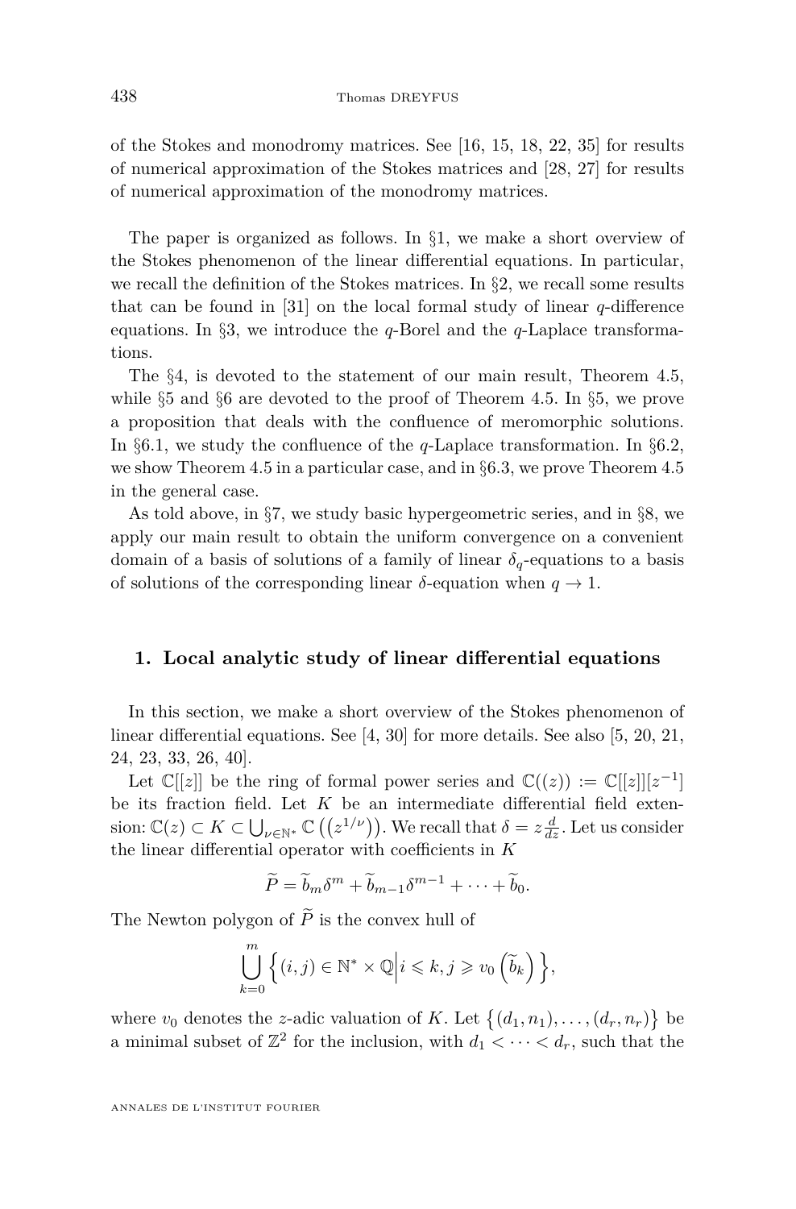of the Stokes and monodromy matrices. See [16, 15, 18, 22, 35] for results of numerical approximation of the Stokes matrices and [28, 27] for results of numerical approximation of the monodromy matrices.

The paper is organized as follows. In §1, we make a short overview of the Stokes phenomenon of the linear differential equations. In particular, we recall the definition of the Stokes matrices. In §2, we recall some results that can be found in [31] on the local formal study of linear $q$-difference equations. In §3, we introduce the $q$-Borel and the $q$-Laplace transformations.

The §4, is devoted to the statement of our main result, Theorem 4.5, while §5 and §6 are devoted to the proof of Theorem 4.5. In §5, we prove a proposition that deals with the confluence of meromorphic solutions. In §6.1, we study the confluence of the $q$-Laplace transformation. In §6.2, we show Theorem 4.5 in a particular case, and in §6.3, we prove Theorem 4.5 in the general case.

As told above, in §7, we study basic hypergeometric series, and in §8, we apply our main result to obtain the uniform convergence on a convenient domain of a basis of solutions of a family of linear $\delta_q$-equations to a basis of solutions of the corresponding linear $\delta$-equation when $q \to 1$.

## 1. Local analytic study of linear differential equations

In this section, we make a short overview of the Stokes phenomenon of linear differential equations. See [4, 30] for more details. See also [5, 20, 21, 24, 23, 33, 26, 40].

Let $\mathbb{C}[[z]]$ be the ring of formal power series and $\mathbb{C}((z)) := \mathbb{C}[[z]][z^{-1}]$ be its fraction field. Let $K$ be an intermediate differential field extension: $\mathbb{C}(z) \subset K \subset \bigcup_{\nu \in \mathbb{N}^*} \mathbb{C}\left(\left(z^{1/\nu}\right)\right)$. We recall that $\delta = z\frac{d}{dz}$. Let us consider the linear differential operator with coefficients in $K$

$$\widetilde{P} = \widetilde{b}_m \delta^m + \widetilde{b}_{m-1}\delta^{m-1} + \cdots + \widetilde{b}_0.$$

The Newton polygon of $\widetilde{P}$ is the convex hull of

$$\bigcup_{k=0}^{m} \left\{ (i,j) \in \mathbb{N}^* \times \mathbb{Q} \middle| i \leqslant k, j \geqslant v_0\left(\widetilde{b}_k\right) \right\},$$

where $v_0$ denotes the $z$-adic valuation of $K$. Let $\left\{(d_1, n_1), \ldots, (d_r, n_r)\right\}$ be a minimal subset of $\mathbb{Z}^2$ for the inclusion, with $d_1 < \cdots < d_r$, such that the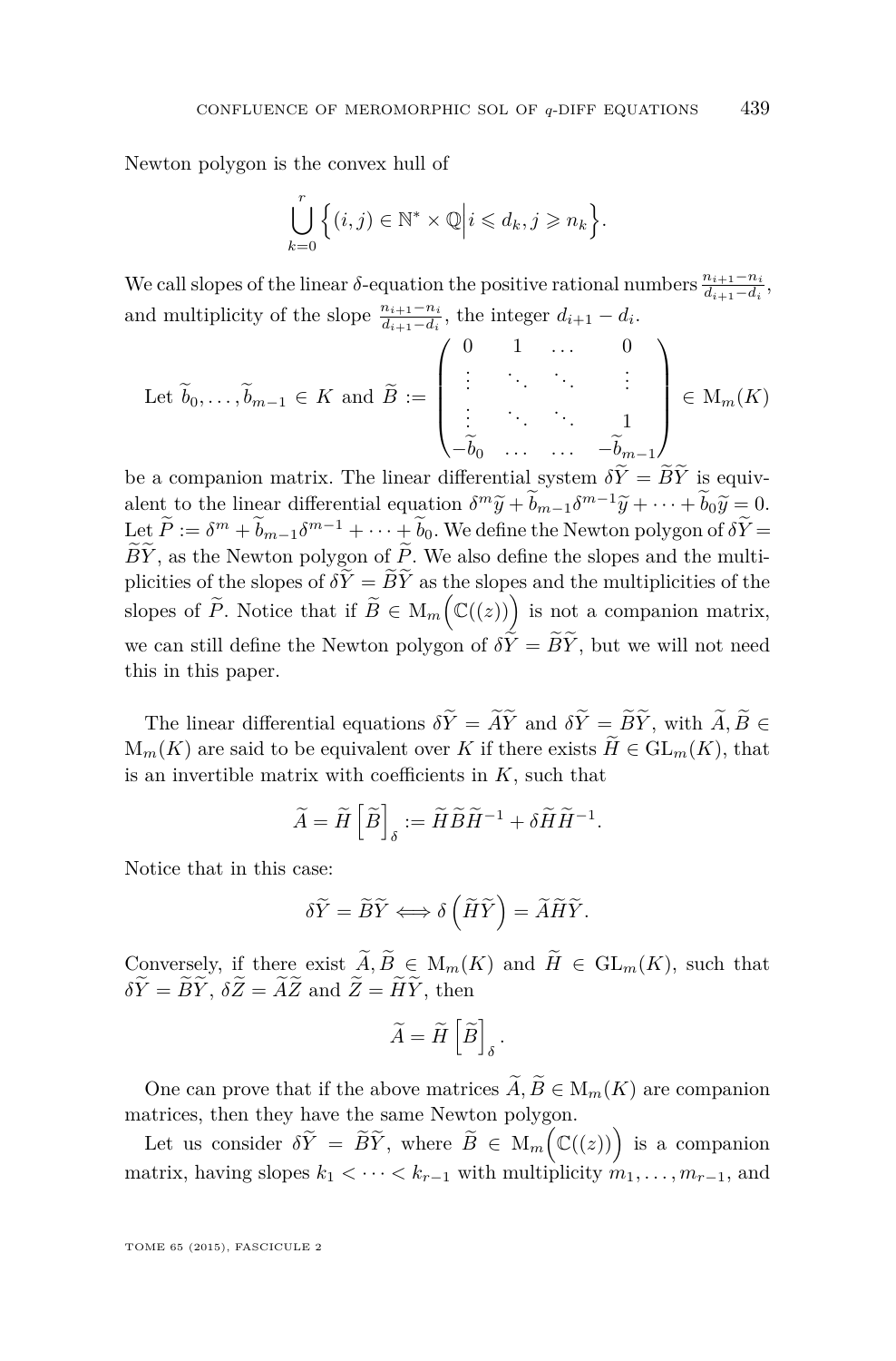Newton polygon is the convex hull of

$$\bigcup_{k=0}^{r} \left\{ (i,j) \in \mathbb{N}^* \times \mathbb{Q} \middle| i \leqslant d_k, j \geqslant n_k \right\}.$$

We call slopes of the linear $\delta$-equation the positive rational numbers $\frac{n_{i+1}-n_i}{d_{i+1}-d_i}$, and multiplicity of the slope $\frac{n_{i+1}-n_i}{d_{i+1}-d_i}$, the integer $d_{i+1}-d_i$.

$$\text{Let } \widetilde{b}_0, \dots, \widetilde{b}_{m-1} \in K \text{ and } \widetilde{B} := \begin{pmatrix} 0 & 1 & \dots & 0 \\ \vdots & \ddots & \ddots & \vdots \\ \vdots & \ddots & \ddots & 1 \\ -\widetilde{b}_0 & \dots & \dots & -\widetilde{b}_{m-1} \end{pmatrix} \in \mathrm{M}_m(K)$$

be a companion matrix. The linear differential system $\delta \widetilde{Y} = \widetilde{B}\widetilde{Y}$ is equivalent to the linear differential equation $\delta^m \widetilde{y} + \widetilde{b}_{m-1}\delta^{m-1}\widetilde{y} + \dots + \widetilde{b}_0 \widetilde{y} = 0$. Let $\widetilde{P} := \delta^m + \widetilde{b}_{m-1}\delta^{m-1} + \dots + \widetilde{b}_0$. We define the Newton polygon of $\delta\widetilde{Y} = \widetilde{B}\widetilde{Y}$, as the Newton polygon of $\widetilde{P}$. We also define the slopes and the multiplicities of the slopes of $\delta\widetilde{Y} = \widetilde{B}\widetilde{Y}$ as the slopes and the multiplicities of the slopes of $\widetilde{P}$. Notice that if $\widetilde{B} \in \mathrm{M}_m\Big(\mathbb{C}((z))\Big)$ is not a companion matrix, we can still define the Newton polygon of $\delta\widetilde{Y} = \widetilde{B}\widetilde{Y}$, but we will not need this in this paper.

The linear differential equations $\delta\widetilde{Y} = \widetilde{A}\widetilde{Y}$ and $\delta\widetilde{Y} = \widetilde{B}\widetilde{Y}$, with $\widetilde{A}, \widetilde{B} \in \mathrm{M}_m(K)$ are said to be equivalent over $K$ if there exists $\widetilde{H} \in \mathrm{GL}_m(K)$, that is an invertible matrix with coefficients in $K$, such that

$$\widetilde{A} = \widetilde{H}\left[\widetilde{B}\right]_{\delta} := \widetilde{H}\widetilde{B}\widetilde{H}^{-1} + \delta\widetilde{H}\widetilde{H}^{-1}.$$

Notice that in this case:

$$\delta\widetilde{Y} = \widetilde{B}\widetilde{Y} \Longleftrightarrow \delta\left(\widetilde{H}\widetilde{Y}\right) = \widetilde{A}\widetilde{H}\widetilde{Y}.$$

Conversely, if there exist $\widetilde{A}, \widetilde{B} \in \mathrm{M}_m(K)$ and $\widetilde{H} \in \mathrm{GL}_m(K)$, such that $\delta\widetilde{Y} = \widetilde{B}\widetilde{Y}$, $\delta\widetilde{Z} = \widetilde{A}\widetilde{Z}$ and $\widetilde{Z} = \widetilde{H}\widetilde{Y}$, then

$$\widetilde{A} = \widetilde{H}\left[\widetilde{B}\right]_{\delta}.$$

One can prove that if the above matrices $\widetilde{A}, \widetilde{B} \in \mathrm{M}_m(K)$ are companion matrices, then they have the same Newton polygon.

Let us consider $\delta\widetilde{Y} = \widetilde{B}\widetilde{Y}$, where $\widetilde{B} \in \mathrm{M}_m\Big(\mathbb{C}((z))\Big)$ is a companion matrix, having slopes $k_1 < \dots < k_{r-1}$ with multiplicity $m_1, \dots, m_{r-1}$, and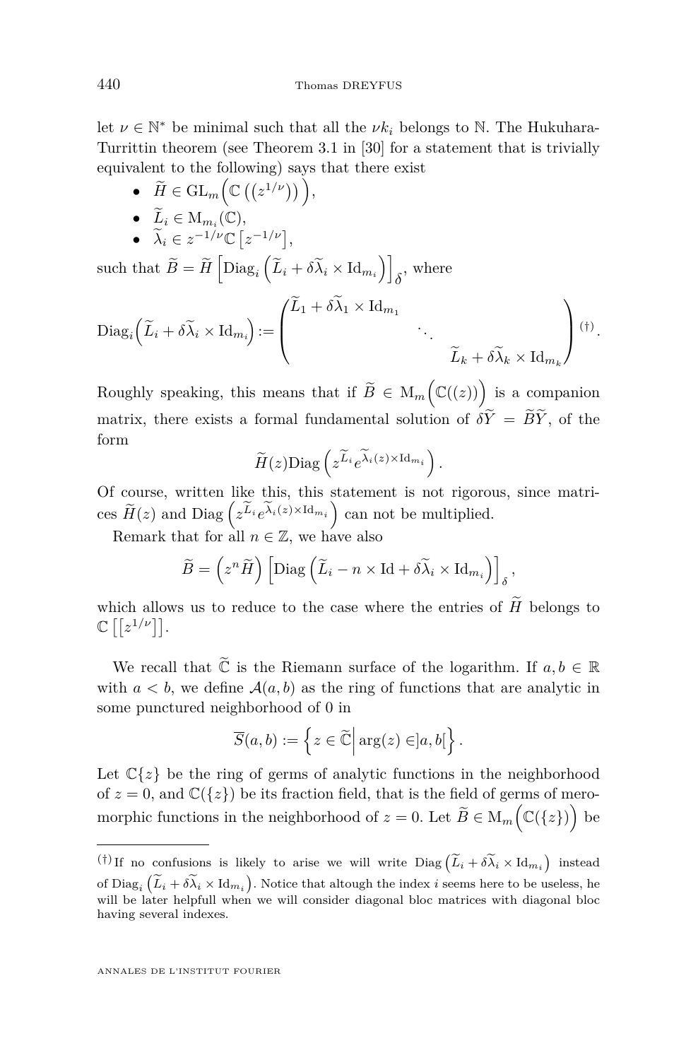let $\nu \in \mathbb{N}^*$ be minimal such that all the $\nu k_i$ belongs to $\mathbb{N}$. The Hukuhara-Turrittin theorem (see Theorem 3.1 in [30] for a statement that is trivially equivalent to the following) says that there exist

- $\widetilde{H} \in \mathrm{GL}_m\Big(\mathbb{C}\left(\left(z^{1/\nu}\right)\right)\Big)$,
- $\widetilde{L}_i \in \mathrm{M}_{m_i}(\mathbb{C})$,
- $\widetilde{\lambda}_i \in z^{-1/\nu}\mathbb{C}\left[z^{-1/\nu}\right]$,

such that $\widetilde{B} = \widetilde{H}\left[\mathrm{Diag}_i\left(\widetilde{L}_i + \delta\widetilde{\lambda}_i \times \mathrm{Id}_{m_i}\right)\right]_{\delta}$, where

$$\mathrm{Diag}_i\Big(\widetilde{L}_i + \delta\widetilde{\lambda}_i \times \mathrm{Id}_{m_i}\Big) := \begin{pmatrix} \widetilde{L}_1 + \delta\widetilde{\lambda}_1 \times \mathrm{Id}_{m_1} & & \\ & \ddots & \\ & & \widetilde{L}_k + \delta\widetilde{\lambda}_k \times \mathrm{Id}_{m_k} \end{pmatrix}^{(\dagger)}.$$

Roughly speaking, this means that if $\widetilde{B} \in \mathrm{M}_m\Big(\mathbb{C}((z))\Big)$ is a companion matrix, there exists a formal fundamental solution of $\delta\widetilde{Y} = \widetilde{B}\widetilde{Y}$, of the form

$$\widetilde{H}(z)\mathrm{Diag}\left(z^{\widetilde{L}_i}e^{\widetilde{\lambda}_i(z)\times \mathrm{Id}_{m_i}}\right).$$

Of course, written like this, this statement is not rigorous, since matrices $\widetilde{H}(z)$ and $\mathrm{Diag}\left(z^{\widetilde{L}_i}e^{\widetilde{\lambda}_i(z)\times \mathrm{Id}_{m_i}}\right)$ can not be multiplied.

Remark that for all $n \in \mathbb{Z}$, we have also

$$\widetilde{B} = \left(z^n\widetilde{H}\right)\left[\mathrm{Diag}\left(\widetilde{L}_i - n \times \mathrm{Id} + \delta\widetilde{\lambda}_i \times \mathrm{Id}_{m_i}\right)\right]_{\delta},$$

which allows us to reduce to the case where the entries of $\widetilde{H}$ belongs to $\mathbb{C}\left[\left[z^{1/\nu}\right]\right]$.

We recall that $\widetilde{\mathbb{C}}$ is the Riemann surface of the logarithm. If $a, b \in \mathbb{R}$ with $a < b$, we define $\mathcal{A}(a,b)$ as the ring of functions that are analytic in some punctured neighborhood of 0 in

$$\overline{S}(a,b) := \left\{z \in \widetilde{\mathbb{C}} \middle| \arg(z) \in ]a,b[\right\}.$$

Let $\mathbb{C}\{z\}$ be the ring of germs of analytic functions in the neighborhood of $z = 0$, and $\mathbb{C}(\{z\})$ be its fraction field, that is the field of germs of meromorphic functions in the neighborhood of $z = 0$. Let $\widetilde{B} \in \mathrm{M}_m\Big(\mathbb{C}(\{z\})\Big)$ be

---

(†) If no confusions is likely to arise we will write $\mathrm{Diag}\left(\widetilde{L}_i + \delta\widetilde{\lambda}_i \times \mathrm{Id}_{m_i}\right)$ instead of $\mathrm{Diag}_i\left(\widetilde{L}_i + \delta\widetilde{\lambda}_i \times \mathrm{Id}_{m_i}\right)$. Notice that altough the index $i$ seems here to be useless, he will be later helpfull when we will consider diagonal bloc matrices with diagonal bloc having several indexes.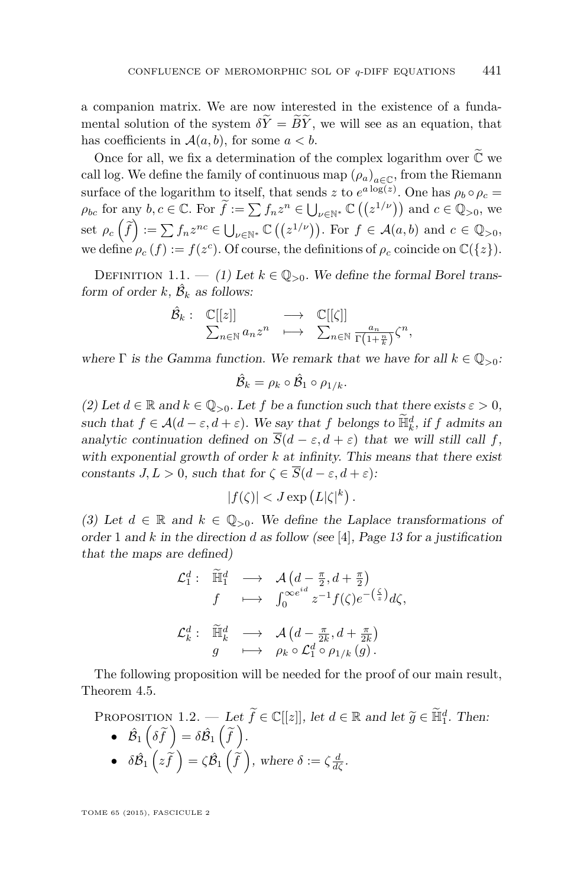a companion matrix. We are now interested in the existence of a fundamental solution of the system $\delta\widetilde{Y} = \widetilde{B}\widetilde{Y}$, we will see as an equation, that has coefficients in $\mathcal{A}(a,b)$, for some $a<b$.

Once for all, we fix a determination of the complex logarithm over $\widetilde{\mathbb{C}}$ we call log. We define the family of continuous map $(\rho_a)_{a\in\mathbb{C}}$, from the Riemann surface of the logarithm to itself, that sends $z$ to $e^{a\log(z)}$. One has $\rho_b\circ\rho_c = \rho_{bc}$ for any $b,c\in\mathbb{C}$. For $\widetilde{f} := \sum f_n z^n \in \bigcup_{\nu\in\mathbb{N}^*}\mathbb{C}\left(\left(z^{1/\nu}\right)\right)$ and $c\in\mathbb{Q}_{>0}$, we set $\rho_c\left(\widetilde{f}\right) := \sum f_n z^{nc} \in \bigcup_{\nu\in\mathbb{N}^*}\mathbb{C}\left(\left(z^{1/\nu}\right)\right)$. For $f\in\mathcal{A}(a,b)$ and $c\in\mathbb{Q}_{>0}$, we define $\rho_c(f) := f(z^c)$. Of course, the definitions of $\rho_c$ coincide on $\mathbb{C}(\{z\})$.

Definition 1.1. — *(1) Let $k\in\mathbb{Q}_{>0}$. We define the formal Borel transform of order $k$, $\hat{\mathcal{B}}_k$ as follows:*

$$\begin{array}{rccc} \hat{\mathcal{B}}_k : & \mathbb{C}[[z]] & \longrightarrow & \mathbb{C}[[\zeta]] \\ & \sum_{n\in\mathbb{N}} a_n z^n & \longmapsto & \sum_{n\in\mathbb{N}} \frac{a_n}{\Gamma\left(1+\frac{n}{k}\right)}\zeta^n, \end{array}$$

*where $\Gamma$ is the Gamma function. We remark that we have for all $k\in\mathbb{Q}_{>0}$:*

$$\hat{\mathcal{B}}_k = \rho_k\circ\hat{\mathcal{B}}_1\circ\rho_{1/k}.$$

*(2) Let $d\in\mathbb{R}$ and $k\in\mathbb{Q}_{>0}$. Let $f$ be a function such that there exists $\varepsilon>0$, such that $f\in\mathcal{A}(d-\varepsilon,d+\varepsilon)$. We say that $f$ belongs to $\widetilde{\mathbb{H}}_k^d$, if $f$ admits an analytic continuation defined on $\overline{S}(d-\varepsilon,d+\varepsilon)$ that we will still call $f$, with exponential growth of order $k$ at infinity. This means that there exist constants $J,L>0$, such that for $\zeta\in\overline{S}(d-\varepsilon,d+\varepsilon)$:*

$$|f(\zeta)| < J\exp\left(L|\zeta|^k\right).$$

*(3) Let $d\in\mathbb{R}$ and $k\in\mathbb{Q}_{>0}$. We define the Laplace transformations of order 1 and $k$ in the direction $d$ as follow (see [4], Page 13 for a justification that the maps are defined)*

$$\begin{array}{rccc} \mathcal{L}_1^d : & \widetilde{\mathbb{H}}_1^d & \longrightarrow & \mathcal{A}\left(d-\frac{\pi}{2},d+\frac{\pi}{2}\right) \\ & f & \longmapsto & \int_0^{\infty e^{id}} z^{-1}f(\zeta)e^{-\left(\frac{\zeta}{z}\right)}d\zeta, \end{array}$$

$$\begin{array}{rccc} \mathcal{L}_k^d : & \widetilde{\mathbb{H}}_k^d & \longrightarrow & \mathcal{A}\left(d-\frac{\pi}{2k},d+\frac{\pi}{2k}\right) \\ & g & \longmapsto & \rho_k\circ\mathcal{L}_1^d\circ\rho_{1/k}(g). \end{array}$$

The following proposition will be needed for the proof of our main result, Theorem 4.5.

Proposition 1.2. — *Let $\widetilde{f}\in\mathbb{C}[[z]]$, let $d\in\mathbb{R}$ and let $\widetilde{g}\in\widetilde{\mathbb{H}}_1^d$. Then:*

- $\hat{\mathcal{B}}_1\left(\delta\widetilde{f}\right) = \delta\hat{\mathcal{B}}_1\left(\widetilde{f}\right)$.
- $\delta\hat{\mathcal{B}}_1\left(z\widetilde{f}\right) = \zeta\hat{\mathcal{B}}_1\left(\widetilde{f}\right)$, *where* $\delta := \zeta\frac{d}{d\zeta}$.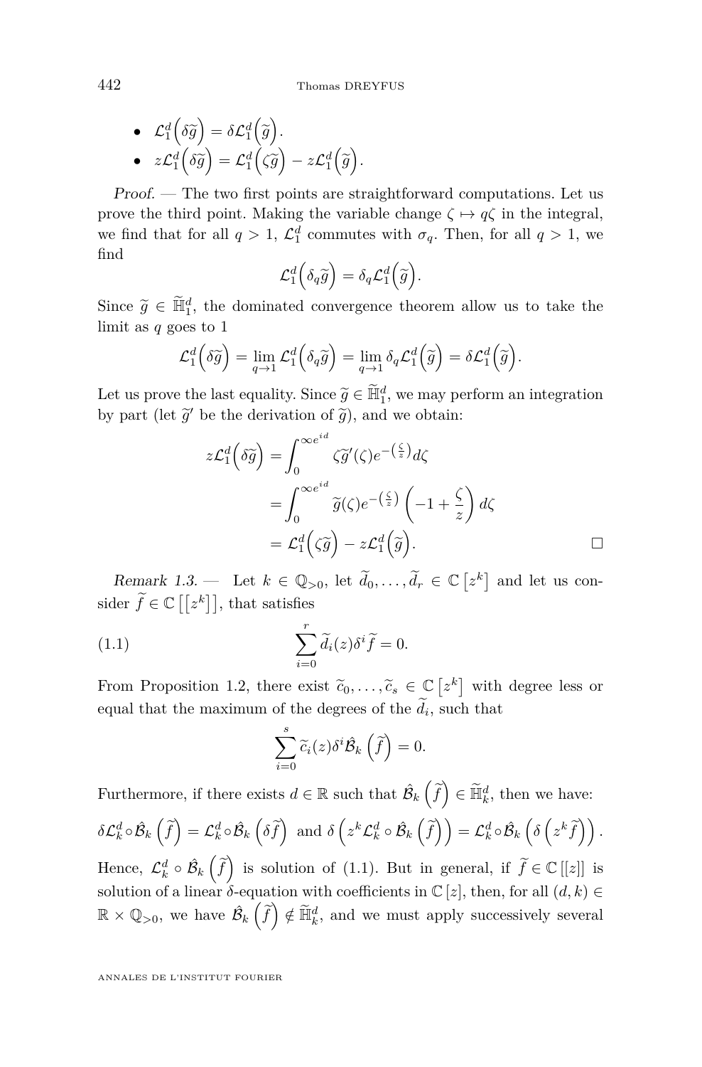- $\mathcal{L}_1^d\left(\delta\widetilde{g}\right) = \delta\mathcal{L}_1^d\left(\widetilde{g}\right)$.
- $z\mathcal{L}_1^d\left(\delta\widetilde{g}\right) = \mathcal{L}_1^d\left(\zeta\widetilde{g}\right) - z\mathcal{L}_1^d\left(\widetilde{g}\right)$.

*Proof.* — The two first points are straightforward computations. Let us prove the third point. Making the variable change $\zeta \mapsto q\zeta$ in the integral, we find that for all $q>1$, $\mathcal{L}_1^d$ commutes with $\sigma_q$. Then, for all $q>1$, we find

$$\mathcal{L}_1^d\left(\delta_q\widetilde{g}\right) = \delta_q\mathcal{L}_1^d\left(\widetilde{g}\right).$$

Since $\widetilde{g} \in \widetilde{\mathbb{H}}_1^d$, the dominated convergence theorem allow us to take the limit as $q$ goes to 1

$$\mathcal{L}_1^d\left(\delta\widetilde{g}\right) = \lim_{q\to 1}\mathcal{L}_1^d\left(\delta_q\widetilde{g}\right) = \lim_{q\to 1}\delta_q\mathcal{L}_1^d\left(\widetilde{g}\right) = \delta\mathcal{L}_1^d\left(\widetilde{g}\right).$$

Let us prove the last equality. Since $\widetilde{g} \in \widetilde{\mathbb{H}}_1^d$, we may perform an integration by part (let $\widetilde{g}'$ be the derivation of $\widetilde{g}$), and we obtain:

$$\begin{aligned} z\mathcal{L}_1^d\left(\delta\widetilde{g}\right) &= \int_0^{\infty e^{id}} \zeta\widetilde{g}'(\zeta)e^{-\left(\frac{\zeta}{z}\right)}d\zeta \\ &= \int_0^{\infty e^{id}} \widetilde{g}(\zeta)e^{-\left(\frac{\zeta}{z}\right)}\left(-1+\frac{\zeta}{z}\right)d\zeta \\ &= \mathcal{L}_1^d\left(\zeta\widetilde{g}\right) - z\mathcal{L}_1^d\left(\widetilde{g}\right). \end{aligned}$$

□

*Remark 1.3.* — Let $k \in \mathbb{Q}_{>0}$, let $\widetilde{d}_0,\dots,\widetilde{d}_r \in \mathbb{C}\left[z^k\right]$ and let us consider $\widetilde{f} \in \mathbb{C}\left[\left[z^k\right]\right]$, that satisfies

$$\sum_{i=0}^{r} \widetilde{d}_i(z)\delta^i\widetilde{f} = 0. \tag{1.1}$$

From Proposition 1.2, there exist $\widetilde{c}_0,\dots,\widetilde{c}_s \in \mathbb{C}\left[z^k\right]$ with degree less or equal that the maximum of the degrees of the $\widetilde{d}_i$, such that

$$\sum_{i=0}^{s} \widetilde{c}_i(z)\delta^i\hat{\mathcal{B}}_k\left(\widetilde{f}\right) = 0.$$

Furthermore, if there exists $d \in \mathbb{R}$ such that $\hat{\mathcal{B}}_k\left(\widetilde{f}\right) \in \widetilde{\mathbb{H}}_k^d$, then we have:

$$\delta\mathcal{L}_k^d\circ\hat{\mathcal{B}}_k\left(\widetilde{f}\right) = \mathcal{L}_k^d\circ\hat{\mathcal{B}}_k\left(\delta\widetilde{f}\right) \text{ and } \delta\left(z^k\mathcal{L}_k^d\circ\hat{\mathcal{B}}_k\left(\widetilde{f}\right)\right) = \mathcal{L}_k^d\circ\hat{\mathcal{B}}_k\left(\delta\left(z^k\widetilde{f}\right)\right).$$

Hence, $\mathcal{L}_k^d\circ\hat{\mathcal{B}}_k\left(\widetilde{f}\right)$ is solution of (1.1). But in general, if $\widetilde{f} \in \mathbb{C}\left[[z]\right]$ is solution of a linear $\delta$-equation with coefficients in $\mathbb{C}\left[z\right]$, then, for all $(d,k) \in \mathbb{R}\times\mathbb{Q}_{>0}$, we have $\hat{\mathcal{B}}_k\left(\widetilde{f}\right) \notin \widetilde{\mathbb{H}}_k^d$, and we must apply successively several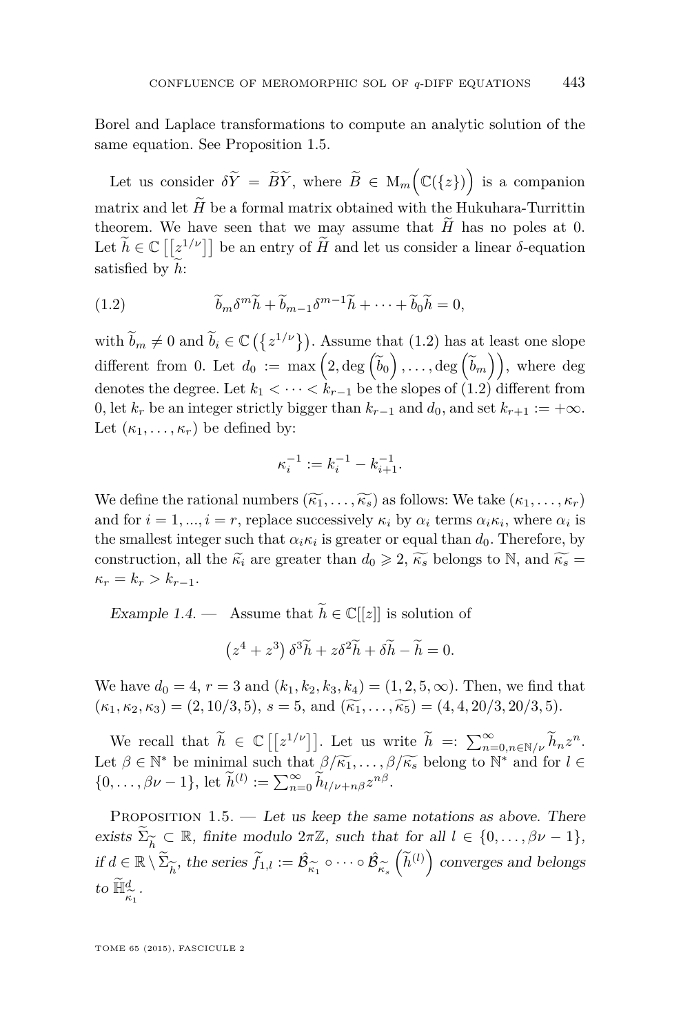Borel and Laplace transformations to compute an analytic solution of the same equation. See Proposition 1.5.

Let us consider $\delta\widetilde{Y} = \widetilde{B}\widetilde{Y}$, where $\widetilde{B} \in \mathrm{M}_m\Big(\mathbb{C}(\{z\})\Big)$ is a companion matrix and let $\widetilde{H}$ be a formal matrix obtained with the Hukuhara-Turrittin theorem. We have seen that we may assume that $\widetilde{H}$ has no poles at 0. Let $\widetilde{h} \in \mathbb{C}\left[\left[z^{1/\nu}\right]\right]$ be an entry of $\widetilde{H}$ and let us consider a linear $\delta$-equation satisfied by $\widetilde{h}$:

$$\widetilde{b}_m \delta^m \widetilde{h} + \widetilde{b}_{m-1}\delta^{m-1}\widetilde{h} + \cdots + \widetilde{b}_0 \widetilde{h} = 0, \tag{1.2}$$

with $\widetilde{b}_m \neq 0$ and $\widetilde{b}_i \in \mathbb{C}\left(\left\{z^{1/\nu}\right\}\right)$. Assume that (1.2) has at least one slope different from 0. Let $d_0 := \max\left(2, \deg\left(\widetilde{b}_0\right), \ldots, \deg\left(\widetilde{b}_m\right)\right)$, where deg denotes the degree. Let $k_1 < \cdots < k_{r-1}$ be the slopes of (1.2) different from 0, let $k_r$ be an integer strictly bigger than $k_{r-1}$ and $d_0$, and set $k_{r+1} := +\infty$. Let $(\kappa_1, \ldots, \kappa_r)$ be defined by:

$$\kappa_i^{-1} := k_i^{-1} - k_{i+1}^{-1}.$$

We define the rational numbers $(\widetilde{\kappa_1}, \ldots, \widetilde{\kappa_s})$ as follows: We take $(\kappa_1, \ldots, \kappa_r)$ and for $i = 1, ..., i = r$, replace successively $\kappa_i$ by $\alpha_i$ terms $\alpha_i\kappa_i$, where $\alpha_i$ is the smallest integer such that $\alpha_i\kappa_i$ is greater or equal than $d_0$. Therefore, by construction, all the $\widetilde{\kappa}_i$ are greater than $d_0 \geqslant 2$, $\widetilde{\kappa_s}$ belongs to $\mathbb{N}$, and $\widetilde{\kappa_s} = \kappa_r = k_r > k_{r-1}$.

*Example 1.4.* — Assume that $\widetilde{h} \in \mathbb{C}[[z]]$ is solution of

$$\left(z^4 + z^3\right)\delta^3\widetilde{h} + z\delta^2\widetilde{h} + \delta\widetilde{h} - \widetilde{h} = 0.$$

We have $d_0 = 4$, $r = 3$ and $(k_1, k_2, k_3, k_4) = (1, 2, 5, \infty)$. Then, we find that $(\kappa_1, \kappa_2, \kappa_3) = (2, 10/3, 5)$, $s = 5$, and $(\widetilde{\kappa_1}, \ldots, \widetilde{\kappa_5}) = (4, 4, 20/3, 20/3, 5)$.

We recall that $\widetilde{h} \in \mathbb{C}\left[\left[z^{1/\nu}\right]\right]$. Let us write $\widetilde{h} =: \sum_{n=0, n\in\mathbb{N}/\nu}^{\infty} \widetilde{h}_n z^n$. Let $\beta \in \mathbb{N}^*$ be minimal such that $\beta/\widetilde{\kappa_1}, \ldots, \beta/\widetilde{\kappa_s}$ belong to $\mathbb{N}^*$ and for $l \in \{0, \ldots, \beta\nu - 1\}$, let $\widetilde{h}^{(l)} := \sum_{n=0}^{\infty} \widetilde{h}_{l/\nu + n\beta} z^{n\beta}$.

Proposition 1.5. — *Let us keep the same notations as above. There exists $\widetilde{\Sigma}_{\widetilde{h}} \subset \mathbb{R}$, finite modulo $2\pi\mathbb{Z}$, such that for all $l \in \{0, \ldots, \beta\nu - 1\}$, if $d \in \mathbb{R} \setminus \widetilde{\Sigma}_{\widetilde{h}}$, the series $\widetilde{f}_{1,l} := \hat{\mathcal{B}}_{\widetilde{\kappa_1}} \circ \cdots \circ \hat{\mathcal{B}}_{\widetilde{\kappa_s}}\left(\widetilde{h}^{(l)}\right)$ converges and belongs to $\widetilde{\mathbb{H}}^d_{\widetilde{\kappa_1}}$.*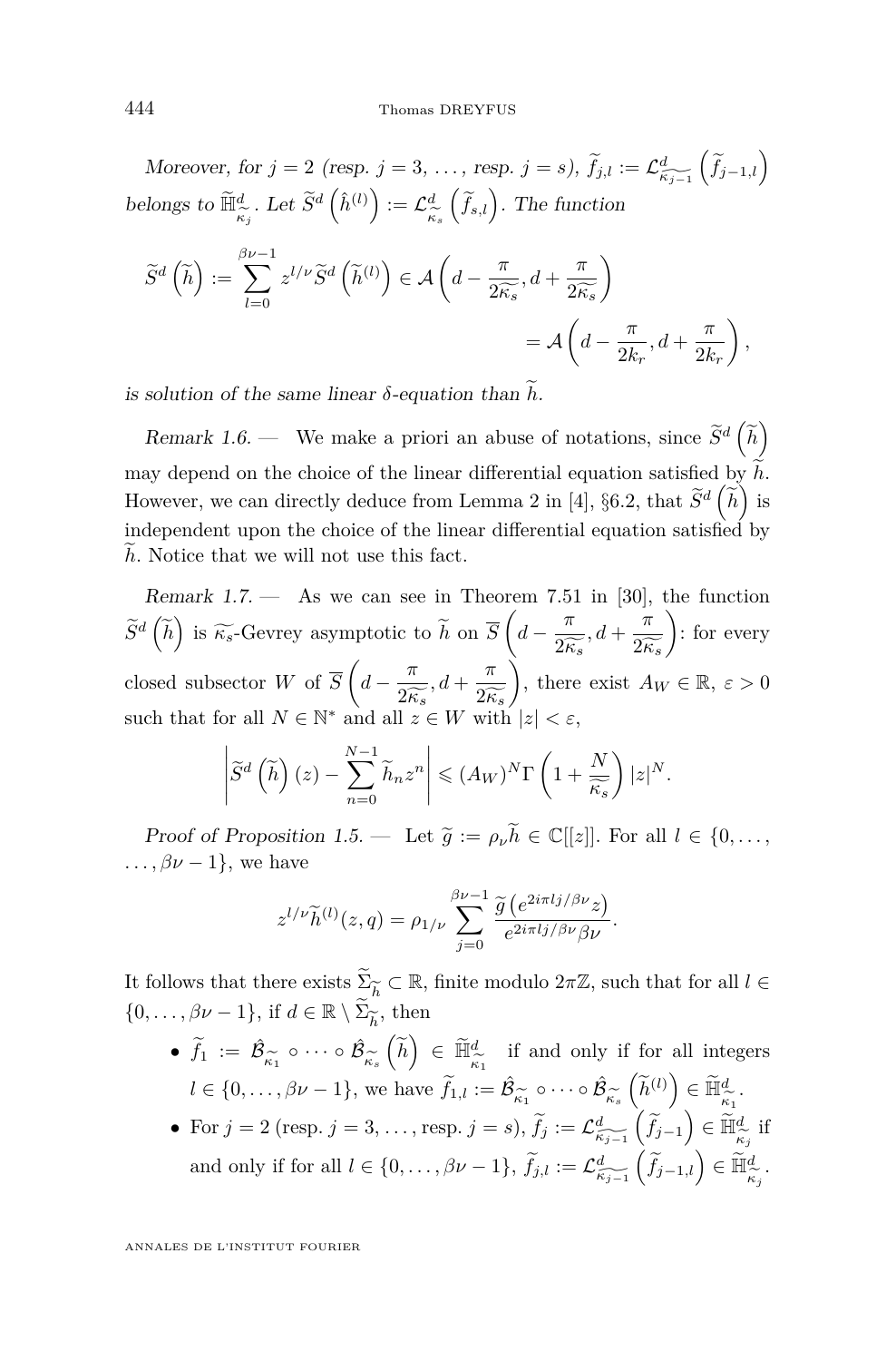*Moreover, for $j=2$ (resp. $j=3$, ..., resp. $j=s$), $\widetilde{f}_{j,l} := \mathcal{L}^d_{\widetilde{\kappa_{j-1}}}\left(\widetilde{f}_{j-1,l}\right)$ belongs to $\widetilde{\mathbb{H}}^d_{\widetilde{\kappa_j}}$. Let $\widetilde{S}^d\left(\hat{h}^{(l)}\right) := \mathcal{L}^d_{\widetilde{\kappa_s}}\left(\widetilde{f}_{s,l}\right)$. The function*

$$\widetilde{S}^d\left(\widetilde{h}\right) := \sum_{l=0}^{\beta\nu-1} z^{l/\nu}\widetilde{S}^d\left(\widetilde{h}^{(l)}\right) \in \mathcal{A}\left(d-\frac{\pi}{2\widetilde{\kappa_s}}, d+\frac{\pi}{2\widetilde{\kappa_s}}\right)$$
$$= \mathcal{A}\left(d-\frac{\pi}{2k_r}, d+\frac{\pi}{2k_r}\right),$$

*is solution of the same linear $\delta$-equation than $\widetilde{h}$.*

*Remark 1.6.* — We make a priori an abuse of notations, since $\widetilde{S}^d\left(\widetilde{h}\right)$ may depend on the choice of the linear differential equation satisfied by $\widetilde{h}$. However, we can directly deduce from Lemma 2 in [4], §6.2, that $\widetilde{S}^d\left(\widetilde{h}\right)$ is independent upon the choice of the linear differential equation satisfied by $\widetilde{h}$. Notice that we will not use this fact.

*Remark 1.7.* — As we can see in Theorem 7.51 in [30], the function $\widetilde{S}^d\left(\widetilde{h}\right)$ is $\widetilde{\kappa_s}$-Gevrey asymptotic to $\widetilde{h}$ on $\overline{S}\left(d-\frac{\pi}{2\widetilde{\kappa_s}}, d+\frac{\pi}{2\widetilde{\kappa_s}}\right)$: for every closed subsector $W$ of $\overline{S}\left(d-\frac{\pi}{2\widetilde{\kappa_s}}, d+\frac{\pi}{2\widetilde{\kappa_s}}\right)$, there exist $A_W \in \mathbb{R}$, $\varepsilon > 0$ such that for all $N \in \mathbb{N}^*$ and all $z \in W$ with $|z| < \varepsilon$,

$$\left|\widetilde{S}^d\left(\widetilde{h}\right)(z) - \sum_{n=0}^{N-1}\widetilde{h}_n z^n\right| \leqslant (A_W)^N \Gamma\left(1+\frac{N}{\widetilde{\kappa_s}}\right)|z|^N.$$

*Proof of Proposition 1.5.* — Let $\widetilde{g} := \rho_\nu \widetilde{h} \in \mathbb{C}[[z]]$. For all $l \in \{0, \dots, \beta\nu-1\}$, we have

$$z^{l/\nu}\widetilde{h}^{(l)}(z,q) = \rho_{1/\nu}\sum_{j=0}^{\beta\nu-1}\frac{\widetilde{g}\left(e^{2i\pi lj/\beta\nu}z\right)}{e^{2i\pi lj/\beta\nu}\beta\nu}.$$

It follows that there exists $\widetilde{\Sigma}_{\widetilde{h}} \subset \mathbb{R}$, finite modulo $2\pi\mathbb{Z}$, such that for all $l \in \{0, \dots, \beta\nu-1\}$, if $d \in \mathbb{R} \setminus \widetilde{\Sigma}_{\widetilde{h}}$, then

- $\widetilde{f}_1 := \hat{\mathcal{B}}_{\widetilde{\kappa_1}} \circ \cdots \circ \hat{\mathcal{B}}_{\widetilde{\kappa_s}}\left(\widetilde{h}\right) \in \widetilde{\mathbb{H}}^d_{\widetilde{\kappa_1}}$ if and only if for all integers $l \in \{0, \dots, \beta\nu-1\}$, we have $\widetilde{f}_{1,l} := \hat{\mathcal{B}}_{\widetilde{\kappa_1}} \circ \cdots \circ \hat{\mathcal{B}}_{\widetilde{\kappa_s}}\left(\widetilde{h}^{(l)}\right) \in \widetilde{\mathbb{H}}^d_{\widetilde{\kappa_1}}$.
- For $j=2$ (resp. $j=3, \dots,$ resp. $j=s$), $\widetilde{f}_j := \mathcal{L}^d_{\widetilde{\kappa_{j-1}}}\left(\widetilde{f}_{j-1}\right) \in \widetilde{\mathbb{H}}^d_{\widetilde{\kappa_j}}$ if and only if for all $l \in \{0, \dots, \beta\nu-1\}$, $\widetilde{f}_{j,l} := \mathcal{L}^d_{\widetilde{\kappa_{j-1}}}\left(\widetilde{f}_{j-1,l}\right) \in \widetilde{\mathbb{H}}^d_{\widetilde{\kappa_j}}$.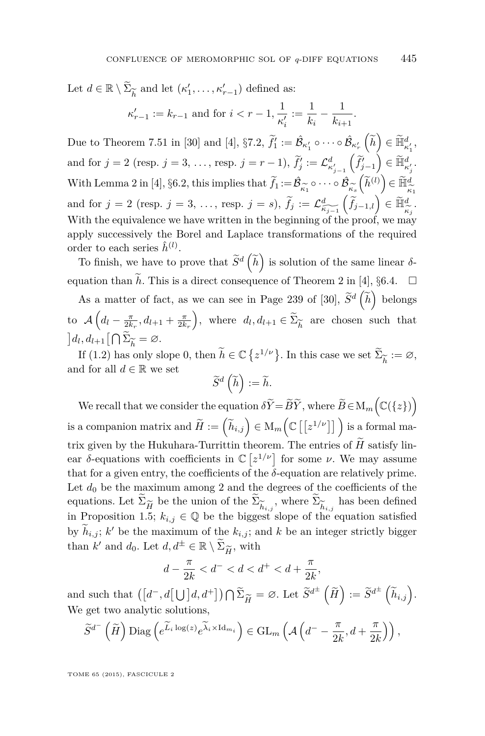Let $d \in \mathbb{R} \setminus \widetilde{\Sigma}_{\widetilde{h}}$ and let $(\kappa'_1, \ldots, \kappa'_{r-1})$ defined as:

$$\kappa'_{r-1} := k_{r-1} \text{ and for } i < r-1, \frac{1}{\kappa'_i} := \frac{1}{k_i} - \frac{1}{k_{i+1}}.$$

Due to Theorem 7.51 in [30] and [4], §7.2, $\widetilde{f}'_1 := \hat{\mathcal{B}}_{\kappa'_1} \circ \cdots \circ \hat{\mathcal{B}}_{\kappa'_r}\left(\widetilde{h}\right) \in \widetilde{\mathbb{H}}^d_{\kappa'_1}$, and for $j = 2$ (resp. $j = 3, \ldots,$ resp. $j = r-1$), $\widetilde{f}'_j := \mathcal{L}^d_{\kappa'_{j-1}}\left(\widetilde{f}'_{j-1}\right) \in \widetilde{\mathbb{H}}^d_{\kappa'_j}$. With Lemma 2 in [4], §6.2, this implies that $\widetilde{f}_1 := \hat{\mathcal{B}}_{\widetilde{\kappa}_1} \circ \cdots \circ \hat{\mathcal{B}}_{\widetilde{\kappa}_s}\left(\widetilde{h}^{(l)}\right) \in \widetilde{\mathbb{H}}^d_{\widetilde{\kappa}_1}$ and for $j = 2$ (resp. $j = 3, \ldots,$ resp. $j = s$), $\widetilde{f}_j := \mathcal{L}^d_{\widetilde{\kappa_{j-1}}}\left(\widetilde{f}_{j-1,l}\right) \in \widetilde{\mathbb{H}}^d_{\widetilde{\kappa}_j}$. With the equivalence we have written in the beginning of the proof, we may apply successively the Borel and Laplace transformations of the required order to each series $\hat{h}^{(l)}$.

To finish, we have to prove that $\widetilde{S}^d\left(\widetilde{h}\right)$ is solution of the same linear $\delta$-equation than $\widetilde{h}$. This is a direct consequence of Theorem 2 in [4], §6.4. $\square$

As a matter of fact, as we can see in Page 239 of [30], $\widetilde{S}^d\left(\widetilde{h}\right)$ belongs to $\mathcal{A}\left(d_l - \frac{\pi}{2k_r}, d_{l+1} + \frac{\pi}{2k_r}\right)$, where $d_l, d_{l+1} \in \widetilde{\Sigma}_{\widetilde{h}}$ are chosen such that $\left]d_l, d_{l+1}\right[ \bigcap \widetilde{\Sigma}_{\widetilde{h}} = \varnothing$.

If (1.2) has only slope 0, then $\widetilde{h} \in \mathbb{C}\left\{z^{1/\nu}\right\}$. In this case we set $\widetilde{\Sigma}_{\widetilde{h}} := \varnothing$, and for all $d \in \mathbb{R}$ we set

$$\widetilde{S}^d\left(\widetilde{h}\right) := \widetilde{h}.$$

We recall that we consider the equation $\delta \widetilde{Y} = \widetilde{B}\widetilde{Y}$, where $\widetilde{B} \in \mathrm{M}_m\Big(\mathbb{C}(\{z\})\Big)$ is a companion matrix and $\widetilde{H} := \left(\widetilde{h}_{i,j}\right) \in \mathrm{M}_m\Big(\mathbb{C}\left[\left[z^{1/\nu}\right]\right]\Big)$ is a formal matrix given by the Hukuhara-Turrittin theorem. The entries of $\widetilde{H}$ satisfy linear $\delta$-equations with coefficients in $\mathbb{C}\left[z^{1/\nu}\right]$ for some $\nu$. We may assume that for a given entry, the coefficients of the $\delta$-equation are relatively prime. Let $d_0$ be the maximum among 2 and the degrees of the coefficients of the equations. Let $\widetilde{\Sigma}_{\widetilde{H}}$ be the union of the $\widetilde{\Sigma}_{\widetilde{h}_{i,j}}$, where $\widetilde{\Sigma}_{\widetilde{h}_{i,j}}$ has been defined in Proposition 1.5; $k_{i,j} \in \mathbb{Q}$ be the biggest slope of the equation satisfied by $\widetilde{h}_{i,j}$; $k'$ be the maximum of the $k_{i,j}$; and $k$ be an integer strictly bigger than $k'$ and $d_0$. Let $d, d^{\pm} \in \mathbb{R} \setminus \widetilde{\Sigma}_{\widetilde{H}}$, with

$$d - \frac{\pi}{2k} < d^- < d < d^+ < d + \frac{\pi}{2k},$$

and such that $\left(\left[d^-, d\right[ \bigcup \left]d, d^+\right]\right) \bigcap \widetilde{\Sigma}_{\widetilde{H}} = \varnothing$. Let $\widetilde{S}^{d^{\pm}}\left(\widetilde{H}\right) := \widetilde{S}^{d^{\pm}}\left(\widetilde{h}_{i,j}\right)$. We get two analytic solutions,

$$\widetilde{S}^{d^-}\left(\widetilde{H}\right) \mathrm{Diag}\left(e^{\widetilde{L}_i \log(z)} e^{\widetilde{\lambda}_i \times \mathrm{Id}_{m_i}}\right) \in \mathrm{GL}_m\left(\mathcal{A}\left(d^- - \frac{\pi}{2k}, d + \frac{\pi}{2k}\right)\right),$$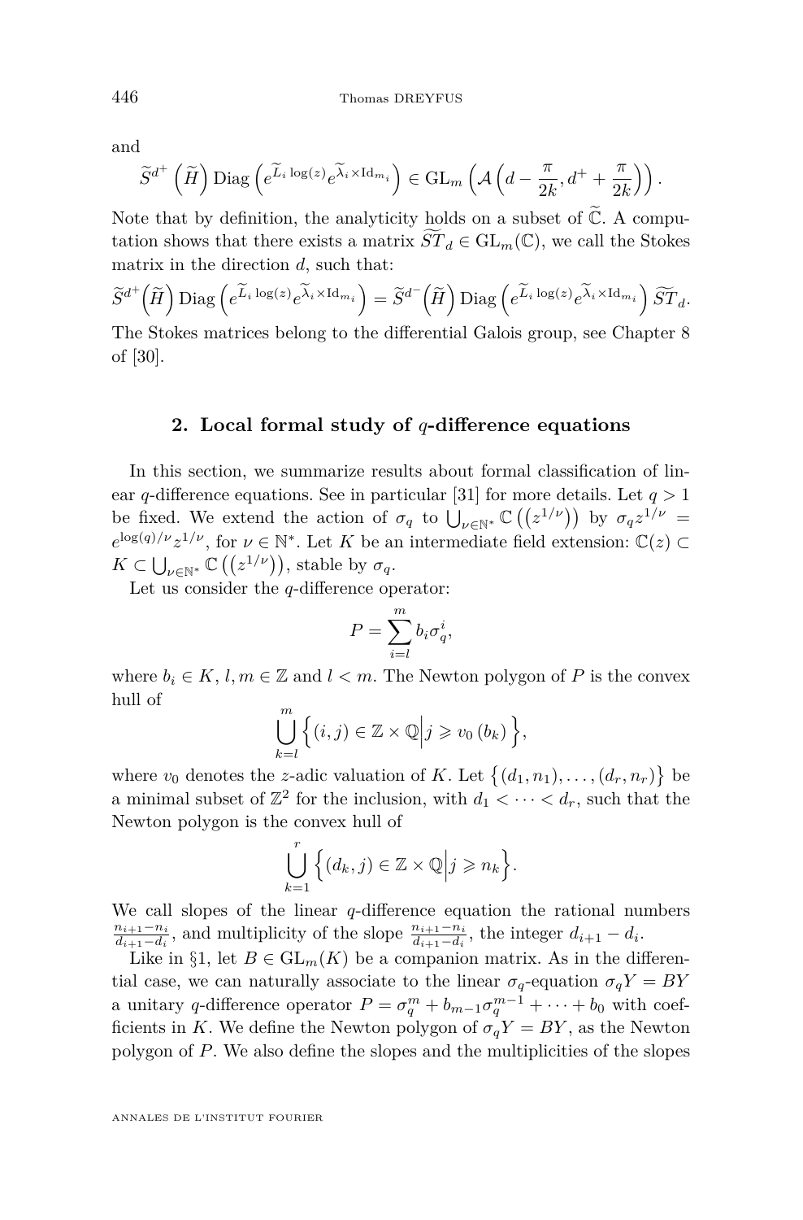and

$$\widetilde{S}^{d^+}\left(\widetilde{H}\right)\operatorname{Diag}\left(e^{\widetilde{L}_i \log(z)}e^{\widetilde{\lambda}_i \times \mathrm{Id}_{m_i}}\right) \in \mathrm{GL}_m\left(\mathcal{A}\left(d-\frac{\pi}{2k}, d^+ + \frac{\pi}{2k}\right)\right).$$

Note that by definition, the analyticity holds on a subset of $\widetilde{\mathbb{C}}$. A computation shows that there exists a matrix $\widetilde{ST}_d \in \mathrm{GL}_m(\mathbb{C})$, we call the Stokes matrix in the direction $d$, such that:

$$\widetilde{S}^{d^+}\!\left(\widetilde{H}\right)\operatorname{Diag}\left(e^{\widetilde{L}_i \log(z)}e^{\widetilde{\lambda}_i \times \mathrm{Id}_{m_i}}\right) = \widetilde{S}^{d^-}\!\left(\widetilde{H}\right)\operatorname{Diag}\left(e^{\widetilde{L}_i \log(z)}e^{\widetilde{\lambda}_i \times \mathrm{Id}_{m_i}}\right)\widetilde{ST}_d.$$

The Stokes matrices belong to the differential Galois group, see Chapter 8 of [30].

## 2. Local formal study of $q$-difference equations

In this section, we summarize results about formal classification of linear $q$-difference equations. See in particular [31] for more details. Let $q>1$ be fixed. We extend the action of $\sigma_q$ to $\bigcup_{\nu\in\mathbb{N}^*}\mathbb{C}\left(\left(z^{1/\nu}\right)\right)$ by $\sigma_q z^{1/\nu} = e^{\log(q)/\nu}z^{1/\nu}$, for $\nu\in\mathbb{N}^*$. Let $K$ be an intermediate field extension: $\mathbb{C}(z)\subset K\subset \bigcup_{\nu\in\mathbb{N}^*}\mathbb{C}\left(\left(z^{1/\nu}\right)\right)$, stable by $\sigma_q$.

Let us consider the $q$-difference operator:

$$P=\sum_{i=l}^{m} b_i\sigma_q^i,$$

where $b_i\in K$, $l,m\in\mathbb{Z}$ and $l<m$. The Newton polygon of $P$ is the convex hull of

$$\bigcup_{k=l}^{m}\left\{(i,j)\in\mathbb{Z}\times\mathbb{Q}\middle| j\geqslant v_0\left(b_k\right)\right\},$$

where $v_0$ denotes the $z$-adic valuation of $K$. Let $\left\{(d_1,n_1),\dots,(d_r,n_r)\right\}$ be a minimal subset of $\mathbb{Z}^2$ for the inclusion, with $d_1<\dots<d_r$, such that the Newton polygon is the convex hull of

$$\bigcup_{k=1}^{r}\left\{(d_k,j)\in\mathbb{Z}\times\mathbb{Q}\middle| j\geqslant n_k\right\}.$$

We call slopes of the linear $q$-difference equation the rational numbers $\frac{n_{i+1}-n_i}{d_{i+1}-d_i}$, and multiplicity of the slope $\frac{n_{i+1}-n_i}{d_{i+1}-d_i}$, the integer $d_{i+1}-d_i$.

Like in §1, let $B\in\mathrm{GL}_m(K)$ be a companion matrix. As in the differential case, we can naturally associate to the linear $\sigma_q$-equation $\sigma_q Y=BY$ a unitary $q$-difference operator $P=\sigma_q^m+b_{m-1}\sigma_q^{m-1}+\dots+b_0$ with coefficients in $K$. We define the Newton polygon of $\sigma_q Y=BY$, as the Newton polygon of $P$. We also define the slopes and the multiplicities of the slopes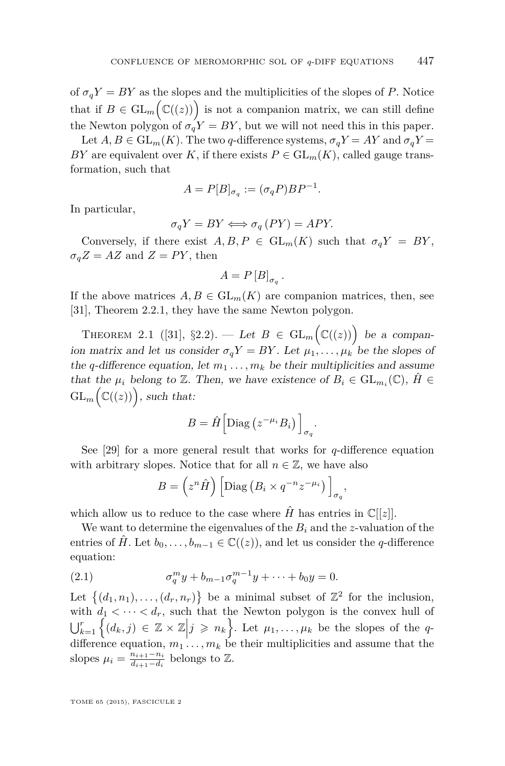of $\sigma_q Y = BY$ as the slopes and the multiplicities of the slopes of $P$. Notice that if $B \in \mathrm{GL}_m\Big(\mathbb{C}((z))\Big)$ is not a companion matrix, we can still define the Newton polygon of $\sigma_q Y = BY$, but we will not need this in this paper.

Let $A, B \in \mathrm{GL}_m(K)$. The two $q$-difference systems, $\sigma_q Y = AY$ and $\sigma_q Y = BY$ are equivalent over $K$, if there exists $P \in \mathrm{GL}_m(K)$, called gauge transformation, such that

$$A = P[B]_{\sigma_q} := (\sigma_q P) B P^{-1}.$$

In particular,

$$\sigma_q Y = BY \Longleftrightarrow \sigma_q (PY) = APY.$$

Conversely, if there exist $A, B, P \in \mathrm{GL}_m(K)$ such that $\sigma_q Y = BY$, $\sigma_q Z = AZ$ and $Z = PY$, then

$$A = P\left[B\right]_{\sigma_q}.$$

If the above matrices $A, B \in \mathrm{GL}_m(K)$ are companion matrices, then, see [31], Theorem 2.2.1, they have the same Newton polygon.

**Theorem 2.1** ([31], §2.2). — *Let $B \in \mathrm{GL}_m\Big(\mathbb{C}((z))\Big)$ be a companion matrix and let us consider $\sigma_q Y = BY$. Let $\mu_1, \dots, \mu_k$ be the slopes of the $q$-difference equation, let $m_1 \dots, m_k$ be their multiplicities and assume that the $\mu_i$ belong to $\mathbb{Z}$. Then, we have existence of $B_i \in \mathrm{GL}_{m_i}(\mathbb{C})$, $\hat{H} \in \mathrm{GL}_m\Big(\mathbb{C}((z))\Big)$, such that:*

$$B = \hat{H}\Big[\mathrm{Diag}\left(z^{-\mu_i} B_i\right)\Big]_{\sigma_q}.$$

See [29] for a more general result that works for $q$-difference equation with arbitrary slopes. Notice that for all $n \in \mathbb{Z}$, we have also

$$B = \left(z^n \hat{H}\right)\Big[\mathrm{Diag}\left(B_i \times q^{-n} z^{-\mu_i}\right)\Big]_{\sigma_q},$$

which allow us to reduce to the case where $\hat{H}$ has entries in $\mathbb{C}[[z]]$.

We want to determine the eigenvalues of the $B_i$ and the $z$-valuation of the entries of $\hat{H}$. Let $b_0, \dots, b_{m-1} \in \mathbb{C}((z))$, and let us consider the $q$-difference equation:

$$\sigma_q^m y + b_{m-1}\sigma_q^{m-1} y + \dots + b_0 y = 0. \tag{2.1}$$

Let $\Big\{(d_1, n_1), \dots, (d_r, n_r)\Big\}$ be a minimal subset of $\mathbb{Z}^2$ for the inclusion, with $d_1 < \dots < d_r$, such that the Newton polygon is the convex hull of $\bigcup_{k=1}^{r}\Big\{(d_k, j) \in \mathbb{Z} \times \mathbb{Z}\Big| j \geqslant n_k\Big\}$. Let $\mu_1, \dots, \mu_k$ be the slopes of the $q$-difference equation, $m_1 \dots, m_k$ be their multiplicities and assume that the slopes $\mu_i = \frac{n_{i+1} - n_i}{d_{i+1} - d_i}$ belongs to $\mathbb{Z}$.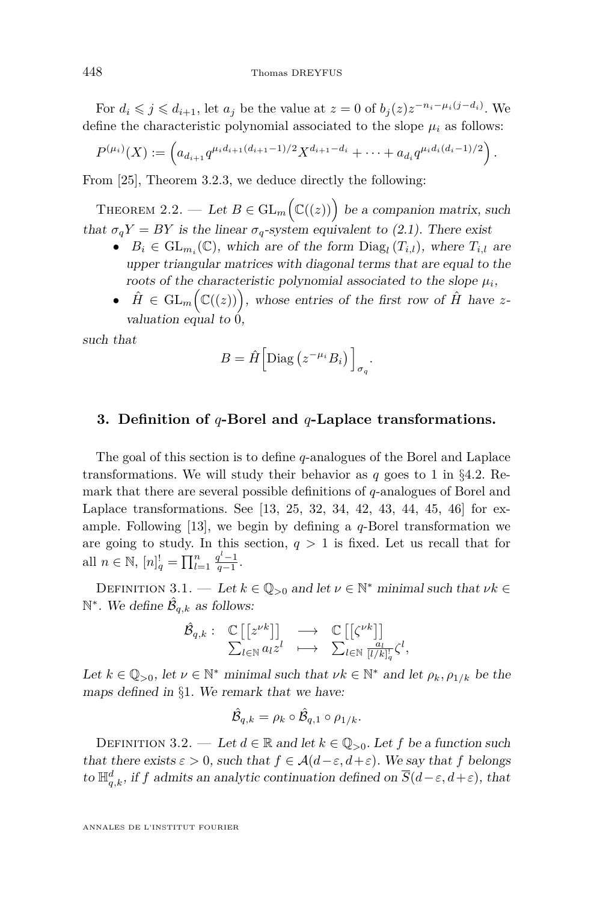For $d_i \leqslant j \leqslant d_{i+1}$, let $a_j$ be the value at $z = 0$ of $b_j(z) z^{-n_i - \mu_i (j-d_i)}$. We define the characteristic polynomial associated to the slope $\mu_i$ as follows:

$$P^{(\mu_i)}(X) := \left( a_{d_{i+1}} q^{\mu_i d_{i+1}(d_{i+1}-1)/2} X^{d_{i+1}-d_i} + \cdots + a_{d_i} q^{\mu_i d_i (d_i - 1)/2} \right).$$

From [25], Theorem 3.2.3, we deduce directly the following:

Theorem 2.2. — *Let $B \in \mathrm{GL}_m\Big(\mathbb{C}((z))\Big)$ be a companion matrix, such that $\sigma_q Y = BY$ is the linear $\sigma_q$-system equivalent to (2.1). There exist*

- *$B_i \in \mathrm{GL}_{m_i}(\mathbb{C})$, which are of the form $\mathrm{Diag}_l\left(T_{i,l}\right)$, where $T_{i,l}$ are upper triangular matrices with diagonal terms that are equal to the roots of the characteristic polynomial associated to the slope $\mu_i$,*
- *$\hat{H} \in \mathrm{GL}_m\Big(\mathbb{C}((z))\Big)$, whose entries of the first row of $\hat{H}$ have $z$-valuation equal to $0$,*

*such that*

$$B = \hat{H}\Big[\mathrm{Diag}\left(z^{-\mu_i} B_i\right)\Big]_{\sigma_q}.$$

## 3. Definition of $q$-Borel and $q$-Laplace transformations.

The goal of this section is to define $q$-analogues of the Borel and Laplace transformations. We will study their behavior as $q$ goes to 1 in §4.2. Remark that there are several possible definitions of $q$-analogues of Borel and Laplace transformations. See [13, 25, 32, 34, 42, 43, 44, 45, 46] for example. Following [13], we begin by defining a $q$-Borel transformation we are going to study. In this section, $q > 1$ is fixed. Let us recall that for all $n \in \mathbb{N}$, $[n]_q^! = \prod_{l=1}^{n} \frac{q^l - 1}{q-1}$.

Definition 3.1. — *Let $k \in \mathbb{Q}_{>0}$ and let $\nu \in \mathbb{N}^*$ minimal such that $\nu k \in \mathbb{N}^*$. We define $\hat{\mathcal{B}}_{q,k}$ as follows:*

$$\begin{array}{cccc} \hat{\mathcal{B}}_{q,k}: & \mathbb{C}\left[\left[z^{\nu k}\right]\right] & \longrightarrow & \mathbb{C}\left[\left[\zeta^{\nu k}\right]\right] \\ & \sum_{l \in \mathbb{N}} a_l z^l & \longmapsto & \sum_{l \in \mathbb{N}} \frac{a_l}{[l/k]_q^!} \zeta^l, \end{array}$$

*Let $k \in \mathbb{Q}_{>0}$, let $\nu \in \mathbb{N}^*$ minimal such that $\nu k \in \mathbb{N}^*$ and let $\rho_k, \rho_{1/k}$ be the maps defined in §1. We remark that we have:*

$$\hat{\mathcal{B}}_{q,k} = \rho_k \circ \hat{\mathcal{B}}_{q,1} \circ \rho_{1/k}.$$

Definition 3.2. — *Let $d \in \mathbb{R}$ and let $k \in \mathbb{Q}_{>0}$. Let $f$ be a function such that there exists $\varepsilon > 0$, such that $f \in \mathcal{A}(d - \varepsilon, d + \varepsilon)$. We say that $f$ belongs to $\mathbb{H}_{q,k}^d$, if $f$ admits an analytic continuation defined on $\overline{S}(d - \varepsilon, d + \varepsilon)$, that*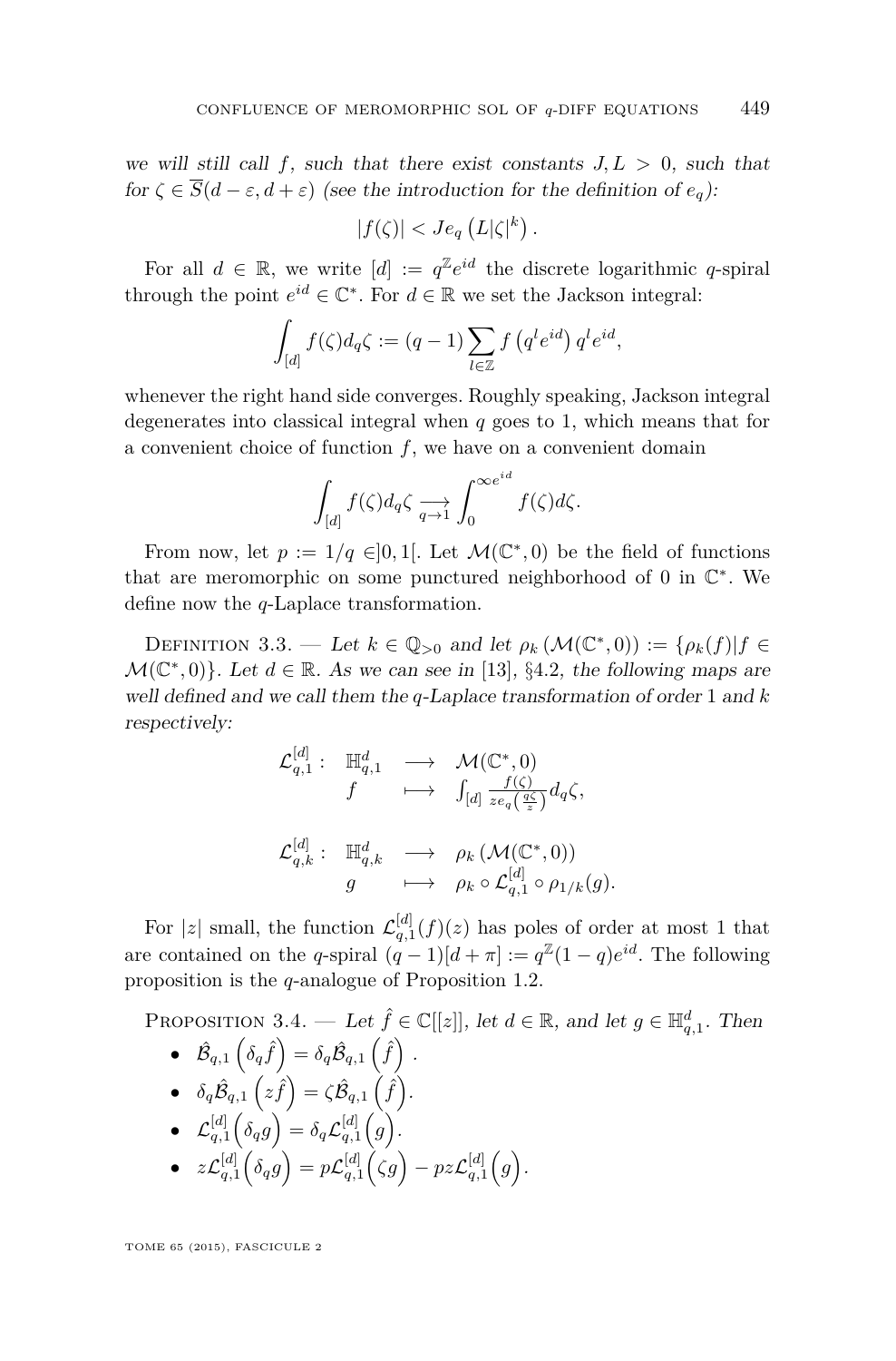*we will still call $f$, such that there exist constants $J, L > 0$, such that for $\zeta \in \overline{S}(d-\varepsilon, d+\varepsilon)$ (see the introduction for the definition of $e_q$):*

$$|f(\zeta)| < J e_q\left(L|\zeta|^k\right).$$

For all $d \in \mathbb{R}$, we write $[d] := q^{\mathbb{Z}} e^{id}$ the discrete logarithmic $q$-spiral through the point $e^{id} \in \mathbb{C}^*$. For $d \in \mathbb{R}$ we set the Jackson integral:

$$\int_{[d]} f(\zeta) d_q \zeta := (q-1) \sum_{l \in \mathbb{Z}} f\left(q^l e^{id}\right) q^l e^{id},$$

whenever the right hand side converges. Roughly speaking, Jackson integral degenerates into classical integral when $q$ goes to 1, which means that for a convenient choice of function $f$, we have on a convenient domain

$$\int_{[d]} f(\zeta) d_q \zeta \underset{q \to 1}{\longrightarrow} \int_0^{\infty e^{id}} f(\zeta) d\zeta.$$

From now, let $p := 1/q \in ]0,1[$. Let $\mathcal{M}(\mathbb{C}^*, 0)$ be the field of functions that are meromorphic on some punctured neighborhood of 0 in $\mathbb{C}^*$. We define now the $q$-Laplace transformation.

Definition 3.3. — *Let $k \in \mathbb{Q}_{>0}$ and let $\rho_k(\mathcal{M}(\mathbb{C}^*, 0)) := \{\rho_k(f) | f \in \mathcal{M}(\mathbb{C}^*, 0)\}$. Let $d \in \mathbb{R}$. As we can see in [13], §4.2, the following maps are well defined and we call them the $q$-Laplace transformation of order 1 and $k$ respectively:*

$$\begin{array}{rccl} \mathcal{L}_{q,1}^{[d]}: & \mathbb{H}_{q,1}^d & \longrightarrow & \mathcal{M}(\mathbb{C}^*, 0) \\ & f & \longmapsto & \int_{[d]} \frac{f(\zeta)}{z e_q\left(\frac{q\zeta}{z}\right)} d_q \zeta, \end{array}$$

$$\begin{array}{rccl} \mathcal{L}_{q,k}^{[d]}: & \mathbb{H}_{q,k}^d & \longrightarrow & \rho_k\left(\mathcal{M}(\mathbb{C}^*, 0)\right) \\ & g & \longmapsto & \rho_k \circ \mathcal{L}_{q,1}^{[d]} \circ \rho_{1/k}(g). \end{array}$$

For $|z|$ small, the function $\mathcal{L}_{q,1}^{[d]}(f)(z)$ has poles of order at most 1 that are contained on the $q$-spiral $(q-1)[d+\pi] := q^{\mathbb{Z}}(1-q)e^{id}$. The following proposition is the $q$-analogue of Proposition 1.2.

Proposition 3.4. — *Let $\hat{f} \in \mathbb{C}[[z]]$, let $d \in \mathbb{R}$, and let $g \in \mathbb{H}_{q,1}^d$. Then*

- $\hat{\mathcal{B}}_{q,1}\left(\delta_q \hat{f}\right) = \delta_q \hat{\mathcal{B}}_{q,1}\left(\hat{f}\right)$ .
- $\delta_q \hat{\mathcal{B}}_{q,1}\left(z\hat{f}\right) = \zeta \hat{\mathcal{B}}_{q,1}\left(\hat{f}\right)$.
- $\mathcal{L}_{q,1}^{[d]}\left(\delta_q g\right) = \delta_q \mathcal{L}_{q,1}^{[d]}\left(g\right)$.
- $z\mathcal{L}_{q,1}^{[d]}\left(\delta_q g\right) = p\mathcal{L}_{q,1}^{[d]}\left(\zeta g\right) - pz\mathcal{L}_{q,1}^{[d]}\left(g\right)$.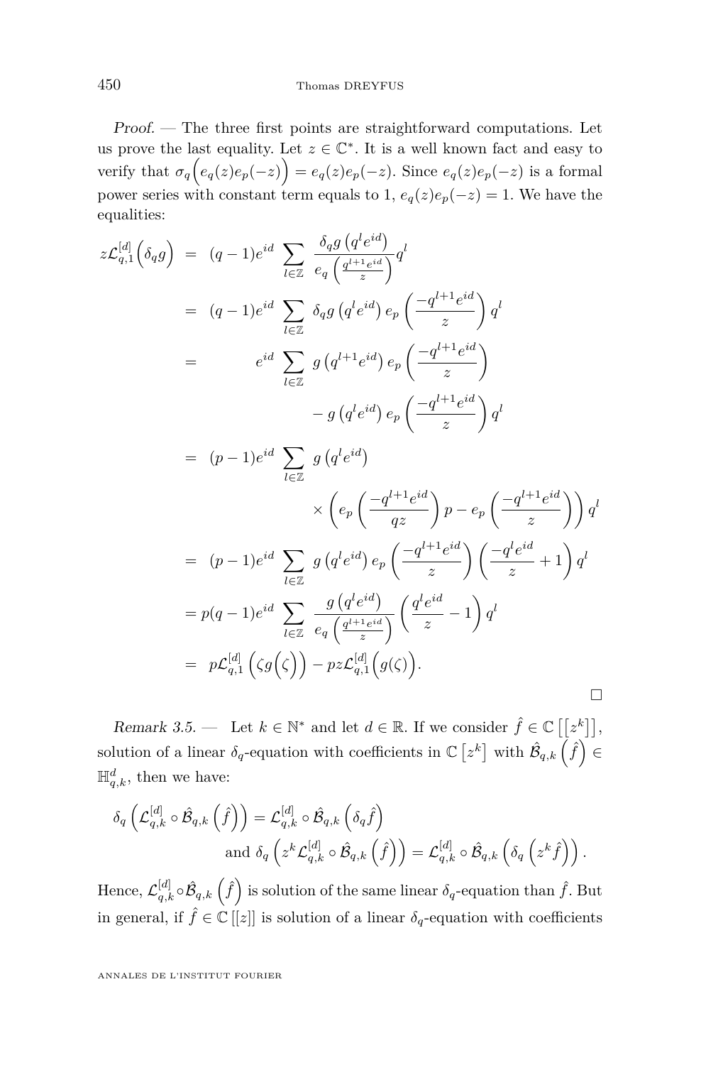*Proof.* — The three first points are straightforward computations. Let us prove the last equality. Let $z \in \mathbb{C}^*$. It is a well known fact and easy to verify that $\sigma_q\Big(e_q(z)e_p(-z)\Big) = e_q(z)e_p(-z)$. Since $e_q(z)e_p(-z)$ is a formal power series with constant term equals to 1, $e_q(z)e_p(-z) = 1$. We have the equalities:

$$
\begin{aligned}
z\mathcal{L}_{q,1}^{[d]}\Big(\delta_q g\Big) &= (q-1)e^{id} \sum_{l\in\mathbb{Z}} \frac{\delta_q g\left(q^l e^{id}\right)}{e_q\left(\frac{q^{l+1}e^{id}}{z}\right)} q^l \\
&= (q-1)e^{id} \sum_{l\in\mathbb{Z}} \delta_q g\left(q^l e^{id}\right) e_p\left(\frac{-q^{l+1}e^{id}}{z}\right) q^l \\
&= \quad e^{id} \sum_{l\in\mathbb{Z}} g\left(q^{l+1}e^{id}\right) e_p\left(\frac{-q^{l+1}e^{id}}{z}\right) \\
&\qquad\qquad - g\left(q^l e^{id}\right) e_p\left(\frac{-q^{l+1}e^{id}}{z}\right) q^l \\
&= (p-1)e^{id} \sum_{l\in\mathbb{Z}} g\left(q^l e^{id}\right) \\
&\qquad\qquad \times \left(e_p\left(\frac{-q^{l+1}e^{id}}{qz}\right) p - e_p\left(\frac{-q^{l+1}e^{id}}{z}\right)\right) q^l \\
&= (p-1)e^{id} \sum_{l\in\mathbb{Z}} g\left(q^l e^{id}\right) e_p\left(\frac{-q^{l+1}e^{id}}{z}\right)\left(\frac{-q^l e^{id}}{z} + 1\right) q^l \\
&= p(q-1)e^{id} \sum_{l\in\mathbb{Z}} \frac{g\left(q^l e^{id}\right)}{e_q\left(\frac{q^{l+1}e^{id}}{z}\right)}\left(\frac{q^l e^{id}}{z} - 1\right) q^l \\
&= p\mathcal{L}_{q,1}^{[d]}\left(\zeta g\Big(\zeta\Big)\right) - pz\mathcal{L}_{q,1}^{[d]}\Big(g(\zeta)\Big).
\end{aligned}
$$

□

*Remark 3.5.* — Let $k \in \mathbb{N}^*$ and let $d \in \mathbb{R}$. If we consider $\hat{f} \in \mathbb{C}\left[\left[z^k\right]\right]$, solution of a linear $\delta_q$-equation with coefficients in $\mathbb{C}\left[z^k\right]$ with $\hat{\mathcal{B}}_{q,k}\left(\hat{f}\right) \in \mathbb{H}_{q,k}^d$, then we have:

$$
\delta_q\left(\mathcal{L}_{q,k}^{[d]} \circ \hat{\mathcal{B}}_{q,k}\left(\hat{f}\right)\right) = \mathcal{L}_{q,k}^{[d]} \circ \hat{\mathcal{B}}_{q,k}\left(\delta_q \hat{f}\right)
$$
$$
\text{and } \delta_q\left(z^k \mathcal{L}_{q,k}^{[d]} \circ \hat{\mathcal{B}}_{q,k}\left(\hat{f}\right)\right) = \mathcal{L}_{q,k}^{[d]} \circ \hat{\mathcal{B}}_{q,k}\left(\delta_q\left(z^k \hat{f}\right)\right).
$$

Hence, $\mathcal{L}_{q,k}^{[d]} \circ \hat{\mathcal{B}}_{q,k}\left(\hat{f}\right)$ is solution of the same linear $\delta_q$-equation than $\hat{f}$. But in general, if $\hat{f} \in \mathbb{C}\left[[z]\right]$ is solution of a linear $\delta_q$-equation with coefficients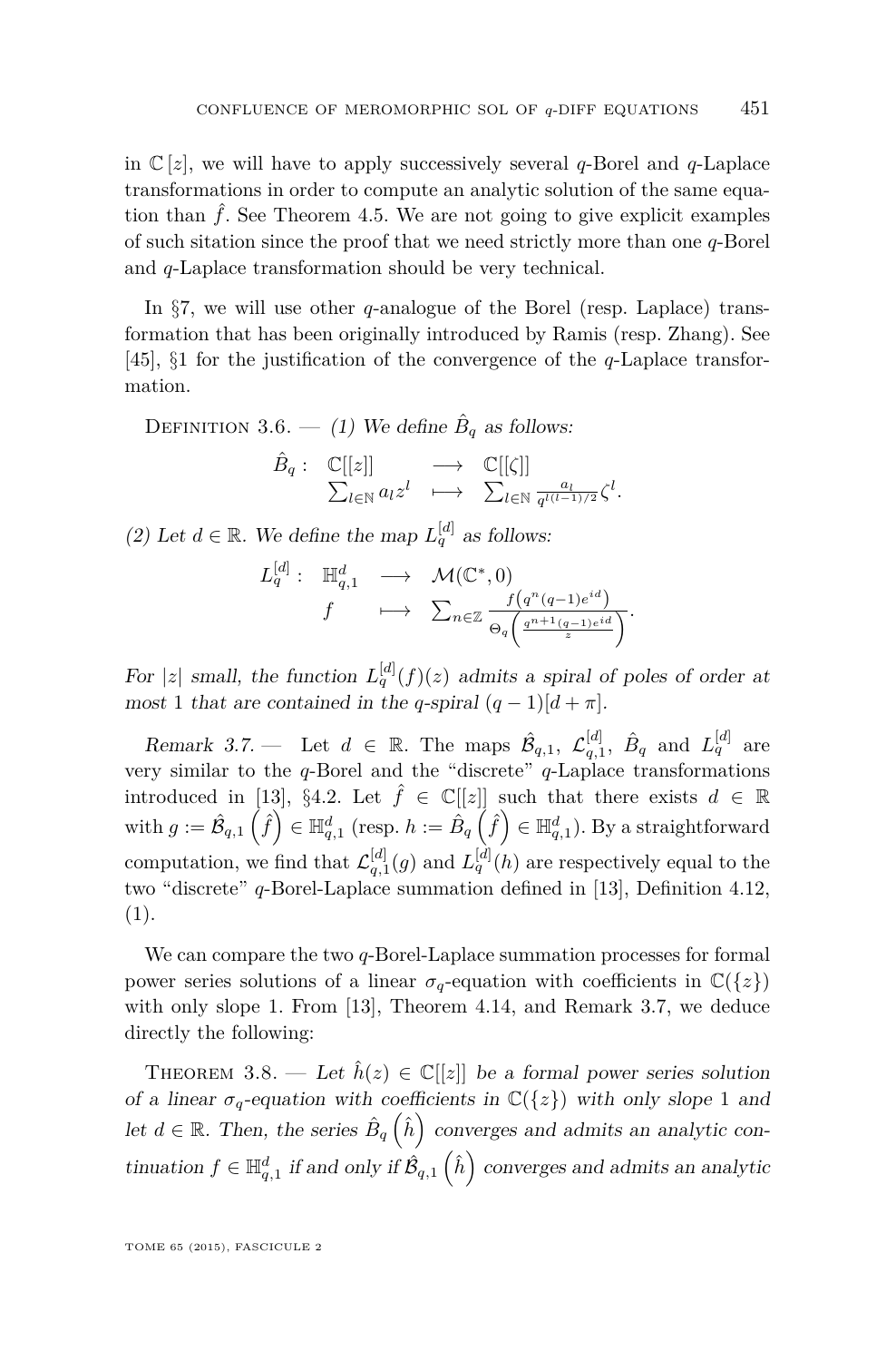in $\mathbb{C}[z]$, we will have to apply successively several $q$-Borel and $q$-Laplace transformations in order to compute an analytic solution of the same equation than $\hat{f}$. See Theorem 4.5. We are not going to give explicit examples of such sitation since the proof that we need strictly more than one $q$-Borel and $q$-Laplace transformation should be very technical.

In §7, we will use other $q$-analogue of the Borel (resp. Laplace) transformation that has been originally introduced by Ramis (resp. Zhang). See [45], §1 for the justification of the convergence of the $q$-Laplace transformation.

Definition 3.6. — *(1) We define $\hat{B}_q$ as follows:*

$$\begin{array}{rccc} \hat{B}_q : & \mathbb{C}[[z]] & \longrightarrow & \mathbb{C}[[\zeta]] \\ & \sum_{l\in\mathbb{N}} a_l z^l & \longmapsto & \sum_{l\in\mathbb{N}} \frac{a_l}{q^{l(l-1)/2}}\zeta^l. \end{array}$$

*(2) Let $d\in\mathbb{R}$. We define the map $L_q^{[d]}$ as follows:*

$$\begin{array}{rccc} L_q^{[d]} : & \mathbb{H}_{q,1}^d & \longrightarrow & \mathcal{M}(\mathbb{C}^*,0) \\ & f & \longmapsto & \sum_{n\in\mathbb{Z}} \frac{f\left(q^n(q-1)e^{id}\right)}{\Theta_q\left(\frac{q^{n+1}(q-1)e^{id}}{z}\right)}. \end{array}$$

*For $|z|$ small, the function $L_q^{[d]}(f)(z)$ admits a spiral of poles of order at most 1 that are contained in the $q$-spiral $(q-1)[d+\pi]$.*

*Remark 3.7.* — Let $d\in\mathbb{R}$. The maps $\hat{\mathcal{B}}_{q,1}$, $\mathcal{L}_{q,1}^{[d]}$, $\hat{B}_q$ and $L_q^{[d]}$ are very similar to the $q$-Borel and the "discrete" $q$-Laplace transformations introduced in [13], §4.2. Let $\hat{f}\in\mathbb{C}[[z]]$ such that there exists $d\in\mathbb{R}$ with $g:=\hat{\mathcal{B}}_{q,1}\left(\hat{f}\right)\in\mathbb{H}_{q,1}^d$ (resp. $h:=\hat{B}_q\left(\hat{f}\right)\in\mathbb{H}_{q,1}^d$). By a straightforward computation, we find that $\mathcal{L}_{q,1}^{[d]}(g)$ and $L_q^{[d]}(h)$ are respectively equal to the two "discrete" $q$-Borel-Laplace summation defined in [13], Definition 4.12, (1).

We can compare the two $q$-Borel-Laplace summation processes for formal power series solutions of a linear $\sigma_q$-equation with coefficients in $\mathbb{C}(\{z\})$ with only slope 1. From [13], Theorem 4.14, and Remark 3.7, we deduce directly the following:

Theorem 3.8. — *Let $\hat{h}(z)\in\mathbb{C}[[z]]$ be a formal power series solution of a linear $\sigma_q$-equation with coefficients in $\mathbb{C}(\{z\})$ with only slope 1 and let $d\in\mathbb{R}$. Then, the series $\hat{B}_q\left(\hat{h}\right)$ converges and admits an analytic continuation $f\in\mathbb{H}_{q,1}^d$ if and only if $\hat{\mathcal{B}}_{q,1}\left(\hat{h}\right)$ converges and admits an analytic*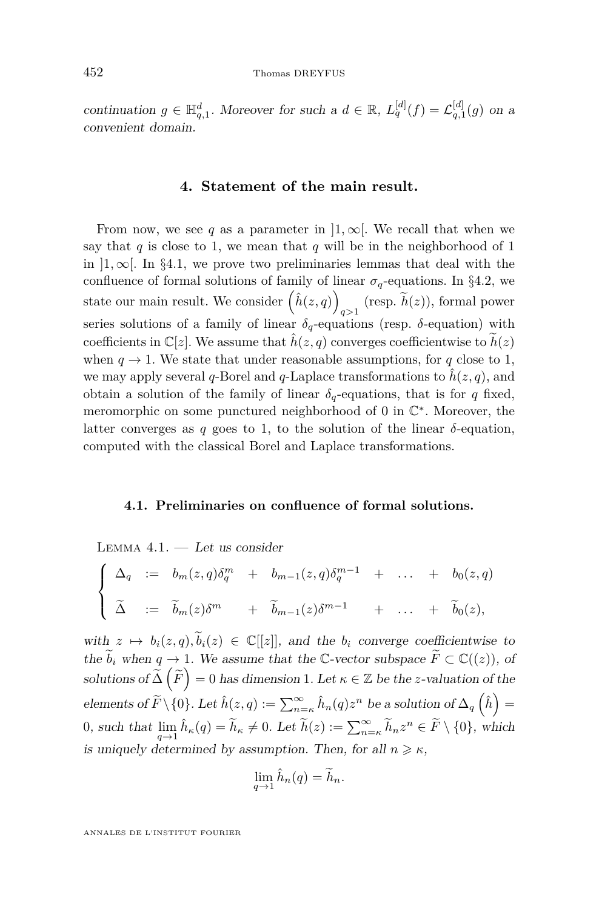*continuation $g \in \mathbb{H}^d_{q,1}$. Moreover for such a $d \in \mathbb{R}$, $L^{[d]}_q(f) = \mathcal{L}^{[d]}_{q,1}(g)$ on a convenient domain.*

## 4. Statement of the main result.

From now, we see $q$ as a parameter in $]1,\infty[$. We recall that when we say that $q$ is close to 1, we mean that $q$ will be in the neighborhood of 1 in $]1,\infty[$. In §4.1, we prove two preliminaries lemmas that deal with the confluence of formal solutions of family of linear $\sigma_q$-equations. In §4.2, we state our main result. We consider $\left(\hat{h}(z,q)\right)_{q>1}$ (resp. $\widetilde{h}(z)$), formal power series solutions of a family of linear $\delta_q$-equations (resp. $\delta$-equation) with coefficients in $\mathbb{C}[z]$. We assume that $\hat{h}(z,q)$ converges coefficientwise to $\widetilde{h}(z)$ when $q \to 1$. We state that under reasonable assumptions, for $q$ close to 1, we may apply several $q$-Borel and $q$-Laplace transformations to $\hat{h}(z,q)$, and obtain a solution of the family of linear $\delta_q$-equations, that is for $q$ fixed, meromorphic on some punctured neighborhood of 0 in $\mathbb{C}^*$. Moreover, the latter converges as $q$ goes to 1, to the solution of the linear $\delta$-equation, computed with the classical Borel and Laplace transformations.

### 4.1. Preliminaries on confluence of formal solutions.

Lemma 4.1. — *Let us consider*

$$\begin{cases} \Delta_q := b_m(z,q)\delta_q^m + b_{m-1}(z,q)\delta_q^{m-1} + \dots + b_0(z,q) \\ \widetilde{\Delta} := \widetilde{b}_m(z)\delta^m + \widetilde{b}_{m-1}(z)\delta^{m-1} + \dots + \widetilde{b}_0(z), \end{cases}$$

*with $z \mapsto b_i(z,q), \widetilde{b}_i(z) \in \mathbb{C}[[z]]$, and the $b_i$ converge coefficientwise to the $\widetilde{b}_i$ when $q \to 1$. We assume that the $\mathbb{C}$-vector subspace $\widetilde{F} \subset \mathbb{C}((z))$, of solutions of $\widetilde{\Delta}\left(\widetilde{F}\right) = 0$ has dimension 1. Let $\kappa \in \mathbb{Z}$ be the $z$-valuation of the elements of $\widetilde{F} \setminus \{0\}$. Let $\hat{h}(z,q) := \sum_{n=\kappa}^{\infty} \hat{h}_n(q) z^n$ be a solution of $\Delta_q\left(\hat{h}\right) = 0$, such that $\lim\limits_{q\to 1} \hat{h}_\kappa(q) = \widetilde{h}_\kappa \neq 0$. Let $\widetilde{h}(z) := \sum_{n=\kappa}^{\infty} \widetilde{h}_n z^n \in \widetilde{F} \setminus \{0\}$, which is uniquely determined by assumption. Then, for all $n \geqslant \kappa$,*

$$\lim_{q \to 1} \hat{h}_n(q) = \widetilde{h}_n.$$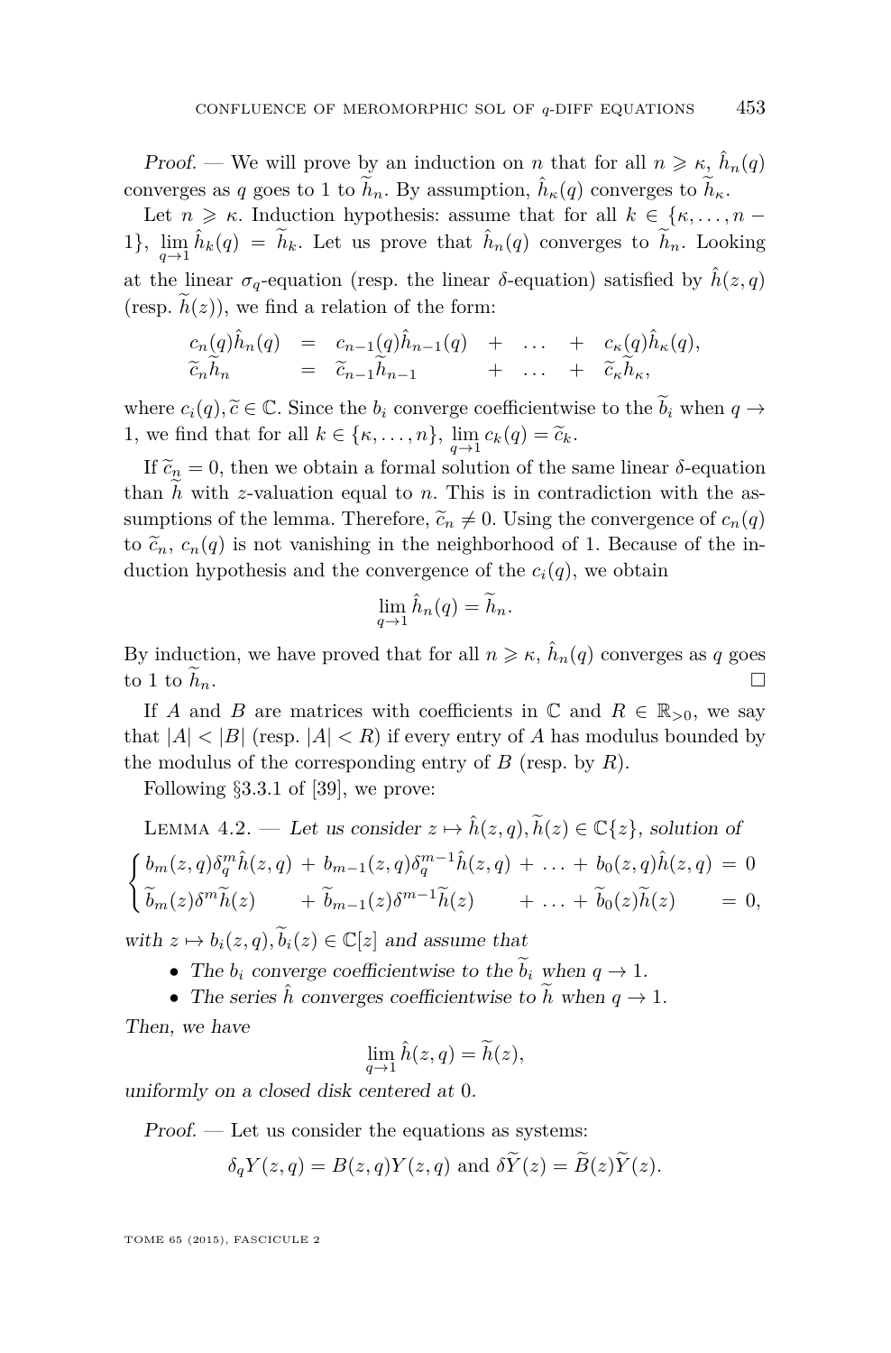*Proof.* — We will prove by an induction on $n$ that for all $n \geqslant \kappa$, $\hat{h}_n(q)$ converges as $q$ goes to 1 to $\widetilde{h}_n$. By assumption, $\hat{h}_\kappa(q)$ converges to $\widetilde{h}_\kappa$.

Let $n \geqslant \kappa$. Induction hypothesis: assume that for all $k \in \{\kappa, \dots, n-1\}$, $\lim\limits_{q\to 1} \hat{h}_k(q) = \widetilde{h}_k$. Let us prove that $\hat{h}_n(q)$ converges to $\widetilde{h}_n$. Looking at the linear $\sigma_q$-equation (resp. the linear $\delta$-equation) satisfied by $\hat{h}(z,q)$ (resp. $\widetilde{h}(z)$), we find a relation of the form:

$$
\begin{array}{lclclcl}
c_n(q)\hat{h}_n(q) & = & c_{n-1}(q)\hat{h}_{n-1}(q) & + & \dots & + & c_\kappa(q)\hat{h}_\kappa(q), \\
\widetilde{c}_n\widetilde{h}_n & = & \widetilde{c}_{n-1}\widetilde{h}_{n-1} & + & \dots & + & \widetilde{c}_\kappa\widetilde{h}_\kappa,
\end{array}
$$

where $c_i(q), \widetilde{c} \in \mathbb{C}$. Since the $b_i$ converge coefficientwise to the $\widetilde{b}_i$ when $q \to 1$, we find that for all $k \in \{\kappa, \dots, n\}$, $\lim\limits_{q\to 1} c_k(q) = \widetilde{c}_k$.

If $\widetilde{c}_n = 0$, then we obtain a formal solution of the same linear $\delta$-equation than $\widetilde{h}$ with $z$-valuation equal to $n$. This is in contradiction with the assumptions of the lemma. Therefore, $\widetilde{c}_n \neq 0$. Using the convergence of $c_n(q)$ to $\widetilde{c}_n$, $c_n(q)$ is not vanishing in the neighborhood of 1. Because of the induction hypothesis and the convergence of the $c_i(q)$, we obtain

$$\lim_{q\to 1} \hat{h}_n(q) = \widetilde{h}_n.$$

By induction, we have proved that for all $n \geqslant \kappa$, $\hat{h}_n(q)$ converges as $q$ goes to 1 to $\widetilde{h}_n$. □

If $A$ and $B$ are matrices with coefficients in $\mathbb{C}$ and $R \in \mathbb{R}_{>0}$, we say that $|A| < |B|$ (resp. $|A| < R$) if every entry of $A$ has modulus bounded by the modulus of the corresponding entry of $B$ (resp. by $R$).

Following §3.3.1 of [39], we prove:

Lemma 4.2. — *Let us consider $z \mapsto \hat{h}(z,q), \widetilde{h}(z) \in \mathbb{C}\{z\}$, solution of*

$$
\begin{cases}
b_m(z,q)\delta_q^m \hat{h}(z,q) + b_{m-1}(z,q)\delta_q^{m-1}\hat{h}(z,q) + \dots + b_0(z,q)\hat{h}(z,q) = 0 \\
\widetilde{b}_m(z)\delta^m \widetilde{h}(z) + \widetilde{b}_{m-1}(z)\delta^{m-1}\widetilde{h}(z) + \dots + \widetilde{b}_0(z)\widetilde{h}(z) = 0,
\end{cases}
$$

*with $z \mapsto b_i(z,q), \widetilde{b}_i(z) \in \mathbb{C}[z]$ and assume that*

- *The $b_i$ converge coefficientwise to the $\widetilde{b}_i$ when $q \to 1$.*
- *The series $\hat{h}$ converges coefficientwise to $\widetilde{h}$ when $q \to 1$.*

*Then, we have*

$$\lim_{q\to 1} \hat{h}(z,q) = \widetilde{h}(z),$$

*uniformly on a closed disk centered at 0.*

*Proof.* — Let us consider the equations as systems:

$$\delta_q Y(z,q) = B(z,q)Y(z,q) \text{ and } \delta\widetilde{Y}(z) = \widetilde{B}(z)\widetilde{Y}(z).$$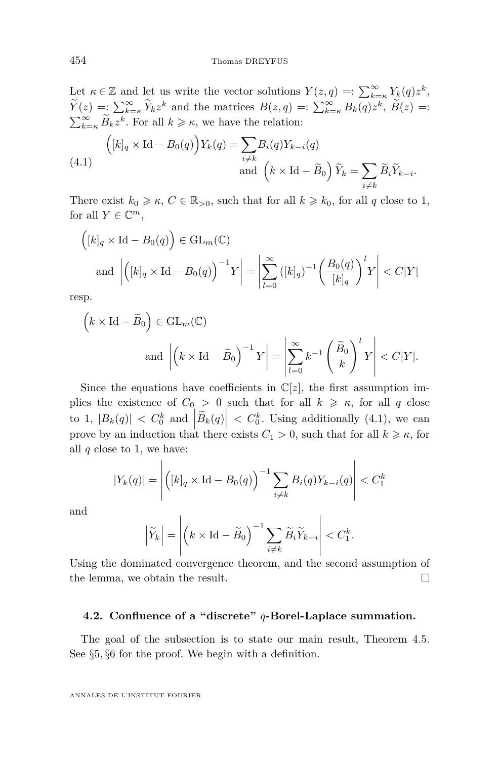Let $\kappa \in \mathbb{Z}$ and let us write the vector solutions $Y(z,q) =: \sum_{k=\kappa}^{\infty} Y_k(q) z^k$, $\widetilde{Y}(z) =: \sum_{k=\kappa}^{\infty} \widetilde{Y}_k z^k$ and the matrices $B(z,q) =: \sum_{k=\kappa}^{\infty} B_k(q) z^k$, $\widetilde{B}(z) =: \sum_{k=\kappa}^{\infty} \widetilde{B}_k z^k$. For all $k \geqslant \kappa$, we have the relation:

$$\tag{4.1} \begin{aligned} \Big([k]_q \times \mathrm{Id} - B_0(q)\Big) Y_k(q) &= \sum_{i \neq k} B_i(q) Y_{k-i}(q) \\ &\text{and } \Big(k \times \mathrm{Id} - \widetilde{B}_0\Big) \widetilde{Y}_k = \sum_{i \neq k} \widetilde{B}_i \widetilde{Y}_{k-i}. \end{aligned}$$

There exist $k_0 \geqslant \kappa$, $C \in \mathbb{R}_{>0}$, such that for all $k \geqslant k_0$, for all $q$ close to 1, for all $Y \in \mathbb{C}^m$,

$$\Big([k]_q \times \mathrm{Id} - B_0(q)\Big) \in \mathrm{GL}_m(\mathbb{C})$$
$$\text{and } \left| \Big([k]_q \times \mathrm{Id} - B_0(q)\Big)^{-1} Y \right| = \left| \sum_{l=0}^{\infty} ([k]_q)^{-1} \left( \frac{B_0(q)}{[k]_q} \right)^l Y \right| < C|Y|$$

resp.

$$\Big(k \times \mathrm{Id} - \widetilde{B}_0\Big) \in \mathrm{GL}_m(\mathbb{C})$$
$$\text{and } \left| \Big(k \times \mathrm{Id} - \widetilde{B}_0\Big)^{-1} Y \right| = \left| \sum_{l=0}^{\infty} k^{-1} \left( \frac{\widetilde{B}_0}{k} \right)^l Y \right| < C|Y|.$$

Since the equations have coefficients in $\mathbb{C}[z]$, the first assumption implies the existence of $C_0 > 0$ such that for all $k \geqslant \kappa$, for all $q$ close to 1, $|B_k(q)| < C_0^k$ and $\left|\widetilde{B}_k(q)\right| < C_0^k$. Using additionally (4.1), we can prove by an induction that there exists $C_1 > 0$, such that for all $k \geqslant \kappa$, for all $q$ close to 1, we have:

$$|Y_k(q)| = \left| \Big([k]_q \times \mathrm{Id} - B_0(q)\Big)^{-1} \sum_{i \neq k} B_i(q) Y_{k-i}(q) \right| < C_1^k$$

and

$$\left|\widetilde{Y}_k\right| = \left| \Big(k \times \mathrm{Id} - \widetilde{B}_0\Big)^{-1} \sum_{i \neq k} \widetilde{B}_i \widetilde{Y}_{k-i} \right| < C_1^k.$$

Using the dominated convergence theorem, and the second assumption of the lemma, we obtain the result. □

### 4.2. Confluence of a "discrete" $q$-Borel-Laplace summation.

The goal of the subsection is to state our main result, Theorem 4.5. See §5, §6 for the proof. We begin with a definition.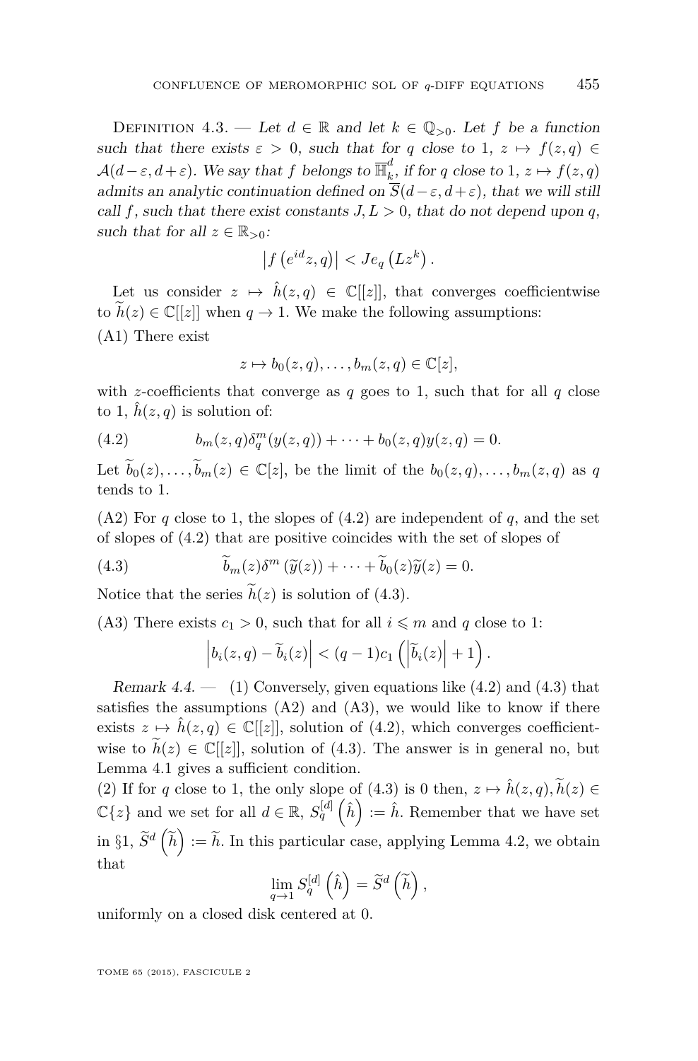Definition 4.3. — *Let $d \in \mathbb{R}$ and let $k \in \mathbb{Q}_{>0}$. Let $f$ be a function such that there exists $\varepsilon > 0$, such that for $q$ close to 1, $z \mapsto f(z,q) \in \mathcal{A}(d-\varepsilon, d+\varepsilon)$. We say that $f$ belongs to $\overline{\mathbb{H}}_k^d$, if for $q$ close to 1, $z \mapsto f(z,q)$ admits an analytic continuation defined on $\overline{S}(d-\varepsilon, d+\varepsilon)$, that we will still call $f$, such that there exist constants $J, L > 0$, that do not depend upon $q$, such that for all $z \in \mathbb{R}_{>0}$:*

$$\left|f\left(e^{id}z,q\right)\right| < Je_q\left(Lz^k\right).$$

Let us consider $z \mapsto \hat{h}(z,q) \in \mathbb{C}[[z]]$, that converges coefficientwise to $\widetilde{h}(z) \in \mathbb{C}[[z]]$ when $q \to 1$. We make the following assumptions:

(A1) There exist

$$z \mapsto b_0(z,q), \dots, b_m(z,q) \in \mathbb{C}[z],$$

with $z$-coefficients that converge as $q$ goes to 1, such that for all $q$ close to 1, $\hat{h}(z,q)$ is solution of:

$$b_m(z,q)\delta_q^m(y(z,q)) + \dots + b_0(z,q)y(z,q) = 0. \tag{4.2}$$

Let $\widetilde{b}_0(z), \dots, \widetilde{b}_m(z) \in \mathbb{C}[z]$, be the limit of the $b_0(z,q), \dots, b_m(z,q)$ as $q$ tends to 1.

(A2) For $q$ close to 1, the slopes of (4.2) are independent of $q$, and the set of slopes of (4.2) that are positive coincides with the set of slopes of

$$\widetilde{b}_m(z)\delta^m\left(\widetilde{y}(z)\right) + \dots + \widetilde{b}_0(z)\widetilde{y}(z) = 0. \tag{4.3}$$

Notice that the series $\widetilde{h}(z)$ is solution of (4.3).

(A3) There exists $c_1 > 0$, such that for all $i \leqslant m$ and $q$ close to 1:

$$\left|b_i(z,q) - \widetilde{b}_i(z)\right| < (q-1)c_1\left(\left|\widetilde{b}_i(z)\right| + 1\right).$$

*Remark 4.4.* — (1) Conversely, given equations like (4.2) and (4.3) that satisfies the assumptions (A2) and (A3), we would like to know if there exists $z \mapsto \hat{h}(z,q) \in \mathbb{C}[[z]]$, solution of (4.2), which converges coefficientwise to $\widetilde{h}(z) \in \mathbb{C}[[z]]$, solution of (4.3). The answer is in general no, but Lemma 4.1 gives a sufficient condition.

(2) If for $q$ close to 1, the only slope of (4.3) is 0 then, $z \mapsto \hat{h}(z,q), \widetilde{h}(z) \in \mathbb{C}\{z\}$ and we set for all $d \in \mathbb{R}$, $S_q^{[d]}\left(\hat{h}\right) := \hat{h}$. Remember that we have set in §1, $\widetilde{S}^d\left(\widetilde{h}\right) := \widetilde{h}$. In this particular case, applying Lemma 4.2, we obtain that

$$\lim_{q \to 1} S_q^{[d]}\left(\hat{h}\right) = \widetilde{S}^d\left(\widetilde{h}\right),$$

uniformly on a closed disk centered at 0.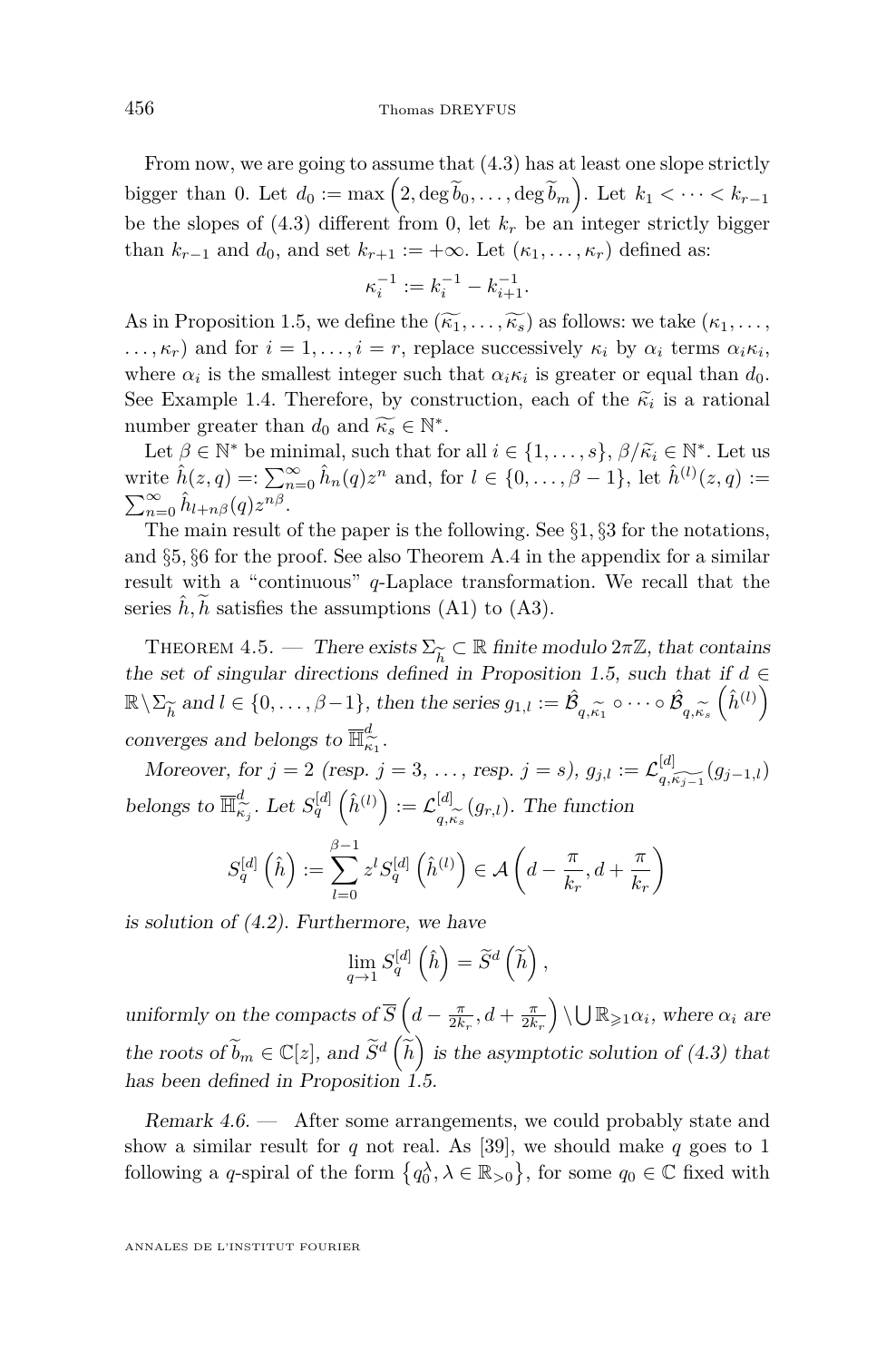From now, we are going to assume that (4.3) has at least one slope strictly bigger than 0. Let $d_0 := \max\left(2, \deg \widetilde{b}_0, \dots, \deg \widetilde{b}_m\right)$. Let $k_1 < \cdots < k_{r-1}$ be the slopes of (4.3) different from 0, let $k_r$ be an integer strictly bigger than $k_{r-1}$ and $d_0$, and set $k_{r+1} := +\infty$. Let $(\kappa_1, \dots, \kappa_r)$ defined as:

$$\kappa_i^{-1} := k_i^{-1} - k_{i+1}^{-1}.$$

As in Proposition 1.5, we define the $(\widetilde{\kappa_1}, \dots, \widetilde{\kappa_s})$ as follows: we take $(\kappa_1, \dots, \dots, \kappa_r)$ and for $i = 1, \dots, i = r$, replace successively $\kappa_i$ by $\alpha_i$ terms $\alpha_i \kappa_i$, where $\alpha_i$ is the smallest integer such that $\alpha_i \kappa_i$ is greater or equal than $d_0$. See Example 1.4. Therefore, by construction, each of the $\widetilde{\kappa}_i$ is a rational number greater than $d_0$ and $\widetilde{\kappa_s} \in \mathbb{N}^*$.

Let $\beta \in \mathbb{N}^*$ be minimal, such that for all $i \in \{1, \dots, s\}$, $\beta/\widetilde{\kappa}_i \in \mathbb{N}^*$. Let us write $\hat{h}(z,q) =: \sum_{n=0}^{\infty} \hat{h}_n(q) z^n$ and, for $l \in \{0, \dots, \beta - 1\}$, let $\hat{h}^{(l)}(z,q) := \sum_{n=0}^{\infty} \hat{h}_{l+n\beta}(q) z^{n\beta}$.

The main result of the paper is the following. See §1, §3 for the notations, and §5, §6 for the proof. See also Theorem A.4 in the appendix for a similar result with a "continuous" $q$-Laplace transformation. We recall that the series $\hat{h}, \widetilde{h}$ satisfies the assumptions (A1) to (A3).

Theorem 4.5. — *There exists $\Sigma_{\widetilde{h}} \subset \mathbb{R}$ finite modulo $2\pi\mathbb{Z}$, that contains the set of singular directions defined in Proposition 1.5, such that if $d \in \mathbb{R} \setminus \Sigma_{\widetilde{h}}$ and $l \in \{0, \dots, \beta - 1\}$, then the series $g_{1,l} := \hat{\mathcal{B}}_{q,\widetilde{\kappa_1}} \circ \cdots \circ \hat{\mathcal{B}}_{q,\widetilde{\kappa_s}}\left(\hat{h}^{(l)}\right)$ converges and belongs to $\overline{\mathbb{H}}^d_{\widetilde{\kappa_1}}$.*

*Moreover, for $j = 2$ (resp. $j = 3, \dots$, resp. $j = s$), $g_{j,l} := \mathcal{L}^{[d]}_{q,\widetilde{\kappa_{j-1}}}(g_{j-1,l})$ belongs to $\overline{\mathbb{H}}^d_{\widetilde{\kappa_j}}$. Let $S_q^{[d]}\left(\hat{h}^{(l)}\right) := \mathcal{L}^{[d]}_{q,\widetilde{\kappa_s}}(g_{r,l})$. The function*

$$S_q^{[d]}\left(\hat{h}\right) := \sum_{l=0}^{\beta-1} z^l S_q^{[d]}\left(\hat{h}^{(l)}\right) \in \mathcal{A}\left(d - \frac{\pi}{k_r}, d + \frac{\pi}{k_r}\right)$$

*is solution of (4.2). Furthermore, we have*

$$\lim_{q \to 1} S_q^{[d]}\left(\hat{h}\right) = \widetilde{S}^d\left(\widetilde{h}\right),$$

*uniformly on the compacts of $\overline{S}\left(d - \frac{\pi}{2k_r}, d + \frac{\pi}{2k_r}\right) \setminus \bigcup \mathbb{R}_{\geqslant 1}\alpha_i$, where $\alpha_i$ are the roots of $\widetilde{b}_m \in \mathbb{C}[z]$, and $\widetilde{S}^d\left(\widetilde{h}\right)$ is the asymptotic solution of (4.3) that has been defined in Proposition 1.5.*

*Remark 4.6.* — After some arrangements, we could probably state and show a similar result for $q$ not real. As [39], we should make $q$ goes to 1 following a $q$-spiral of the form $\left\{q_0^{\lambda}, \lambda \in \mathbb{R}_{>0}\right\}$, for some $q_0 \in \mathbb{C}$ fixed with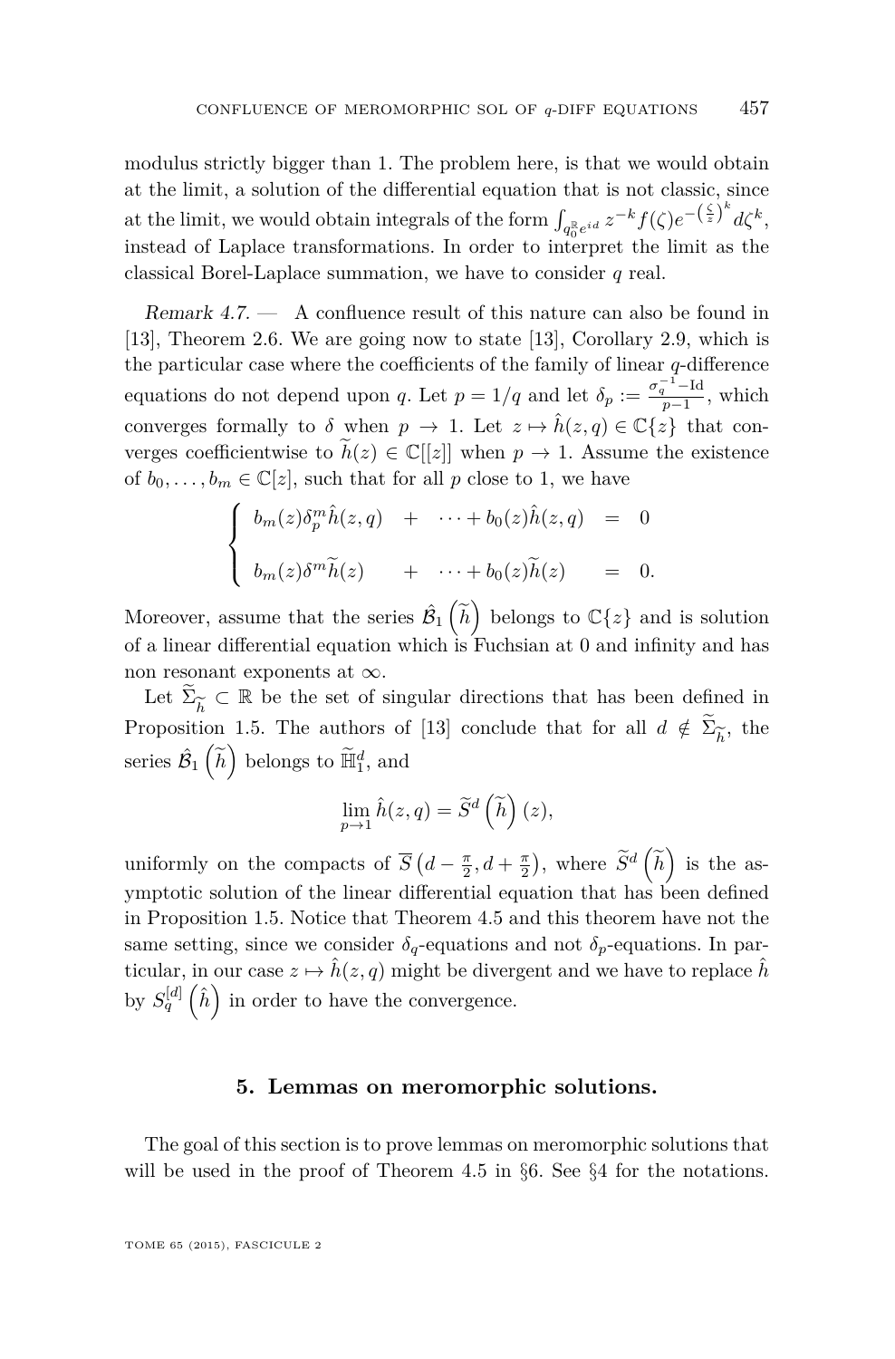modulus strictly bigger than 1. The problem here, is that we would obtain at the limit, a solution of the differential equation that is not classic, since at the limit, we would obtain integrals of the form $\int_{q_0^{\mathbb{R}}e^{id}} z^{-k}f(\zeta)e^{-\left(\frac{\zeta}{z}\right)^k}d\zeta^k$, instead of Laplace transformations. In order to interpret the limit as the classical Borel-Laplace summation, we have to consider $q$ real.

*Remark 4.7.* — A confluence result of this nature can also be found in [13], Theorem 2.6. We are going now to state [13], Corollary 2.9, which is the particular case where the coefficients of the family of linear $q$-difference equations do not depend upon $q$. Let $p = 1/q$ and let $\delta_p := \frac{\sigma_q^{-1}-\mathrm{Id}}{p-1}$, which converges formally to $\delta$ when $p \to 1$. Let $z \mapsto \hat{h}(z,q) \in \mathbb{C}\{z\}$ that converges coefficientwise to $\widetilde{h}(z) \in \mathbb{C}[[z]]$ when $p \to 1$. Assume the existence of $b_0, \dots, b_m \in \mathbb{C}[z]$, such that for all $p$ close to 1, we have

$$\begin{cases} b_m(z)\delta_p^m \hat{h}(z,q) & + & \cdots + b_0(z)\hat{h}(z,q) & = & 0 \\ \\ b_m(z)\delta^m \widetilde{h}(z) & + & \cdots + b_0(z)\widetilde{h}(z) & = & 0. \end{cases}$$

Moreover, assume that the series $\hat{\mathcal{B}}_1\left(\widetilde{h}\right)$ belongs to $\mathbb{C}\{z\}$ and is solution of a linear differential equation which is Fuchsian at 0 and infinity and has non resonant exponents at $\infty$.

Let $\widetilde{\Sigma}_{\widetilde{h}} \subset \mathbb{R}$ be the set of singular directions that has been defined in Proposition 1.5. The authors of [13] conclude that for all $d \notin \widetilde{\Sigma}_{\widetilde{h}}$, the series $\hat{\mathcal{B}}_1\left(\widetilde{h}\right)$ belongs to $\widetilde{\mathbb{H}}_1^d$, and

$$\lim_{p\to 1} \hat{h}(z,q) = \widetilde{S}^d\left(\widetilde{h}\right)(z),$$

uniformly on the compacts of $\overline{S}\left(d-\frac{\pi}{2}, d+\frac{\pi}{2}\right)$, where $\widetilde{S}^d\left(\widetilde{h}\right)$ is the asymptotic solution of the linear differential equation that has been defined in Proposition 1.5. Notice that Theorem 4.5 and this theorem have not the same setting, since we consider $\delta_q$-equations and not $\delta_p$-equations. In particular, in our case $z \mapsto \hat{h}(z,q)$ might be divergent and we have to replace $\hat{h}$ by $S_q^{[d]}\left(\hat{h}\right)$ in order to have the convergence.

## 5. Lemmas on meromorphic solutions.

The goal of this section is to prove lemmas on meromorphic solutions that will be used in the proof of Theorem 4.5 in §6. See §4 for the notations.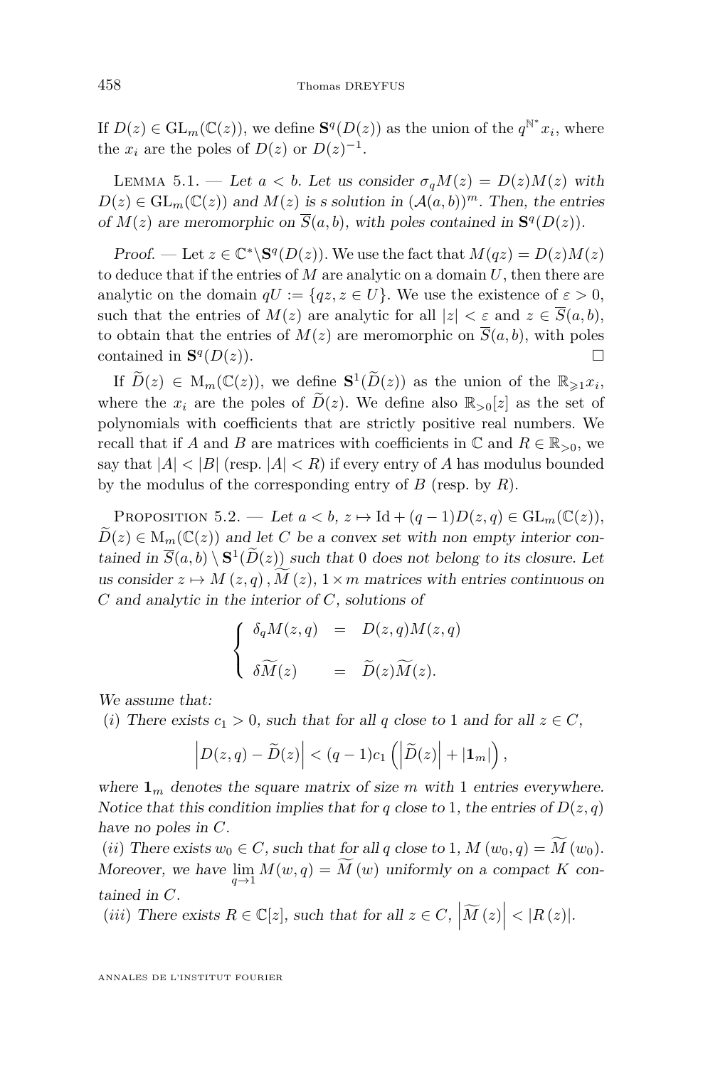If $D(z) \in \mathrm{GL}_m(\mathbb{C}(z))$, we define $\mathbf{S}^q(D(z))$ as the union of the $q^{\mathbb{N}^*}x_i$, where the $x_i$ are the poles of $D(z)$ or $D(z)^{-1}$.

Lemma 5.1. — *Let $a < b$. Let us consider $\sigma_q M(z) = D(z)M(z)$ with $D(z) \in \mathrm{GL}_m(\mathbb{C}(z))$ and $M(z)$ is s solution in $(\mathcal{A}(a,b))^m$. Then, the entries of $M(z)$ are meromorphic on $\overline{S}(a,b)$, with poles contained in $\mathbf{S}^q(D(z))$.*

*Proof.* — Let $z \in \mathbb{C}^* \setminus \mathbf{S}^q(D(z))$. We use the fact that $M(qz) = D(z)M(z)$ to deduce that if the entries of $M$ are analytic on a domain $U$, then there are analytic on the domain $qU := \{qz, z \in U\}$. We use the existence of $\varepsilon > 0$, such that the entries of $M(z)$ are analytic for all $|z| < \varepsilon$ and $z \in \overline{S}(a,b)$, to obtain that the entries of $M(z)$ are meromorphic on $\overline{S}(a,b)$, with poles contained in $\mathbf{S}^q(D(z))$. □

If $\widetilde{D}(z) \in \mathrm{M}_m(\mathbb{C}(z))$, we define $\mathbf{S}^1(\widetilde{D}(z))$ as the union of the $\mathbb{R}_{\geqslant 1}x_i$, where the $x_i$ are the poles of $\widetilde{D}(z)$. We define also $\mathbb{R}_{>0}[z]$ as the set of polynomials with coefficients that are strictly positive real numbers. We recall that if $A$ and $B$ are matrices with coefficients in $\mathbb{C}$ and $R \in \mathbb{R}_{>0}$, we say that $|A| < |B|$ (resp. $|A| < R$) if every entry of $A$ has modulus bounded by the modulus of the corresponding entry of $B$ (resp. by $R$).

Proposition 5.2. — *Let $a < b$, $z \mapsto \mathrm{Id} + (q-1)D(z,q) \in \mathrm{GL}_m(\mathbb{C}(z))$, $\widetilde{D}(z) \in \mathrm{M}_m(\mathbb{C}(z))$ and let $C$ be a convex set with non empty interior contained in $\overline{S}(a,b) \setminus \mathbf{S}^1(\widetilde{D}(z))$ such that $0$ does not belong to its closure. Let us consider $z \mapsto M(z,q), \widetilde{M}(z)$, $1 \times m$ matrices with entries continuous on $C$ and analytic in the interior of $C$, solutions of*

$$\begin{cases} \delta_q M(z,q) &= D(z,q)M(z,q) \\ \delta \widetilde{M}(z) &= \widetilde{D}(z)\widetilde{M}(z). \end{cases}$$

*We assume that:*

*$(i)$ There exists $c_1 > 0$, such that for all $q$ close to $1$ and for all $z \in C$,*

$$\left|D(z,q) - \widetilde{D}(z)\right| < (q-1)c_1 \left(\left|\widetilde{D}(z)\right| + |\mathbf{1}_m|\right),$$

*where $\mathbf{1}_m$ denotes the square matrix of size $m$ with $1$ entries everywhere. Notice that this condition implies that for $q$ close to $1$, the entries of $D(z,q)$ have no poles in $C$.*

*$(ii)$ There exists $w_0 \in C$, such that for all $q$ close to $1$, $M(w_0,q) = \widetilde{M}(w_0)$. Moreover, we have $\lim\limits_{q\to 1} M(w,q) = \widetilde{M}(w)$ uniformly on a compact $K$ contained in $C$.*

*$(iii)$ There exists $R \in \mathbb{C}[z]$, such that for all $z \in C$, $\left|\widetilde{M}(z)\right| < |R(z)|$.*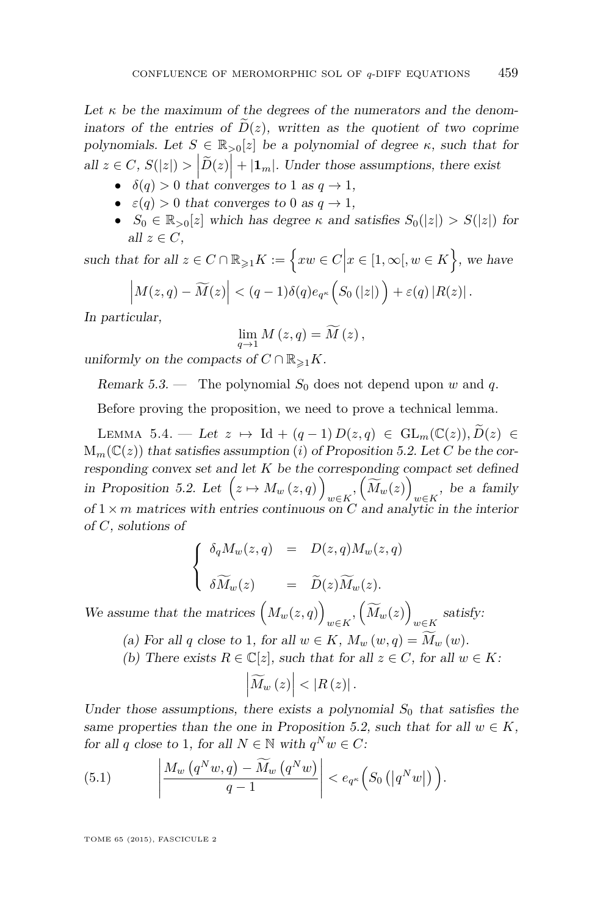*Let $\kappa$ be the maximum of the degrees of the numerators and the denominators of the entries of $\widetilde{D}(z)$, written as the quotient of two coprime polynomials. Let $S \in \mathbb{R}_{>0}[z]$ be a polynomial of degree $\kappa$, such that for all $z \in C$, $S(|z|) > \left|\widetilde{D}(z)\right| + |\mathbf{1}_m|$. Under those assumptions, there exist*

- *$\delta(q) > 0$ that converges to 1 as $q \to 1$,*
- *$\varepsilon(q) > 0$ that converges to 0 as $q \to 1$,*
- *$S_0 \in \mathbb{R}_{>0}[z]$ which has degree $\kappa$ and satisfies $S_0(|z|) > S(|z|)$ for all $z \in C$,*

*such that for all $z \in C \cap \mathbb{R}_{\geqslant 1}K := \left\{ xw \in C \middle| x \in [1, \infty[, w \in K \right\}$, we have*

$$\left|M(z,q) - \widetilde{M}(z)\right| < (q-1)\delta(q) e_{q^\kappa}\Big(S_0\left(|z|\right)\Big) + \varepsilon(q)\left|R(z)\right|.$$

*In particular,*

$$\lim_{q \to 1} M\left(z,q\right) = \widetilde{M}\left(z\right),$$

*uniformly on the compacts of $C \cap \mathbb{R}_{\geqslant 1}K$.*

*Remark 5.3.* — The polynomial $S_0$ does not depend upon $w$ and $q$.

Before proving the proposition, we need to prove a technical lemma.

Lemma 5.4. — *Let $z \mapsto \mathrm{Id} + (q-1)\, D(z,q) \in \mathrm{GL}_m(\mathbb{C}(z))$, $\widetilde{D}(z) \in \mathrm{M}_m(\mathbb{C}(z))$ that satisfies assumption $(i)$ of Proposition 5.2. Let $C$ be the corresponding convex set and let $K$ be the corresponding compact set defined in Proposition 5.2. Let $\Big(z \mapsto M_w\left(z,q\right)\Big)_{w \in K}$, $\Big(\widetilde{M}_w(z)\Big)_{w \in K}$, be a family of $1 \times m$ matrices with entries continuous on $C$ and analytic in the interior of $C$, solutions of*

$$\begin{cases} \delta_q M_w(z,q) &= D(z,q) M_w(z,q) \\ \\ \delta \widetilde{M}_w(z) &= \widetilde{D}(z) \widetilde{M}_w(z). \end{cases}$$

*We assume that the matrices $\Big(M_w(z,q)\Big)_{w \in K}$, $\Big(\widetilde{M}_w(z)\Big)_{w \in K}$ satisfy:*

*(a) For all $q$ close to 1, for all $w \in K$, $M_w\left(w,q\right) = \widetilde{M}_w\left(w\right)$.*

*(b) There exists $R \in \mathbb{C}[z]$, such that for all $z \in C$, for all $w \in K$:*

$$\left|\widetilde{M}_w\left(z\right)\right| < \left|R\left(z\right)\right|.$$

*Under those assumptions, there exists a polynomial $S_0$ that satisfies the same properties than the one in Proposition 5.2, such that for all $w \in K$, for all $q$ close to 1, for all $N \in \mathbb{N}$ with $q^N w \in C$:*

$$\left|\frac{M_w\left(q^N w, q\right) - \widetilde{M}_w\left(q^N w\right)}{q-1}\right| < e_{q^\kappa}\Big(S_0\left(\left|q^N w\right|\right)\Big). \tag{5.1}$$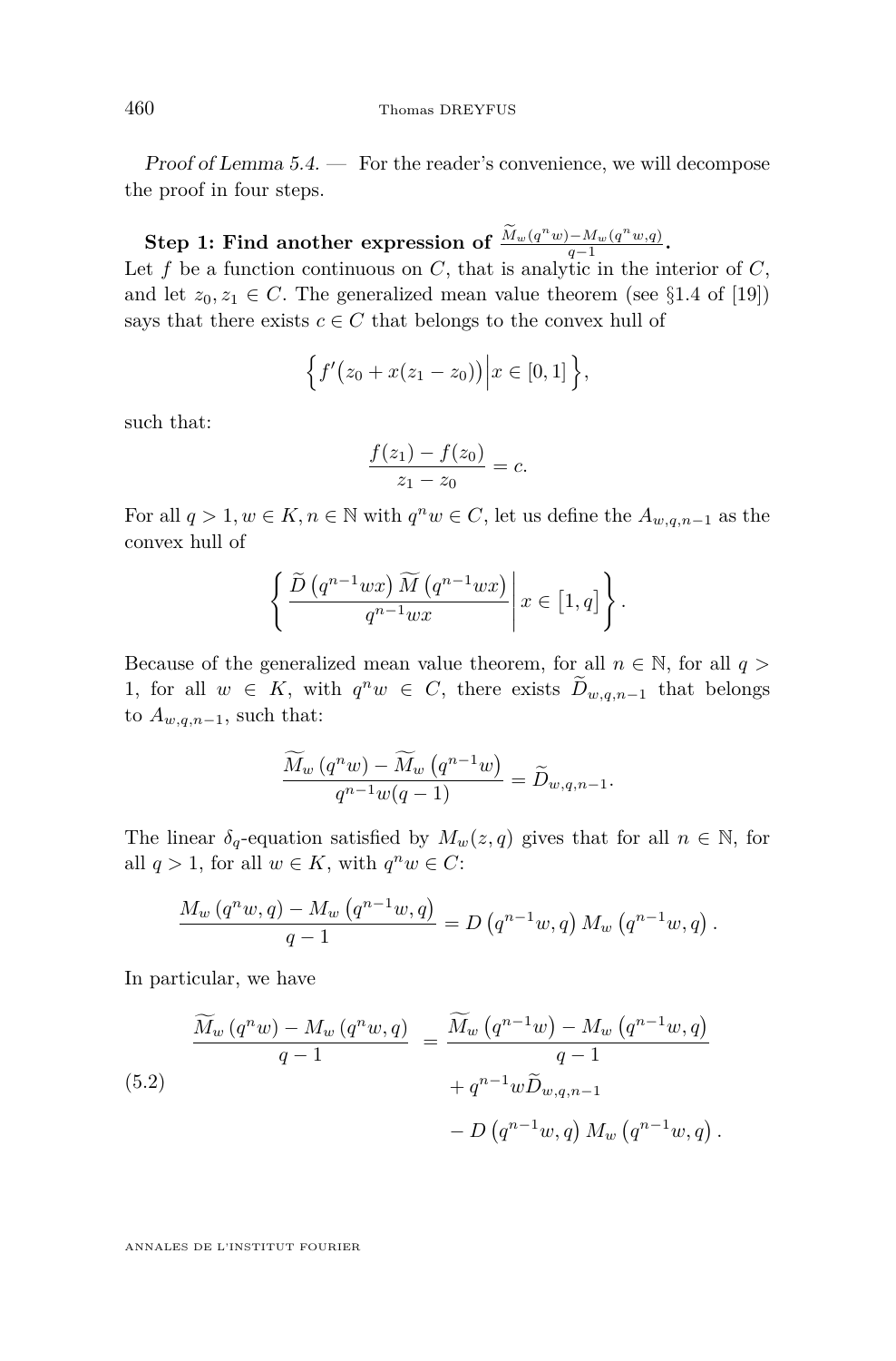*Proof of Lemma 5.4.* — For the reader's convenience, we will decompose the proof in four steps.

**Step 1: Find another expression of $\frac{\widetilde{M}_w(q^n w)-M_w(q^n w,q)}{q-1}$.**
Let $f$ be a function continuous on $C$, that is analytic in the interior of $C$, and let $z_0, z_1 \in C$. The generalized mean value theorem (see §1.4 of [19]) says that there exists $c \in C$ that belongs to the convex hull of

$$\left\{ f'\big(z_0 + x(z_1 - z_0)\big) \middle| x \in [0,1] \right\},$$

such that:

$$\frac{f(z_1) - f(z_0)}{z_1 - z_0} = c.$$

For all $q > 1, w \in K, n \in \mathbb{N}$ with $q^n w \in C$, let us define the $A_{w,q,n-1}$ as the convex hull of

$$\left\{ \frac{\widetilde{D}\left(q^{n-1}wx\right)\widetilde{M}\left(q^{n-1}wx\right)}{q^{n-1}wx} \middle| x \in \left[1, q\right] \right\}.$$

Because of the generalized mean value theorem, for all $n \in \mathbb{N}$, for all $q > 1$, for all $w \in K$, with $q^n w \in C$, there exists $\widetilde{D}_{w,q,n-1}$ that belongs to $A_{w,q,n-1}$, such that:

$$\frac{\widetilde{M}_w\left(q^n w\right) - \widetilde{M}_w\left(q^{n-1}w\right)}{q^{n-1}w(q-1)} = \widetilde{D}_{w,q,n-1}.$$

The linear $\delta_q$-equation satisfied by $M_w(z,q)$ gives that for all $n \in \mathbb{N}$, for all $q > 1$, for all $w \in K$, with $q^n w \in C$:

$$\frac{M_w\left(q^n w, q\right) - M_w\left(q^{n-1}w, q\right)}{q-1} = D\left(q^{n-1}w, q\right) M_w\left(q^{n-1}w, q\right).$$

In particular, we have

$$\begin{aligned}
\frac{\widetilde{M}_w\left(q^n w\right) - M_w\left(q^n w, q\right)}{q-1} &= \frac{\widetilde{M}_w\left(q^{n-1}w\right) - M_w\left(q^{n-1}w, q\right)}{q-1} \\
&\quad + q^{n-1}w\widetilde{D}_{w,q,n-1} \\
&\quad - D\left(q^{n-1}w, q\right) M_w\left(q^{n-1}w, q\right).
\end{aligned} \tag{5.2}$$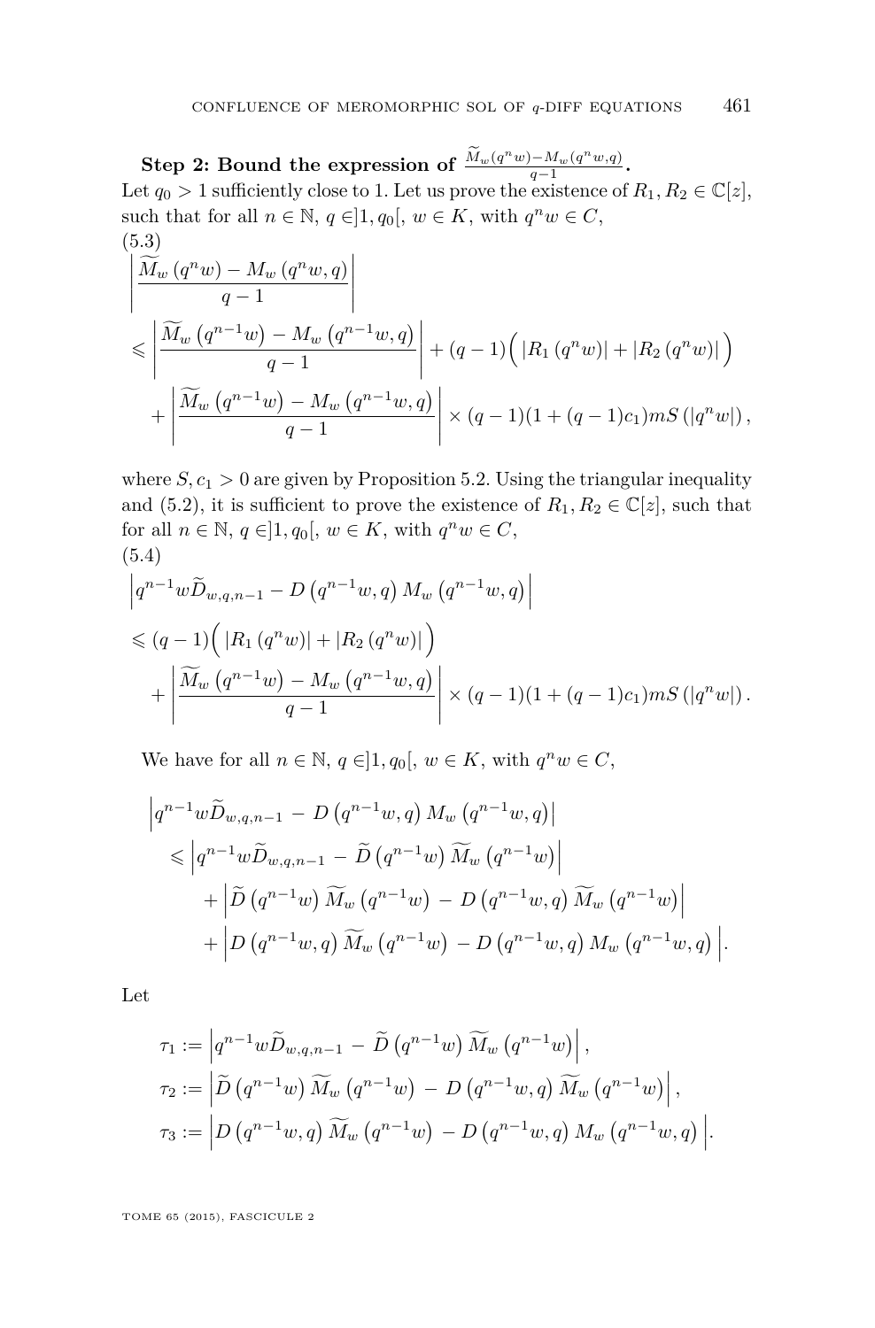**Step 2: Bound the expression of $\frac{\widetilde{M}_w(q^n w) - M_w(q^n w, q)}{q-1}$.**
Let $q_0 > 1$ sufficiently close to 1. Let us prove the existence of $R_1, R_2 \in \mathbb{C}[z]$, such that for all $n \in \mathbb{N}$, $q \in ]1, q_0[$, $w \in K$, with $q^n w \in C$,

(5.3)
$$
\begin{aligned}
&\left| \frac{\widetilde{M}_w\left(q^n w\right) - M_w\left(q^n w, q\right)}{q-1} \right| \\
&\leqslant \left| \frac{\widetilde{M}_w\left(q^{n-1} w\right) - M_w\left(q^{n-1} w, q\right)}{q-1} \right| + (q-1)\Big( \left|R_1\left(q^n w\right)\right| + \left|R_2\left(q^n w\right)\right| \Big) \\
&\quad + \left| \frac{\widetilde{M}_w\left(q^{n-1} w\right) - M_w\left(q^{n-1} w, q\right)}{q-1} \right| \times (q-1)(1+(q-1)c_1) m S\left(\left|q^n w\right|\right),
\end{aligned}
$$

where $S, c_1 > 0$ are given by Proposition 5.2. Using the triangular inequality and (5.2), it is sufficient to prove the existence of $R_1, R_2 \in \mathbb{C}[z]$, such that for all $n \in \mathbb{N}$, $q \in ]1, q_0[$, $w \in K$, with $q^n w \in C$,

(5.4)
$$
\begin{aligned}
&\left| q^{n-1} w \widetilde{D}_{w,q,n-1} - D\left(q^{n-1} w, q\right) M_w\left(q^{n-1} w, q\right) \right| \\
&\leqslant (q-1)\Big( \left|R_1\left(q^n w\right)\right| + \left|R_2\left(q^n w\right)\right| \Big) \\
&\quad + \left| \frac{\widetilde{M}_w\left(q^{n-1} w\right) - M_w\left(q^{n-1} w, q\right)}{q-1} \right| \times (q-1)(1+(q-1)c_1) m S\left(\left|q^n w\right|\right).
\end{aligned}
$$

We have for all $n \in \mathbb{N}$, $q \in ]1, q_0[$, $w \in K$, with $q^n w \in C$,

$$
\begin{aligned}
&\left| q^{n-1} w \widetilde{D}_{w,q,n-1} - D\left(q^{n-1} w, q\right) M_w\left(q^{n-1} w, q\right) \right| \\
&\quad \leqslant \left| q^{n-1} w \widetilde{D}_{w,q,n-1} - \widetilde{D}\left(q^{n-1} w\right) \widetilde{M}_w\left(q^{n-1} w\right) \right| \\
&\qquad + \left| \widetilde{D}\left(q^{n-1} w\right) \widetilde{M}_w\left(q^{n-1} w\right) - D\left(q^{n-1} w, q\right) \widetilde{M}_w\left(q^{n-1} w\right) \right| \\
&\qquad + \left| D\left(q^{n-1} w, q\right) \widetilde{M}_w\left(q^{n-1} w\right) - D\left(q^{n-1} w, q\right) M_w\left(q^{n-1} w, q\right) \right|.
\end{aligned}
$$

Let

$$
\begin{aligned}
\tau_1 &:= \left| q^{n-1} w \widetilde{D}_{w,q,n-1} - \widetilde{D}\left(q^{n-1} w\right) \widetilde{M}_w\left(q^{n-1} w\right) \right|, \\
\tau_2 &:= \left| \widetilde{D}\left(q^{n-1} w\right) \widetilde{M}_w\left(q^{n-1} w\right) - D\left(q^{n-1} w, q\right) \widetilde{M}_w\left(q^{n-1} w\right) \right|, \\
\tau_3 &:= \left| D\left(q^{n-1} w, q\right) \widetilde{M}_w\left(q^{n-1} w\right) - D\left(q^{n-1} w, q\right) M_w\left(q^{n-1} w, q\right) \right|.
\end{aligned}
$$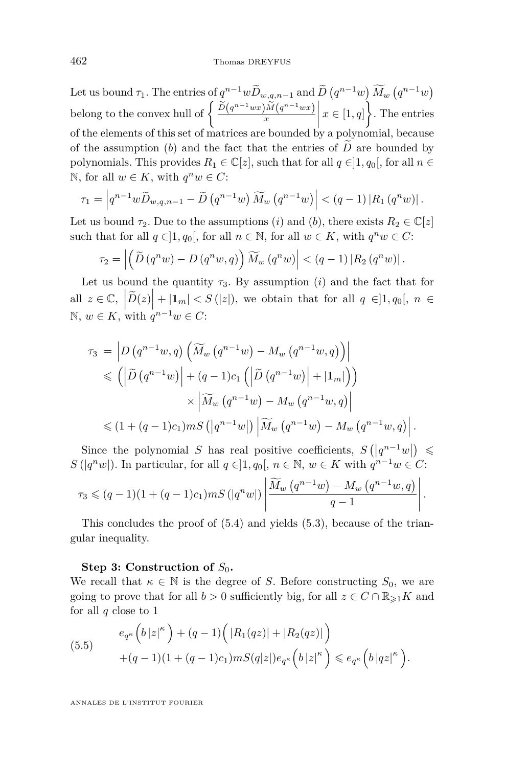Let us bound $\tau_1$. The entries of $q^{n-1}w\widetilde{D}_{w,q,n-1}$ and $\widetilde{D}\left(q^{n-1}w\right)\widetilde{M}_w\left(q^{n-1}w\right)$ belong to the convex hull of $\left\{ \frac{\widetilde{D}\left(q^{n-1}wx\right)\widetilde{M}\left(q^{n-1}wx\right)}{x} \middle| x \in [1,q] \right\}$. The entries of the elements of this set of matrices are bounded by a polynomial, because of the assumption $(b)$ and the fact that the entries of $\widetilde{D}$ are bounded by polynomials. This provides $R_1 \in \mathbb{C}[z]$, such that for all $q \in ]1, q_0[$, for all $n \in \mathbb{N}$, for all $w \in K$, with $q^n w \in C$:

$$\tau_1 = \left| q^{n-1}w\widetilde{D}_{w,q,n-1} - \widetilde{D}\left(q^{n-1}w\right)\widetilde{M}_w\left(q^{n-1}w\right) \right| < (q-1)\left|R_1\left(q^n w\right)\right|.$$

Let us bound $\tau_2$. Due to the assumptions $(i)$ and $(b)$, there exists $R_2 \in \mathbb{C}[z]$ such that for all $q \in ]1, q_0[$, for all $n \in \mathbb{N}$, for all $w \in K$, with $q^n w \in C$:

$$\tau_2 = \left| \left(\widetilde{D}\left(q^n w\right) - D\left(q^n w, q\right)\right)\widetilde{M}_w\left(q^n w\right) \right| < (q-1)\left|R_2\left(q^n w\right)\right|.$$

Let us bound the quantity $\tau_3$. By assumption $(i)$ and the fact that for all $z \in \mathbb{C}$, $\left|\widetilde{D}(z)\right| + |\mathbf{1}_m| < S(|z|)$, we obtain that for all $q \in ]1, q_0[$, $n \in \mathbb{N}$, $w \in K$, with $q^{n-1}w \in C$:

$$\begin{aligned}
\tau_3 &= \left| D\left(q^{n-1}w, q\right)\left(\widetilde{M}_w\left(q^{n-1}w\right) - M_w\left(q^{n-1}w, q\right)\right) \right| \\
&\leqslant \left( \left|\widetilde{D}\left(q^{n-1}w\right)\right| + (q-1)c_1\left( \left|\widetilde{D}\left(q^{n-1}w\right)\right| + |\mathbf{1}_m| \right) \right) \\
&\qquad \times \left| \widetilde{M}_w\left(q^{n-1}w\right) - M_w\left(q^{n-1}w, q\right) \right| \\
&\leqslant (1 + (q-1)c_1)mS\left(\left|q^{n-1}w\right|\right)\left| \widetilde{M}_w\left(q^{n-1}w\right) - M_w\left(q^{n-1}w, q\right) \right|.
\end{aligned}$$

Since the polynomial $S$ has real positive coefficients, $S\left(\left|q^{n-1}w\right|\right) \leqslant S\left(\left|q^n w\right|\right)$. In particular, for all $q \in ]1, q_0[$, $n \in \mathbb{N}$, $w \in K$ with $q^{n-1}w \in C$:

$$\tau_3 \leqslant (q-1)(1 + (q-1)c_1)mS\left(\left|q^n w\right|\right)\left| \frac{\widetilde{M}_w\left(q^{n-1}w\right) - M_w\left(q^{n-1}w, q\right)}{q-1} \right|.$$

This concludes the proof of (5.4) and yields (5.3), because of the triangular inequality.

**Step 3: Construction of $S_0$.**
We recall that $\kappa \in \mathbb{N}$ is the degree of $S$. Before constructing $S_0$, we are going to prove that for all $b > 0$ sufficiently big, for all $z \in C \cap \mathbb{R}_{\geqslant 1}K$ and for all $q$ close to 1

$$\begin{aligned}
&e_{q^\kappa}\left(b\,|z|^\kappa\right) + (q-1)\Big( |R_1(qz)| + |R_2(qz)| \Big) \\
&\quad + (q-1)(1 + (q-1)c_1)mS(q|z|)e_{q^\kappa}\Big(b\,|z|^\kappa\Big) \leqslant e_{q^\kappa}\Big(b\,|qz|^\kappa\Big).
\end{aligned} \tag{5.5}$$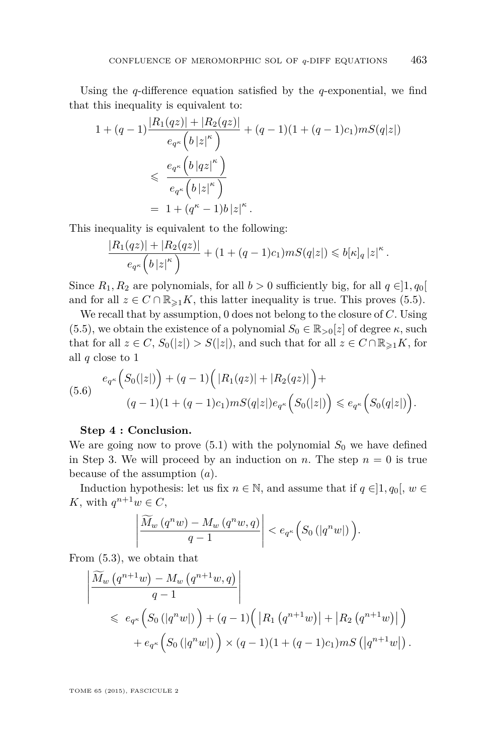Using the $q$-difference equation satisfied by the $q$-exponential, we find that this inequality is equivalent to:

$$
\begin{aligned}
1+(q-1)\frac{|R_1(qz)|+|R_2(qz)|}{e_{q^\kappa}\Big(b\,|z|^\kappa\Big)}&+(q-1)(1+(q-1)c_1)mS(q|z|)\\
&\leqslant \frac{e_{q^\kappa}\Big(b\,|qz|^\kappa\Big)}{e_{q^\kappa}\Big(b\,|z|^\kappa\Big)}\\
&= 1+(q^\kappa-1)b\,|z|^\kappa .
\end{aligned}
$$

This inequality is equivalent to the following:

$$
\frac{|R_1(qz)|+|R_2(qz)|}{e_{q^\kappa}\Big(b\,|z|^\kappa\Big)}+(1+(q-1)c_1)mS(q|z|)\leqslant b[\kappa]_q\,|z|^\kappa .
$$

Since $R_1, R_2$ are polynomials, for all $b>0$ sufficiently big, for all $q\in ]1,q_0[$ and for all $z\in C\cap\mathbb{R}_{\geqslant 1}K$, this latter inequality is true. This proves (5.5).

We recall that by assumption, 0 does not belong to the closure of $C$. Using (5.5), we obtain the existence of a polynomial $S_0\in\mathbb{R}_{>0}[z]$ of degree $\kappa$, such that for all $z\in C$, $S_0(|z|)>S(|z|)$, and such that for all $z\in C\cap\mathbb{R}_{\geqslant 1}K$, for all $q$ close to 1

$$
\begin{aligned}
e_{q^\kappa}\Big(S_0(|z|)\Big)+(q-1)\Big(\,|R_1(qz)|+|R_2(qz)|\,\Big)+&\\
(q-1)(1+(q-1)c_1)mS(q|z|)e_{q^\kappa}\Big(S_0(|z|)\Big)&\leqslant e_{q^\kappa}\Big(S_0(q|z|)\Big).
\end{aligned}\tag{5.6}
$$

**Step 4 : Conclusion.**

We are going now to prove (5.1) with the polynomial $S_0$ we have defined in Step 3. We will proceed by an induction on $n$. The step $n=0$ is true because of the assumption ($a$).

Induction hypothesis: let us fix $n\in\mathbb{N}$, and assume that if $q\in]1,q_0[$, $w\in K$, with $q^{n+1}w\in C$,

$$
\left|\frac{\widetilde{M}_w\left(q^n w\right)-M_w\left(q^n w,q\right)}{q-1}\right|<e_{q^\kappa}\Big(S_0\left(|q^n w|\right)\Big).
$$

From (5.3), we obtain that

$$
\begin{aligned}
&\left|\frac{\widetilde{M}_w\left(q^{n+1} w\right)-M_w\left(q^{n+1} w,q\right)}{q-1}\right|\\
&\quad\leqslant e_{q^\kappa}\Big(S_0\left(|q^n w|\right)\Big)+(q-1)\Big(\left|R_1\left(q^{n+1}w\right)\right|+\left|R_2\left(q^{n+1}w\right)\right|\Big)\\
&\qquad+e_{q^\kappa}\Big(S_0\left(|q^n w|\right)\Big)\times(q-1)(1+(q-1)c_1)mS\left(\left|q^{n+1}w\right|\right).
\end{aligned}
$$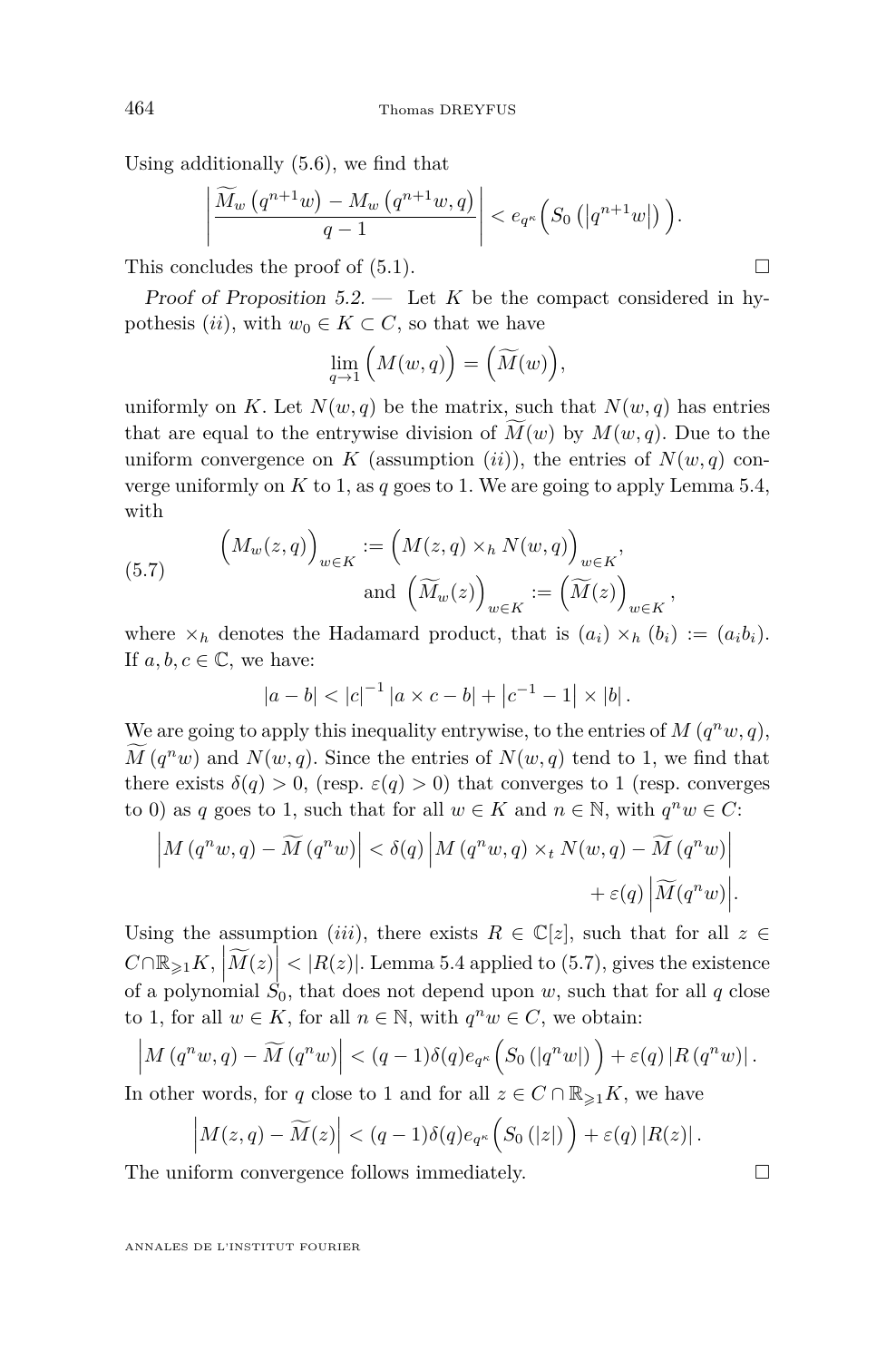Using additionally (5.6), we find that

$$\left|\frac{\widetilde{M}_w\left(q^{n+1}w\right)-M_w\left(q^{n+1}w,q\right)}{q-1}\right| < e_{q^{\kappa}}\Big(S_0\left(\left|q^{n+1}w\right|\right)\Big).$$

This concludes the proof of (5.1). □

*Proof of Proposition 5.2.* — Let $K$ be the compact considered in hypothesis $(ii)$, with $w_0\in K\subset C$, so that we have

$$\lim_{q\to 1}\Big(M(w,q)\Big)=\Big(\widetilde{M}(w)\Big),$$

uniformly on $K$. Let $N(w,q)$ be the matrix, such that $N(w,q)$ has entries that are equal to the entrywise division of $\widetilde{M}(w)$ by $M(w,q)$. Due to the uniform convergence on $K$ (assumption $(ii)$), the entries of $N(w,q)$ converge uniformly on $K$ to 1, as $q$ goes to 1. We are going to apply Lemma 5.4, with

$$\begin{aligned}\Big(M_w(z,q)\Big)_{w\in K} &:= \Big(M(z,q)\times_h N(w,q)\Big)_{w\in K},\\ \text{and } \Big(\widetilde{M}_w(z)\Big)_{w\in K} &:= \Big(\widetilde{M}(z)\Big)_{w\in K},\end{aligned} \tag{5.7}$$

where $\times_h$ denotes the Hadamard product, that is $(a_i)\times_h(b_i):=(a_ib_i)$. If $a,b,c\in\mathbb{C}$, we have:

$$|a-b|<|c|^{-1}|a\times c-b|+\left|c^{-1}-1\right|\times|b|.$$

We are going to apply this inequality entrywise, to the entries of $M\left(q^nw,q\right)$, $\widetilde{M}\left(q^nw\right)$ and $N(w,q)$. Since the entries of $N(w,q)$ tend to 1, we find that there exists $\delta(q)>0$, (resp. $\varepsilon(q)>0$) that converges to 1 (resp. converges to 0) as $q$ goes to 1, such that for all $w\in K$ and $n\in\mathbb{N}$, with $q^nw\in C$:

$$\begin{aligned}\left|M\left(q^nw,q\right)-\widetilde{M}\left(q^nw\right)\right| < \delta(q)\left|M\left(q^nw,q\right)\times_t N(w,q)-\widetilde{M}\left(q^nw\right)\right|\\ +\varepsilon(q)\left|\widetilde{M}(q^nw)\right|.\end{aligned}$$

Using the assumption $(iii)$, there exists $R\in\mathbb{C}[z]$, such that for all $z\in C\cap\mathbb{R}_{\geqslant 1}K$, $\left|\widetilde{M}(z)\right|<|R(z)|$. Lemma 5.4 applied to (5.7), gives the existence of a polynomial $S_0$, that does not depend upon $w$, such that for all $q$ close to 1, for all $w\in K$, for all $n\in\mathbb{N}$, with $q^nw\in C$, we obtain:

$$\left|M\left(q^nw,q\right)-\widetilde{M}\left(q^nw\right)\right| < (q-1)\delta(q)e_{q^{\kappa}}\Big(S_0\left(|q^nw|\right)\Big)+\varepsilon(q)\left|R\left(q^nw\right)\right|.$$

In other words, for $q$ close to 1 and for all $z\in C\cap\mathbb{R}_{\geqslant 1}K$, we have

$$\left|M(z,q)-\widetilde{M}(z)\right| < (q-1)\delta(q)e_{q^{\kappa}}\Big(S_0\left(|z|\right)\Big)+\varepsilon(q)\left|R(z)\right|.$$

The uniform convergence follows immediately. □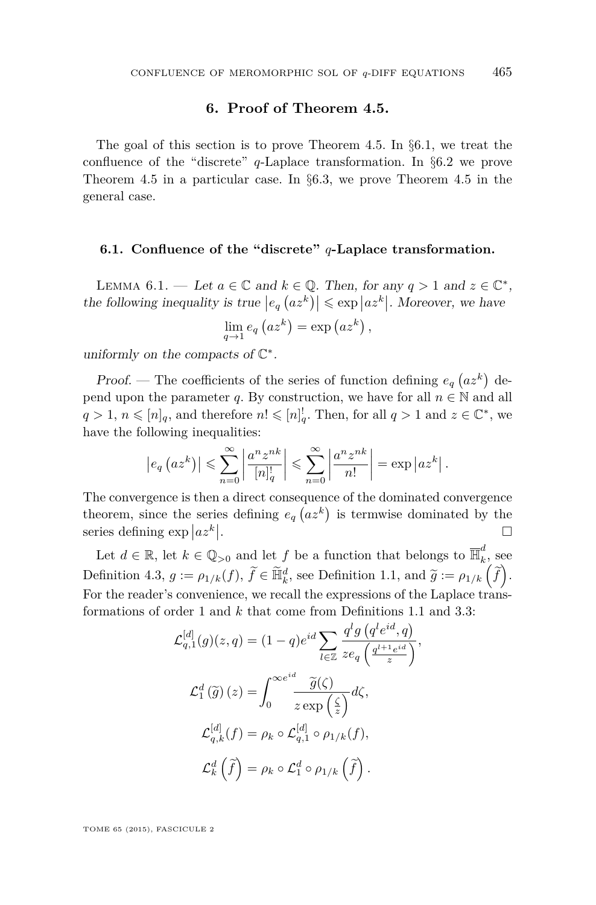## 6. Proof of Theorem 4.5.

The goal of this section is to prove Theorem 4.5. In §6.1, we treat the confluence of the "discrete" $q$-Laplace transformation. In §6.2 we prove Theorem 4.5 in a particular case. In §6.3, we prove Theorem 4.5 in the general case.

### 6.1. Confluence of the "discrete" $q$-Laplace transformation.

Lemma 6.1. — *Let $a \in \mathbb{C}$ and $k \in \mathbb{Q}$. Then, for any $q > 1$ and $z \in \mathbb{C}^*$, the following inequality is true $\left|e_q\left(az^k\right)\right| \leqslant \exp\left|az^k\right|$. Moreover, we have*

$$\lim_{q\to 1} e_q\left(az^k\right) = \exp\left(az^k\right),$$

*uniformly on the compacts of $\mathbb{C}^*$.*

*Proof.* — The coefficients of the series of function defining $e_q\left(az^k\right)$ depend upon the parameter $q$. By construction, we have for all $n \in \mathbb{N}$ and all $q > 1$, $n \leqslant [n]_q$, and therefore $n! \leqslant [n]_q^!$. Then, for all $q > 1$ and $z \in \mathbb{C}^*$, we have the following inequalities:

$$\left|e_q\left(az^k\right)\right| \leqslant \sum_{n=0}^{\infty}\left|\frac{a^n z^{nk}}{[n]_q^!}\right| \leqslant \sum_{n=0}^{\infty}\left|\frac{a^n z^{nk}}{n!}\right| = \exp\left|az^k\right|.$$

The convergence is then a direct consequence of the dominated convergence theorem, since the series defining $e_q\left(az^k\right)$ is termwise dominated by the series defining $\exp\left|az^k\right|$. □

Let $d \in \mathbb{R}$, let $k \in \mathbb{Q}_{>0}$ and let $f$ be a function that belongs to $\overline{\mathbb{H}}_k^d$, see Definition 4.3, $g := \rho_{1/k}(f)$, $\widetilde{f} \in \widetilde{\mathbb{H}}_k^d$, see Definition 1.1, and $\widetilde{g} := \rho_{1/k}\left(\widetilde{f}\right)$. For the reader's convenience, we recall the expressions of the Laplace transformations of order 1 and $k$ that come from Definitions 1.1 and 3.3:

$$\mathcal{L}_{q,1}^{[d]}(g)(z,q) = (1-q)e^{id}\sum_{l\in\mathbb{Z}}\frac{q^l g\left(q^l e^{id},q\right)}{z e_q\left(\frac{q^{l+1}e^{id}}{z}\right)},$$

$$\mathcal{L}_1^d\left(\widetilde{g}\right)(z) = \int_0^{\infty e^{id}}\frac{\widetilde{g}(\zeta)}{z\exp\left(\frac{\zeta}{z}\right)}d\zeta,$$

$$\mathcal{L}_{q,k}^{[d]}(f) = \rho_k \circ \mathcal{L}_{q,1}^{[d]} \circ \rho_{1/k}(f),$$

$$\mathcal{L}_k^d\left(\widetilde{f}\right) = \rho_k \circ \mathcal{L}_1^d \circ \rho_{1/k}\left(\widetilde{f}\right).$$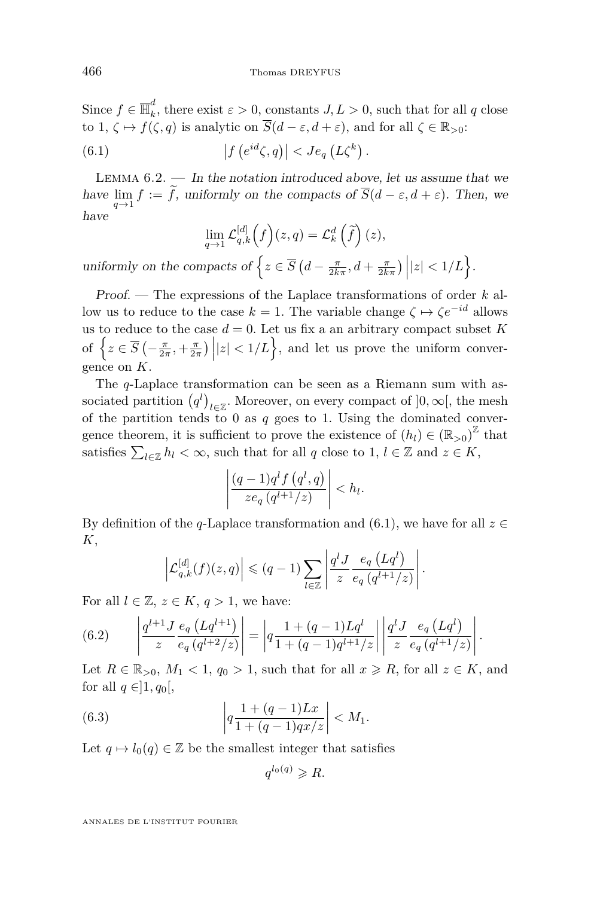Since $f \in \overline{\mathbb{H}}_k^d$, there exist $\varepsilon > 0$, constants $J, L > 0$, such that for all $q$ close to 1, $\zeta \mapsto f(\zeta, q)$ is analytic on $\overline{S}(d-\varepsilon, d+\varepsilon)$, and for all $\zeta \in \mathbb{R}_{>0}$:

$$\left|f\left(e^{id}\zeta, q\right)\right| < J e_q\left(L\zeta^k\right). \tag{6.1}$$

Lemma 6.2. — *In the notation introduced above, let us assume that we have $\lim_{q\to 1} f := \widetilde{f}$, uniformly on the compacts of $\overline{S}(d-\varepsilon, d+\varepsilon)$. Then, we have*

$$\lim_{q\to 1} \mathcal{L}_{q,k}^{[d]}\Big(f\Big)(z,q) = \mathcal{L}_k^d\left(\widetilde{f}\right)(z),$$

*uniformly on the compacts of* $\left\{z \in \overline{S}\left(d - \frac{\pi}{2k\pi}, d + \frac{\pi}{2k\pi}\right) \Big| |z| < 1/L\right\}$.

*Proof.* — The expressions of the Laplace transformations of order $k$ allow us to reduce to the case $k = 1$. The variable change $\zeta \mapsto \zeta e^{-id}$ allows us to reduce to the case $d = 0$. Let us fix a an arbitrary compact subset $K$ of $\left\{z \in \overline{S}\left(-\frac{\pi}{2\pi}, +\frac{\pi}{2\pi}\right) \Big| |z| < 1/L\right\}$, and let us prove the uniform convergence on $K$.

The $q$-Laplace transformation can be seen as a Riemann sum with associated partition $\left(q^l\right)_{l\in\mathbb{Z}}$. Moreover, on every compact of $]0,\infty[$, the mesh of the partition tends to 0 as $q$ goes to 1. Using the dominated convergence theorem, it is sufficient to prove the existence of $(h_l) \in (\mathbb{R}_{>0})^{\mathbb{Z}}$ that satisfies $\sum_{l\in\mathbb{Z}} h_l < \infty$, such that for all $q$ close to 1, $l \in \mathbb{Z}$ and $z \in K$,

$$\left|\frac{(q-1)q^l f\left(q^l, q\right)}{z e_q\left(q^{l+1}/z\right)}\right| < h_l.$$

By definition of the $q$-Laplace transformation and (6.1), we have for all $z \in K$,

$$\left|\mathcal{L}_{q,k}^{[d]}(f)(z,q)\right| \leqslant (q-1)\sum_{l\in\mathbb{Z}} \left|\frac{q^l J}{z} \frac{e_q\left(Lq^l\right)}{e_q\left(q^{l+1}/z\right)}\right|.$$

For all $l \in \mathbb{Z}$, $z \in K$, $q > 1$, we have:

$$\left|\frac{q^{l+1} J}{z} \frac{e_q\left(Lq^{l+1}\right)}{e_q\left(q^{l+2}/z\right)}\right| = \left|q\frac{1+(q-1)Lq^l}{1+(q-1)q^{l+1}/z}\right| \left|\frac{q^l J}{z} \frac{e_q\left(Lq^l\right)}{e_q\left(q^{l+1}/z\right)}\right|. \tag{6.2}$$

Let $R \in \mathbb{R}_{>0}$, $M_1 < 1$, $q_0 > 1$, such that for all $x \geqslant R$, for all $z \in K$, and for all $q \in ]1, q_0[$,

$$\left|q\frac{1+(q-1)Lx}{1+(q-1)qx/z}\right| < M_1. \tag{6.3}$$

Let $q \mapsto l_0(q) \in \mathbb{Z}$ be the smallest integer that satisfies

$$q^{l_0(q)} \geqslant R.$$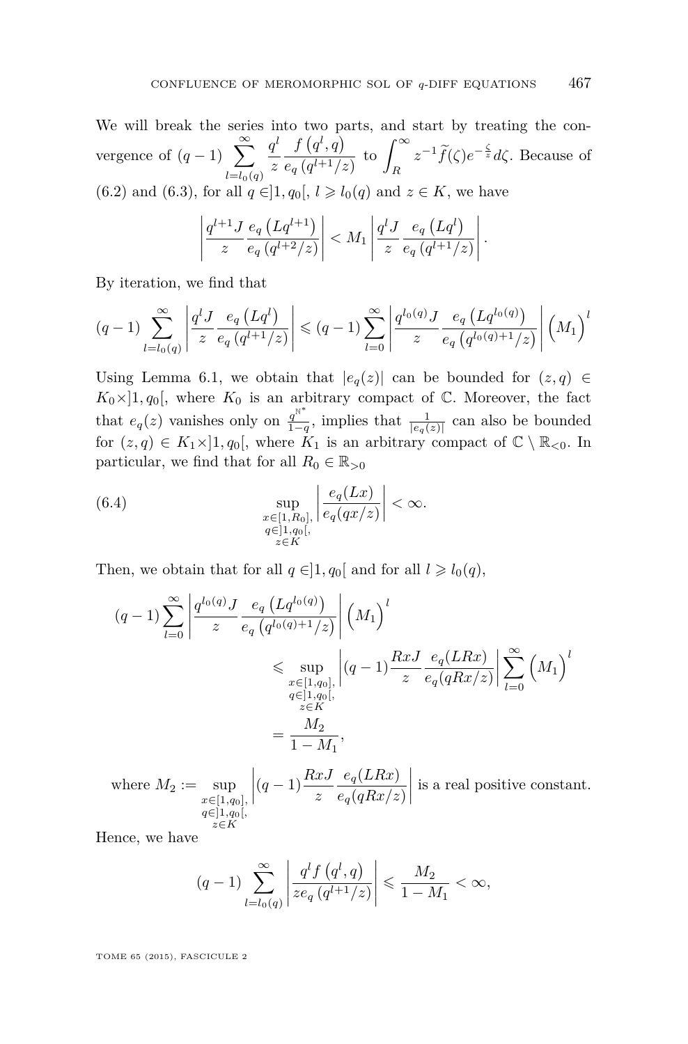We will break the series into two parts, and start by treating the convergence of $(q-1)\displaystyle\sum_{l=l_0(q)}^{\infty}\frac{q^l}{z}\frac{f\left(q^l,q\right)}{e_q\left(q^{l+1}/z\right)}$ to $\displaystyle\int_R^{\infty} z^{-1}\widetilde{f}(\zeta)e^{-\frac{\zeta}{z}}d\zeta$. Because of (6.2) and (6.3), for all $q\in]1,q_0[$, $l\geqslant l_0(q)$ and $z\in K$, we have

$$\left|\frac{q^{l+1}J}{z}\frac{e_q\left(Lq^{l+1}\right)}{e_q\left(q^{l+2}/z\right)}\right|<M_1\left|\frac{q^lJ}{z}\frac{e_q\left(Lq^{l}\right)}{e_q\left(q^{l+1}/z\right)}\right|.$$

By iteration, we find that

$$(q-1)\sum_{l=l_0(q)}^{\infty}\left|\frac{q^lJ}{z}\frac{e_q\left(Lq^{l}\right)}{e_q\left(q^{l+1}/z\right)}\right|\leqslant(q-1)\sum_{l=0}^{\infty}\left|\frac{q^{l_0(q)}J}{z}\frac{e_q\left(Lq^{l_0(q)}\right)}{e_q\left(q^{l_0(q)+1}/z\right)}\right|\Big(M_1\Big)^l$$

Using Lemma 6.1, we obtain that $|e_q(z)|$ can be bounded for $(z,q)\in K_0\times]1,q_0[$, where $K_0$ is an arbitrary compact of $\mathbb{C}$. Moreover, the fact that $e_q(z)$ vanishes only on $\frac{q^{\mathbb{N}^*}}{1-q}$, implies that $\frac{1}{|e_q(z)|}$ can also be bounded for $(z,q)\in K_1\times]1,q_0[$, where $K_1$ is an arbitrary compact of $\mathbb{C}\setminus\mathbb{R}_{<0}$. In particular, we find that for all $R_0\in\mathbb{R}_{>0}$

$$\sup_{\substack{x\in[1,R_0],\\ q\in]1,q_0[,\\ z\in K}}\left|\frac{e_q(Lx)}{e_q(qx/z)}\right|<\infty. \tag{6.4}$$

Then, we obtain that for all $q\in]1,q_0[$ and for all $l\geqslant l_0(q)$,

$$\begin{aligned}(q-1)\sum_{l=0}^{\infty}&\left|\frac{q^{l_0(q)}J}{z}\frac{e_q\left(Lq^{l_0(q)}\right)}{e_q\left(q^{l_0(q)+1}/z\right)}\right|\Big(M_1\Big)^l\\
&\leqslant\sup_{\substack{x\in[1,q_0],\\ q\in]1,q_0[,\\ z\in K}}\left|(q-1)\frac{RxJ}{z}\frac{e_q(LRx)}{e_q(qRx/z)}\right|\sum_{l=0}^{\infty}\Big(M_1\Big)^l\\
&=\frac{M_2}{1-M_1},\end{aligned}$$

where $M_2:=\displaystyle\sup_{\substack{x\in[1,q_0],\\ q\in]1,q_0[,\\ z\in K}}\left|(q-1)\frac{RxJ}{z}\frac{e_q(LRx)}{e_q(qRx/z)}\right|$ is a real positive constant.

Hence, we have

$$(q-1)\sum_{l=l_0(q)}^{\infty}\left|\frac{q^lf\left(q^l,q\right)}{ze_q\left(q^{l+1}/z\right)}\right|\leqslant\frac{M_2}{1-M_1}<\infty,$$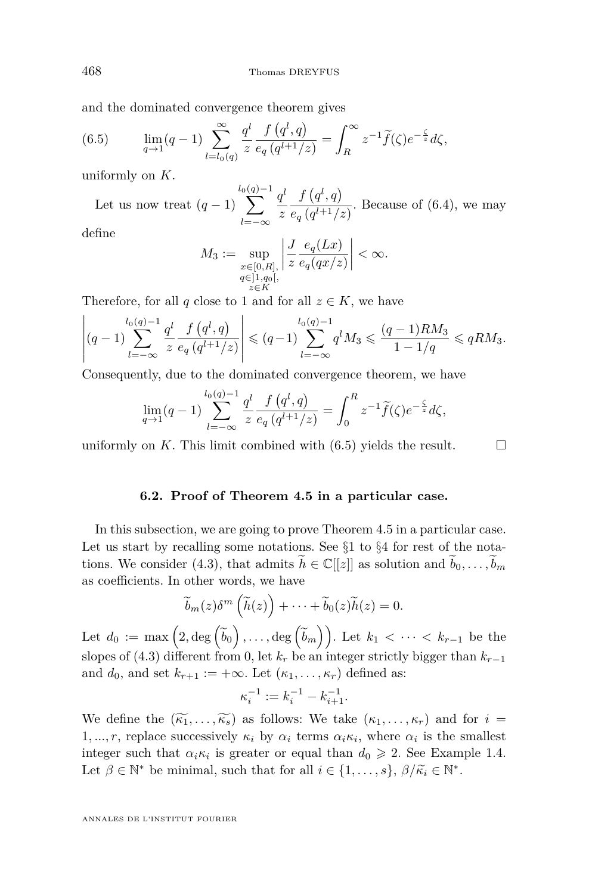and the dominated convergence theorem gives

$$\lim_{q\to 1}(q-1)\sum_{l=l_0(q)}^{\infty}\frac{q^l}{z}\frac{f\left(q^l,q\right)}{e_q\left(q^{l+1}/z\right)}=\int_R^{\infty}z^{-1}\widetilde{f}(\zeta)e^{-\frac{\zeta}{z}}d\zeta, \tag{6.5}$$

uniformly on $K$.

Let us now treat $(q-1)\sum_{l=-\infty}^{l_0(q)-1}\frac{q^l}{z}\frac{f\left(q^l,q\right)}{e_q\left(q^{l+1}/z\right)}$. Because of (6.4), we may define

$$M_3:=\sup_{\substack{x\in[0,R],\\ q\in]1,q_0[,\\ z\in K}}\left|\frac{J}{z}\frac{e_q(Lx)}{e_q(qx/z)}\right|<\infty.$$

Therefore, for all $q$ close to 1 and for all $z\in K$, we have

$$\left|(q-1)\sum_{l=-\infty}^{l_0(q)-1}\frac{q^l}{z}\frac{f\left(q^l,q\right)}{e_q\left(q^{l+1}/z\right)}\right|\leqslant(q-1)\sum_{l=-\infty}^{l_0(q)-1}q^lM_3\leqslant\frac{(q-1)RM_3}{1-1/q}\leqslant qRM_3.$$

Consequently, due to the dominated convergence theorem, we have

$$\lim_{q\to 1}(q-1)\sum_{l=-\infty}^{l_0(q)-1}\frac{q^l}{z}\frac{f\left(q^l,q\right)}{e_q\left(q^{l+1}/z\right)}=\int_0^{R}z^{-1}\widetilde{f}(\zeta)e^{-\frac{\zeta}{z}}d\zeta,$$

uniformly on $K$. This limit combined with (6.5) yields the result. □

### 6.2. Proof of Theorem 4.5 in a particular case.

In this subsection, we are going to prove Theorem 4.5 in a particular case. Let us start by recalling some notations. See §1 to §4 for rest of the notations. We consider (4.3), that admits $\widetilde{h}\in\mathbb{C}[[z]]$ as solution and $\widetilde{b}_0,\dots,\widetilde{b}_m$ as coefficients. In other words, we have

$$\widetilde{b}_m(z)\delta^m\left(\widetilde{h}(z)\right)+\cdots+\widetilde{b}_0(z)\widetilde{h}(z)=0.$$

Let $d_0:=\max\left(2,\deg\left(\widetilde{b}_0\right),\dots,\deg\left(\widetilde{b}_m\right)\right)$. Let $k_1<\cdots<k_{r-1}$ be the slopes of (4.3) different from 0, let $k_r$ be an integer strictly bigger than $k_{r-1}$ and $d_0$, and set $k_{r+1}:=+\infty$. Let $(\kappa_1,\dots,\kappa_r)$ defined as:

$$\kappa_i^{-1}:=k_i^{-1}-k_{i+1}^{-1}.$$

We define the $(\widetilde{\kappa_1},\dots,\widetilde{\kappa_s})$ as follows: We take $(\kappa_1,\dots,\kappa_r)$ and for $i=1,...,r$, replace successively $\kappa_i$ by $\alpha_i$ terms $\alpha_i\kappa_i$, where $\alpha_i$ is the smallest integer such that $\alpha_i\kappa_i$ is greater or equal than $d_0\geqslant 2$. See Example 1.4. Let $\beta\in\mathbb{N}^*$ be minimal, such that for all $i\in\{1,\dots,s\}$, $\beta/\widetilde{\kappa}_i\in\mathbb{N}^*$.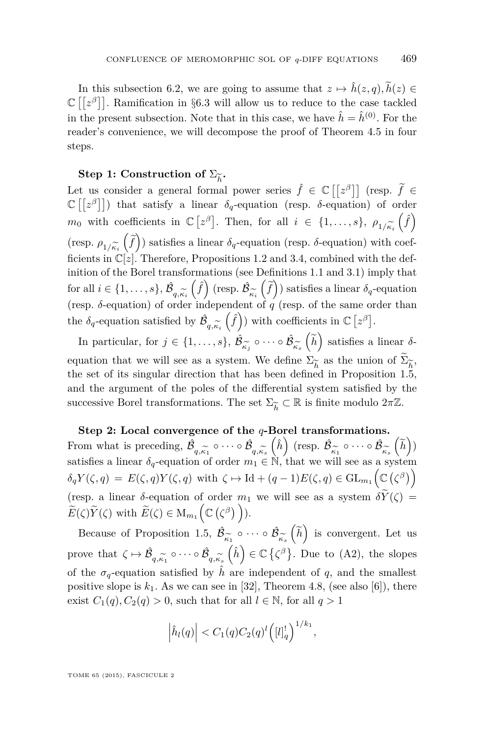In this subsection 6.2, we are going to assume that $z \mapsto \hat{h}(z,q), \widetilde{h}(z) \in \mathbb{C}\left[\left[z^{\beta}\right]\right]$. Ramification in §6.3 will allow us to reduce to the case tackled in the present subsection. Note that in this case, we have $\hat{h} = \hat{h}^{(0)}$. For the reader's convenience, we will decompose the proof of Theorem 4.5 in four steps.

**Step 1: Construction of $\Sigma_{\widetilde{h}}$.**
Let us consider a general formal power series $\hat{f} \in \mathbb{C}\left[\left[z^{\beta}\right]\right]$ (resp. $\widetilde{f} \in \mathbb{C}\left[\left[z^{\beta}\right]\right]$) that satisfy a linear $\delta_q$-equation (resp. $\delta$-equation) of order $m_0$ with coefficients in $\mathbb{C}\left[z^{\beta}\right]$. Then, for all $i \in \{1,\dots,s\}$, $\rho_{1/\widetilde{\kappa}_i}\left(\hat{f}\right)$ (resp. $\rho_{1/\widetilde{\kappa}_i}\left(\widetilde{f}\right)$) satisfies a linear $\delta_q$-equation (resp. $\delta$-equation) with coefficients in $\mathbb{C}[z]$. Therefore, Propositions 1.2 and 3.4, combined with the definition of the Borel transformations (see Definitions 1.1 and 3.1) imply that for all $i \in \{1,\dots,s\}$, $\hat{\mathcal{B}}_{q,\widetilde{\kappa}_i}\left(\hat{f}\right)$ (resp. $\hat{\mathcal{B}}_{\widetilde{\kappa}_i}\left(\widetilde{f}\right)$) satisfies a linear $\delta_q$-equation (resp. $\delta$-equation) of order independent of $q$ (resp. of the same order than the $\delta_q$-equation satisfied by $\hat{\mathcal{B}}_{q,\widetilde{\kappa}_i}\left(\hat{f}\right)$) with coefficients in $\mathbb{C}\left[z^{\beta}\right]$.

In particular, for $j \in \{1,\dots,s\}$, $\hat{\mathcal{B}}_{\widetilde{\kappa}_j} \circ \dots \circ \hat{\mathcal{B}}_{\widetilde{\kappa}_s}\left(\widetilde{h}\right)$ satisfies a linear $\delta$-equation that we will see as a system. We define $\Sigma_{\widetilde{h}}$ as the union of $\widetilde{\Sigma}_{\widetilde{h}}$, the set of its singular direction that has been defined in Proposition 1.5, and the argument of the poles of the differential system satisfied by the successive Borel transformations. The set $\Sigma_{\widetilde{h}} \subset \mathbb{R}$ is finite modulo $2\pi\mathbb{Z}$.

**Step 2: Local convergence of the $q$-Borel transformations.**
From what is preceding, $\hat{\mathcal{B}}_{q,\widetilde{\kappa}_1} \circ \dots \circ \hat{\mathcal{B}}_{q,\widetilde{\kappa}_s}\left(\hat{h}\right)$ (resp. $\hat{\mathcal{B}}_{\widetilde{\kappa}_1} \circ \dots \circ \hat{\mathcal{B}}_{\widetilde{\kappa}_s}\left(\widetilde{h}\right)$) satisfies a linear $\delta_q$-equation of order $m_1 \in \mathbb{N}$, that we will see as a system $\delta_q Y(\zeta,q) = E(\zeta,q)Y(\zeta,q)$ with $\zeta \mapsto \mathrm{Id} + (q-1)E(\zeta,q) \in \mathrm{GL}_{m_1}\left(\mathbb{C}\left(\zeta^{\beta}\right)\right)$ (resp. a linear $\delta$-equation of order $m_1$ we will see as a system $\delta\widetilde{Y}(\zeta) = \widetilde{E}(\zeta)\widetilde{Y}(\zeta)$ with $\widetilde{E}(\zeta) \in \mathrm{M}_{m_1}\left(\mathbb{C}\left(\zeta^{\beta}\right)\right)$).

Because of Proposition 1.5, $\hat{\mathcal{B}}_{\widetilde{\kappa}_1} \circ \dots \circ \hat{\mathcal{B}}_{\widetilde{\kappa}_s}\left(\widetilde{h}\right)$ is convergent. Let us prove that $\zeta \mapsto \hat{\mathcal{B}}_{q,\widetilde{\kappa}_1} \circ \dots \circ \hat{\mathcal{B}}_{q,\widetilde{\kappa}_s}\left(\hat{h}\right) \in \mathbb{C}\left\{\zeta^{\beta}\right\}$. Due to (A2), the slopes of the $\sigma_q$-equation satisfied by $\hat{h}$ are independent of $q$, and the smallest positive slope is $k_1$. As we can see in [32], Theorem 4.8, (see also [6]), there exist $C_1(q), C_2(q) > 0$, such that for all $l \in \mathbb{N}$, for all $q > 1$

$$\left|\hat{h}_l(q)\right| < C_1(q)C_2(q)^l\left([l]_q^!\right)^{1/k_1},$$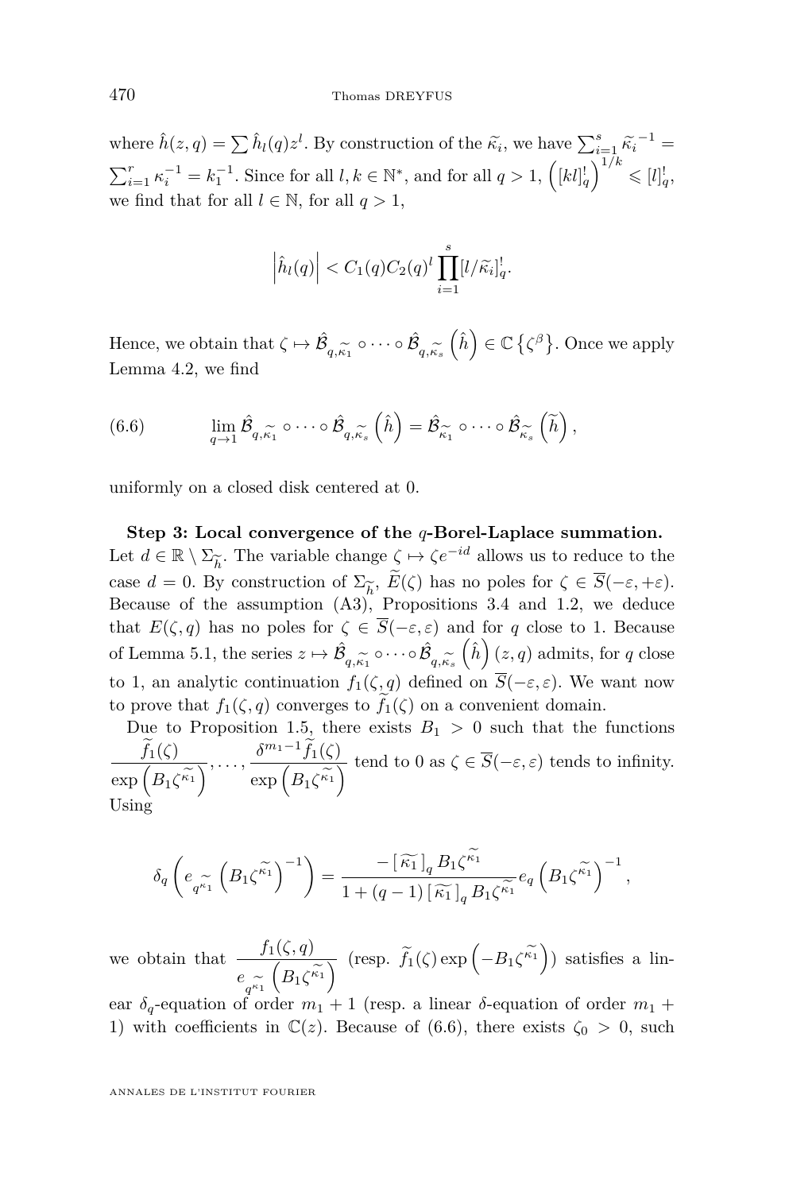where $\hat{h}(z,q) = \sum \hat{h}_l(q) z^l$. By construction of the $\widetilde{\kappa}_i$, we have $\sum_{i=1}^{s} \widetilde{\kappa}_i^{\,-1} = \sum_{i=1}^{r} \kappa_i^{-1} = k_1^{-1}$. Since for all $l,k \in \mathbb{N}^*$, and for all $q>1$, $\left([kl]_q^!\right)^{1/k} \leqslant [l]_q^!$, we find that for all $l \in \mathbb{N}$, for all $q>1$,

$$\left|\hat{h}_l(q)\right| < C_1(q) C_2(q)^l \prod_{i=1}^{s} [l/\widetilde{\kappa}_i]_q^!.$$

Hence, we obtain that $\zeta \mapsto \hat{\mathcal{B}}_{q,\widetilde{\kappa}_1} \circ \cdots \circ \hat{\mathcal{B}}_{q,\widetilde{\kappa}_s}\left(\hat{h}\right) \in \mathbb{C}\left\{\zeta^{\beta}\right\}$. Once we apply Lemma 4.2, we find

$$\lim_{q\to 1} \hat{\mathcal{B}}_{q,\widetilde{\kappa}_1} \circ \cdots \circ \hat{\mathcal{B}}_{q,\widetilde{\kappa}_s}\left(\hat{h}\right) = \hat{\mathcal{B}}_{\widetilde{\kappa}_1} \circ \cdots \circ \hat{\mathcal{B}}_{\widetilde{\kappa}_s}\left(\widetilde{h}\right), \tag{6.6}$$

uniformly on a closed disk centered at 0.

**Step 3: Local convergence of the $q$-Borel-Laplace summation.** Let $d \in \mathbb{R} \setminus \Sigma_{\widetilde{h}}$. The variable change $\zeta \mapsto \zeta e^{-id}$ allows us to reduce to the case $d=0$. By construction of $\Sigma_{\widetilde{h}}$, $\widetilde{E}(\zeta)$ has no poles for $\zeta \in \overline{S}(-\varepsilon,+\varepsilon)$. Because of the assumption (A3), Propositions 3.4 and 1.2, we deduce that $E(\zeta,q)$ has no poles for $\zeta \in \overline{S}(-\varepsilon,\varepsilon)$ and for $q$ close to 1. Because of Lemma 5.1, the series $z \mapsto \hat{\mathcal{B}}_{q,\widetilde{\kappa}_1} \circ \cdots \circ \hat{\mathcal{B}}_{q,\widetilde{\kappa}_s}\left(\hat{h}\right)(z,q)$ admits, for $q$ close to 1, an analytic continuation $f_1(\zeta,q)$ defined on $\overline{S}(-\varepsilon,\varepsilon)$. We want now to prove that $f_1(\zeta,q)$ converges to $\widetilde{f}_1(\zeta)$ on a convenient domain.

Due to Proposition 1.5, there exists $B_1>0$ such that the functions $\dfrac{\widetilde{f}_1(\zeta)}{\exp\left(B_1\zeta^{\widetilde{\kappa}_1}\right)}, \dots, \dfrac{\delta^{m_1-1}\widetilde{f}_1(\zeta)}{\exp\left(B_1\zeta^{\widetilde{\kappa}_1}\right)}$ tend to 0 as $\zeta \in \overline{S}(-\varepsilon,\varepsilon)$ tends to infinity. Using

$$\delta_q\left(e_{q^{\widetilde{\kappa}_1}}\left(B_1\zeta^{\widetilde{\kappa}_1}\right)^{-1}\right) = \frac{-\left[\,\widetilde{\kappa_1}\,\right]_q B_1\zeta^{\widetilde{\kappa_1}}}{1+(q-1)\left[\,\widetilde{\kappa_1}\,\right]_q B_1\zeta^{\widetilde{\kappa_1}}} e_q\left(B_1\zeta^{\widetilde{\kappa_1}}\right)^{-1},$$

we obtain that $\dfrac{f_1(\zeta,q)}{e_{q^{\widetilde{\kappa}_1}}\left(B_1\zeta^{\widetilde{\kappa}_1}\right)}$ (resp. $\widetilde{f}_1(\zeta)\exp\left(-B_1\zeta^{\widetilde{\kappa}_1}\right)$) satisfies a linear $\delta_q$-equation of order $m_1+1$ (resp. a linear $\delta$-equation of order $m_1+1$) with coefficients in $\mathbb{C}(z)$. Because of (6.6), there exists $\zeta_0>0$, such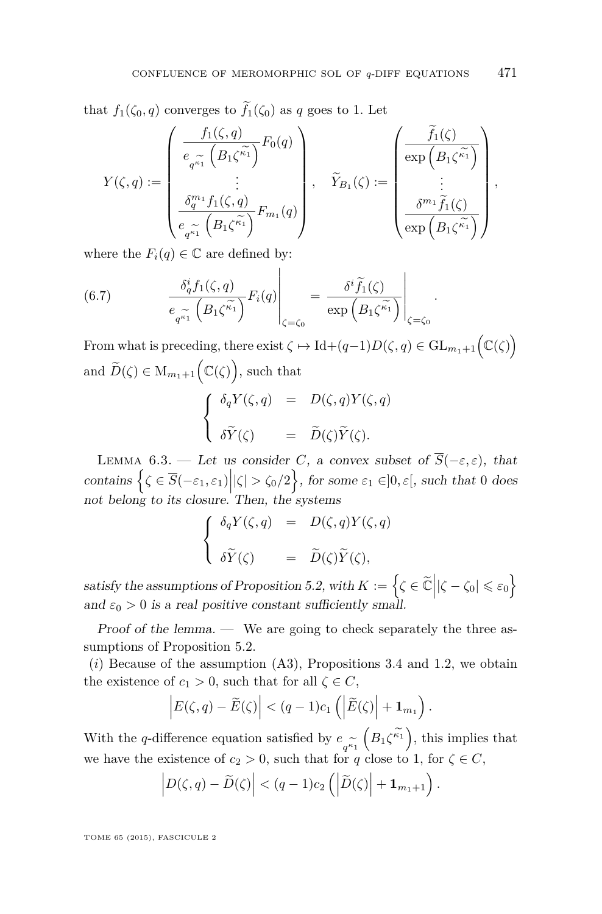that $f_1(\zeta_0, q)$ converges to $\widetilde{f}_1(\zeta_0)$ as $q$ goes to 1. Let

$$Y(\zeta,q) := \begin{pmatrix} \dfrac{f_1(\zeta,q)}{e_{\widetilde{q^{\kappa_1}}}\left(B_1\zeta^{\widetilde{\kappa_1}}\right)}F_0(q) \\ \vdots \\ \dfrac{\delta_q^{m_1} f_1(\zeta,q)}{e_{\widetilde{q^{\kappa_1}}}\left(B_1\zeta^{\widetilde{\kappa_1}}\right)}F_{m_1}(q) \end{pmatrix}, \quad \widetilde{Y}_{B_1}(\zeta) := \begin{pmatrix} \dfrac{\widetilde{f}_1(\zeta)}{\exp\left(B_1\zeta^{\widetilde{\kappa_1}}\right)} \\ \vdots \\ \dfrac{\delta^{m_1}\widetilde{f}_1(\zeta)}{\exp\left(B_1\zeta^{\widetilde{\kappa_1}}\right)} \end{pmatrix},$$

where the $F_i(q) \in \mathbb{C}$ are defined by:

$$\left.\frac{\delta_q^i f_1(\zeta,q)}{e_{\widetilde{q^{\kappa_1}}}\left(B_1\zeta^{\widetilde{\kappa_1}}\right)}F_i(q)\right|_{\zeta=\zeta_0} = \left.\frac{\delta^i \widetilde{f}_1(\zeta)}{\exp\left(B_1\zeta^{\widetilde{\kappa_1}}\right)}\right|_{\zeta=\zeta_0}. \tag{6.7}$$

From what is preceding, there exist $\zeta \mapsto \mathrm{Id}+(q-1)D(\zeta,q) \in \mathrm{GL}_{m_1+1}\Big(\mathbb{C}(\zeta)\Big)$ and $\widetilde{D}(\zeta) \in \mathrm{M}_{m_1+1}\Big(\mathbb{C}(\zeta)\Big)$, such that

$$\begin{cases} \delta_q Y(\zeta,q) &=& D(\zeta,q)Y(\zeta,q) \\ \delta\widetilde{Y}(\zeta) &=& \widetilde{D}(\zeta)\widetilde{Y}(\zeta). \end{cases}$$

Lemma 6.3. — *Let us consider $C$, a convex subset of $\overline{S}(-\varepsilon,\varepsilon)$, that contains $\Big\{\zeta \in \overline{S}(-\varepsilon_1,\varepsilon_1)\Big| |\zeta| > \zeta_0/2\Big\}$, for some $\varepsilon_1 \in ]0,\varepsilon[$, such that 0 does not belong to its closure. Then, the systems*

$$\begin{cases} \delta_q Y(\zeta,q) &=& D(\zeta,q)Y(\zeta,q) \\ \delta\widetilde{Y}(\zeta) &=& \widetilde{D}(\zeta)\widetilde{Y}(\zeta), \end{cases}$$

*satisfy the assumptions of Proposition 5.2, with $K := \Big\{\zeta \in \widetilde{\mathbb{C}}\Big| |\zeta-\zeta_0| \leqslant \varepsilon_0\Big\}$ and $\varepsilon_0 > 0$ is a real positive constant sufficiently small.*

*Proof of the lemma.* — We are going to check separately the three assumptions of Proposition 5.2.

($i$) Because of the assumption (A3), Propositions 3.4 and 1.2, we obtain the existence of $c_1 > 0$, such that for all $\zeta \in C$,

$$\left|E(\zeta,q) - \widetilde{E}(\zeta)\right| < (q-1)c_1\left(\left|\widetilde{E}(\zeta)\right| + \mathbf{1}_{m_1}\right).$$

With the $q$-difference equation satisfied by $e_{\widetilde{q^{\kappa_1}}}\left(B_1\zeta^{\widetilde{\kappa_1}}\right)$, this implies that we have the existence of $c_2 > 0$, such that for $q$ close to 1, for $\zeta \in C$,

$$\left|D(\zeta,q) - \widetilde{D}(\zeta)\right| < (q-1)c_2\left(\left|\widetilde{D}(\zeta)\right| + \mathbf{1}_{m_1+1}\right).$$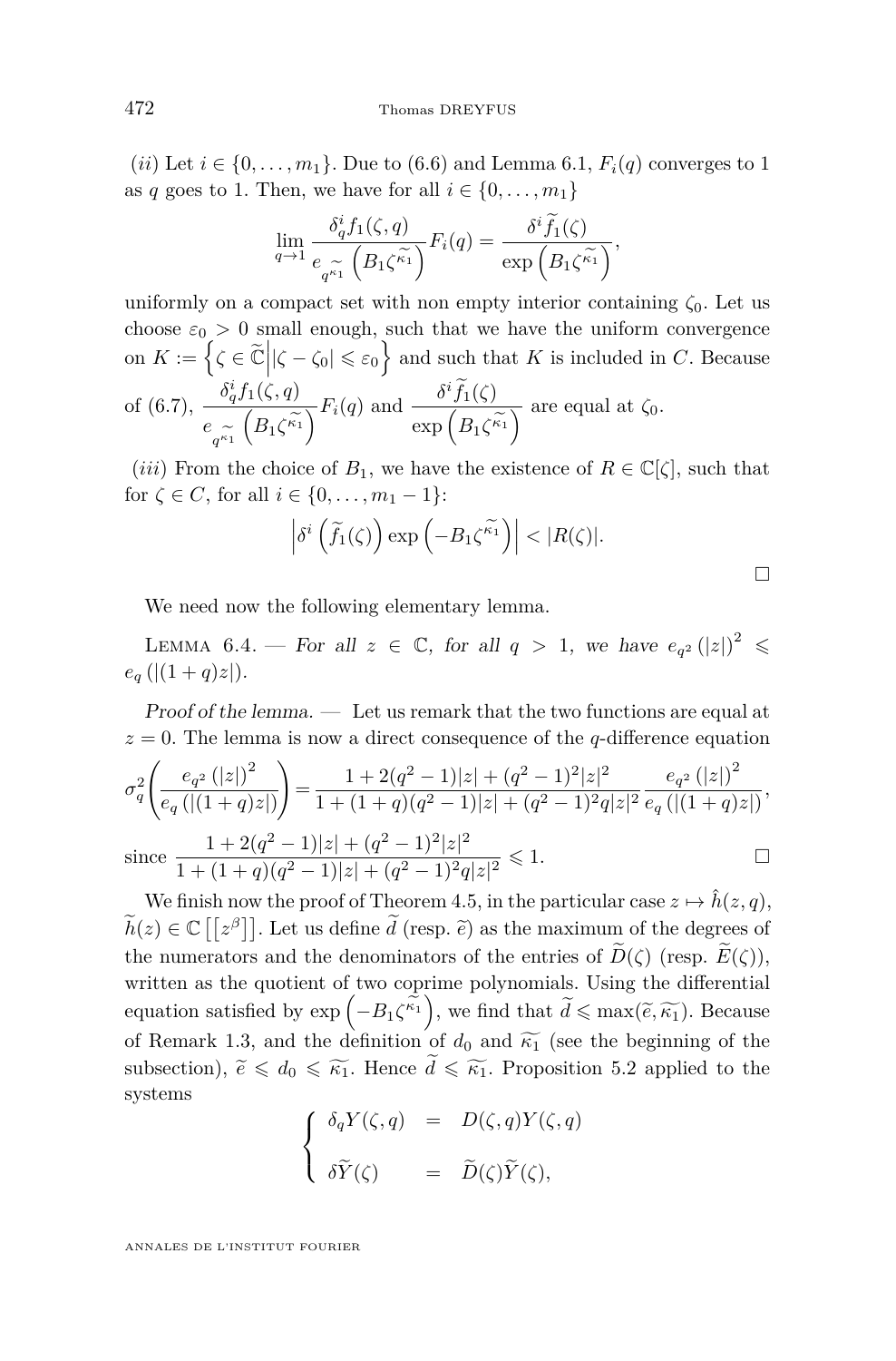$(ii)$ Let $i \in \{0, \dots, m_1\}$. Due to (6.6) and Lemma 6.1, $F_i(q)$ converges to 1 as $q$ goes to 1. Then, we have for all $i \in \{0, \dots, m_1\}$

$$\lim_{q \to 1} \frac{\delta_q^i f_1(\zeta, q)}{e_{q^{\widetilde{\kappa_1}}}\left(B_1 \zeta^{\widetilde{\kappa_1}}\right)} F_i(q) = \frac{\delta^i \widetilde{f}_1(\zeta)}{\exp\left(B_1 \zeta^{\widetilde{\kappa_1}}\right)},$$

uniformly on a compact set with non empty interior containing $\zeta_0$. Let us choose $\varepsilon_0 > 0$ small enough, such that we have the uniform convergence on $K := \left\{\zeta \in \widetilde{\mathbb{C}} \middle| |\zeta - \zeta_0| \leqslant \varepsilon_0\right\}$ and such that $K$ is included in $C$. Because of (6.7), $\dfrac{\delta_q^i f_1(\zeta, q)}{e_{q^{\widetilde{\kappa_1}}}\left(B_1 \zeta^{\widetilde{\kappa_1}}\right)} F_i(q)$ and $\dfrac{\delta^i \widetilde{f}_1(\zeta)}{\exp\left(B_1 \zeta^{\widetilde{\kappa_1}}\right)}$ are equal at $\zeta_0$.

$(iii)$ From the choice of $B_1$, we have the existence of $R \in \mathbb{C}[\zeta]$, such that for $\zeta \in C$, for all $i \in \{0, \dots, m_1 - 1\}$:

$$\left|\delta^i \left(\widetilde{f}_1(\zeta)\right) \exp\left(-B_1 \zeta^{\widetilde{\kappa_1}}\right)\right| < |R(\zeta)|.$$

□

We need now the following elementary lemma.

Lemma 6.4. — *For all $z \in \mathbb{C}$, for all $q > 1$, we have $e_{q^2}(|z|)^2 \leqslant e_q(|(1+q)z|)$.*

*Proof of the lemma.* — Let us remark that the two functions are equal at $z = 0$. The lemma is now a direct consequence of the $q$-difference equation

$$\sigma_q^2\left(\frac{e_{q^2}(|z|)^2}{e_q(|(1+q)z|)}\right) = \frac{1 + 2(q^2-1)|z| + (q^2-1)^2|z|^2}{1 + (1+q)(q^2-1)|z| + (q^2-1)^2 q|z|^2} \frac{e_{q^2}(|z|)^2}{e_q(|(1+q)z|)},$$

since $\dfrac{1 + 2(q^2-1)|z| + (q^2-1)^2|z|^2}{1 + (1+q)(q^2-1)|z| + (q^2-1)^2 q|z|^2} \leqslant 1.$ □

We finish now the proof of Theorem 4.5, in the particular case $z \mapsto \hat{h}(z, q)$, $\widetilde{h}(z) \in \mathbb{C}\left[\left[z^{\beta}\right]\right]$. Let us define $\widetilde{d}$ (resp. $\widetilde{e}$) as the maximum of the degrees of the numerators and the denominators of the entries of $\widetilde{D}(\zeta)$ (resp. $\widetilde{E}(\zeta)$), written as the quotient of two coprime polynomials. Using the differential equation satisfied by $\exp\left(-B_1 \zeta^{\widetilde{\kappa_1}}\right)$, we find that $\widetilde{d} \leqslant \max(\widetilde{e}, \widetilde{\kappa_1})$. Because of Remark 1.3, and the definition of $d_0$ and $\widetilde{\kappa_1}$ (see the beginning of the subsection), $\widetilde{e} \leqslant d_0 \leqslant \widetilde{\kappa_1}$. Hence $\widetilde{d} \leqslant \widetilde{\kappa_1}$. Proposition 5.2 applied to the systems

$$\begin{cases} \delta_q Y(\zeta, q) & = & D(\zeta, q) Y(\zeta, q) \\ \delta \widetilde{Y}(\zeta) & = & \widetilde{D}(\zeta) \widetilde{Y}(\zeta), \end{cases}$$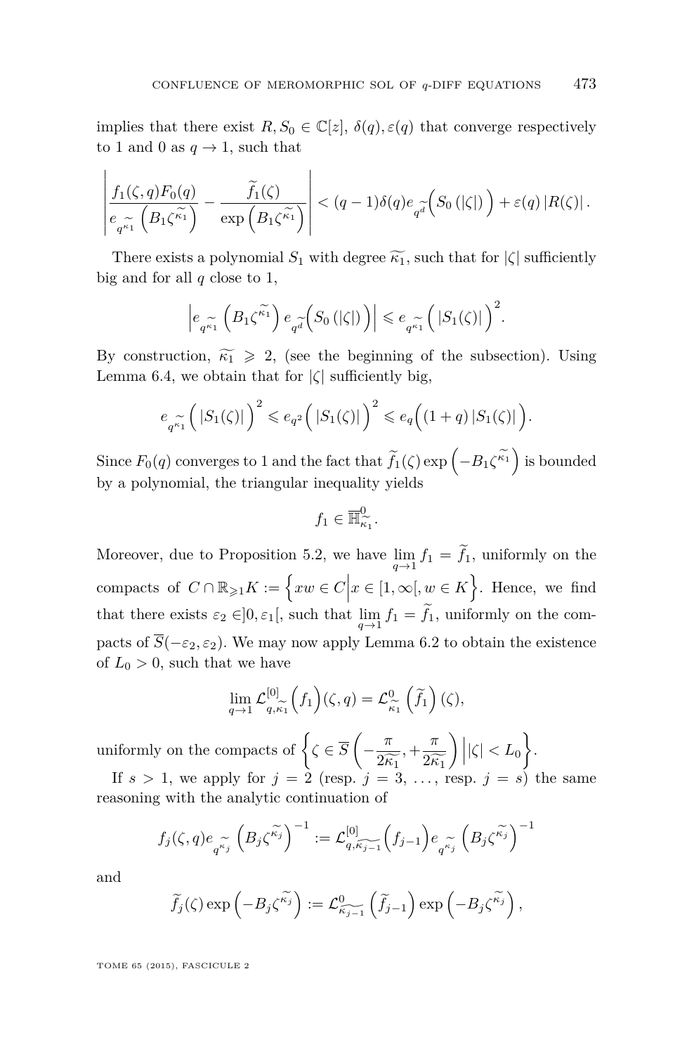implies that there exist $R, S_0 \in \mathbb{C}[z]$, $\delta(q), \varepsilon(q)$ that converge respectively to 1 and 0 as $q \to 1$, such that

$$\left| \frac{f_1(\zeta,q)F_0(q)}{e_{q^{\widetilde{\kappa_1}}}\left(B_1\zeta^{\widetilde{\kappa_1}}\right)} - \frac{\widetilde{f}_1(\zeta)}{\exp\left(B_1\zeta^{\widetilde{\kappa_1}}\right)} \right| < (q-1)\delta(q) e_{q^{\widetilde{d}}}\Big(S_0\left(|\zeta|\right)\Big) + \varepsilon(q)\left|R(\zeta)\right|.$$

There exists a polynomial $S_1$ with degree $\widetilde{\kappa_1}$, such that for $|\zeta|$ sufficiently big and for all $q$ close to 1,

$$\left| e_{q^{\widetilde{\kappa_1}}}\left(B_1\zeta^{\widetilde{\kappa_1}}\right) e_{q^{\widetilde{d}}}\Big(S_0\left(|\zeta|\right)\Big)\right| \leqslant e_{q^{\widetilde{\kappa_1}}}\Big(\left|S_1(\zeta)\right|\Big)^2.$$

By construction, $\widetilde{\kappa_1} \geqslant 2$, (see the beginning of the subsection). Using Lemma 6.4, we obtain that for $|\zeta|$ sufficiently big,

$$e_{q^{\widetilde{\kappa_1}}}\Big(\left|S_1(\zeta)\right|\Big)^2 \leqslant e_{q^2}\Big(\left|S_1(\zeta)\right|\Big)^2 \leqslant e_q\Big((1+q)\left|S_1(\zeta)\right|\Big).$$

Since $F_0(q)$ converges to 1 and the fact that $\widetilde{f}_1(\zeta)\exp\left(-B_1\zeta^{\widetilde{\kappa_1}}\right)$ is bounded by a polynomial, the triangular inequality yields

$$f_1 \in \overline{\mathbb{H}}^0_{\widetilde{\kappa_1}}.$$

Moreover, due to Proposition 5.2, we have $\lim_{q\to 1} f_1 = \widetilde{f}_1$, uniformly on the compacts of $C \cap \mathbb{R}_{\geqslant 1}K := \left\{ xw \in C \middle| x \in [1,\infty[, w \in K\right\}$. Hence, we find that there exists $\varepsilon_2 \in ]0,\varepsilon_1[$, such that $\lim_{q\to 1} f_1 = \widetilde{f}_1$, uniformly on the compacts of $\overline{S}(-\varepsilon_2, \varepsilon_2)$. We may now apply Lemma 6.2 to obtain the existence of $L_0 > 0$, such that we have

$$\lim_{q\to 1} \mathcal{L}^{[0]}_{q,\widetilde{\kappa_1}}\Big(f_1\Big)(\zeta,q) = \mathcal{L}^0_{\widetilde{\kappa_1}}\left(\widetilde{f}_1\right)(\zeta),$$

uniformly on the compacts of $\left\{\zeta \in \overline{S}\left(-\frac{\pi}{2\widetilde{\kappa_1}}, +\frac{\pi}{2\widetilde{\kappa_1}}\right) \middle| |\zeta| < L_0\right\}$.

If $s > 1$, we apply for $j = 2$ (resp. $j = 3$, ..., resp. $j = s$) the same reasoning with the analytic continuation of

$$f_j(\zeta,q) e_{q^{\widetilde{\kappa_j}}}\left(B_j\zeta^{\widetilde{\kappa_j}}\right)^{-1} := \mathcal{L}^{[0]}_{q,\widetilde{\kappa_{j-1}}}\Big(f_{j-1}\Big) e_{q^{\widetilde{\kappa_j}}}\left(B_j\zeta^{\widetilde{\kappa_j}}\right)^{-1}$$

and

$$\widetilde{f}_j(\zeta)\exp\left(-B_j\zeta^{\widetilde{\kappa_j}}\right) := \mathcal{L}^0_{\widetilde{\kappa_{j-1}}}\left(\widetilde{f}_{j-1}\right)\exp\left(-B_j\zeta^{\widetilde{\kappa_j}}\right),$$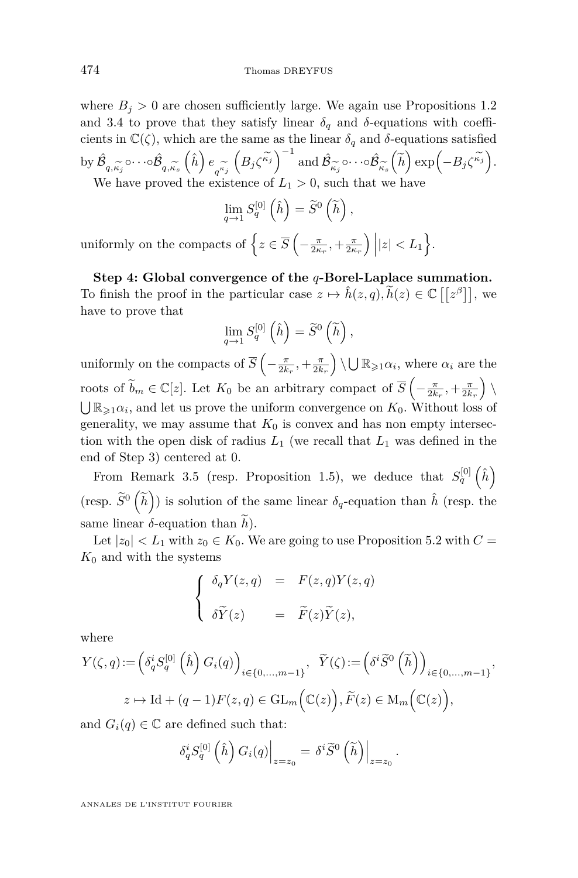where $B_j > 0$ are chosen sufficiently large. We again use Propositions 1.2 and 3.4 to prove that they satisfy linear $\delta_q$ and $\delta$-equations with coefficients in $\mathbb{C}(\zeta)$, which are the same as the linear $\delta_q$ and $\delta$-equations satisfied by $\hat{\mathcal{B}}_{q,\widetilde{\kappa_j}} \circ \cdots \circ \hat{\mathcal{B}}_{q,\widetilde{\kappa_s}}\left(\hat{h}\right) e_{q^{\widetilde{\kappa_j}}}\left(B_j \zeta^{\widetilde{\kappa_j}}\right)^{-1}$ and $\hat{\mathcal{B}}_{\widetilde{\kappa_j}} \circ \cdots \circ \hat{\mathcal{B}}_{\widetilde{\kappa_s}}\left(\widetilde{h}\right) \exp\left(-B_j \zeta^{\widetilde{\kappa_j}}\right)$.

We have proved the existence of $L_1 > 0$, such that we have

$$\lim_{q \to 1} S_q^{[0]}\left(\hat{h}\right) = \widetilde{S}^0\left(\widetilde{h}\right),$$

uniformly on the compacts of $\left\{z \in \overline{S}\left(-\frac{\pi}{2\kappa_r}, +\frac{\pi}{2\kappa_r}\right) \Big| |z| < L_1\right\}$.

**Step 4: Global convergence of the $q$-Borel-Laplace summation.** To finish the proof in the particular case $z \mapsto \hat{h}(z,q), \widetilde{h}(z) \in \mathbb{C}\left[\left[z^{\beta}\right]\right]$, we have to prove that

$$\lim_{q \to 1} S_q^{[0]}\left(\hat{h}\right) = \widetilde{S}^0\left(\widetilde{h}\right),$$

uniformly on the compacts of $\overline{S}\left(-\frac{\pi}{2k_r}, +\frac{\pi}{2k_r}\right) \setminus \bigcup \mathbb{R}_{\geqslant 1}\alpha_i$, where $\alpha_i$ are the roots of $\widetilde{b}_m \in \mathbb{C}[z]$. Let $K_0$ be an arbitrary compact of $\overline{S}\left(-\frac{\pi}{2k_r}, +\frac{\pi}{2k_r}\right) \setminus \bigcup \mathbb{R}_{\geqslant 1}\alpha_i$, and let us prove the uniform convergence on $K_0$. Without loss of generality, we may assume that $K_0$ is convex and has non empty intersection with the open disk of radius $L_1$ (we recall that $L_1$ was defined in the end of Step 3) centered at 0.

From Remark 3.5 (resp. Proposition 1.5), we deduce that $S_q^{[0]}\left(\hat{h}\right)$ (resp. $\widetilde{S}^0\left(\widetilde{h}\right)$) is solution of the same linear $\delta_q$-equation than $\hat{h}$ (resp. the same linear $\delta$-equation than $\widetilde{h}$).

Let $|z_0| < L_1$ with $z_0 \in K_0$. We are going to use Proposition 5.2 with $C = K_0$ and with the systems

$$\begin{cases} \delta_q Y(z,q) &= F(z,q)Y(z,q) \\ \\ \delta \widetilde{Y}(z) &= \widetilde{F}(z)\widetilde{Y}(z), \end{cases}$$

where

$$Y(\zeta,q) := \left(\delta_q^i S_q^{[0]}\left(\hat{h}\right) G_i(q)\right)_{i \in \{0,\dots,m-1\}}, \quad \widetilde{Y}(\zeta) := \left(\delta^i \widetilde{S}^0\left(\widetilde{h}\right)\right)_{i \in \{0,\dots,m-1\}},$$

$$z \mapsto \mathrm{Id} + (q-1)F(z,q) \in \mathrm{GL}_m\Big(\mathbb{C}(z)\Big), \widetilde{F}(z) \in \mathrm{M}_m\Big(\mathbb{C}(z)\Big),$$

and $G_i(q) \in \mathbb{C}$ are defined such that:

$$\delta_q^i S_q^{[0]}\left(\hat{h}\right) G_i(q)\Big|_{z=z_0} = \delta^i \widetilde{S}^0\left(\widetilde{h}\right)\Big|_{z=z_0}.$$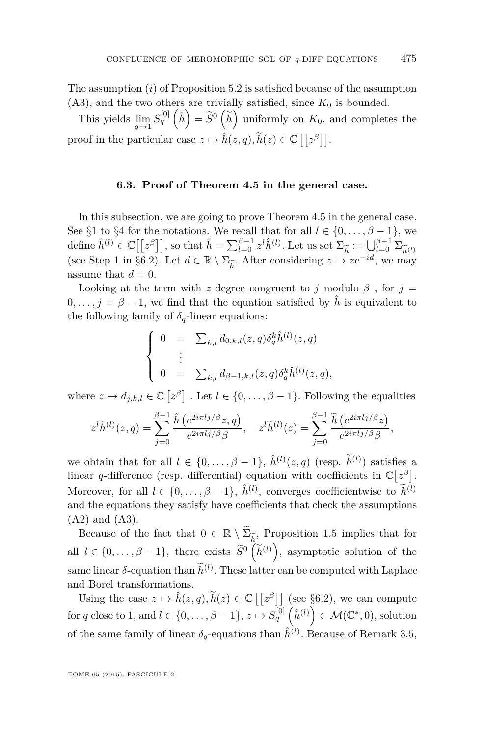The assumption $(i)$ of Proposition 5.2 is satisfied because of the assumption (A3), and the two others are trivially satisfied, since $K_0$ is bounded.

This yields $\lim\limits_{q\to 1} S_q^{[0]}\left(\hat{h}\right) = \widetilde{S}^0\left(\widetilde{h}\right)$ uniformly on $K_0$, and completes the proof in the particular case $z \mapsto \hat{h}(z,q), \widetilde{h}(z) \in \mathbb{C}\left[\left[z^\beta\right]\right]$.

### 6.3. Proof of Theorem 4.5 in the general case.

In this subsection, we are going to prove Theorem 4.5 in the general case. See §1 to §4 for the notations. We recall that for all $l \in \{0,\dots,\beta-1\}$, we define $\hat{h}^{(l)} \in \mathbb{C}\left[\left[z^\beta\right]\right]$, so that $\hat{h} = \sum_{l=0}^{\beta-1} z^l \hat{h}^{(l)}$. Let us set $\Sigma_{\widetilde{h}} := \bigcup_{l=0}^{\beta-1} \Sigma_{\widetilde{h}^{(l)}}$ (see Step 1 in §6.2). Let $d \in \mathbb{R} \setminus \Sigma_{\widetilde{h}}$. After considering $z \mapsto ze^{-id}$, we may assume that $d=0$.

Looking at the term with $z$-degree congruent to $j$ modulo $\beta$ , for $j = 0,\dots, j = \beta-1$, we find that the equation satisfied by $\hat{h}$ is equivalent to the following family of $\delta_q$-linear equations:

$$\begin{cases} 0 &= \sum_{k,l} d_{0,k,l}(z,q)\delta_q^k \hat{h}^{(l)}(z,q) \\ &\vdots \\ 0 &= \sum_{k,l} d_{\beta-1,k,l}(z,q)\delta_q^k \hat{h}^{(l)}(z,q), \end{cases}$$

where $z \mapsto d_{j,k,l} \in \mathbb{C}\left[z^\beta\right]$ . Let $l \in \{0,\dots,\beta-1\}$. Following the equalities

$$z^l \hat{h}^{(l)}(z,q) = \sum_{j=0}^{\beta-1} \frac{\hat{h}\left(e^{2i\pi lj/\beta}z,q\right)}{e^{2i\pi lj/\beta}\beta}, \quad z^l \widetilde{h}^{(l)}(z) = \sum_{j=0}^{\beta-1} \frac{\widetilde{h}\left(e^{2i\pi lj/\beta}z\right)}{e^{2i\pi lj/\beta}\beta},$$

we obtain that for all $l \in \{0,\dots,\beta-1\}$, $\hat{h}^{(l)}(z,q)$ (resp. $\widetilde{h}^{(l)}$) satisfies a linear $q$-difference (resp. differential) equation with coefficients in $\mathbb{C}\left[z^\beta\right]$. Moreover, for all $l \in \{0,\dots,\beta-1\}$, $\hat{h}^{(l)}$, converges coefficientwise to $\widetilde{h}^{(l)}$ and the equations they satisfy have coefficients that check the assumptions (A2) and (A3).

Because of the fact that $0 \in \mathbb{R} \setminus \widetilde{\Sigma}_{\widetilde{h}}$, Proposition 1.5 implies that for all $l \in \{0,\dots,\beta-1\}$, there exists $\widetilde{S}^0\left(\widetilde{h}^{(l)}\right)$, asymptotic solution of the same linear $\delta$-equation than $\widetilde{h}^{(l)}$. These latter can be computed with Laplace and Borel transformations.

Using the case $z \mapsto \hat{h}(z,q), \widetilde{h}(z) \in \mathbb{C}\left[\left[z^\beta\right]\right]$ (see §6.2), we can compute for $q$ close to 1, and $l \in \{0,\dots,\beta-1\}$, $z \mapsto S_q^{[0]}\left(\hat{h}^{(l)}\right) \in \mathcal{M}(\mathbb{C}^*,0)$, solution of the same family of linear $\delta_q$-equations than $\hat{h}^{(l)}$. Because of Remark 3.5,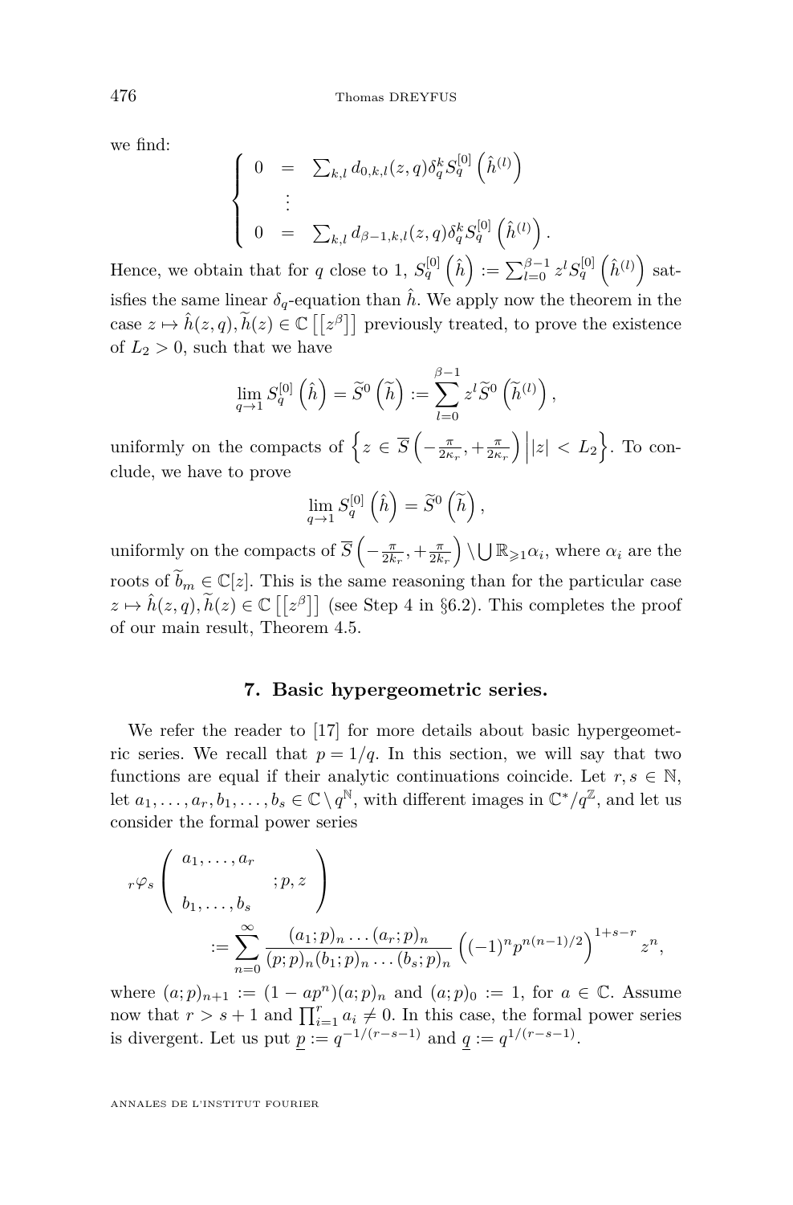we find:

$$\left\{\begin{array}{lcl} 0 & = & \sum_{k,l} d_{0,k,l}(z,q)\delta_q^k S_q^{[0]}\left(\hat{h}^{(l)}\right) \\ & \vdots & \\ 0 & = & \sum_{k,l} d_{\beta-1,k,l}(z,q)\delta_q^k S_q^{[0]}\left(\hat{h}^{(l)}\right). \end{array}\right.$$

Hence, we obtain that for $q$ close to 1, $S_q^{[0]}\left(\hat{h}\right) := \sum_{l=0}^{\beta-1} z^l S_q^{[0]}\left(\hat{h}^{(l)}\right)$ satisfies the same linear $\delta_q$-equation than $\hat{h}$. We apply now the theorem in the case $z \mapsto \hat{h}(z,q), \widetilde{h}(z) \in \mathbb{C}\left[\left[z^{\beta}\right]\right]$ previously treated, to prove the existence of $L_2 > 0$, such that we have

$$\lim_{q\to 1} S_q^{[0]}\left(\hat{h}\right) = \widetilde{S}^0\left(\widetilde{h}\right) := \sum_{l=0}^{\beta-1} z^l \widetilde{S}^0\left(\widetilde{h}^{(l)}\right),$$

uniformly on the compacts of $\left\{z \in \overline{S}\left(-\frac{\pi}{2\kappa_r}, +\frac{\pi}{2\kappa_r}\right) \middle| |z| < L_2\right\}$. To conclude, we have to prove

$$\lim_{q\to 1} S_q^{[0]}\left(\hat{h}\right) = \widetilde{S}^0\left(\widetilde{h}\right),$$

uniformly on the compacts of $\overline{S}\left(-\frac{\pi}{2k_r}, +\frac{\pi}{2k_r}\right) \setminus \bigcup \mathbb{R}_{\geqslant 1}\alpha_i$, where $\alpha_i$ are the roots of $\widetilde{b}_m \in \mathbb{C}[z]$. This is the same reasoning than for the particular case $z \mapsto \hat{h}(z,q), \widetilde{h}(z) \in \mathbb{C}\left[\left[z^{\beta}\right]\right]$ (see Step 4 in §6.2). This completes the proof of our main result, Theorem 4.5.

## 7. Basic hypergeometric series.

We refer the reader to [17] for more details about basic hypergeometric series. We recall that $p = 1/q$. In this section, we will say that two functions are equal if their analytic continuations coincide. Let $r, s \in \mathbb{N}$, let $a_1, \dots, a_r, b_1, \dots, b_s \in \mathbb{C} \setminus q^{\mathbb{N}}$, with different images in $\mathbb{C}^*/q^{\mathbb{Z}}$, and let us consider the formal power series

$${}_r\varphi_s\left(\begin{array}{c} a_1,\dots,a_r \\ \\ b_1,\dots,b_s \end{array} ; p, z\right) := \sum_{n=0}^{\infty} \frac{(a_1;p)_n \dots (a_r;p)_n}{(p;p)_n (b_1;p)_n \dots (b_s;p)_n} \left((-1)^n p^{n(n-1)/2}\right)^{1+s-r} z^n,$$

where $(a;p)_{n+1} := (1 - ap^n)(a;p)_n$ and $(a;p)_0 := 1$, for $a \in \mathbb{C}$. Assume now that $r > s+1$ and $\prod_{i=1}^r a_i \neq 0$. In this case, the formal power series is divergent. Let us put $\underline{p} := q^{-1/(r-s-1)}$ and $\underline{q} := q^{1/(r-s-1)}$.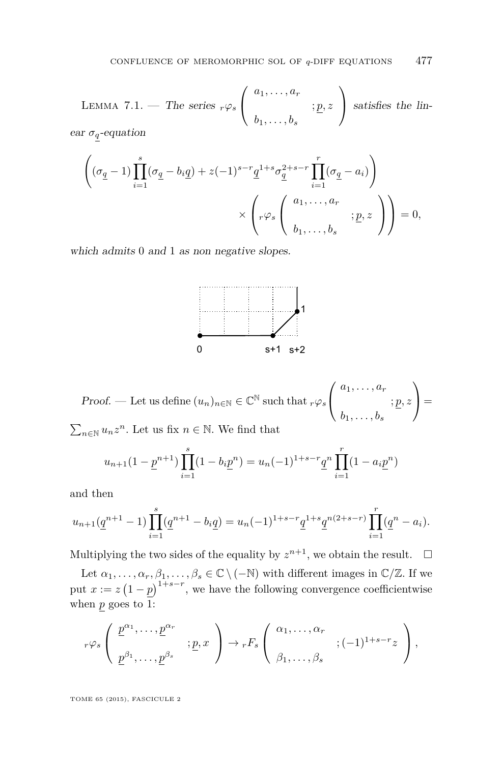Lemma 7.1. — *The series* ${}_r\varphi_s\left(\begin{matrix} a_1,\dots,a_r \\ b_1,\dots,b_s\end{matrix};\underline{p},z\right)$ *satisfies the linear* $\sigma_{\underline{q}}$*-equation*

$$\left((\sigma_{\underline{q}}-1)\prod_{i=1}^{s}(\sigma_{\underline{q}}-b_i\underline{q})+z(-1)^{s-r}\underline{q}^{1+s}\sigma_{\underline{q}}^{2+s-r}\prod_{i=1}^{r}(\sigma_{\underline{q}}-a_i)\right)\times\left({}_r\varphi_s\left(\begin{matrix} a_1,\dots,a_r \\ b_1,\dots,b_s\end{matrix};\underline{p},z\right)\right)=0,$$

*which admits* 0 *and* 1 *as non negative slopes.*

0 s+1 s+2 1

*Proof.* — Let us define $(u_n)_{n\in\mathbb{N}}\in\mathbb{C}^{\mathbb{N}}$ such that ${}_r\varphi_s\left(\begin{matrix} a_1,\dots,a_r \\ b_1,\dots,b_s\end{matrix};\underline{p},z\right)=\sum_{n\in\mathbb{N}}u_nz^n$. Let us fix $n\in\mathbb{N}$. We find that

$$u_{n+1}(1-\underline{p}^{n+1})\prod_{i=1}^{s}(1-b_i\underline{p}^n)=u_n(-1)^{1+s-r}\underline{q}^n\prod_{i=1}^{r}(1-a_i\underline{p}^n)$$

and then

$$u_{n+1}(\underline{q}^{n+1}-1)\prod_{i=1}^{s}(\underline{q}^{n+1}-b_i\underline{q})=u_n(-1)^{1+s-r}\underline{q}^{1+s}\underline{q}^{n(2+s-r)}\prod_{i=1}^{r}(\underline{q}^n-a_i).$$

Multiplying the two sides of the equality by $z^{n+1}$, we obtain the result. $\square$

Let $\alpha_1,\dots,\alpha_r,\beta_1,\dots,\beta_s\in\mathbb{C}\setminus(-\mathbb{N})$ with different images in $\mathbb{C}/\mathbb{Z}$. If we put $x:=z\left(1-\underline{p}\right)^{1+s-r}$, we have the following convergence coefficientwise when $\underline{p}$ goes to 1:

$${}_r\varphi_s\left(\begin{matrix} \underline{p}^{\alpha_1},\dots,\underline{p}^{\alpha_r} \\ \underline{p}^{\beta_1},\dots,\underline{p}^{\beta_s}\end{matrix};\underline{p},x\right)\to{}_rF_s\left(\begin{matrix} \alpha_1,\dots,\alpha_r \\ \beta_1,\dots,\beta_s\end{matrix};(-1)^{1+s-r}z\right),$$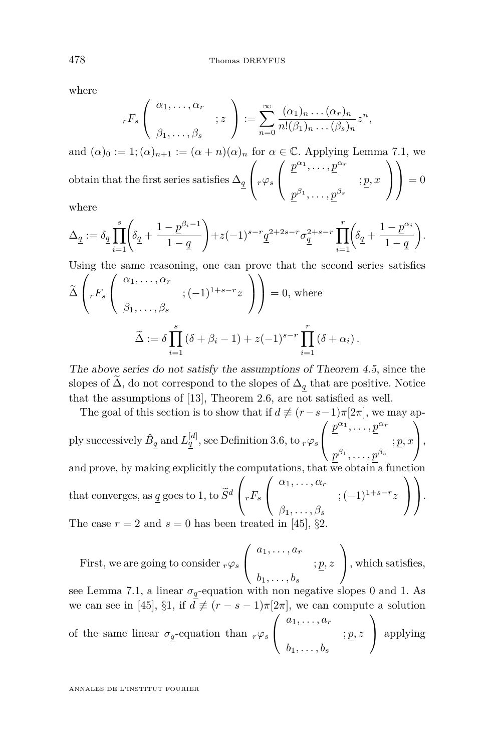where

$$ {}_rF_s\left(\begin{array}{c}\alpha_1,\dots,\alpha_r\\ \\ \beta_1,\dots,\beta_s\end{array};z\right):=\sum_{n=0}^{\infty}\frac{(\alpha_1)_n\dots(\alpha_r)_n}{n!(\beta_1)_n\dots(\beta_s)_n}z^n, $$

and $(\alpha)_0:=1;(\alpha)_{n+1}:=(\alpha+n)(\alpha)_n$ for $\alpha\in\mathbb{C}$. Applying Lemma 7.1, we obtain that the first series satisfies $\Delta_{\underline{q}}\left({}_r\varphi_s\left(\begin{array}{c}\underline{p}^{\alpha_1},\dots,\underline{p}^{\alpha_r}\\ \\ \underline{p}^{\beta_1},\dots,\underline{p}^{\beta_s}\end{array};\underline{p},x\right)\right)=0$ where

$$ \Delta_{\underline{q}}:=\delta_{\underline{q}}\prod_{i=1}^{s}\left(\delta_{\underline{q}}+\frac{1-\underline{p}^{\beta_i-1}}{1-\underline{q}}\right)+z(-1)^{s-r}\underline{q}^{2+2s-r}\sigma_{\underline{q}}^{2+s-r}\prod_{i=1}^{r}\left(\delta_{\underline{q}}+\frac{1-\underline{p}^{\alpha_i}}{1-\underline{q}}\right). $$

Using the same reasoning, one can prove that the second series satisfies $\widetilde{\Delta}\left({}_rF_s\left(\begin{array}{c}\alpha_1,\dots,\alpha_r\\ \\ \beta_1,\dots,\beta_s\end{array};(-1)^{1+s-r}z\right)\right)=0$, where

$$ \widetilde{\Delta}:=\delta\prod_{i=1}^{s}\left(\delta+\beta_i-1\right)+z(-1)^{s-r}\prod_{i=1}^{r}\left(\delta+\alpha_i\right). $$

*The above series do not satisfy the assumptions of Theorem 4.5*, since the slopes of $\widetilde{\Delta}$, do not correspond to the slopes of $\Delta_{\underline{q}}$ that are positive. Notice that the assumptions of [13], Theorem 2.6, are not satisfied as well.

The goal of this section is to show that if $d\not\equiv(r-s-1)\pi[2\pi]$, we may apply successively $\hat{B}_{\underline{q}}$ and $L_{\underline{q}}^{[d]}$, see Definition 3.6, to ${}_r\varphi_s\left(\begin{array}{c}\underline{p}^{\alpha_1},\dots,\underline{p}^{\alpha_r}\\ \\ \underline{p}^{\beta_1},\dots,\underline{p}^{\beta_s}\end{array};\underline{p},x\right)$, and prove, by making explicitly the computations, that we obtain a function that converges, as $\underline{q}$ goes to 1, to $\widetilde{S}^d\left({}_rF_s\left(\begin{array}{c}\alpha_1,\dots,\alpha_r\\ \\ \beta_1,\dots,\beta_s\end{array};(-1)^{1+s-r}z\right)\right)$. The case $r=2$ and $s=0$ has been treated in [45], §2.

First, we are going to consider ${}_r\varphi_s\left(\begin{array}{c}a_1,\dots,a_r\\ \\ b_1,\dots,b_s\end{array};\underline{p},z\right)$, which satisfies, see Lemma 7.1, a linear $\sigma_{\underline{q}}$-equation with non negative slopes 0 and 1. As we can see in [45], §1, if $d\not\equiv(r-s-1)\pi[2\pi]$, we can compute a solution of the same linear $\sigma_{\underline{q}}$-equation than ${}_r\varphi_s\left(\begin{array}{c}a_1,\dots,a_r\\ \\ b_1,\dots,b_s\end{array};\underline{p},z\right)$ applying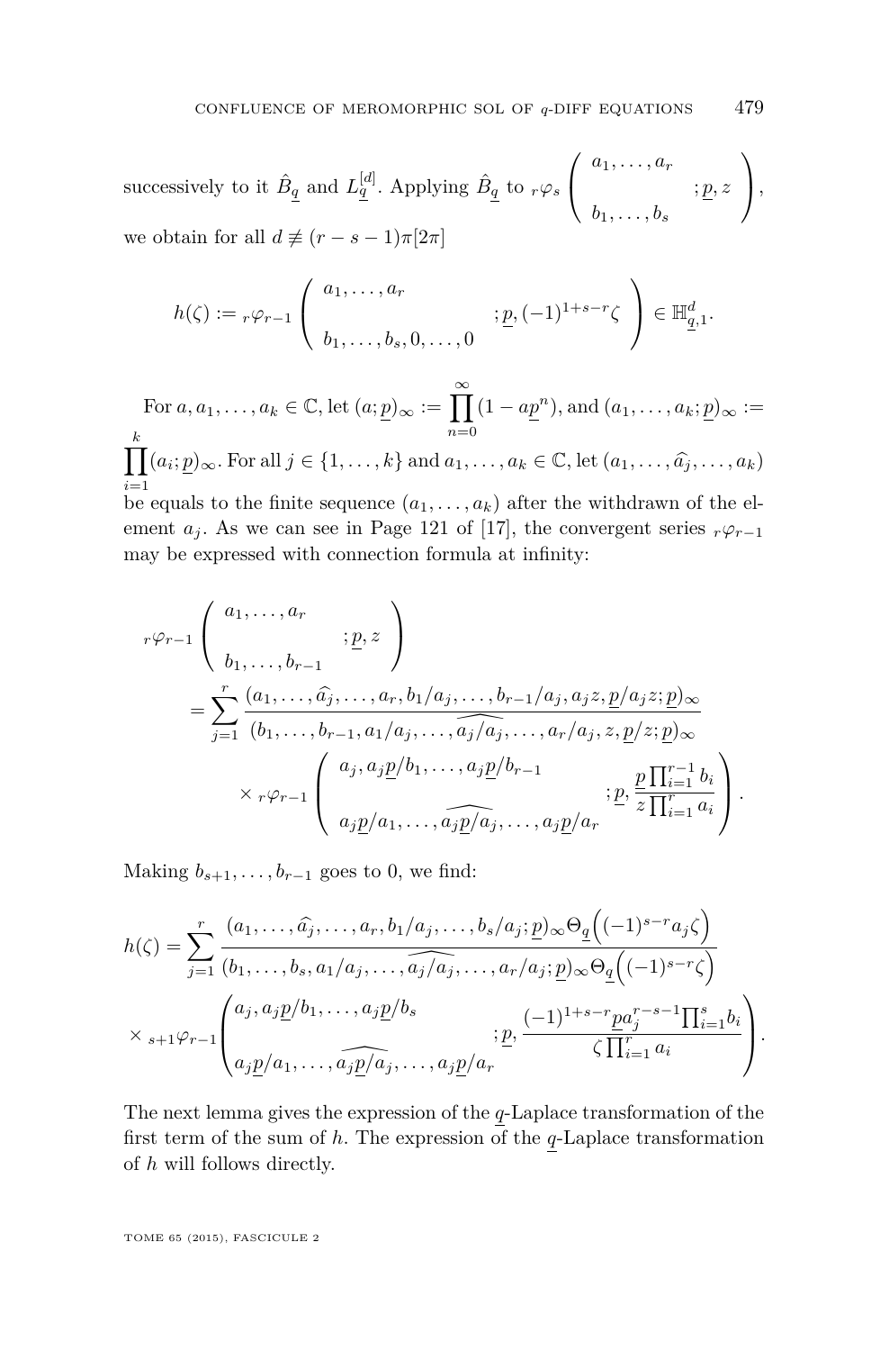successively to it $\hat{B}_{\underline{q}}$ and $L^{[d]}_{\underline{q}}$. Applying $\hat{B}_{\underline{q}}$ to ${}_r\varphi_s\left(\begin{array}{c} a_1,\dots,a_r \\ \\ b_1,\dots,b_s \end{array} ;\underline{p},z\right)$, we obtain for all $d \not\equiv (r-s-1)\pi[2\pi]$

$$h(\zeta) := {}_r\varphi_{r-1}\left(\begin{array}{c} a_1,\dots,a_r \\ \\ b_1,\dots,b_s,0,\dots,0 \end{array} ;\underline{p},(-1)^{1+s-r}\zeta\right) \in \mathbb{H}^d_{\underline{q},1}.$$

For $a,a_1,\dots,a_k \in \mathbb{C}$, let $(a;\underline{p})_\infty := \prod_{n=0}^{\infty}(1-a\underline{p}^n)$, and $(a_1,\dots,a_k;\underline{p})_\infty := \prod_{i=1}^{k}(a_i;\underline{p})_\infty$. For all $j\in\{1,\dots,k\}$ and $a_1,\dots,a_k\in\mathbb{C}$, let $(a_1,\dots,\widehat{a_j},\dots,a_k)$ be equals to the finite sequence $(a_1,\dots,a_k)$ after the withdrawn of the element $a_j$. As we can see in Page 121 of [17], the convergent series ${}_r\varphi_{r-1}$ may be expressed with connection formula at infinity:

$$\begin{aligned}
&{}_r\varphi_{r-1}\left(\begin{array}{c} a_1,\dots,a_r \\ \\ b_1,\dots,b_{r-1} \end{array} ;\underline{p},z\right) \\
&\quad= \sum_{j=1}^{r} \frac{(a_1,\dots,\widehat{a_j},\dots,a_r,b_1/a_j,\dots,b_{r-1}/a_j,a_jz,\underline{p}/a_jz;\underline{p})_\infty}{(b_1,\dots,b_{r-1},a_1/a_j,\dots,\widehat{a_j/a_j},\dots,a_r/a_j,z,\underline{p}/z;\underline{p})_\infty} \\
&\qquad\times {}_r\varphi_{r-1}\left(\begin{array}{c} a_j,a_j\underline{p}/b_1,\dots,a_j\underline{p}/b_{r-1} \\ \\ a_j\underline{p}/a_1,\dots,\widehat{a_j\underline{p}/a_j},\dots,a_j\underline{p}/a_r \end{array} ;\underline{p},\frac{\underline{p}\prod_{i=1}^{r-1}b_i}{z\prod_{i=1}^{r}a_i}\right).
\end{aligned}$$

Making $b_{s+1},\dots,b_{r-1}$ goes to 0, we find:

$$\begin{aligned}
h(\zeta) &= \sum_{j=1}^{r} \frac{(a_1,\dots,\widehat{a_j},\dots,a_r,b_1/a_j,\dots,b_s/a_j;\underline{p})_\infty \Theta_{\underline{q}}\Big((-1)^{s-r}a_j\zeta\Big)}{(b_1,\dots,b_s,a_1/a_j,\dots,\widehat{a_j/a_j},\dots,a_r/a_j;\underline{p})_\infty \Theta_{\underline{q}}\Big((-1)^{s-r}\zeta\Big)} \\
&\times {}_{s+1}\varphi_{r-1}\left(\begin{array}{c} a_j,a_j\underline{p}/b_1,\dots,a_j\underline{p}/b_s \\ \\ a_j\underline{p}/a_1,\dots,\widehat{a_j\underline{p}/a_j},\dots,a_j\underline{p}/a_r \end{array} ;\underline{p},\frac{(-1)^{1+s-r}\underline{p}a_j^{r-s-1}\prod_{i=1}^{s}b_i}{\zeta\prod_{i=1}^{r}a_i}\right).
\end{aligned}$$

The next lemma gives the expression of the $\underline{q}$-Laplace transformation of the first term of the sum of $h$. The expression of the $\underline{q}$-Laplace transformation of $h$ will follows directly.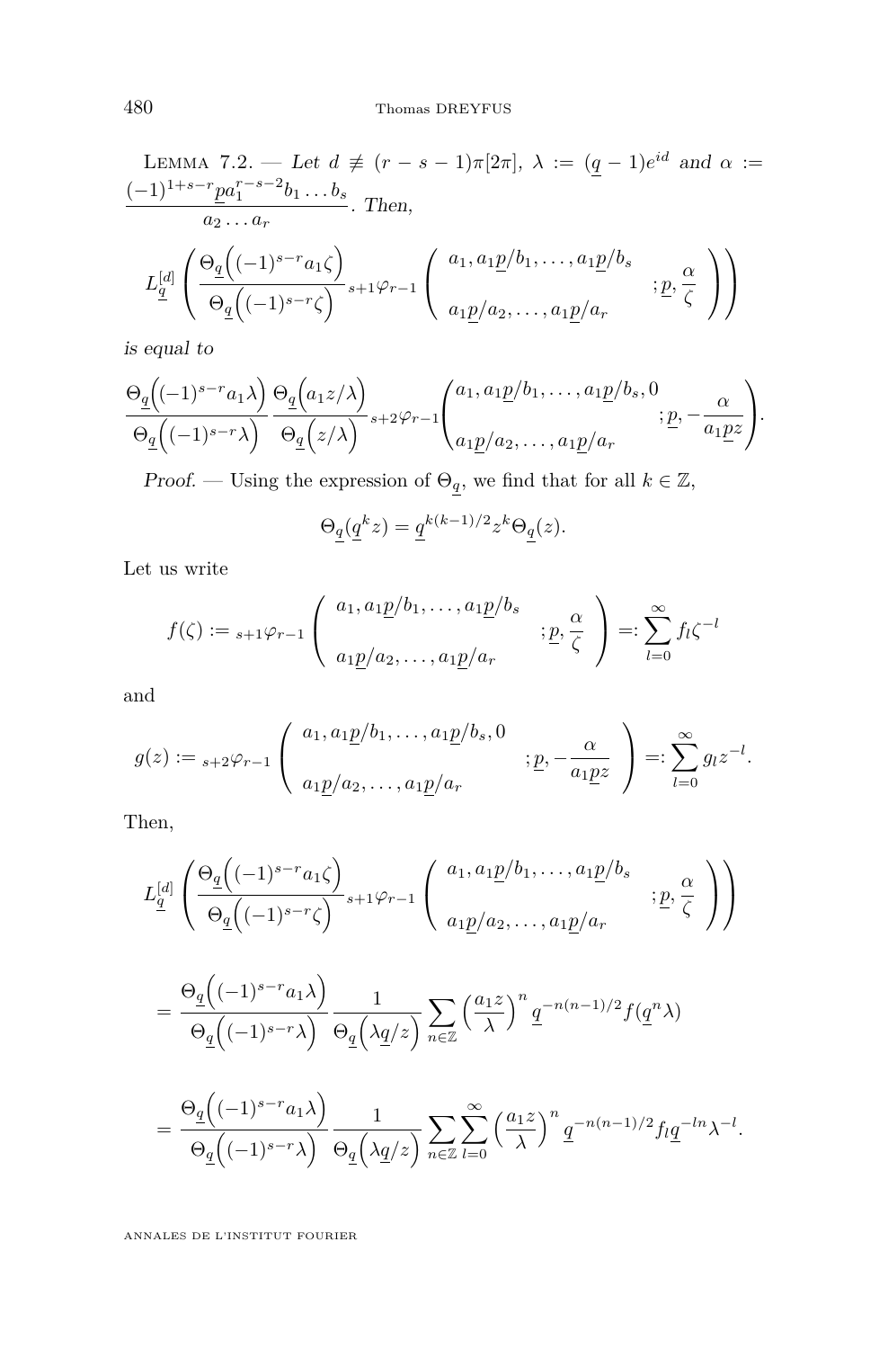Lemma 7.2. — *Let $d \not\equiv (r-s-1)\pi[2\pi]$, $\lambda := (\underline{q}-1)e^{id}$ and $\alpha := \dfrac{(-1)^{1+s-r}\underline{p}a_1^{r-s-2}b_1\dots b_s}{a_2\dots a_r}$. Then,*

$$L_{\underline{q}}^{[d]}\left(\frac{\Theta_{\underline{q}}\Big((-1)^{s-r}a_1\zeta\Big)}{\Theta_{\underline{q}}\Big((-1)^{s-r}\zeta\Big)}{}_{s+1}\varphi_{r-1}\left(\begin{array}{c}a_1, a_1\underline{p}/b_1,\dots,a_1\underline{p}/b_s\\ \\ a_1\underline{p}/a_2,\dots,a_1\underline{p}/a_r\end{array};\underline{p},\frac{\alpha}{\zeta}\right)\right)$$

*is equal to*

$$\frac{\Theta_{\underline{q}}\Big((-1)^{s-r}a_1\lambda\Big)}{\Theta_{\underline{q}}\Big((-1)^{s-r}\lambda\Big)}\frac{\Theta_{\underline{q}}\Big(a_1z/\lambda\Big)}{\Theta_{\underline{q}}\Big(z/\lambda\Big)}{}_{s+2}\varphi_{r-1}\left(\begin{array}{c}a_1, a_1\underline{p}/b_1,\dots,a_1\underline{p}/b_s,0\\ \\ a_1\underline{p}/a_2,\dots,a_1\underline{p}/a_r\end{array};\underline{p},-\frac{\alpha}{a_1\underline{p}z}\right).$$

*Proof.* — Using the expression of $\Theta_{\underline{q}}$, we find that for all $k\in\mathbb{Z}$,

$$\Theta_{\underline{q}}(\underline{q}^k z) = \underline{q}^{k(k-1)/2}z^k\Theta_{\underline{q}}(z).$$

Let us write

$$f(\zeta) := {}_{s+1}\varphi_{r-1}\left(\begin{array}{c}a_1, a_1\underline{p}/b_1,\dots,a_1\underline{p}/b_s\\ \\ a_1\underline{p}/a_2,\dots,a_1\underline{p}/a_r\end{array};\underline{p},\frac{\alpha}{\zeta}\right) =: \sum_{l=0}^{\infty} f_l\zeta^{-l}$$

and

$$g(z) := {}_{s+2}\varphi_{r-1}\left(\begin{array}{c}a_1, a_1\underline{p}/b_1,\dots,a_1\underline{p}/b_s,0\\ \\ a_1\underline{p}/a_2,\dots,a_1\underline{p}/a_r\end{array};\underline{p},-\frac{\alpha}{a_1\underline{p}z}\right) =: \sum_{l=0}^{\infty} g_l z^{-l}.$$

Then,

$$L_{\underline{q}}^{[d]}\left(\frac{\Theta_{\underline{q}}\Big((-1)^{s-r}a_1\zeta\Big)}{\Theta_{\underline{q}}\Big((-1)^{s-r}\zeta\Big)}{}_{s+1}\varphi_{r-1}\left(\begin{array}{c}a_1, a_1\underline{p}/b_1,\dots,a_1\underline{p}/b_s\\ \\ a_1\underline{p}/a_2,\dots,a_1\underline{p}/a_r\end{array};\underline{p},\frac{\alpha}{\zeta}\right)\right)$$

$$= \frac{\Theta_{\underline{q}}\Big((-1)^{s-r}a_1\lambda\Big)}{\Theta_{\underline{q}}\Big((-1)^{s-r}\lambda\Big)}\frac{1}{\Theta_{\underline{q}}\Big(\lambda\underline{q}/z\Big)}\sum_{n\in\mathbb{Z}}\left(\frac{a_1z}{\lambda}\right)^n\underline{q}^{-n(n-1)/2}f(\underline{q}^n\lambda)$$

$$= \frac{\Theta_{\underline{q}}\Big((-1)^{s-r}a_1\lambda\Big)}{\Theta_{\underline{q}}\Big((-1)^{s-r}\lambda\Big)}\frac{1}{\Theta_{\underline{q}}\Big(\lambda\underline{q}/z\Big)}\sum_{n\in\mathbb{Z}}\sum_{l=0}^{\infty}\left(\frac{a_1z}{\lambda}\right)^n\underline{q}^{-n(n-1)/2}f_l\underline{q}^{-ln}\lambda^{-l}.$$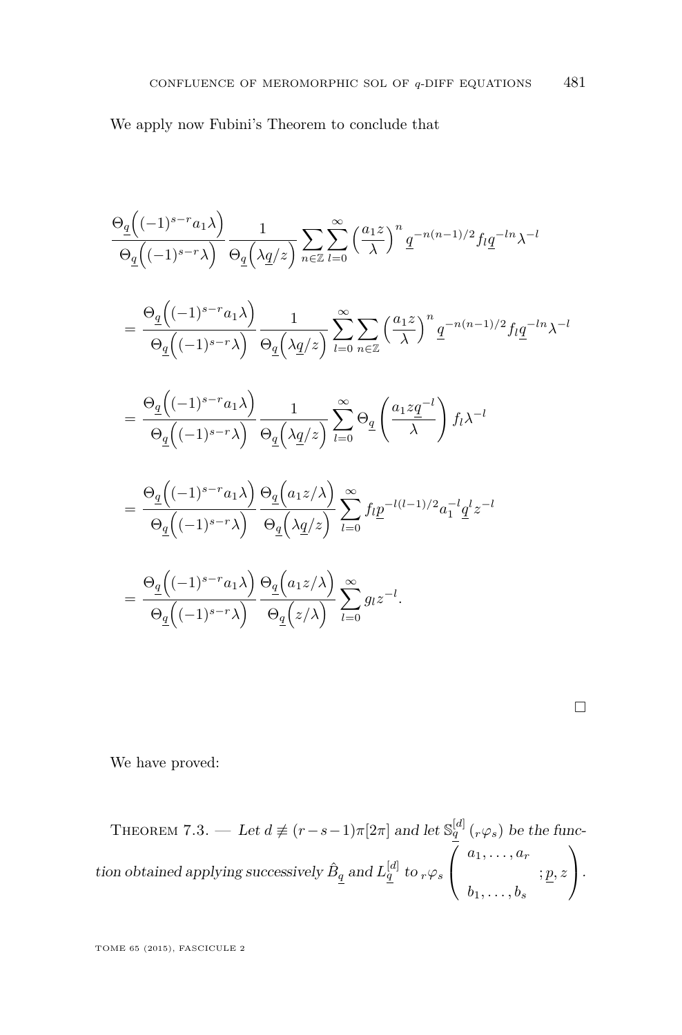We apply now Fubini's Theorem to conclude that

$$\frac{\Theta_{\underline{q}}\Big((-1)^{s-r}a_1\lambda\Big)}{\Theta_{\underline{q}}\Big((-1)^{s-r}\lambda\Big)}\frac{1}{\Theta_{\underline{q}}\Big(\lambda\underline{q}/z\Big)}\sum_{n\in\mathbb{Z}}\sum_{l=0}^{\infty}\left(\frac{a_1 z}{\lambda}\right)^n \underline{q}^{-n(n-1)/2}f_l\underline{q}^{-ln}\lambda^{-l}$$

$$=\frac{\Theta_{\underline{q}}\Big((-1)^{s-r}a_1\lambda\Big)}{\Theta_{\underline{q}}\Big((-1)^{s-r}\lambda\Big)}\frac{1}{\Theta_{\underline{q}}\Big(\lambda\underline{q}/z\Big)}\sum_{l=0}^{\infty}\sum_{n\in\mathbb{Z}}\left(\frac{a_1 z}{\lambda}\right)^n \underline{q}^{-n(n-1)/2}f_l\underline{q}^{-ln}\lambda^{-l}$$

$$=\frac{\Theta_{\underline{q}}\Big((-1)^{s-r}a_1\lambda\Big)}{\Theta_{\underline{q}}\Big((-1)^{s-r}\lambda\Big)}\frac{1}{\Theta_{\underline{q}}\Big(\lambda\underline{q}/z\Big)}\sum_{l=0}^{\infty}\Theta_{\underline{q}}\left(\frac{a_1 z\underline{q}^{-l}}{\lambda}\right)f_l\lambda^{-l}$$

$$=\frac{\Theta_{\underline{q}}\Big((-1)^{s-r}a_1\lambda\Big)}{\Theta_{\underline{q}}\Big((-1)^{s-r}\lambda\Big)}\frac{\Theta_{\underline{q}}\Big(a_1 z/\lambda\Big)}{\Theta_{\underline{q}}\Big(\lambda\underline{q}/z\Big)}\sum_{l=0}^{\infty}f_l\underline{p}^{-l(l-1)/2}a_1^{-l}\underline{q}^{l}z^{-l}$$

$$=\frac{\Theta_{\underline{q}}\Big((-1)^{s-r}a_1\lambda\Big)}{\Theta_{\underline{q}}\Big((-1)^{s-r}\lambda\Big)}\frac{\Theta_{\underline{q}}\Big(a_1 z/\lambda\Big)}{\Theta_{\underline{q}}\Big(z/\lambda\Big)}\sum_{l=0}^{\infty}g_l z^{-l}.$$

□

We have proved:

Theorem 7.3. — *Let $d \not\equiv (r-s-1)\pi[2\pi]$ and let $\mathbb{S}_{\underline{q}}^{[d]}\left({}_r\varphi_s\right)$ be the function obtained applying successively $\hat{B}_{\underline{q}}$ and $L_{\underline{q}}^{[d]}$ to* ${}_r\varphi_s\begin{pmatrix} a_1,\dots,a_r \\ & ;\underline{p},z \\ b_1,\dots,b_s \end{pmatrix}$.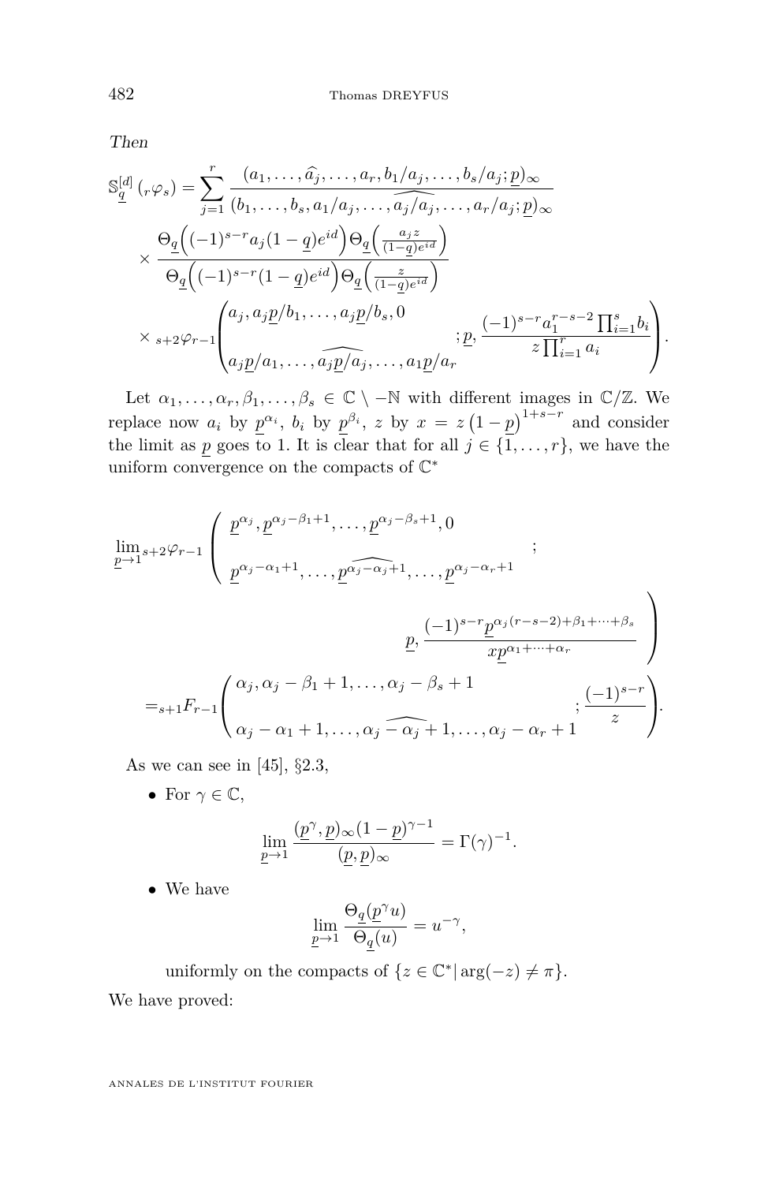*Then*

$$\mathbb{S}_{\underline{q}}^{[d]}\left({}_{r}\varphi_{s}\right)=\sum_{j=1}^{r}\frac{(a_1,\dots,\widehat{a_j},\dots,a_r,b_1/a_j,\dots,b_s/a_j;\underline{p})_\infty}{(b_1,\dots,b_s,a_1/a_j,\dots,\widehat{a_j/a_j},\dots,a_r/a_j;\underline{p})_\infty}$$

$$\times\frac{\Theta_{\underline{q}}\Big((-1)^{s-r}a_j(1-\underline{q})e^{id}\Big)\Theta_{\underline{q}}\Big(\frac{a_j z}{(1-\underline{q})e^{id}}\Big)}{\Theta_{\underline{q}}\Big((-1)^{s-r}(1-\underline{q})e^{id}\Big)\Theta_{\underline{q}}\Big(\frac{z}{(1-\underline{q})e^{id}}\Big)}$$

$$\times{}_{s+2}\varphi_{r-1}\left(\begin{matrix}a_j,a_j\underline{p}/b_1,\dots,a_j\underline{p}/b_s,0\\ \\ a_j\underline{p}/a_1,\dots,\widehat{a_j\underline{p}/a_j},\dots,a_1\underline{p}/a_r\end{matrix};\underline{p},\frac{(-1)^{s-r}a_1^{r-s-2}\prod_{i=1}^{s}b_i}{z\prod_{i=1}^{r}a_i}\right).$$

Let $\alpha_1,\dots,\alpha_r,\beta_1,\dots,\beta_s\in\mathbb{C}\setminus-\mathbb{N}$ with different images in $\mathbb{C}/\mathbb{Z}$. We replace now $a_i$ by $\underline{p}^{\alpha_i}$, $b_i$ by $\underline{p}^{\beta_i}$, $z$ by $x=z\left(1-\underline{p}\right)^{1+s-r}$ and consider the limit as $\underline{p}$ goes to 1. It is clear that for all $j\in\{1,\dots,r\}$, we have the uniform convergence on the compacts of $\mathbb{C}^*$

$$\lim_{\underline{p}\to1}{}_{s+2}\varphi_{r-1}\left(\begin{matrix}\underline{p}^{\alpha_j},\underline{p}^{\alpha_j-\beta_1+1},\dots,\underline{p}^{\alpha_j-\beta_s+1},0\\ \\ \underline{p}^{\alpha_j-\alpha_1+1},\dots,\underline{p}^{\widehat{\alpha_j-\alpha_j}+1},\dots,\underline{p}^{\alpha_j-\alpha_r+1}\end{matrix};\underline{p},\frac{(-1)^{s-r}\underline{p}^{\alpha_j(r-s-2)+\beta_1+\dots+\beta_s}}{x\underline{p}^{\alpha_1+\dots+\alpha_r}}\right)$$

$$={}_{s+1}F_{r-1}\left(\begin{matrix}\alpha_j,\alpha_j-\beta_1+1,\dots,\alpha_j-\beta_s+1\\ \\ \alpha_j-\alpha_1+1,\dots,\alpha_j\widehat{-\alpha_j}+1,\dots,\alpha_j-\alpha_r+1\end{matrix};\frac{(-1)^{s-r}}{z}\right).$$

As we can see in [45], §2.3,

- For $\gamma\in\mathbb{C}$,

$$\lim_{\underline{p}\to1}\frac{(\underline{p}^{\gamma},\underline{p})_\infty(1-\underline{p})^{\gamma-1}}{(\underline{p},\underline{p})_\infty}=\Gamma(\gamma)^{-1}.$$

- We have

$$\lim_{\underline{p}\to1}\frac{\Theta_{\underline{q}}(\underline{p}^{\gamma}u)}{\Theta_{\underline{q}}(u)}=u^{-\gamma},$$

uniformly on the compacts of $\{z\in\mathbb{C}^*|\arg(-z)\neq\pi\}$.

We have proved: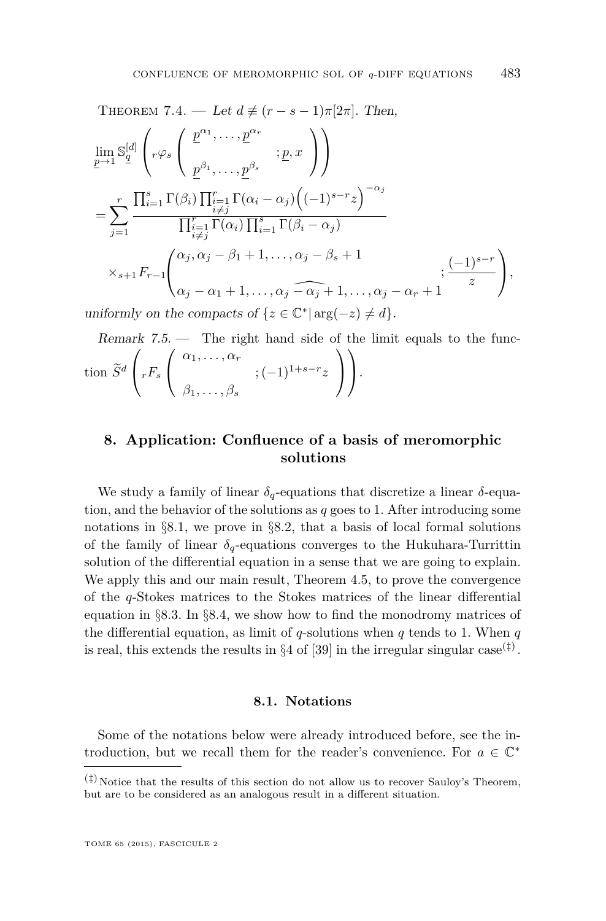Theorem 7.4. — *Let $d \not\equiv (r-s-1)\pi[2\pi]$. Then,*

$$\lim_{\underline{p}\to 1} \mathbb{S}_{\underline{q}}^{[d]}\left({}_r\varphi_s\left(\begin{array}{c}\underline{p}^{\alpha_1},\dots,\underline{p}^{\alpha_r}\\ \\ \underline{p}^{\beta_1},\dots,\underline{p}^{\beta_s}\end{array};\underline{p},x\right)\right)$$

$$=\sum_{j=1}^{r}\frac{\prod_{i=1}^{s}\Gamma(\beta_i)\prod_{\substack{i=1\\ i\neq j}}^{r}\Gamma(\alpha_i-\alpha_j)\Big((-1)^{s-r}z\Big)^{-\alpha_j}}{\prod_{\substack{i=1\\ i\neq j}}^{r}\Gamma(\alpha_i)\prod_{i=1}^{s}\Gamma(\beta_i-\alpha_j)}$$

$$\times{}_{s+1}F_{r-1}\left(\begin{array}{c}\alpha_j,\alpha_j-\beta_1+1,\dots,\alpha_j-\beta_s+1\\ \\ \alpha_j-\alpha_1+1,\dots,\widehat{\alpha_j-\alpha_j}+1,\dots,\alpha_j-\alpha_r+1\end{array};\frac{(-1)^{s-r}}{z}\right),$$

*uniformly on the compacts of $\{z\in\mathbb{C}^*|\arg(-z)\neq d\}$.*

*Remark 7.5.* — The right hand side of the limit equals to the function $\widetilde{S}^d\left({}_rF_s\left(\begin{array}{c}\alpha_1,\dots,\alpha_r\\ \\ \beta_1,\dots,\beta_s\end{array};(-1)^{1+s-r}z\right)\right)$.

## 8. Application: Confluence of a basis of meromorphic solutions

We study a family of linear $\delta_q$-equations that discretize a linear $\delta$-equation, and the behavior of the solutions as $q$ goes to 1. After introducing some notations in §8.1, we prove in §8.2, that a basis of local formal solutions of the family of linear $\delta_q$-equations converges to the Hukuhara-Turrittin solution of the differential equation in a sense that we are going to explain. We apply this and our main result, Theorem 4.5, to prove the convergence of the $q$-Stokes matrices to the Stokes matrices of the linear differential equation in §8.3. In §8.4, we show how to find the monodromy matrices of the differential equation, as limit of $q$-solutions when $q$ tends to 1. When $q$ is real, this extends the results in §4 of [39] in the irregular singular case[(‡)].

### 8.1. Notations

Some of the notations below were already introduced before, see the introduction, but we recall them for the reader's convenience. For $a\in\mathbb{C}^*$

[(‡)] Notice that the results of this section do not allow us to recover Sauloy's Theorem, but are to be considered as an analogous result in a different situation.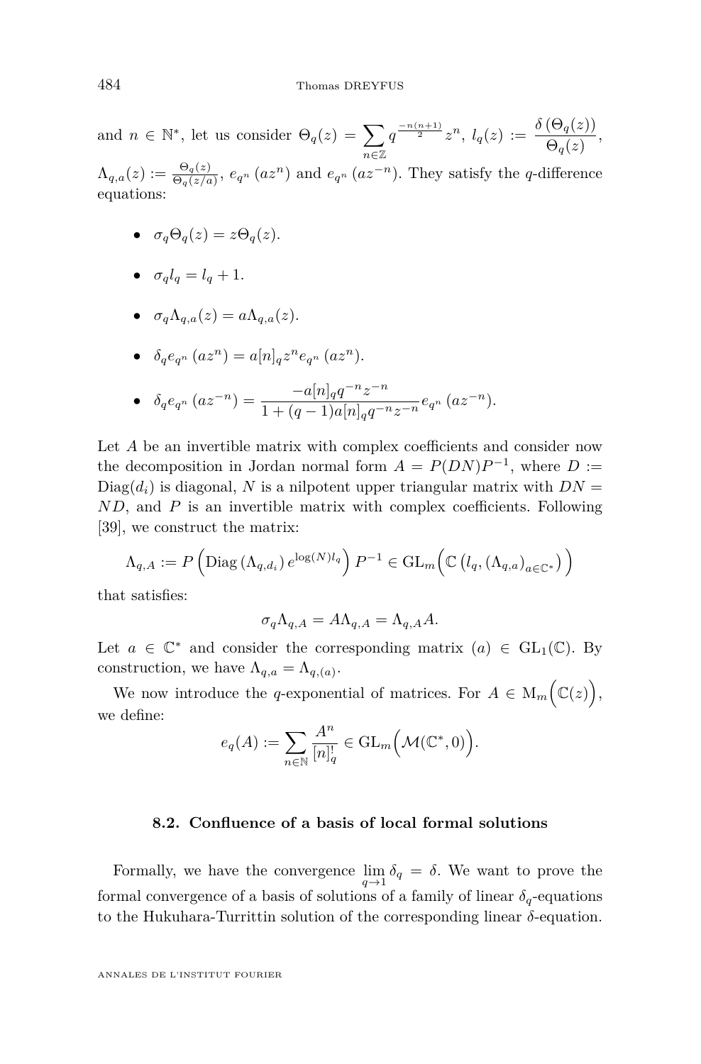and $n \in \mathbb{N}^*$, let us consider $\Theta_q(z) = \sum_{n\in\mathbb{Z}} q^{\frac{-n(n+1)}{2}} z^n$, $l_q(z) := \frac{\delta\left(\Theta_q(z)\right)}{\Theta_q(z)}$, $\Lambda_{q,a}(z) := \frac{\Theta_q(z)}{\Theta_q(z/a)}$, $e_{q^n}\left(az^n\right)$ and $e_{q^n}\left(az^{-n}\right)$. They satisfy the $q$-difference equations:

- $\sigma_q \Theta_q(z) = z\Theta_q(z)$.
- $\sigma_q l_q = l_q + 1$.
- $\sigma_q \Lambda_{q,a}(z) = a\Lambda_{q,a}(z)$.
- $\delta_q e_{q^n}\left(az^n\right) = a[n]_q z^n e_{q^n}\left(az^n\right)$.
- $\delta_q e_{q^n}\left(az^{-n}\right) = \dfrac{-a[n]_q q^{-n} z^{-n}}{1 + (q-1)a[n]_q q^{-n} z^{-n}} e_{q^n}\left(az^{-n}\right)$.

Let $A$ be an invertible matrix with complex coefficients and consider now the decomposition in Jordan normal form $A = P(DN)P^{-1}$, where $D := \mathrm{Diag}(d_i)$ is diagonal, $N$ is a nilpotent upper triangular matrix with $DN = ND$, and $P$ is an invertible matrix with complex coefficients. Following [39], we construct the matrix:

$$\Lambda_{q,A} := P\left(\mathrm{Diag}\left(\Lambda_{q,d_i}\right) e^{\log(N) l_q}\right) P^{-1} \in \mathrm{GL}_m\Big(\mathbb{C}\left(l_q, \left(\Lambda_{q,a}\right)_{a\in\mathbb{C}^*}\right)\Big)$$

that satisfies:

$$\sigma_q \Lambda_{q,A} = A\Lambda_{q,A} = \Lambda_{q,A} A.$$

Let $a \in \mathbb{C}^*$ and consider the corresponding matrix $(a) \in \mathrm{GL}_1(\mathbb{C})$. By construction, we have $\Lambda_{q,a} = \Lambda_{q,(a)}$.

We now introduce the $q$-exponential of matrices. For $A \in \mathrm{M}_m\Big(\mathbb{C}(z)\Big)$, we define:

$$e_q(A) := \sum_{n\in\mathbb{N}} \frac{A^n}{[n]_q^!} \in \mathrm{GL}_m\Big(\mathcal{M}(\mathbb{C}^*, 0)\Big).$$

### 8.2. Confluence of a basis of local formal solutions

Formally, we have the convergence $\lim_{q\to 1} \delta_q = \delta$. We want to prove the formal convergence of a basis of solutions of a family of linear $\delta_q$-equations to the Hukuhara-Turrittin solution of the corresponding linear $\delta$-equation.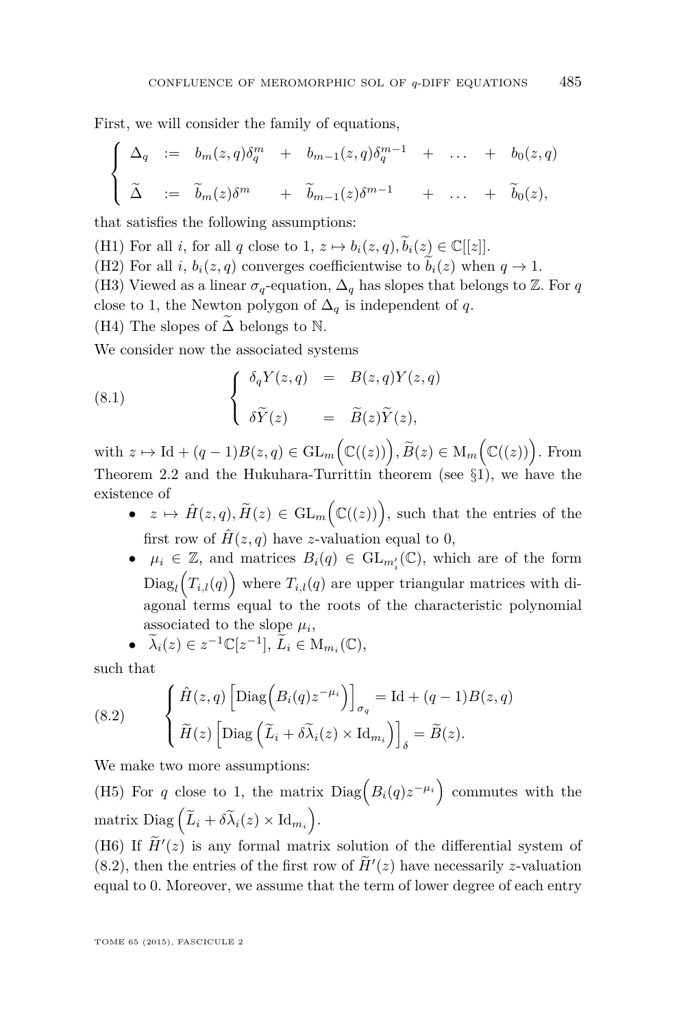First, we will consider the family of equations,

$$\begin{cases} \Delta_q & := & b_m(z,q)\delta_q^m & + & b_{m-1}(z,q)\delta_q^{m-1} & + & \dots & + & b_0(z,q) \\ \widetilde{\Delta} & := & \widetilde{b}_m(z)\delta^m & + & \widetilde{b}_{m-1}(z)\delta^{m-1} & + & \dots & + & \widetilde{b}_0(z), \end{cases}$$

that satisfies the following assumptions:

(H1) For all $i$, for all $q$ close to 1, $z \mapsto b_i(z,q), \widetilde{b}_i(z) \in \mathbb{C}[[z]]$.

(H2) For all $i$, $b_i(z,q)$ converges coefficientwise to $\widetilde{b}_i(z)$ when $q \to 1$.

(H3) Viewed as a linear $\sigma_q$-equation, $\Delta_q$ has slopes that belongs to $\mathbb{Z}$. For $q$ close to 1, the Newton polygon of $\Delta_q$ is independent of $q$.

(H4) The slopes of $\widetilde{\Delta}$ belongs to $\mathbb{N}$.

We consider now the associated systems

$$\begin{cases} \delta_q Y(z,q) & = & B(z,q)Y(z,q) \\ \delta \widetilde{Y}(z) & = & \widetilde{B}(z)\widetilde{Y}(z), \end{cases} \tag{8.1}$$

with $z \mapsto \mathrm{Id} + (q-1)B(z,q) \in \mathrm{GL}_m\Big(\mathbb{C}((z))\Big), \widetilde{B}(z) \in \mathrm{M}_m\Big(\mathbb{C}((z))\Big)$. From Theorem 2.2 and the Hukuhara-Turrittin theorem (see §1), we have the existence of

- $z \mapsto \hat{H}(z,q), \widetilde{H}(z) \in \mathrm{GL}_m\Big(\mathbb{C}((z))\Big)$, such that the entries of the first row of $\hat{H}(z,q)$ have $z$-valuation equal to 0,
- $\mu_i \in \mathbb{Z}$, and matrices $B_i(q) \in \mathrm{GL}_{m_i'}(\mathbb{C})$, which are of the form $\mathrm{Diag}_l\Big(T_{i,l}(q)\Big)$ where $T_{i,l}(q)$ are upper triangular matrices with diagonal terms equal to the roots of the characteristic polynomial associated to the slope $\mu_i$,
- $\widetilde{\lambda}_i(z) \in z^{-1}\mathbb{C}[z^{-1}]$, $\widetilde{L}_i \in \mathrm{M}_{m_i}(\mathbb{C})$,

such that

$$\begin{cases} \hat{H}(z,q)\left[\mathrm{Diag}\Big(B_i(q)z^{-\mu_i}\Big)\right]_{\sigma_q} = \mathrm{Id} + (q-1)B(z,q) \\ \widetilde{H}(z)\left[\mathrm{Diag}\left(\widetilde{L}_i + \delta\widetilde{\lambda}_i(z) \times \mathrm{Id}_{m_i}\right)\right]_{\delta} = \widetilde{B}(z). \end{cases} \tag{8.2}$$

We make two more assumptions:

(H5) For $q$ close to 1, the matrix $\mathrm{Diag}\Big(B_i(q)z^{-\mu_i}\Big)$ commutes with the matrix $\mathrm{Diag}\left(\widetilde{L}_i + \delta\widetilde{\lambda}_i(z) \times \mathrm{Id}_{m_i}\right)$.

(H6) If $\widetilde{H}'(z)$ is any formal matrix solution of the differential system of (8.2), then the entries of the first row of $\widetilde{H}'(z)$ have necessarily $z$-valuation equal to 0. Moreover, we assume that the term of lower degree of each entry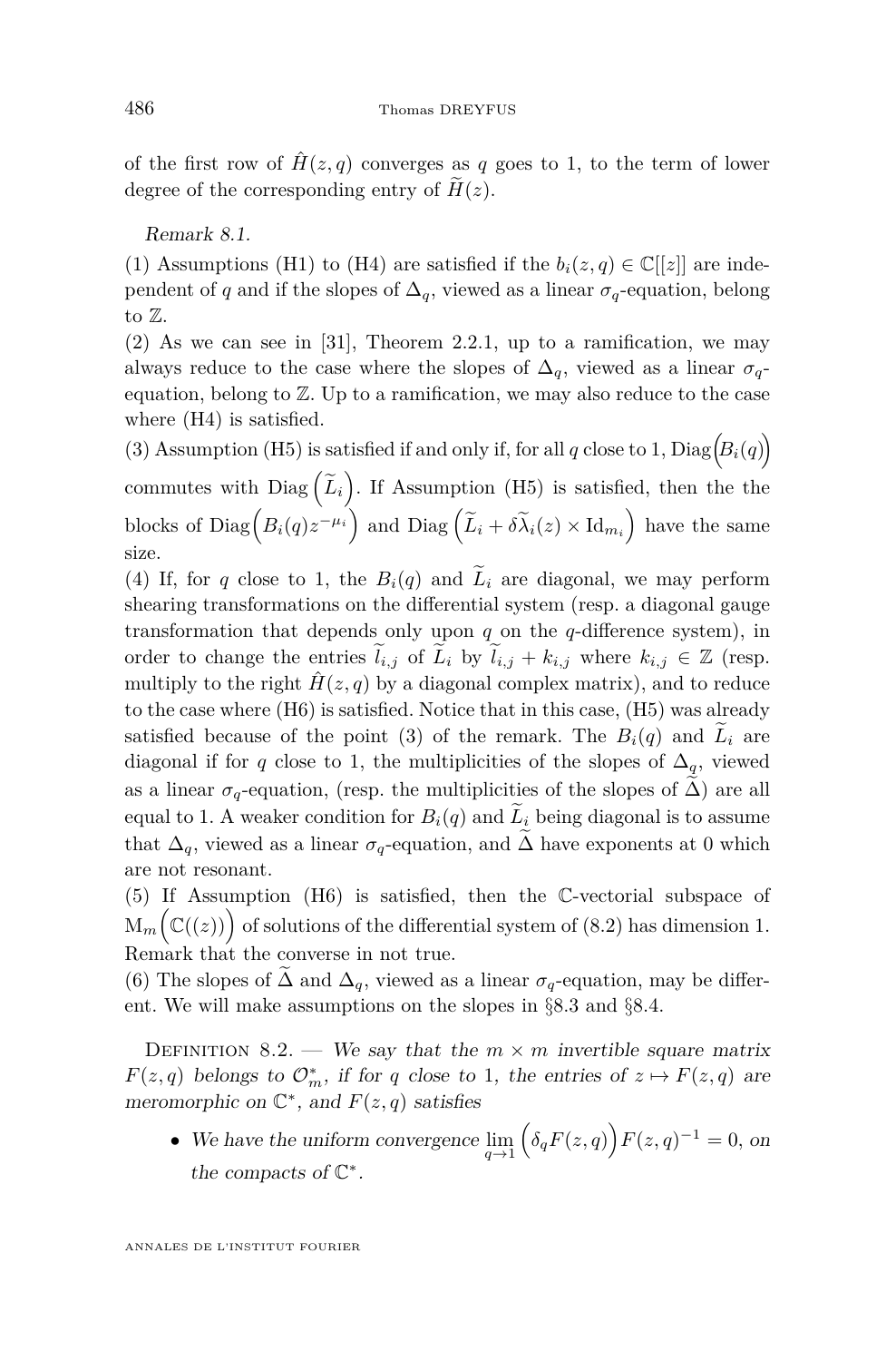of the first row of $\hat{H}(z,q)$ converges as $q$ goes to 1, to the term of lower degree of the corresponding entry of $\widetilde{H}(z)$.

*Remark 8.1.*

(1) Assumptions (H1) to (H4) are satisfied if the $b_i(z,q) \in \mathbb{C}[[z]]$ are independent of $q$ and if the slopes of $\Delta_q$, viewed as a linear $\sigma_q$-equation, belong to $\mathbb{Z}$.

(2) As we can see in [31], Theorem 2.2.1, up to a ramification, we may always reduce to the case where the slopes of $\Delta_q$, viewed as a linear $\sigma_q$-equation, belong to $\mathbb{Z}$. Up to a ramification, we may also reduce to the case where (H4) is satisfied.

(3) Assumption (H5) is satisfied if and only if, for all $q$ close to 1, $\mathrm{Diag}\Big(B_i(q)\Big)$ commutes with $\mathrm{Diag}\left(\widetilde{L}_i\right)$. If Assumption (H5) is satisfied, then the the blocks of $\mathrm{Diag}\Big(B_i(q)z^{-\mu_i}\Big)$ and $\mathrm{Diag}\left(\widetilde{L}_i + \delta\widetilde{\lambda}_i(z)\times \mathrm{Id}_{m_i}\right)$ have the same size.

(4) If, for $q$ close to 1, the $B_i(q)$ and $\widetilde{L}_i$ are diagonal, we may perform shearing transformations on the differential system (resp. a diagonal gauge transformation that depends only upon $q$ on the $q$-difference system), in order to change the entries $\widetilde{l}_{i,j}$ of $\widetilde{L}_i$ by $\widetilde{l}_{i,j} + k_{i,j}$ where $k_{i,j} \in \mathbb{Z}$ (resp. multiply to the right $\hat{H}(z,q)$ by a diagonal complex matrix), and to reduce to the case where (H6) is satisfied. Notice that in this case, (H5) was already satisfied because of the point (3) of the remark. The $B_i(q)$ and $\widetilde{L}_i$ are diagonal if for $q$ close to 1, the multiplicities of the slopes of $\Delta_q$, viewed as a linear $\sigma_q$-equation, (resp. the multiplicities of the slopes of $\widetilde{\Delta}$) are all equal to 1. A weaker condition for $B_i(q)$ and $\widetilde{L}_i$ being diagonal is to assume that $\Delta_q$, viewed as a linear $\sigma_q$-equation, and $\widetilde{\Delta}$ have exponents at 0 which are not resonant.

(5) If Assumption (H6) is satisfied, then the $\mathbb{C}$-vectorial subspace of $\mathrm{M}_m\Big(\mathbb{C}((z))\Big)$ of solutions of the differential system of (8.2) has dimension 1. Remark that the converse in not true.

(6) The slopes of $\widetilde{\Delta}$ and $\Delta_q$, viewed as a linear $\sigma_q$-equation, may be different. We will make assumptions on the slopes in §8.3 and §8.4.

Definition 8.2. — *We say that the $m\times m$ invertible square matrix $F(z,q)$ belongs to $\mathcal{O}_m^*$, if for $q$ close to 1, the entries of $z\mapsto F(z,q)$ are meromorphic on $\mathbb{C}^*$, and $F(z,q)$ satisfies*

- *We have the uniform convergence $\lim\limits_{q\to 1}\Big(\delta_q F(z,q)\Big)F(z,q)^{-1} = 0$, on the compacts of $\mathbb{C}^*$.*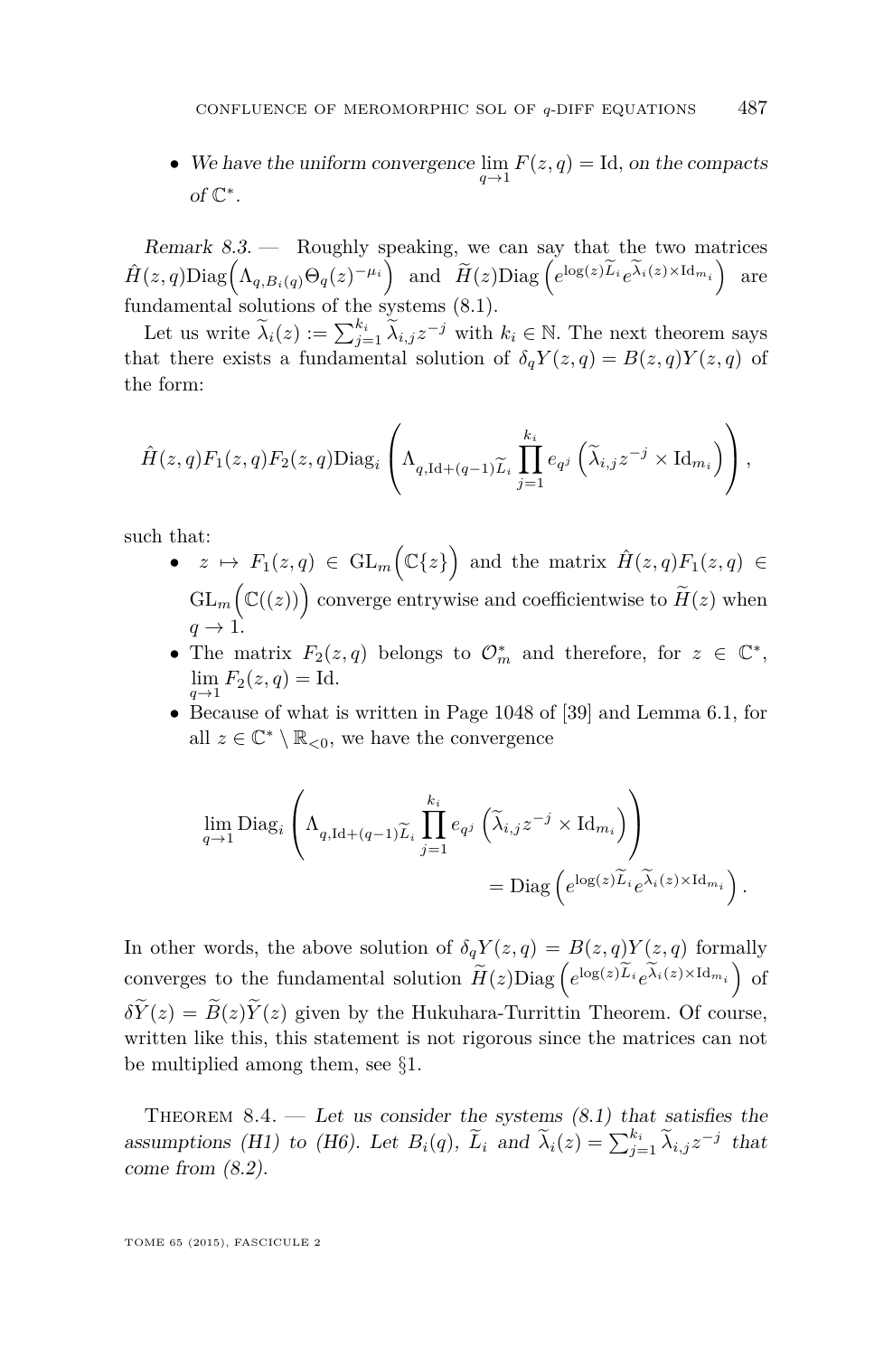- *We have the uniform convergence* $\lim_{q\to 1} F(z,q) = \mathrm{Id}$, *on the compacts of* $\mathbb{C}^*$.

*Remark 8.3.* — Roughly speaking, we can say that the two matrices $\hat{H}(z,q)\mathrm{Diag}\Big(\Lambda_{q,B_i(q)}\Theta_q(z)^{-\mu_i}\Big)$ and $\widetilde{H}(z)\mathrm{Diag}\left(e^{\log(z)\widetilde{L}_i}e^{\widetilde{\lambda}_i(z)\times \mathrm{Id}_{m_i}}\right)$ are fundamental solutions of the systems (8.1).

Let us write $\widetilde{\lambda}_i(z) := \sum_{j=1}^{k_i}\widetilde{\lambda}_{i,j}z^{-j}$ with $k_i\in\mathbb{N}$. The next theorem says that there exists a fundamental solution of $\delta_q Y(z,q) = B(z,q)Y(z,q)$ of the form:

$$\hat{H}(z,q)F_1(z,q)F_2(z,q)\mathrm{Diag}_i\left(\Lambda_{q,\mathrm{Id}+(q-1)\widetilde{L}_i}\prod_{j=1}^{k_i} e_{q^j}\left(\widetilde{\lambda}_{i,j}z^{-j}\times \mathrm{Id}_{m_i}\right)\right),$$

such that:

- $z\mapsto F_1(z,q)\in \mathrm{GL}_m\Big(\mathbb{C}\{z\}\Big)$ and the matrix $\hat{H}(z,q)F_1(z,q)\in \mathrm{GL}_m\Big(\mathbb{C}((z))\Big)$ converge entrywise and coefficientwise to $\widetilde{H}(z)$ when $q\to 1$.
- The matrix $F_2(z,q)$ belongs to $\mathcal{O}_m^*$ and therefore, for $z\in\mathbb{C}^*$, $\lim_{q\to 1}F_2(z,q)=\mathrm{Id}$.
- Because of what is written in Page 1048 of [39] and Lemma 6.1, for all $z\in\mathbb{C}^*\setminus\mathbb{R}_{<0}$, we have the convergence

$$\lim_{q\to 1}\mathrm{Diag}_i\left(\Lambda_{q,\mathrm{Id}+(q-1)\widetilde{L}_i}\prod_{j=1}^{k_i} e_{q^j}\left(\widetilde{\lambda}_{i,j}z^{-j}\times \mathrm{Id}_{m_i}\right)\right) = \mathrm{Diag}\left(e^{\log(z)\widetilde{L}_i}e^{\widetilde{\lambda}_i(z)\times \mathrm{Id}_{m_i}}\right).$$

In other words, the above solution of $\delta_q Y(z,q) = B(z,q)Y(z,q)$ formally converges to the fundamental solution $\widetilde{H}(z)\mathrm{Diag}\left(e^{\log(z)\widetilde{L}_i}e^{\widetilde{\lambda}_i(z)\times \mathrm{Id}_{m_i}}\right)$ of $\delta\widetilde{Y}(z) = \widetilde{B}(z)\widetilde{Y}(z)$ given by the Hukuhara-Turrittin Theorem. Of course, written like this, this statement is not rigorous since the matrices can not be multiplied among them, see §1.

Theorem 8.4. — *Let us consider the systems (8.1) that satisfies the assumptions (H1) to (H6). Let* $B_i(q)$, $\widetilde{L}_i$ *and* $\widetilde{\lambda}_i(z) = \sum_{j=1}^{k_i}\widetilde{\lambda}_{i,j}z^{-j}$ *that come from (8.2).*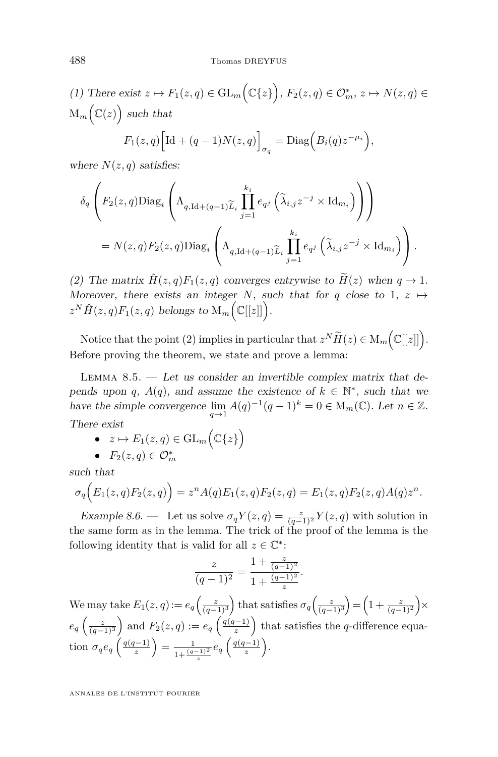*(1) There exist $z \mapsto F_1(z,q) \in \mathrm{GL}_m\Big(\mathbb{C}\{z\}\Big)$, $F_2(z,q) \in \mathcal{O}_m^*$, $z \mapsto N(z,q) \in \mathrm{M}_m\Big(\mathbb{C}(z)\Big)$ such that*

$$F_1(z,q)\Big[\mathrm{Id} + (q-1)N(z,q)\Big]_{\sigma_q} = \mathrm{Diag}\Big(B_i(q)z^{-\mu_i}\Big),$$

*where $N(z,q)$ satisfies:*

$$\delta_q\left(F_2(z,q)\mathrm{Diag}_i\left(\Lambda_{q,\mathrm{Id}+(q-1)\widetilde{L}_i}\prod_{j=1}^{k_i} e_{q^j}\left(\widetilde{\lambda}_{i,j}z^{-j}\times \mathrm{Id}_{m_i}\right)\right)\right)$$
$$= N(z,q)F_2(z,q)\mathrm{Diag}_i\left(\Lambda_{q,\mathrm{Id}+(q-1)\widetilde{L}_i}\prod_{j=1}^{k_i} e_{q^j}\left(\widetilde{\lambda}_{i,j}z^{-j}\times \mathrm{Id}_{m_i}\right)\right).$$

*(2) The matrix $\hat{H}(z,q)F_1(z,q)$ converges entrywise to $\widetilde{H}(z)$ when $q \to 1$. Moreover, there exists an integer $N$, such that for $q$ close to 1, $z \mapsto z^N\hat{H}(z,q)F_1(z,q)$ belongs to $\mathrm{M}_m\Big(\mathbb{C}[[z]]\Big)$.*

Notice that the point (2) implies in particular that $z^N\widetilde{H}(z) \in \mathrm{M}_m\Big(\mathbb{C}[[z]]\Big)$. Before proving the theorem, we state and prove a lemma:

Lemma 8.5. — *Let us consider an invertible complex matrix that depends upon $q$, $A(q)$, and assume the existence of $k \in \mathbb{N}^*$, such that we have the simple convergence $\lim_{q\to 1} A(q)^{-1}(q-1)^k = 0 \in \mathrm{M}_m(\mathbb{C})$. Let $n \in \mathbb{Z}$. There exist*

- $z \mapsto E_1(z,q) \in \mathrm{GL}_m\Big(\mathbb{C}\{z\}\Big)$
- $F_2(z,q) \in \mathcal{O}_m^*$

*such that*

$$\sigma_q\Big(E_1(z,q)F_2(z,q)\Big) = z^n A(q)E_1(z,q)F_2(z,q) = E_1(z,q)F_2(z,q)A(q)z^n.$$

*Example 8.6.* — Let us solve $\sigma_q Y(z,q) = \frac{z}{(q-1)^2}Y(z,q)$ with solution in the same form as in the lemma. The trick of the proof of the lemma is the following identity that is valid for all $z \in \mathbb{C}^*$:

$$\frac{z}{(q-1)^2} = \frac{1+\frac{z}{(q-1)^2}}{1+\frac{(q-1)^2}{z}}.$$

We may take $E_1(z,q) := e_q\Big(\frac{z}{(q-1)^3}\Big)$ that satisfies $\sigma_q\Big(\frac{z}{(q-1)^3}\Big) = \Big(1+\frac{z}{(q-1)^2}\Big)\times e_q\left(\frac{z}{(q-1)^3}\right)$ and $F_2(z,q) := e_q\left(\frac{q(q-1)}{z}\right)$ that satisfies the $q$-difference equation $\sigma_q e_q\left(\frac{q(q-1)}{z}\right) = \frac{1}{1+\frac{(q-1)^2}{z}}e_q\left(\frac{q(q-1)}{z}\right)$.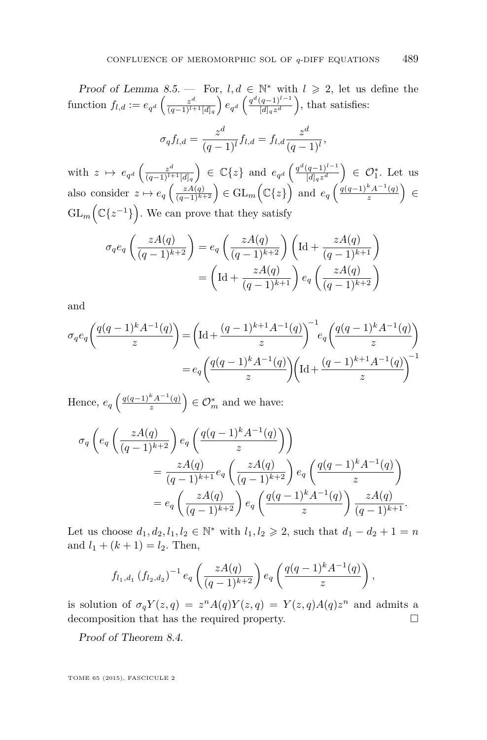*Proof of Lemma 8.5.* — For, $l,d\in\mathbb{N}^*$ with $l\geqslant 2$, let us define the function $f_{l,d}:=e_{q^d}\left(\frac{z^d}{(q-1)^{l+1}[d]_q}\right)e_{q^d}\left(\frac{q^d(q-1)^{l-1}}{[d]_q z^d}\right)$, that satisfies:

$$\sigma_q f_{l,d}=\frac{z^d}{(q-1)^l}f_{l,d}=f_{l,d}\frac{z^d}{(q-1)^l},$$

with $z\mapsto e_{q^d}\left(\frac{z^d}{(q-1)^{l+1}[d]_q}\right)\in\mathbb{C}\{z\}$ and $e_{q^d}\left(\frac{q^d(q-1)^{l-1}}{[d]_q z^d}\right)\in\mathcal{O}_1^*$. Let us also consider $z\mapsto e_q\left(\frac{zA(q)}{(q-1)^{k+2}}\right)\in\mathrm{GL}_m\Big(\mathbb{C}\{z\}\Big)$ and $e_q\left(\frac{q(q-1)^kA^{-1}(q)}{z}\right)\in\mathrm{GL}_m\Big(\mathbb{C}\{z^{-1}\}\Big)$. We can prove that they satisfy

$$\begin{aligned}\sigma_q e_q\left(\frac{zA(q)}{(q-1)^{k+2}}\right)&=e_q\left(\frac{zA(q)}{(q-1)^{k+2}}\right)\left(\mathrm{Id}+\frac{zA(q)}{(q-1)^{k+1}}\right)\\&=\left(\mathrm{Id}+\frac{zA(q)}{(q-1)^{k+1}}\right)e_q\left(\frac{zA(q)}{(q-1)^{k+2}}\right)\end{aligned}$$

and

$$\begin{aligned}\sigma_q e_q\left(\frac{q(q-1)^kA^{-1}(q)}{z}\right)&=\left(\mathrm{Id}+\frac{(q-1)^{k+1}A^{-1}(q)}{z}\right)^{-1}e_q\left(\frac{q(q-1)^kA^{-1}(q)}{z}\right)\\&=e_q\left(\frac{q(q-1)^kA^{-1}(q)}{z}\right)\left(\mathrm{Id}+\frac{(q-1)^{k+1}A^{-1}(q)}{z}\right)^{-1}\end{aligned}$$

Hence, $e_q\left(\frac{q(q-1)^kA^{-1}(q)}{z}\right)\in\mathcal{O}_m^*$ and we have:

$$\begin{aligned}\sigma_q&\left(e_q\left(\frac{zA(q)}{(q-1)^{k+2}}\right)e_q\left(\frac{q(q-1)^kA^{-1}(q)}{z}\right)\right)\\&\qquad=\frac{zA(q)}{(q-1)^{k+1}}e_q\left(\frac{zA(q)}{(q-1)^{k+2}}\right)e_q\left(\frac{q(q-1)^kA^{-1}(q)}{z}\right)\\&\qquad=e_q\left(\frac{zA(q)}{(q-1)^{k+2}}\right)e_q\left(\frac{q(q-1)^kA^{-1}(q)}{z}\right)\frac{zA(q)}{(q-1)^{k+1}}.\end{aligned}$$

Let us choose $d_1,d_2,l_1,l_2\in\mathbb{N}^*$ with $l_1,l_2\geqslant 2$, such that $d_1-d_2+1=n$ and $l_1+(k+1)=l_2$. Then,

$$f_{l_1,d_1}\left(f_{l_2,d_2}\right)^{-1}e_q\left(\frac{zA(q)}{(q-1)^{k+2}}\right)e_q\left(\frac{q(q-1)^kA^{-1}(q)}{z}\right),$$

is solution of $\sigma_q Y(z,q)=z^nA(q)Y(z,q)=Y(z,q)A(q)z^n$ and admits a decomposition that has the required property. □

*Proof of Theorem 8.4.*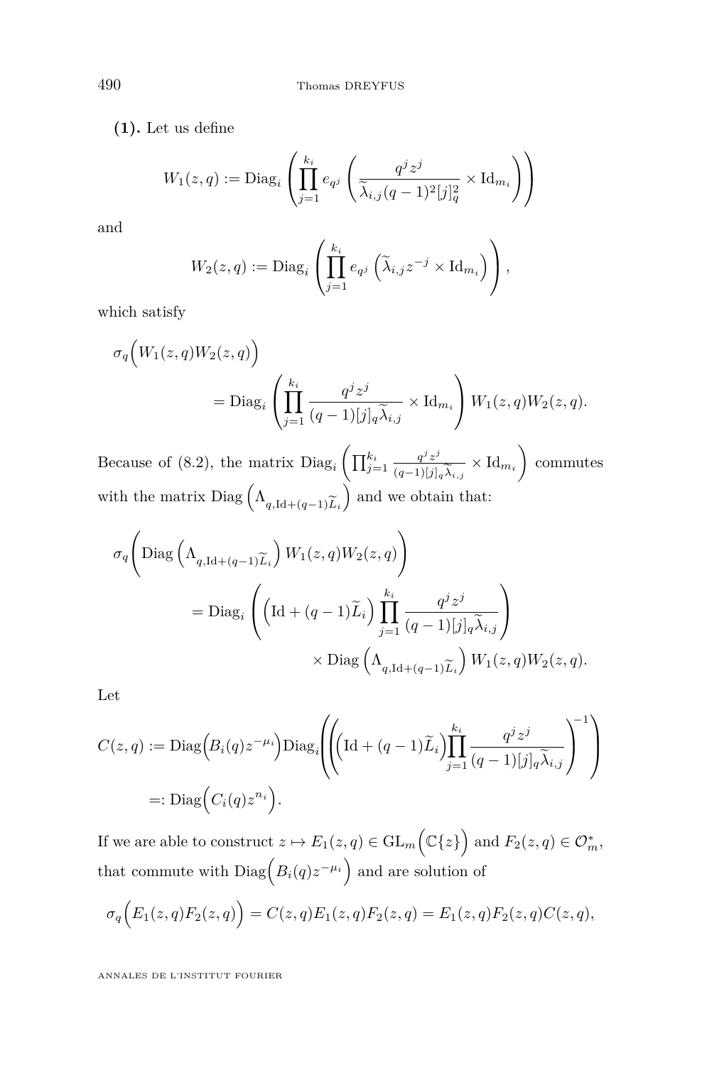**(1).** Let us define

$$W_1(z,q) := \mathrm{Diag}_i\left(\prod_{j=1}^{k_i} e_{q^j}\left(\frac{q^j z^j}{\widetilde{\lambda}_{i,j}(q-1)^2[j]_q^2}\times \mathrm{Id}_{m_i}\right)\right)$$

and

$$W_2(z,q) := \mathrm{Diag}_i\left(\prod_{j=1}^{k_i} e_{q^j}\left(\widetilde{\lambda}_{i,j} z^{-j}\times \mathrm{Id}_{m_i}\right)\right),$$

which satisfy

$$\sigma_q\Big(W_1(z,q)W_2(z,q)\Big) = \mathrm{Diag}_i\left(\prod_{j=1}^{k_i}\frac{q^j z^j}{(q-1)[j]_q\widetilde{\lambda}_{i,j}}\times \mathrm{Id}_{m_i}\right)W_1(z,q)W_2(z,q).$$

Because of (8.2), the matrix $\mathrm{Diag}_i\left(\prod_{j=1}^{k_i}\frac{q^j z^j}{(q-1)[j]_q\widetilde{\lambda}_{i,j}}\times \mathrm{Id}_{m_i}\right)$ commutes with the matrix $\mathrm{Diag}\left(\Lambda_{q,\mathrm{Id}+(q-1)\widetilde{L}_i}\right)$ and we obtain that:

$$\begin{aligned}\sigma_q\left(\mathrm{Diag}\left(\Lambda_{q,\mathrm{Id}+(q-1)\widetilde{L}_i}\right)W_1(z,q)W_2(z,q)\right) &= \mathrm{Diag}_i\left(\left(\mathrm{Id}+(q-1)\widetilde{L}_i\right)\prod_{j=1}^{k_i}\frac{q^j z^j}{(q-1)[j]_q\widetilde{\lambda}_{i,j}}\right)\\ &\quad\times \mathrm{Diag}\left(\Lambda_{q,\mathrm{Id}+(q-1)\widetilde{L}_i}\right)W_1(z,q)W_2(z,q).\end{aligned}$$

Let

$$\begin{aligned}C(z,q) &:= \mathrm{Diag}\Big(B_i(q)z^{-\mu_i}\Big)\mathrm{Diag}_i\left(\left(\left(\mathrm{Id}+(q-1)\widetilde{L}_i\right)\prod_{j=1}^{k_i}\frac{q^j z^j}{(q-1)[j]_q\widetilde{\lambda}_{i,j}}\right)^{-1}\right)\\ &=: \mathrm{Diag}\Big(C_i(q)z^{n_i}\Big).\end{aligned}$$

If we are able to construct $z\mapsto E_1(z,q)\in \mathrm{GL}_m\Big(\mathbb{C}\{z\}\Big)$ and $F_2(z,q)\in \mathcal{O}_m^*$, that commute with $\mathrm{Diag}\Big(B_i(q)z^{-\mu_i}\Big)$ and are solution of

$$\sigma_q\Big(E_1(z,q)F_2(z,q)\Big) = C(z,q)E_1(z,q)F_2(z,q) = E_1(z,q)F_2(z,q)C(z,q),$$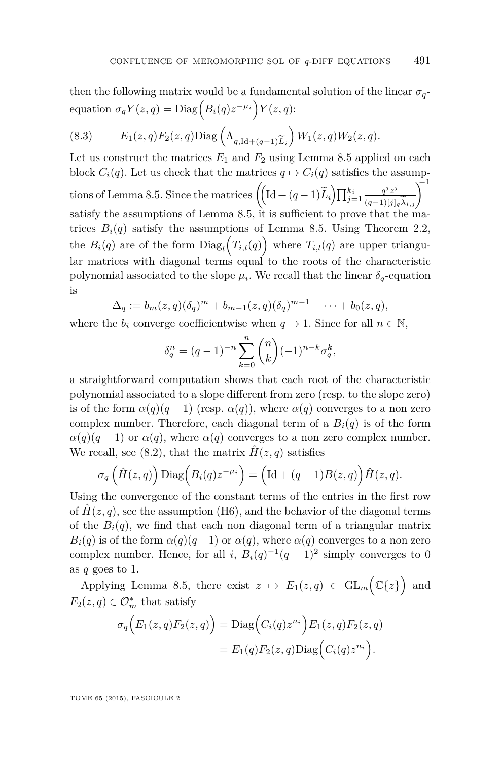then the following matrix would be a fundamental solution of the linear $\sigma_q$-equation $\sigma_q Y(z,q) = \mathrm{Diag}\Big(B_i(q)z^{-\mu_i}\Big)Y(z,q)$:

$$E_1(z,q)F_2(z,q)\mathrm{Diag}\left(\Lambda_{q,\mathrm{Id}+(q-1)\widetilde{L}_i}\right)W_1(z,q)W_2(z,q). \tag{8.3}$$

Let us construct the matrices $E_1$ and $F_2$ using Lemma 8.5 applied on each block $C_i(q)$. Let us check that the matrices $q \mapsto C_i(q)$ satisfies the assumptions of Lemma 8.5. Since the matrices $\left(\Big(\mathrm{Id}+(q-1)\widetilde{L}_i\Big)\prod_{j=1}^{k_i}\frac{q^j z^j}{(q-1)[j]_q\widetilde{\lambda_{i,j}}}\right)^{-1}$ satisfy the assumptions of Lemma 8.5, it is sufficient to prove that the matrices $B_i(q)$ satisfy the assumptions of Lemma 8.5. Using Theorem 2.2, the $B_i(q)$ are of the form $\mathrm{Diag}_l\Big(T_{i,l}(q)\Big)$ where $T_{i,l}(q)$ are upper triangular matrices with diagonal terms equal to the roots of the characteristic polynomial associated to the slope $\mu_i$. We recall that the linear $\delta_q$-equation is

$$\Delta_q := b_m(z,q)(\delta_q)^m + b_{m-1}(z,q)(\delta_q)^{m-1} + \cdots + b_0(z,q),$$

where the $b_i$ converge coefficientwise when $q \to 1$. Since for all $n \in \mathbb{N}$,

$$\delta_q^n = (q-1)^{-n}\sum_{k=0}^{n}\binom{n}{k}(-1)^{n-k}\sigma_q^k,$$

a straightforward computation shows that each root of the characteristic polynomial associated to a slope different from zero (resp. to the slope zero) is of the form $\alpha(q)(q-1)$ (resp. $\alpha(q)$), where $\alpha(q)$ converges to a non zero complex number. Therefore, each diagonal term of a $B_i(q)$ is of the form $\alpha(q)(q-1)$ or $\alpha(q)$, where $\alpha(q)$ converges to a non zero complex number. We recall, see (8.2), that the matrix $\hat{H}(z,q)$ satisfies

$$\sigma_q\left(\hat{H}(z,q)\right)\mathrm{Diag}\Big(B_i(q)z^{-\mu_i}\Big) = \Big(\mathrm{Id}+(q-1)B(z,q)\Big)\hat{H}(z,q).$$

Using the convergence of the constant terms of the entries in the first row of $\hat{H}(z,q)$, see the assumption (H6), and the behavior of the diagonal terms of the $B_i(q)$, we find that each non diagonal term of a triangular matrix $B_i(q)$ is of the form $\alpha(q)(q-1)$ or $\alpha(q)$, where $\alpha(q)$ converges to a non zero complex number. Hence, for all $i$, $B_i(q)^{-1}(q-1)^2$ simply converges to 0 as $q$ goes to 1.

Applying Lemma 8.5, there exist $z \mapsto E_1(z,q) \in \mathrm{GL}_m\Big(\mathbb{C}\{z\}\Big)$ and $F_2(z,q) \in \mathcal{O}_m^*$ that satisfy

$$\begin{aligned}\sigma_q\Big(E_1(z,q)F_2(z,q)\Big) &= \mathrm{Diag}\Big(C_i(q)z^{n_i}\Big)E_1(z,q)F_2(z,q)\\ &= E_1(q)F_2(z,q)\mathrm{Diag}\Big(C_i(q)z^{n_i}\Big).\end{aligned}$$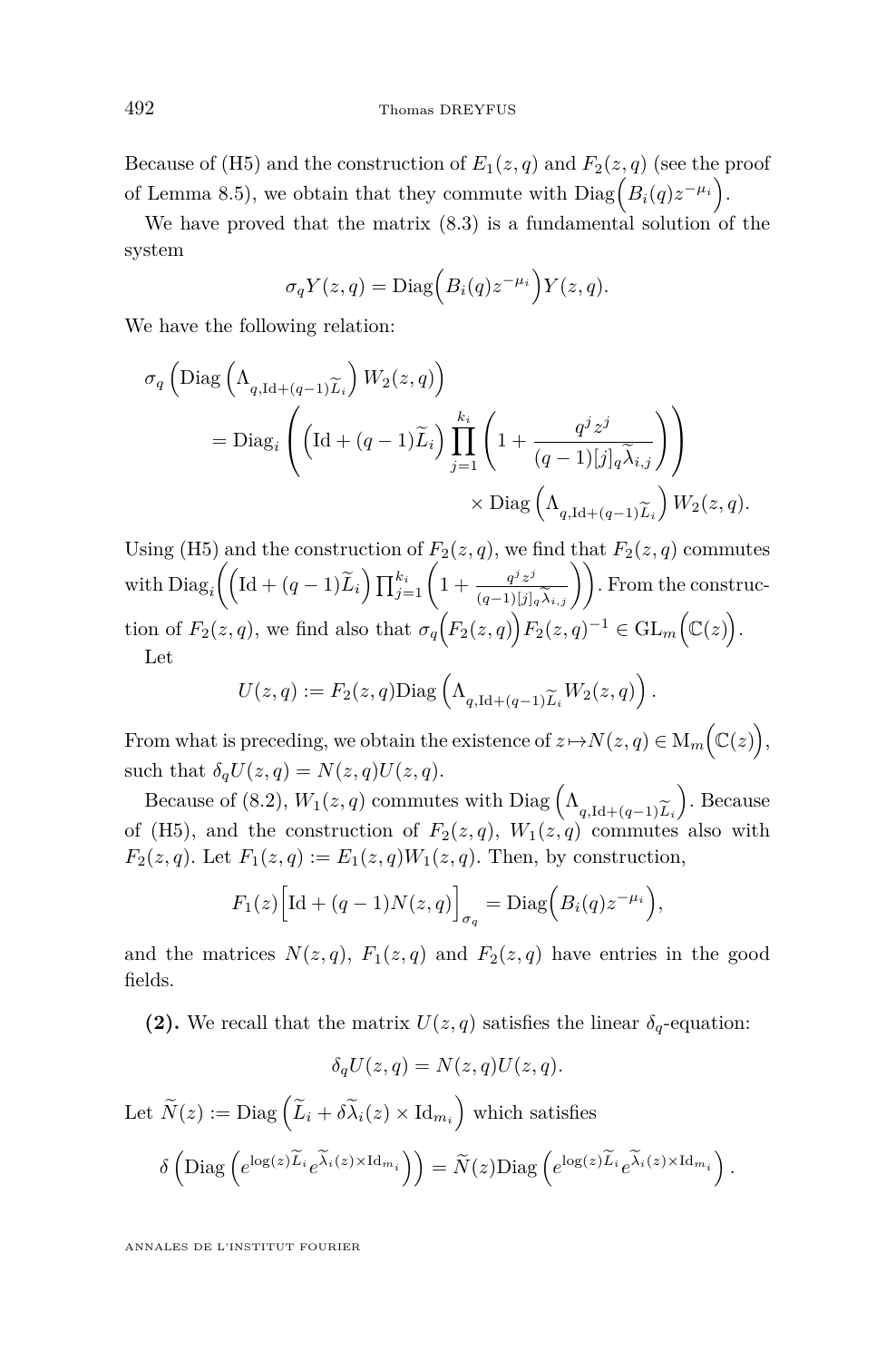Because of (H5) and the construction of $E_1(z,q)$ and $F_2(z,q)$ (see the proof of Lemma 8.5), we obtain that they commute with $\mathrm{Diag}\Big(B_i(q)z^{-\mu_i}\Big)$.

We have proved that the matrix (8.3) is a fundamental solution of the system

$$\sigma_q Y(z,q) = \mathrm{Diag}\Big(B_i(q)z^{-\mu_i}\Big)Y(z,q).$$

We have the following relation:

$$\begin{aligned}\sigma_q\left(\mathrm{Diag}\left(\Lambda_{q,\mathrm{Id}+(q-1)\widetilde{L}_i}\right)W_2(z,q)\right)\\ = \mathrm{Diag}_i\left(\left(\mathrm{Id}+(q-1)\widetilde{L}_i\right)\prod_{j=1}^{k_i}\left(1+\frac{q^jz^j}{(q-1)[j]_q\widetilde{\lambda}_{i,j}}\right)\right)\\ \times \mathrm{Diag}\left(\Lambda_{q,\mathrm{Id}+(q-1)\widetilde{L}_i}\right)W_2(z,q).\end{aligned}$$

Using (H5) and the construction of $F_2(z,q)$, we find that $F_2(z,q)$ commutes with $\mathrm{Diag}_i\Big(\Big(\mathrm{Id}+(q-1)\widetilde{L}_i\Big)\prod_{j=1}^{k_i}\Big(1+\frac{q^jz^j}{(q-1)[j]_q\widetilde{\lambda}_{i,j}}\Big)\Big)$. From the construction of $F_2(z,q)$, we find also that $\sigma_q\Big(F_2(z,q)\Big)F_2(z,q)^{-1}\in\mathrm{GL}_m\Big(\mathbb{C}(z)\Big)$.

Let

$$U(z,q) := F_2(z,q)\mathrm{Diag}\left(\Lambda_{q,\mathrm{Id}+(q-1)\widetilde{L}_i}W_2(z,q)\right).$$

From what is preceding, we obtain the existence of $z\mapsto N(z,q)\in\mathrm{M}_m\Big(\mathbb{C}(z)\Big)$, such that $\delta_q U(z,q) = N(z,q)U(z,q)$.

Because of (8.2), $W_1(z,q)$ commutes with $\mathrm{Diag}\left(\Lambda_{q,\mathrm{Id}+(q-1)\widetilde{L}_i}\right)$. Because of (H5), and the construction of $F_2(z,q)$, $W_1(z,q)$ commutes also with $F_2(z,q)$. Let $F_1(z,q) := E_1(z,q)W_1(z,q)$. Then, by construction,

$$F_1(z)\Big[\mathrm{Id}+(q-1)N(z,q)\Big]_{\sigma_q} = \mathrm{Diag}\Big(B_i(q)z^{-\mu_i}\Big),$$

and the matrices $N(z,q)$, $F_1(z,q)$ and $F_2(z,q)$ have entries in the good fields.

**(2).** We recall that the matrix $U(z,q)$ satisfies the linear $\delta_q$-equation:

$$\delta_q U(z,q) = N(z,q)U(z,q).$$

Let $\widetilde{N}(z) := \mathrm{Diag}\left(\widetilde{L}_i + \delta\widetilde{\lambda}_i(z)\times\mathrm{Id}_{m_i}\right)$ which satisfies

$$\delta\left(\mathrm{Diag}\left(e^{\log(z)\widetilde{L}_i}e^{\widetilde{\lambda}_i(z)\times\mathrm{Id}_{m_i}}\right)\right) = \widetilde{N}(z)\mathrm{Diag}\left(e^{\log(z)\widetilde{L}_i}e^{\widetilde{\lambda}_i(z)\times\mathrm{Id}_{m_i}}\right).$$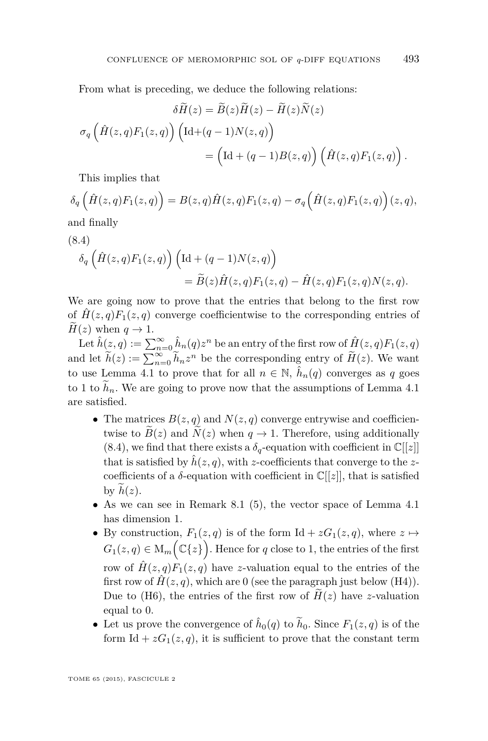From what is preceding, we deduce the following relations:

$$\delta\widetilde{H}(z) = \widetilde{B}(z)\widetilde{H}(z) - \widetilde{H}(z)\widetilde{N}(z)$$

$$\sigma_q\Big(\hat{H}(z,q)F_1(z,q)\Big)\Big(\mathrm{Id}+(q-1)N(z,q)\Big) = \Big(\mathrm{Id}+(q-1)B(z,q)\Big)\Big(\hat{H}(z,q)F_1(z,q)\Big).$$

This implies that

$$\delta_q\Big(\hat{H}(z,q)F_1(z,q)\Big) = B(z,q)\hat{H}(z,q)F_1(z,q) - \sigma_q\Big(\hat{H}(z,q)F_1(z,q)\Big)(z,q),$$

and finally

(8.4)
$$\delta_q\Big(\hat{H}(z,q)F_1(z,q)\Big)\Big(\mathrm{Id}+(q-1)N(z,q)\Big) = \widetilde{B}(z)\hat{H}(z,q)F_1(z,q) - \hat{H}(z,q)F_1(z,q)N(z,q).$$

We are going now to prove that the entries that belong to the first row of $\hat{H}(z,q)F_1(z,q)$ converge coefficientwise to the corresponding entries of $\widetilde{H}(z)$ when $q \to 1$.

Let $\hat{h}(z,q) := \sum_{n=0}^{\infty}\hat{h}_n(q)z^n$ be an entry of the first row of $\hat{H}(z,q)F_1(z,q)$ and let $\widetilde{h}(z) := \sum_{n=0}^{\infty}\widetilde{h}_n z^n$ be the corresponding entry of $\widetilde{H}(z)$. We want to use Lemma 4.1 to prove that for all $n \in \mathbb{N}$, $\hat{h}_n(q)$ converges as $q$ goes to 1 to $\widetilde{h}_n$. We are going to prove now that the assumptions of Lemma 4.1 are satisfied.

- The matrices $B(z,q)$ and $N(z,q)$ converge entrywise and coefficientwise to $\widetilde{B}(z)$ and $\widetilde{N}(z)$ when $q \to 1$. Therefore, using additionally (8.4), we find that there exists a $\delta_q$-equation with coefficient in $\mathbb{C}[[z]]$ that is satisfied by $\hat{h}(z,q)$, with $z$-coefficients that converge to the $z$-coefficients of a $\delta$-equation with coefficient in $\mathbb{C}[[z]]$, that is satisfied by $\widetilde{h}(z)$.
- As we can see in Remark 8.1 (5), the vector space of Lemma 4.1 has dimension 1.
- By construction, $F_1(z,q)$ is of the form $\mathrm{Id} + zG_1(z,q)$, where $z \mapsto G_1(z,q) \in \mathrm{M}_m\Big(\mathbb{C}\{z\}\Big)$. Hence for $q$ close to 1, the entries of the first row of $\hat{H}(z,q)F_1(z,q)$ have $z$-valuation equal to the entries of the first row of $\hat{H}(z,q)$, which are 0 (see the paragraph just below (H4)). Due to (H6), the entries of the first row of $\widetilde{H}(z)$ have $z$-valuation equal to 0.
- Let us prove the convergence of $\hat{h}_0(q)$ to $\widetilde{h}_0$. Since $F_1(z,q)$ is of the form $\mathrm{Id} + zG_1(z,q)$, it is sufficient to prove that the constant term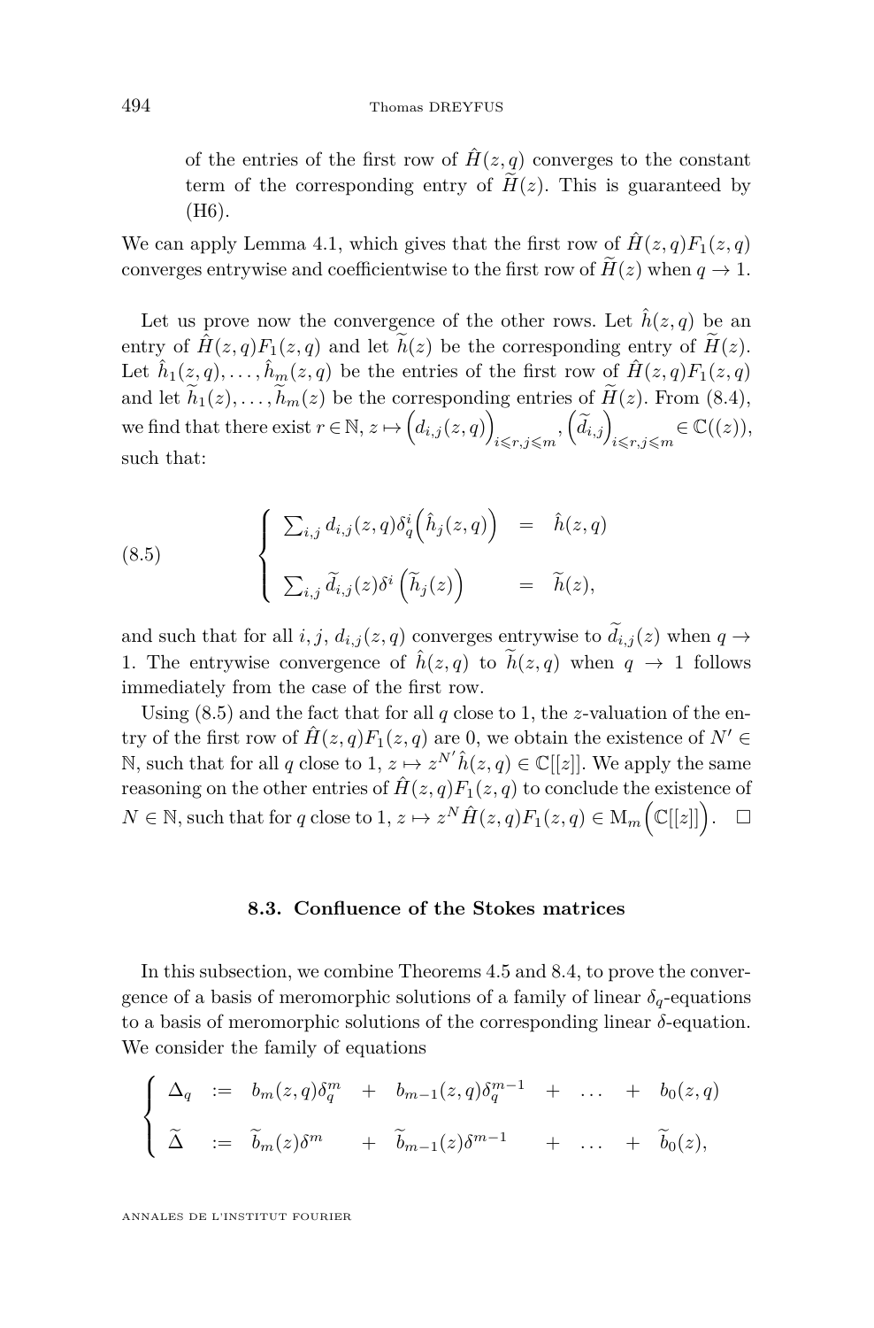of the entries of the first row of $\hat{H}(z,q)$ converges to the constant term of the corresponding entry of $\widetilde{H}(z)$. This is guaranteed by (H6).

We can apply Lemma 4.1, which gives that the first row of $\hat{H}(z,q)F_1(z,q)$ converges entrywise and coefficientwise to the first row of $\widetilde{H}(z)$ when $q \to 1$.

Let us prove now the convergence of the other rows. Let $\hat{h}(z,q)$ be an entry of $\hat{H}(z,q)F_1(z,q)$ and let $\widetilde{h}(z)$ be the corresponding entry of $\widetilde{H}(z)$. Let $\hat{h}_1(z,q),\dots,\hat{h}_m(z,q)$ be the entries of the first row of $\hat{H}(z,q)F_1(z,q)$ and let $\widetilde{h}_1(z),\dots,\widetilde{h}_m(z)$ be the corresponding entries of $\widetilde{H}(z)$. From (8.4), we find that there exist $r \in \mathbb{N}$, $z \mapsto \Big(d_{i,j}(z,q)\Big)_{i\leqslant r, j\leqslant m}, \Big(\widetilde{d}_{i,j}\Big)_{i\leqslant r, j\leqslant m} \in \mathbb{C}((z))$, such that:

$$
(8.5)\qquad \begin{cases} \sum_{i,j} d_{i,j}(z,q)\delta_q^i\Big(\hat{h}_j(z,q)\Big) &= \hat{h}(z,q) \\[2ex] \sum_{i,j} \widetilde{d}_{i,j}(z)\delta^i\Big(\widetilde{h}_j(z)\Big) &= \widetilde{h}(z), \end{cases}
$$

and such that for all $i,j$, $d_{i,j}(z,q)$ converges entrywise to $\widetilde{d}_{i,j}(z)$ when $q \to 1$. The entrywise convergence of $\hat{h}(z,q)$ to $\widetilde{h}(z,q)$ when $q \to 1$ follows immediately from the case of the first row.

Using (8.5) and the fact that for all $q$ close to 1, the $z$-valuation of the entry of the first row of $\hat{H}(z,q)F_1(z,q)$ are 0, we obtain the existence of $N' \in \mathbb{N}$, such that for all $q$ close to 1, $z \mapsto z^{N'}\hat{h}(z,q) \in \mathbb{C}[[z]]$. We apply the same reasoning on the other entries of $\hat{H}(z,q)F_1(z,q)$ to conclude the existence of $N \in \mathbb{N}$, such that for $q$ close to 1, $z \mapsto z^N\hat{H}(z,q)F_1(z,q) \in \mathrm{M}_m\Big(\mathbb{C}[[z]]\Big)$. $\square$

### 8.3. Confluence of the Stokes matrices

In this subsection, we combine Theorems 4.5 and 8.4, to prove the convergence of a basis of meromorphic solutions of a family of linear $\delta_q$-equations to a basis of meromorphic solutions of the corresponding linear $\delta$-equation. We consider the family of equations

$$
\begin{cases} \Delta_q &:= & b_m(z,q)\delta_q^m &+& b_{m-1}(z,q)\delta_q^{m-1} &+& \dots &+& b_0(z,q) \\[2ex] \widetilde{\Delta} &:= & \widetilde{b}_m(z)\delta^m &+& \widetilde{b}_{m-1}(z)\delta^{m-1} &+& \dots &+& \widetilde{b}_0(z), \end{cases}
$$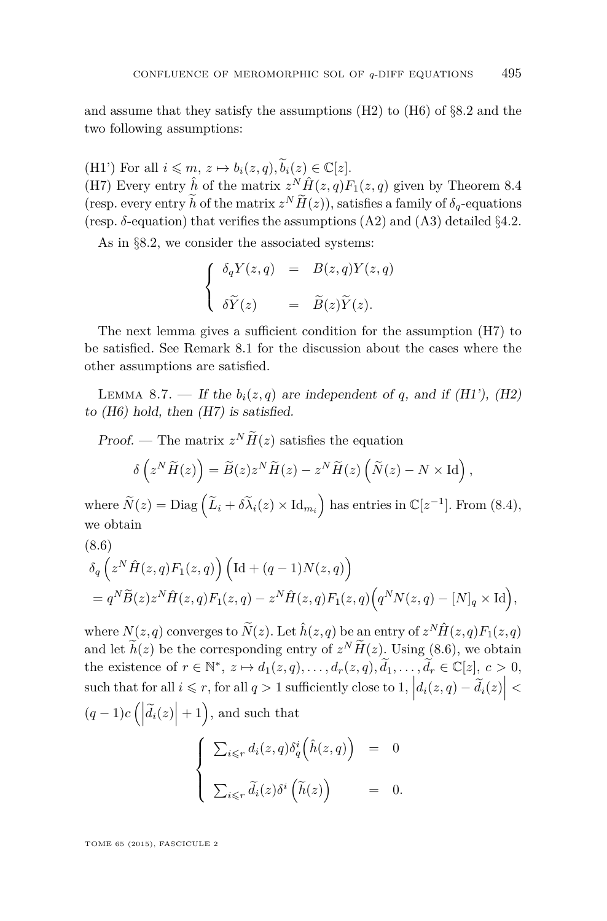and assume that they satisfy the assumptions (H2) to (H6) of §8.2 and the two following assumptions:

(H1') For all $i \leqslant m$, $z \mapsto b_i(z,q), \widetilde{b}_i(z) \in \mathbb{C}[z]$.
(H7) Every entry $\hat{h}$ of the matrix $z^N \hat{H}(z,q)F_1(z,q)$ given by Theorem 8.4 (resp. every entry $\widetilde{h}$ of the matrix $z^N \widetilde{H}(z)$), satisfies a family of $\delta_q$-equations (resp. $\delta$-equation) that verifies the assumptions (A2) and (A3) detailed §4.2.

As in §8.2, we consider the associated systems:

$$\begin{cases} \delta_q Y(z,q) &= B(z,q)Y(z,q) \\ \\ \delta \widetilde{Y}(z) &= \widetilde{B}(z)\widetilde{Y}(z). \end{cases}$$

The next lemma gives a sufficient condition for the assumption (H7) to be satisfied. See Remark 8.1 for the discussion about the cases where the other assumptions are satisfied.

Lemma 8.7. — *If the $b_i(z,q)$ are independent of $q$, and if (H1'), (H2) to (H6) hold, then (H7) is satisfied.*

*Proof.* — The matrix $z^N \widetilde{H}(z)$ satisfies the equation

$$\delta\left(z^N \widetilde{H}(z)\right) = \widetilde{B}(z) z^N \widetilde{H}(z) - z^N \widetilde{H}(z)\left(\widetilde{N}(z) - N \times \mathrm{Id}\right),$$

where $\widetilde{N}(z) = \mathrm{Diag}\left(\widetilde{L}_i + \delta \widetilde{\lambda}_i(z) \times \mathrm{Id}_{m_i}\right)$ has entries in $\mathbb{C}[z^{-1}]$. From (8.4), we obtain

(8.6)
$$\begin{aligned} &\delta_q\left(z^N \hat{H}(z,q)F_1(z,q)\right)\left(\mathrm{Id} + (q-1)N(z,q)\right) \\ &= q^N \widetilde{B}(z) z^N \hat{H}(z,q)F_1(z,q) - z^N \hat{H}(z,q)F_1(z,q)\Big(q^N N(z,q) - [N]_q \times \mathrm{Id}\Big), \end{aligned}$$

where $N(z,q)$ converges to $\widetilde{N}(z)$. Let $\hat{h}(z,q)$ be an entry of $z^N \hat{H}(z,q)F_1(z,q)$ and let $\widetilde{h}(z)$ be the corresponding entry of $z^N \widetilde{H}(z)$. Using (8.6), we obtain the existence of $r \in \mathbb{N}^*$, $z \mapsto d_1(z,q), \dots, d_r(z,q), \widetilde{d}_1, \dots, \widetilde{d}_r \in \mathbb{C}[z]$, $c > 0$, such that for all $i \leqslant r$, for all $q > 1$ sufficiently close to 1, $\left|d_i(z,q) - \widetilde{d}_i(z)\right| < (q-1)c\left(\left|\widetilde{d}_i(z)\right| + 1\right)$, and such that

$$\begin{cases} \sum_{i \leqslant r} d_i(z,q)\delta_q^i\Big(\hat{h}(z,q)\Big) &= 0 \\ \\ \sum_{i \leqslant r} \widetilde{d}_i(z)\delta^i\left(\widetilde{h}(z)\right) &= 0. \end{cases}$$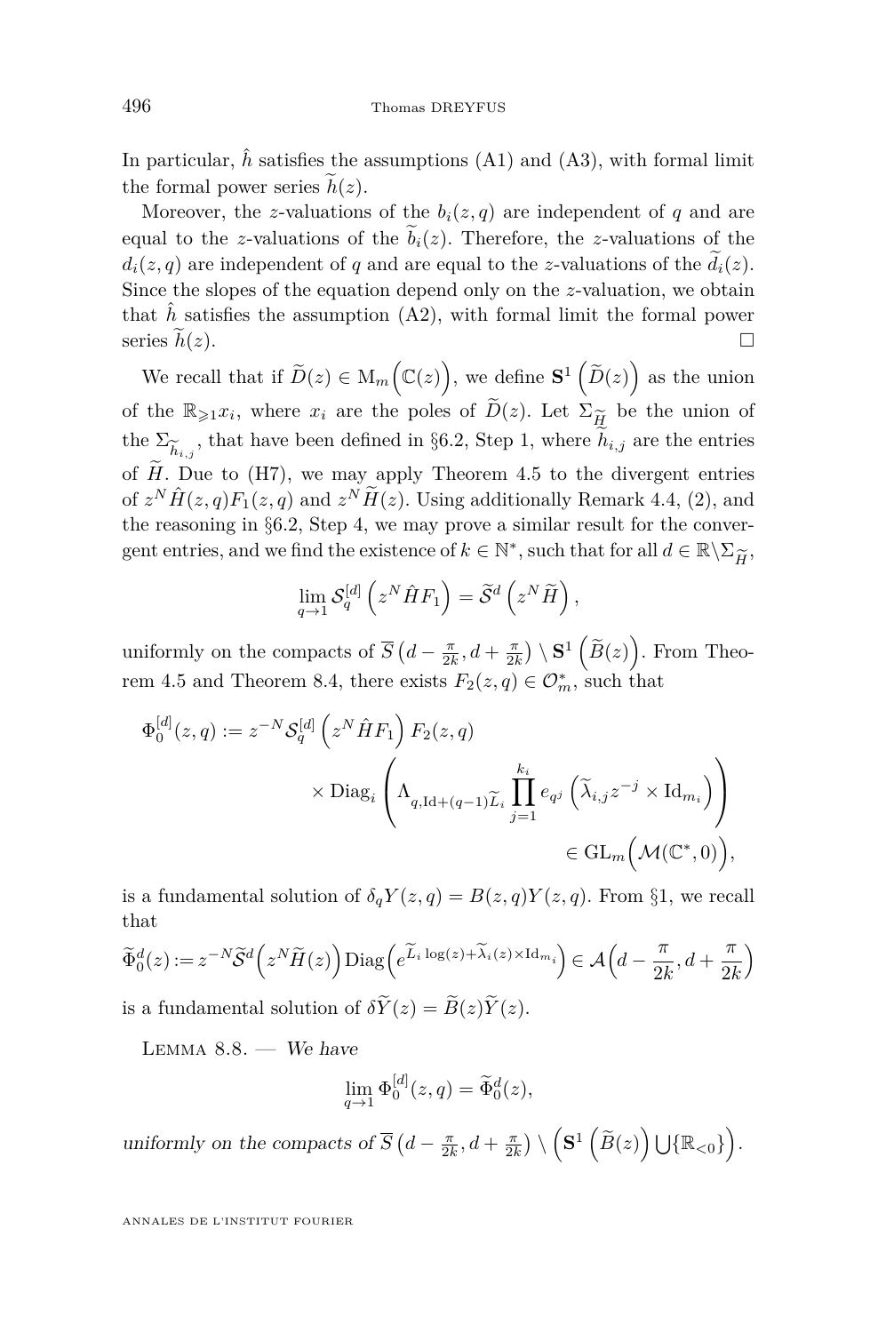In particular, $\hat{h}$ satisfies the assumptions (A1) and (A3), with formal limit the formal power series $\widetilde{h}(z)$.

Moreover, the $z$-valuations of the $b_i(z,q)$ are independent of $q$ and are equal to the $z$-valuations of the $\widetilde{b}_i(z)$. Therefore, the $z$-valuations of the $d_i(z,q)$ are independent of $q$ and are equal to the $z$-valuations of the $\widetilde{d}_i(z)$. Since the slopes of the equation depend only on the $z$-valuation, we obtain that $\hat{h}$ satisfies the assumption (A2), with formal limit the formal power series $\widetilde{h}(z)$. □

We recall that if $\widetilde{D}(z) \in \mathrm{M}_m\Big(\mathbb{C}(z)\Big)$, we define $\mathbf{S}^1\left(\widetilde{D}(z)\right)$ as the union of the $\mathbb{R}_{\geqslant 1}x_i$, where $x_i$ are the poles of $\widetilde{D}(z)$. Let $\Sigma_{\widetilde{H}}$ be the union of the $\Sigma_{\widetilde{h}_{i,j}}$, that have been defined in §6.2, Step 1, where $\widetilde{h}_{i,j}$ are the entries of $\widetilde{H}$. Due to (H7), we may apply Theorem 4.5 to the divergent entries of $z^N \hat{H}(z,q)F_1(z,q)$ and $z^N \widetilde{H}(z)$. Using additionally Remark 4.4, (2), and the reasoning in §6.2, Step 4, we may prove a similar result for the convergent entries, and we find the existence of $k \in \mathbb{N}^*$, such that for all $d \in \mathbb{R}\setminus\Sigma_{\widetilde{H}}$,

$$\lim_{q\to 1} \mathcal{S}_q^{[d]}\left(z^N \hat{H} F_1\right) = \widetilde{\mathcal{S}}^d\left(z^N \widetilde{H}\right),$$

uniformly on the compacts of $\overline{S}\left(d-\frac{\pi}{2k}, d+\frac{\pi}{2k}\right) \setminus \mathbf{S}^1\left(\widetilde{B}(z)\right)$. From Theorem 4.5 and Theorem 8.4, there exists $F_2(z,q) \in \mathcal{O}_m^*$, such that

$$\begin{aligned}\Phi_0^{[d]}(z,q) := z^{-N}\mathcal{S}_q^{[d]}\left(z^N \hat{H} F_1\right) F_2(z,q) \\ \times \mathrm{Diag}_i\left(\Lambda_{q,\mathrm{Id}+(q-1)\widetilde{L}_i}\prod_{j=1}^{k_i} e_{q^j}\left(\widetilde{\lambda}_{i,j} z^{-j}\times \mathrm{Id}_{m_i}\right)\right) \\ \in \mathrm{GL}_m\Big(\mathcal{M}(\mathbb{C}^*,0)\Big),\end{aligned}$$

is a fundamental solution of $\delta_q Y(z,q) = B(z,q)Y(z,q)$. From §1, we recall that

$$\widetilde{\Phi}_0^d(z) := z^{-N}\widetilde{\mathcal{S}}^d\Big(z^N\widetilde{H}(z)\Big)\mathrm{Diag}\Big(e^{\widetilde{L}_i\log(z)+\widetilde{\lambda}_i(z)\times \mathrm{Id}_{m_i}}\Big) \in \mathcal{A}\Big(d-\frac{\pi}{2k}, d+\frac{\pi}{2k}\Big)$$

is a fundamental solution of $\delta \widetilde{Y}(z) = \widetilde{B}(z)\widetilde{Y}(z)$.

Lemma 8.8. — *We have*

$$\lim_{q\to 1}\Phi_0^{[d]}(z,q) = \widetilde{\Phi}_0^d(z),$$

*uniformly on the compacts of* $\overline{S}\left(d-\frac{\pi}{2k}, d+\frac{\pi}{2k}\right) \setminus \left(\mathbf{S}^1\left(\widetilde{B}(z)\right)\bigcup\{\mathbb{R}_{<0}\}\right)$.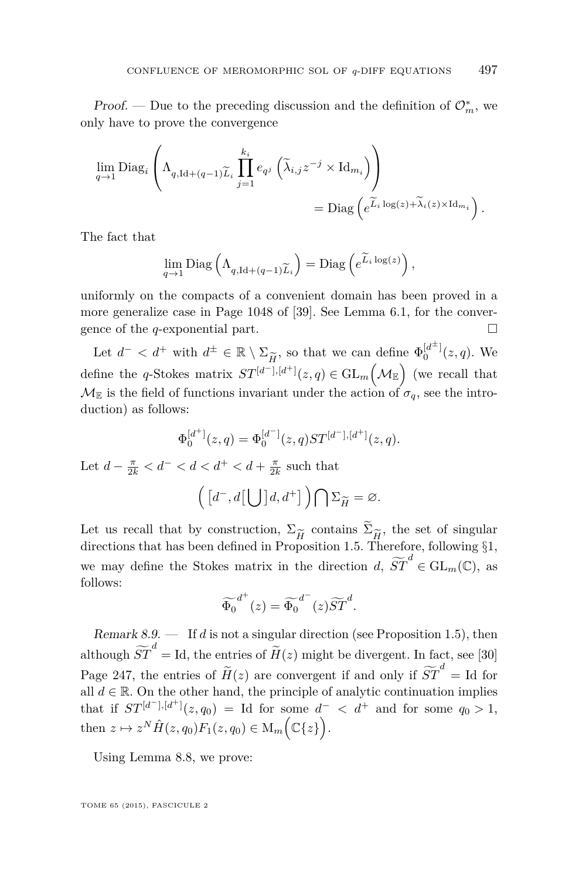*Proof.* — Due to the preceding discussion and the definition of $\mathcal{O}_m^*$, we only have to prove the convergence

$$\lim_{q\to 1} \mathrm{Diag}_i \left( \Lambda_{q,\mathrm{Id}+(q-1)\widetilde{L}_i} \prod_{j=1}^{k_i} e_{q^j}\left(\widetilde{\lambda}_{i,j} z^{-j} \times \mathrm{Id}_{m_i}\right)\right) = \mathrm{Diag}\left(e^{\widetilde{L}_i \log(z) + \widetilde{\lambda}_i(z)\times \mathrm{Id}_{m_i}}\right).$$

The fact that

$$\lim_{q\to 1} \mathrm{Diag}\left(\Lambda_{q,\mathrm{Id}+(q-1)\widetilde{L}_i}\right) = \mathrm{Diag}\left(e^{\widetilde{L}_i \log(z)}\right),$$

uniformly on the compacts of a convenient domain has been proved in a more generalize case in Page 1048 of [39]. See Lemma 6.1, for the convergence of the $q$-exponential part. □

Let $d^- < d^+$ with $d^\pm \in \mathbb{R}\setminus \Sigma_{\widetilde{H}}$, so that we can define $\Phi_0^{[d^\pm]}(z,q)$. We define the $q$-Stokes matrix $ST^{[d^-],[d^+]}(z,q) \in \mathrm{GL}_m\left(\mathcal{M}_{\mathbb{E}}\right)$ (we recall that $\mathcal{M}_{\mathbb{E}}$ is the field of functions invariant under the action of $\sigma_q$, see the introduction) as follows:

$$\Phi_0^{[d^+]}(z,q) = \Phi_0^{[d^-]}(z,q) ST^{[d^-],[d^+]}(z,q).$$

Let $d - \frac{\pi}{2k} < d^- < d < d^+ < d + \frac{\pi}{2k}$ such that

$$\Big( \left[d^-, d\right[ \bigcup \left] d, d^+\right] \Big) \bigcap \Sigma_{\widetilde{H}} = \varnothing.$$

Let us recall that by construction, $\Sigma_{\widetilde{H}}$ contains $\widetilde{\Sigma}_{\widetilde{H}}$, the set of singular directions that has been defined in Proposition 1.5. Therefore, following §1, we may define the Stokes matrix in the direction $d$, $\widetilde{ST}^d \in \mathrm{GL}_m(\mathbb{C})$, as follows:

$$\widetilde{\Phi_0}^{d^+}(z) = \widetilde{\Phi_0}^{d^-}(z) \widetilde{ST}^d.$$

*Remark 8.9.* — If $d$ is not a singular direction (see Proposition 1.5), then although $\widetilde{ST}^d = \mathrm{Id}$, the entries of $\widetilde{H}(z)$ might be divergent. In fact, see [30] Page 247, the entries of $\widetilde{H}(z)$ are convergent if and only if $\widetilde{ST}^d = \mathrm{Id}$ for all $d\in\mathbb{R}$. On the other hand, the principle of analytic continuation implies that if $ST^{[d^-],[d^+]}(z,q_0) = \mathrm{Id}$ for some $d^- < d^+$ and for some $q_0 > 1$, then $z \mapsto z^N \hat{H}(z,q_0) F_1(z,q_0) \in \mathrm{M}_m\Big(\mathbb{C}\{z\}\Big)$.

Using Lemma 8.8, we prove: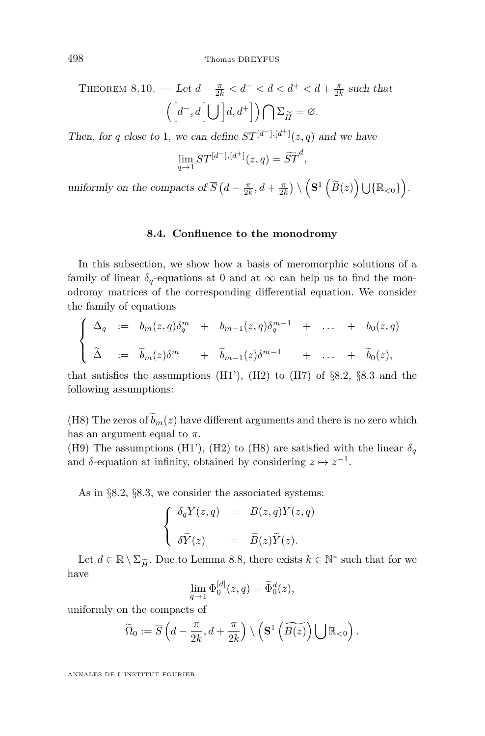THEOREM 8.10. — *Let $d-\frac{\pi}{2k}<d^{-}<d<d^{+}<d+\frac{\pi}{2k}$ such that*

$$\left(\Big[d^{-},d\Big[\bigcup\Big]d,d^{+}\Big]\right)\bigcap\Sigma_{\widetilde{H}}=\varnothing.$$

*Then, for $q$ close to 1, we can define $ST^{[d^{-}],[d^{+}]}(z,q)$ and we have*

$$\lim_{q\to 1}ST^{[d^{-}],[d^{+}]}(z,q)=\widetilde{ST}^{d},$$

*uniformly on the compacts of $\overline{S}\left(d-\frac{\pi}{2k},d+\frac{\pi}{2k}\right)\setminus\left(\mathbf{S}^{1}\left(\widetilde{B}(z)\right)\bigcup\{\mathbb{R}_{<0}\}\right)$.*

### 8.4. Confluence to the monodromy

In this subsection, we show how a basis of meromorphic solutions of a family of linear $\delta_q$-equations at 0 and at $\infty$ can help us to find the monodromy matrices of the corresponding differential equation. We consider the family of equations

$$\begin{cases}\Delta_q & := & b_m(z,q)\delta_q^{m} & + & b_{m-1}(z,q)\delta_q^{m-1} & + & \dots & + & b_0(z,q)\\ \widetilde{\Delta} & := & \widetilde{b}_m(z)\delta^{m} & + & \widetilde{b}_{m-1}(z)\delta^{m-1} & + & \dots & + & \widetilde{b}_0(z),\end{cases}$$

that satisfies the assumptions (H1'), (H2) to (H7) of §8.2, §8.3 and the following assumptions:

(H8) The zeros of $\widetilde{b}_m(z)$ have different arguments and there is no zero which has an argument equal to $\pi$.
(H9) The assumptions (H1'), (H2) to (H8) are satisfied with the linear $\delta_q$ and $\delta$-equation at infinity, obtained by considering $z\mapsto z^{-1}$.

As in §8.2, §8.3, we consider the associated systems:

$$\begin{cases}\delta_q Y(z,q) & = & B(z,q)Y(z,q)\\ \delta\widetilde{Y}(z) & = & \widetilde{B}(z)\widetilde{Y}(z).\end{cases}$$

Let $d\in\mathbb{R}\setminus\Sigma_{\widetilde{H}}$. Due to Lemma 8.8, there exists $k\in\mathbb{N}^{*}$ such that for we have

$$\lim_{q\to 1}\Phi_0^{[d]}(z,q)=\widetilde{\Phi}_0^{d}(z),$$

uniformly on the compacts of

$$\widetilde{\Omega}_0:=\overline{S}\left(d-\frac{\pi}{2k},d+\frac{\pi}{2k}\right)\setminus\left(\mathbf{S}^{1}\left(\widetilde{B(z)}\right)\bigcup\mathbb{R}_{<0}\right).$$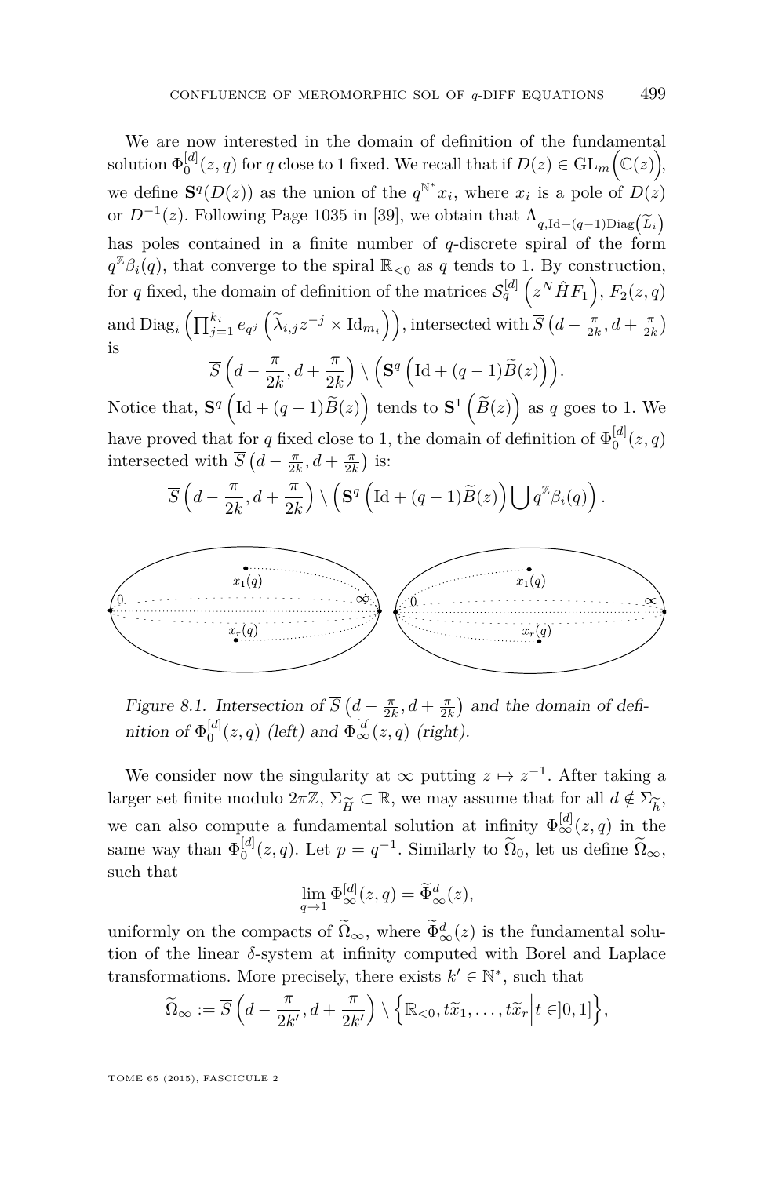We are now interested in the domain of definition of the fundamental solution $\Phi_0^{[d]}(z,q)$ for $q$ close to 1 fixed. We recall that if $D(z) \in \mathrm{GL}_m\Big(\mathbb{C}(z)\Big)$, we define $\mathbf{S}^q(D(z))$ as the union of the $q^{\mathbb{N}^*}x_i$, where $x_i$ is a pole of $D(z)$ or $D^{-1}(z)$. Following Page 1035 in [39], we obtain that $\Lambda_{q,\mathrm{Id}+(q-1)\mathrm{Diag}\left(\widetilde{L}_i\right)}$ has poles contained in a finite number of $q$-discrete spiral of the form $q^{\mathbb{Z}}\beta_i(q)$, that converge to the spiral $\mathbb{R}_{<0}$ as $q$ tends to 1. By construction, for $q$ fixed, the domain of definition of the matrices $\mathcal{S}_q^{[d]}\left(z^N \hat{H} F_1\right)$, $F_2(z,q)$ and $\mathrm{Diag}_i\left(\prod_{j=1}^{k_i} e_{q^j}\left(\widetilde{\lambda}_{i,j} z^{-j} \times \mathrm{Id}_{m_i}\right)\right)$, intersected with $\overline{S}\left(d-\frac{\pi}{2k}, d+\frac{\pi}{2k}\right)$ is

$$\overline{S}\left(d-\frac{\pi}{2k}, d+\frac{\pi}{2k}\right) \setminus \left(\mathbf{S}^q\left(\mathrm{Id}+(q-1)\widetilde{B}(z)\right)\right).$$

Notice that, $\mathbf{S}^q\left(\mathrm{Id}+(q-1)\widetilde{B}(z)\right)$ tends to $\mathbf{S}^1\left(\widetilde{B}(z)\right)$ as $q$ goes to 1. We have proved that for $q$ fixed close to 1, the domain of definition of $\Phi_0^{[d]}(z,q)$ intersected with $\overline{S}\left(d-\frac{\pi}{2k}, d+\frac{\pi}{2k}\right)$ is:

$$\overline{S}\left(d-\frac{\pi}{2k}, d+\frac{\pi}{2k}\right) \setminus \left(\mathbf{S}^q\left(\mathrm{Id}+(q-1)\widetilde{B}(z)\right) \bigcup q^{\mathbb{Z}}\beta_i(q)\right).$$

*Figure 8.1. Intersection of $\overline{S}\left(d-\frac{\pi}{2k}, d+\frac{\pi}{2k}\right)$ and the domain of definition of $\Phi_0^{[d]}(z,q)$ (left) and $\Phi_\infty^{[d]}(z,q)$ (right).*

We consider now the singularity at $\infty$ putting $z \mapsto z^{-1}$. After taking a larger set finite modulo $2\pi\mathbb{Z}$, $\Sigma_{\widetilde{H}} \subset \mathbb{R}$, we may assume that for all $d \notin \Sigma_{\widetilde{h}}$, we can also compute a fundamental solution at infinity $\Phi_\infty^{[d]}(z,q)$ in the same way than $\Phi_0^{[d]}(z,q)$. Let $p = q^{-1}$. Similarly to $\widetilde{\Omega}_0$, let us define $\widetilde{\Omega}_\infty$, such that

$$\lim_{q\to 1} \Phi_\infty^{[d]}(z,q) = \widetilde{\Phi}_\infty^d(z),$$

uniformly on the compacts of $\widetilde{\Omega}_\infty$, where $\widetilde{\Phi}_\infty^d(z)$ is the fundamental solution of the linear $\delta$-system at infinity computed with Borel and Laplace transformations. More precisely, there exists $k' \in \mathbb{N}^*$, such that

$$\widetilde{\Omega}_\infty := \overline{S}\left(d-\frac{\pi}{2k'}, d+\frac{\pi}{2k'}\right) \setminus \left\{\mathbb{R}_{<0}, t\widetilde{x}_1, \dots, t\widetilde{x}_r \middle| t \in ]0,1]\right\},$$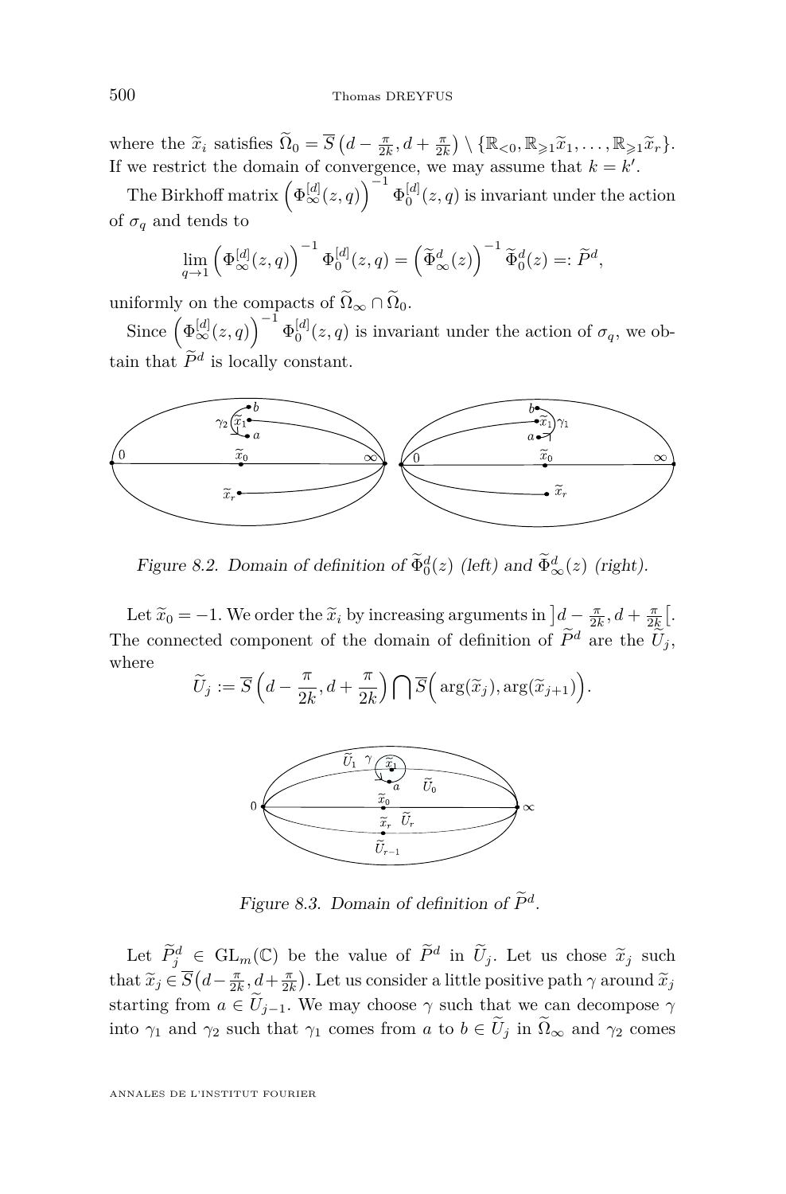where the $\widetilde{x}_i$ satisfies $\widetilde{\Omega}_0 = \overline{S}\left(d - \frac{\pi}{2k}, d + \frac{\pi}{2k}\right) \setminus \{\mathbb{R}_{<0}, \mathbb{R}_{\geqslant 1}\widetilde{x}_1, \dots, \mathbb{R}_{\geqslant 1}\widetilde{x}_r\}$. If we restrict the domain of convergence, we may assume that $k = k'$.

The Birkhoff matrix $\left(\Phi_{\infty}^{[d]}(z,q)\right)^{-1} \Phi_0^{[d]}(z,q)$ is invariant under the action of $\sigma_q$ and tends to

$$\lim_{q \to 1} \left(\Phi_{\infty}^{[d]}(z,q)\right)^{-1} \Phi_0^{[d]}(z,q) = \left(\widetilde{\Phi}_{\infty}^{d}(z)\right)^{-1} \widetilde{\Phi}_0^{d}(z) =: \widetilde{P}^d,$$

uniformly on the compacts of $\widetilde{\Omega}_{\infty} \cap \widetilde{\Omega}_0$.

Since $\left(\Phi_{\infty}^{[d]}(z,q)\right)^{-1} \Phi_0^{[d]}(z,q)$ is invariant under the action of $\sigma_q$, we obtain that $\widetilde{P}^d$ is locally constant.

*Figure 8.2. Domain of definition of $\widetilde{\Phi}_0^d(z)$ (left) and $\widetilde{\Phi}_{\infty}^d(z)$ (right).*

Let $\widetilde{x}_0 = -1$. We order the $\widetilde{x}_i$ by increasing arguments in $\left]d - \frac{\pi}{2k}, d + \frac{\pi}{2k}\right[$. The connected component of the domain of definition of $\widetilde{P}^d$ are the $\widetilde{U}_j$, where

$$\widetilde{U}_j := \overline{S}\left(d - \frac{\pi}{2k}, d + \frac{\pi}{2k}\right) \bigcap \overline{S}\Big(\arg(\widetilde{x}_j), \arg(\widetilde{x}_{j+1})\Big).$$

*Figure 8.3. Domain of definition of $\widetilde{P}^d$.*

Let $\widetilde{P}_j^d \in \mathrm{GL}_m(\mathbb{C})$ be the value of $\widetilde{P}^d$ in $\widetilde{U}_j$. Let us chose $\widetilde{x}_j$ such that $\widetilde{x}_j \in \overline{S}\left(d - \frac{\pi}{2k}, d + \frac{\pi}{2k}\right)$. Let us consider a little positive path $\gamma$ around $\widetilde{x}_j$ starting from $a \in \widetilde{U}_{j-1}$. We may choose $\gamma$ such that we can decompose $\gamma$ into $\gamma_1$ and $\gamma_2$ such that $\gamma_1$ comes from $a$ to $b \in \widetilde{U}_j$ in $\widetilde{\Omega}_{\infty}$ and $\gamma_2$ comes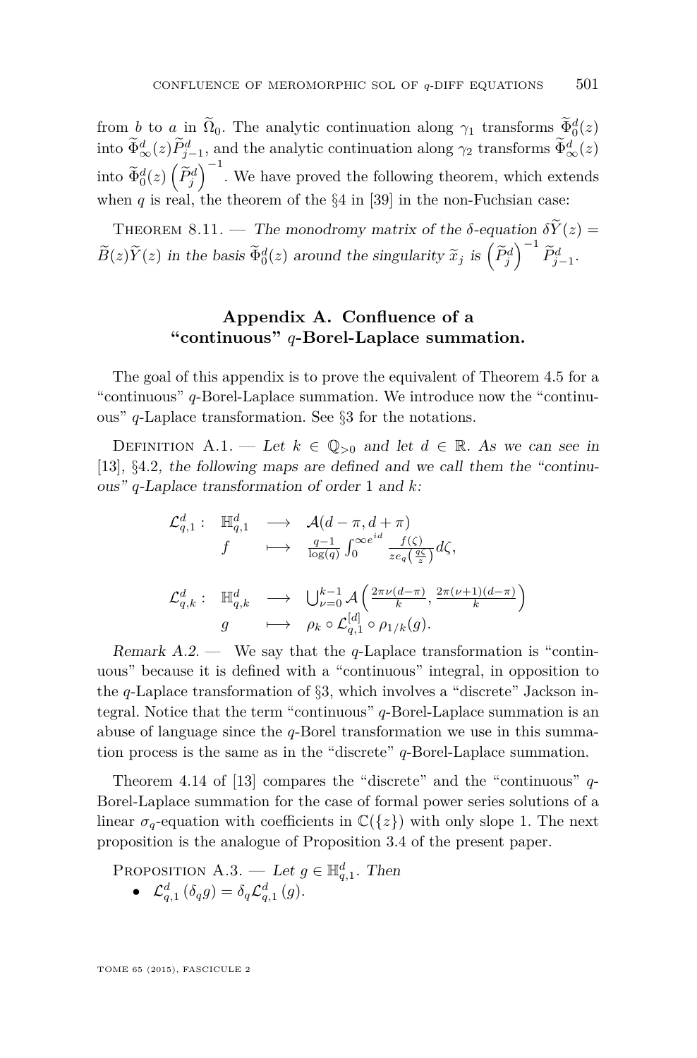from $b$ to $a$ in $\widetilde{\Omega}_0$. The analytic continuation along $\gamma_1$ transforms $\widetilde{\Phi}^d_0(z)$ into $\widetilde{\Phi}^d_\infty(z)\widetilde{P}^d_{j-1}$, and the analytic continuation along $\gamma_2$ transforms $\widetilde{\Phi}^d_\infty(z)$ into $\widetilde{\Phi}^d_0(z)\left(\widetilde{P}^d_j\right)^{-1}$. We have proved the following theorem, which extends when $q$ is real, the theorem of the §4 in [39] in the non-Fuchsian case:

Theorem 8.11. — *The monodromy matrix of the $\delta$-equation $\delta\widetilde{Y}(z) = \widetilde{B}(z)\widetilde{Y}(z)$ in the basis $\widetilde{\Phi}^d_0(z)$ around the singularity $\widetilde{x}_j$ is $\left(\widetilde{P}^d_j\right)^{-1}\widetilde{P}^d_{j-1}$.*

## Appendix A. Confluence of a "continuous" $q$-Borel-Laplace summation.

The goal of this appendix is to prove the equivalent of Theorem 4.5 for a "continuous" $q$-Borel-Laplace summation. We introduce now the "continuous" $q$-Laplace transformation. See §3 for the notations.

Definition A.1. — *Let $k \in \mathbb{Q}_{>0}$ and let $d \in \mathbb{R}$. As we can see in [13], §4.2, the following maps are defined and we call them the "continuous" $q$-Laplace transformation of order 1 and $k$:*

$$\begin{array}{llll}
\mathcal{L}^d_{q,1}: & \mathbb{H}^d_{q,1} & \longrightarrow & \mathcal{A}(d-\pi, d+\pi) \\
& f & \longmapsto & \frac{q-1}{\log(q)}\int_0^{\infty e^{id}} \frac{f(\zeta)}{z e_q\left(\frac{q\zeta}{z}\right)} d\zeta,
\end{array}$$

$$\begin{array}{llll}
\mathcal{L}^d_{q,k}: & \mathbb{H}^d_{q,k} & \longrightarrow & \bigcup_{\nu=0}^{k-1} \mathcal{A}\left(\frac{2\pi\nu(d-\pi)}{k}, \frac{2\pi(\nu+1)(d-\pi)}{k}\right) \\
& g & \longmapsto & \rho_k \circ \mathcal{L}^{[d]}_{q,1} \circ \rho_{1/k}(g).
\end{array}$$

*Remark A.2.* — We say that the $q$-Laplace transformation is "continuous" because it is defined with a "continuous" integral, in opposition to the $q$-Laplace transformation of §3, which involves a "discrete" Jackson integral. Notice that the term "continuous" $q$-Borel-Laplace summation is an abuse of language since the $q$-Borel transformation we use in this summation process is the same as in the "discrete" $q$-Borel-Laplace summation.

Theorem 4.14 of [13] compares the "discrete" and the "continuous" $q$-Borel-Laplace summation for the case of formal power series solutions of a linear $\sigma_q$-equation with coefficients in $\mathbb{C}(\{z\})$ with only slope 1. The next proposition is the analogue of Proposition 3.4 of the present paper.

Proposition A.3. — *Let $g \in \mathbb{H}^d_{q,1}$. Then*

- $\mathcal{L}^d_{q,1}(\delta_q g) = \delta_q \mathcal{L}^d_{q,1}(g)$.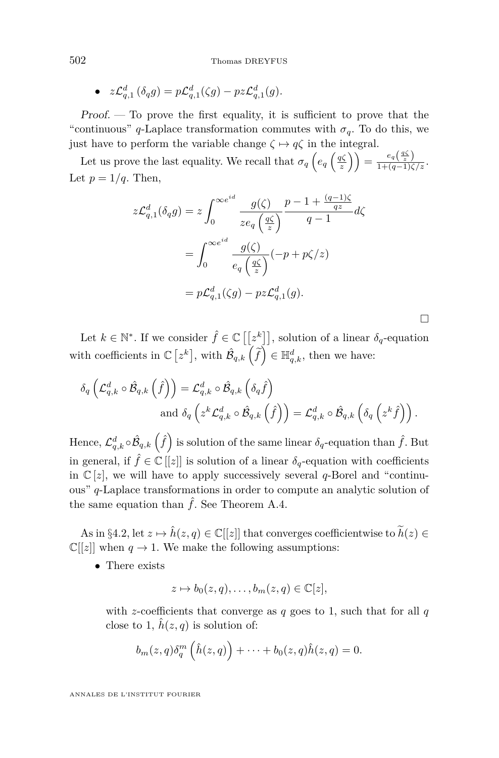- $z\mathcal{L}^d_{q,1}\left(\delta_q g\right) = p\mathcal{L}^d_{q,1}(\zeta g) - pz\mathcal{L}^d_{q,1}(g)$.

*Proof.* — To prove the first equality, it is sufficient to prove that the "continuous" $q$-Laplace transformation commutes with $\sigma_q$. To do this, we just have to perform the variable change $\zeta \mapsto q\zeta$ in the integral.

Let us prove the last equality. We recall that $\sigma_q\left(e_q\left(\frac{q\zeta}{z}\right)\right) = \frac{e_q\left(\frac{q\zeta}{z}\right)}{1+(q-1)\zeta/z}$. Let $p = 1/q$. Then,

$$\begin{aligned}
z\mathcal{L}^d_{q,1}(\delta_q g) &= z\int_0^{\infty e^{id}} \frac{g(\zeta)}{ze_q\left(\frac{q\zeta}{z}\right)} \frac{p-1+\frac{(q-1)\zeta}{qz}}{q-1} d\zeta \\
&= \int_0^{\infty e^{id}} \frac{g(\zeta)}{e_q\left(\frac{q\zeta}{z}\right)}(-p + p\zeta/z) \\
&= p\mathcal{L}^d_{q,1}(\zeta g) - pz\mathcal{L}^d_{q,1}(g).
\end{aligned}$$

□

Let $k \in \mathbb{N}^*$. If we consider $\hat{f} \in \mathbb{C}\left[\left[z^k\right]\right]$, solution of a linear $\delta_q$-equation with coefficients in $\mathbb{C}\left[z^k\right]$, with $\hat{\mathcal{B}}_{q,k}\left(\widetilde{f}\right) \in \mathbb{H}^d_{q,k}$, then we have:

$$\begin{aligned}
\delta_q\left(\mathcal{L}^d_{q,k} \circ \hat{\mathcal{B}}_{q,k}\left(\hat{f}\right)\right) &= \mathcal{L}^d_{q,k} \circ \hat{\mathcal{B}}_{q,k}\left(\delta_q \hat{f}\right) \\
&\text{and } \delta_q\left(z^k \mathcal{L}^d_{q,k} \circ \hat{\mathcal{B}}_{q,k}\left(\hat{f}\right)\right) = \mathcal{L}^d_{q,k} \circ \hat{\mathcal{B}}_{q,k}\left(\delta_q\left(z^k \hat{f}\right)\right).
\end{aligned}$$

Hence, $\mathcal{L}^d_{q,k} \circ \hat{\mathcal{B}}_{q,k}\left(\hat{f}\right)$ is solution of the same linear $\delta_q$-equation than $\hat{f}$. But in general, if $\hat{f} \in \mathbb{C}[[z]]$ is solution of a linear $\delta_q$-equation with coefficients in $\mathbb{C}[z]$, we will have to apply successively several $q$-Borel and "continuous" $q$-Laplace transformations in order to compute an analytic solution of the same equation than $\hat{f}$. See Theorem A.4.

As in §4.2, let $z \mapsto \hat{h}(z,q) \in \mathbb{C}[[z]]$ that converges coefficientwise to $\widetilde{h}(z) \in \mathbb{C}[[z]]$ when $q \to 1$. We make the following assumptions:

- There exists
$$z \mapsto b_0(z,q), \dots, b_m(z,q) \in \mathbb{C}[z],$$
with $z$-coefficients that converge as $q$ goes to 1, such that for all $q$ close to 1, $\hat{h}(z,q)$ is solution of:
$$b_m(z,q)\delta^m_q\left(\hat{h}(z,q)\right) + \dots + b_0(z,q)\hat{h}(z,q) = 0.$$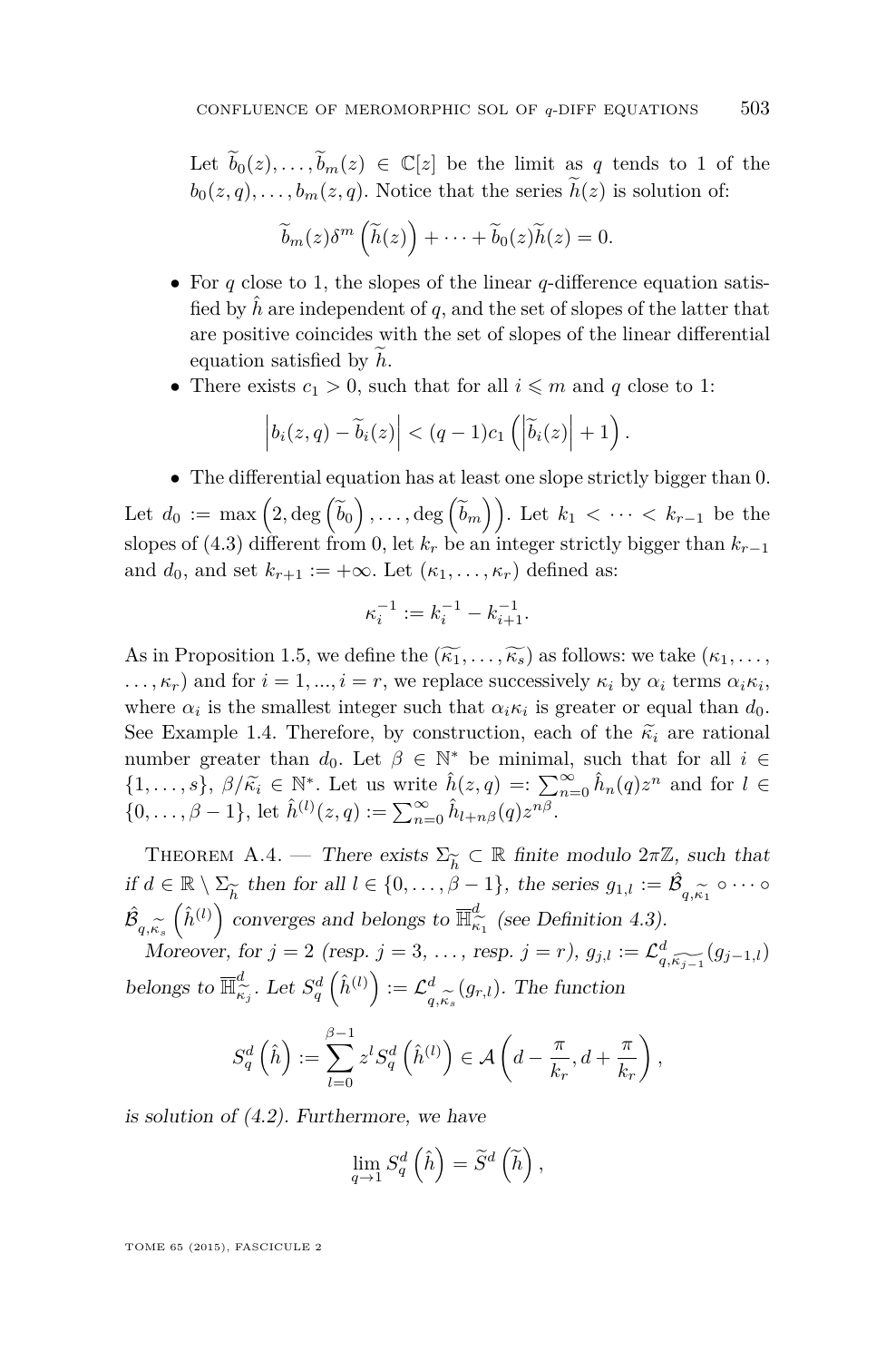Let $\widetilde{b}_0(z),\dots,\widetilde{b}_m(z) \in \mathbb{C}[z]$ be the limit as $q$ tends to 1 of the $b_0(z,q),\dots,b_m(z,q)$. Notice that the series $\widetilde{h}(z)$ is solution of:

$$\widetilde{b}_m(z)\delta^m\left(\widetilde{h}(z)\right)+\cdots+\widetilde{b}_0(z)\widetilde{h}(z)=0.$$

- For $q$ close to 1, the slopes of the linear $q$-difference equation satisfied by $\hat{h}$ are independent of $q$, and the set of slopes of the latter that are positive coincides with the set of slopes of the linear differential equation satisfied by $\widetilde{h}$.
- There exists $c_1>0$, such that for all $i\leqslant m$ and $q$ close to 1:

$$\left|b_i(z,q)-\widetilde{b}_i(z)\right|<(q-1)c_1\left(\left|\widetilde{b}_i(z)\right|+1\right).$$

- The differential equation has at least one slope strictly bigger than 0.

Let $d_0:=\max\left(2,\deg\left(\widetilde{b}_0\right),\dots,\deg\left(\widetilde{b}_m\right)\right)$. Let $k_1<\cdots<k_{r-1}$ be the slopes of (4.3) different from 0, let $k_r$ be an integer strictly bigger than $k_{r-1}$ and $d_0$, and set $k_{r+1}:=+\infty$. Let $(\kappa_1,\dots,\kappa_r)$ defined as:

$$\kappa_i^{-1}:=k_i^{-1}-k_{i+1}^{-1}.$$

As in Proposition 1.5, we define the $(\widetilde{\kappa_1},\dots,\widetilde{\kappa_s})$ as follows: we take $(\kappa_1,\dots,\dots,\kappa_r)$ and for $i=1,...,i=r$, we replace successively $\kappa_i$ by $\alpha_i$ terms $\alpha_i\kappa_i$, where $\alpha_i$ is the smallest integer such that $\alpha_i\kappa_i$ is greater or equal than $d_0$. See Example 1.4. Therefore, by construction, each of the $\widetilde{\kappa}_i$ are rational number greater than $d_0$. Let $\beta\in\mathbb{N}^*$ be minimal, such that for all $i\in\{1,\dots,s\}$, $\beta/\widetilde{\kappa}_i\in\mathbb{N}^*$. Let us write $\hat{h}(z,q)=:\sum_{n=0}^{\infty}\hat{h}_n(q)z^n$ and for $l\in\{0,\dots,\beta-1\}$, let $\hat{h}^{(l)}(z,q):=\sum_{n=0}^{\infty}\hat{h}_{l+n\beta}(q)z^{n\beta}$.

Theorem A.4. — *There exists $\Sigma_{\widetilde{h}}\subset\mathbb{R}$ finite modulo $2\pi\mathbb{Z}$, such that if $d\in\mathbb{R}\setminus\Sigma_{\widetilde{h}}$ then for all $l\in\{0,\dots,\beta-1\}$, the series $g_{1,l}:=\hat{\mathcal{B}}_{q,\widetilde{\kappa}_1}\circ\cdots\circ\hat{\mathcal{B}}_{q,\widetilde{\kappa}_s}\left(\hat{h}^{(l)}\right)$ converges and belongs to $\overline{\mathbb{H}}^d_{\widetilde{\kappa}_1}$ (see Definition 4.3).*

*Moreover, for $j=2$ (resp. $j=3$, …, resp. $j=r$), $g_{j,l}:=\mathcal{L}^d_{q,\widetilde{\kappa_{j-1}}}(g_{j-1,l})$ belongs to $\overline{\mathbb{H}}^d_{\widetilde{\kappa}_j}$. Let $S_q^d\left(\hat{h}^{(l)}\right):=\mathcal{L}^d_{q,\widetilde{\kappa}_s}(g_{r,l})$. The function*

$$S_q^d\left(\hat{h}\right):=\sum_{l=0}^{\beta-1}z^lS_q^d\left(\hat{h}^{(l)}\right)\in\mathcal{A}\left(d-\frac{\pi}{k_r},d+\frac{\pi}{k_r}\right),$$

*is solution of (4.2). Furthermore, we have*

$$\lim_{q\to 1}S_q^d\left(\hat{h}\right)=\widetilde{S}^d\left(\widetilde{h}\right),$$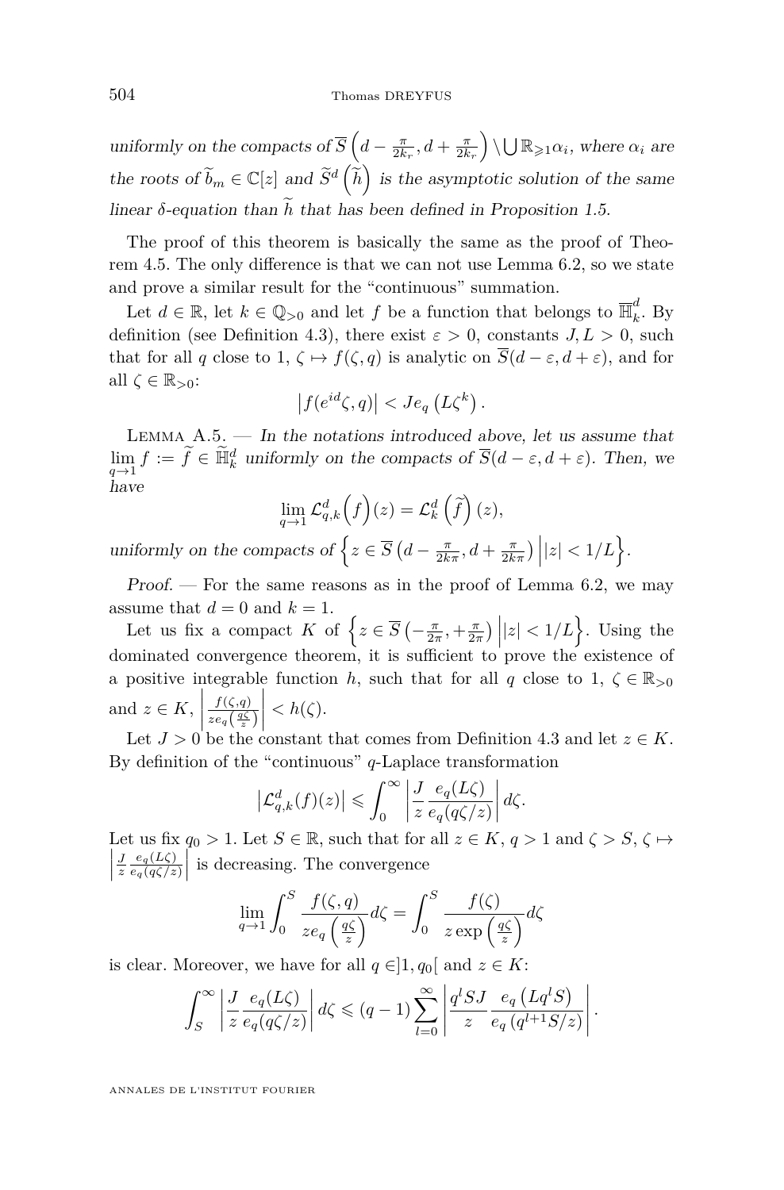*uniformly on the compacts of* $\overline{S}\left(d-\frac{\pi}{2k_r},d+\frac{\pi}{2k_r}\right)\setminus\bigcup\mathbb{R}_{\geqslant 1}\alpha_i$*, where* $\alpha_i$ *are the roots of* $\widetilde{b}_m\in\mathbb{C}[z]$ *and* $\widetilde{S}^d\left(\widetilde{h}\right)$ *is the asymptotic solution of the same linear* $\delta$*-equation than* $\widetilde{h}$ *that has been defined in Proposition 1.5.*

The proof of this theorem is basically the same as the proof of Theorem 4.5. The only difference is that we can not use Lemma 6.2, so we state and prove a similar result for the "continuous" summation.

Let $d\in\mathbb{R}$, let $k\in\mathbb{Q}_{>0}$ and let $f$ be a function that belongs to $\overline{\mathbb{H}}_k^d$. By definition (see Definition 4.3), there exist $\varepsilon>0$, constants $J,L>0$, such that for all $q$ close to 1, $\zeta\mapsto f(\zeta,q)$ is analytic on $\overline{S}(d-\varepsilon,d+\varepsilon)$, and for all $\zeta\in\mathbb{R}_{>0}$:

$$\left|f(e^{id}\zeta,q)\right|<Je_q\left(L\zeta^k\right).$$

Lemma A.5. — *In the notations introduced above, let us assume that* $\lim_{q\to 1}f:=\widetilde{f}\in\widetilde{\mathbb{H}}_k^d$ *uniformly on the compacts of* $\overline{S}(d-\varepsilon,d+\varepsilon)$*. Then, we have*

$$\lim_{q\to 1}\mathcal{L}_{q,k}^d\Big(f\Big)(z)=\mathcal{L}_k^d\left(\widetilde{f}\right)(z),$$

*uniformly on the compacts of* $\left\{z\in\overline{S}\left(d-\frac{\pi}{2k\pi},d+\frac{\pi}{2k\pi}\right)\Big||z|<1/L\right\}$.

*Proof.* — For the same reasons as in the proof of Lemma 6.2, we may assume that $d=0$ and $k=1$.

Let us fix a compact $K$ of $\left\{z\in\overline{S}\left(-\frac{\pi}{2\pi},+\frac{\pi}{2\pi}\right)\Big||z|<1/L\right\}$. Using the dominated convergence theorem, it is sufficient to prove the existence of a positive integrable function $h$, such that for all $q$ close to 1, $\zeta\in\mathbb{R}_{>0}$ and $z\in K$, $\left|\frac{f(\zeta,q)}{ze_q\left(\frac{q\zeta}{z}\right)}\right|<h(\zeta)$.

Let $J>0$ be the constant that comes from Definition 4.3 and let $z\in K$. By definition of the "continuous" $q$-Laplace transformation

$$\left|\mathcal{L}_{q,k}^d(f)(z)\right|\leqslant\int_0^\infty\left|\frac{J}{z}\frac{e_q(L\zeta)}{e_q(q\zeta/z)}\right|d\zeta.$$

Let us fix $q_0>1$. Let $S\in\mathbb{R}$, such that for all $z\in K$, $q>1$ and $\zeta>S$, $\zeta\mapsto\left|\frac{J}{z}\frac{e_q(L\zeta)}{e_q(q\zeta/z)}\right|$ is decreasing. The convergence

$$\lim_{q\to 1}\int_0^S\frac{f(\zeta,q)}{ze_q\left(\frac{q\zeta}{z}\right)}d\zeta=\int_0^S\frac{f(\zeta)}{z\exp\left(\frac{q\zeta}{z}\right)}d\zeta$$

is clear. Moreover, we have for all $q\in]1,q_0[$ and $z\in K$:

$$\int_S^\infty\left|\frac{J}{z}\frac{e_q(L\zeta)}{e_q(q\zeta/z)}\right|d\zeta\leqslant(q-1)\sum_{l=0}^\infty\left|\frac{q^lSJ}{z}\frac{e_q\left(Lq^lS\right)}{e_q\left(q^{l+1}S/z\right)}\right|.$$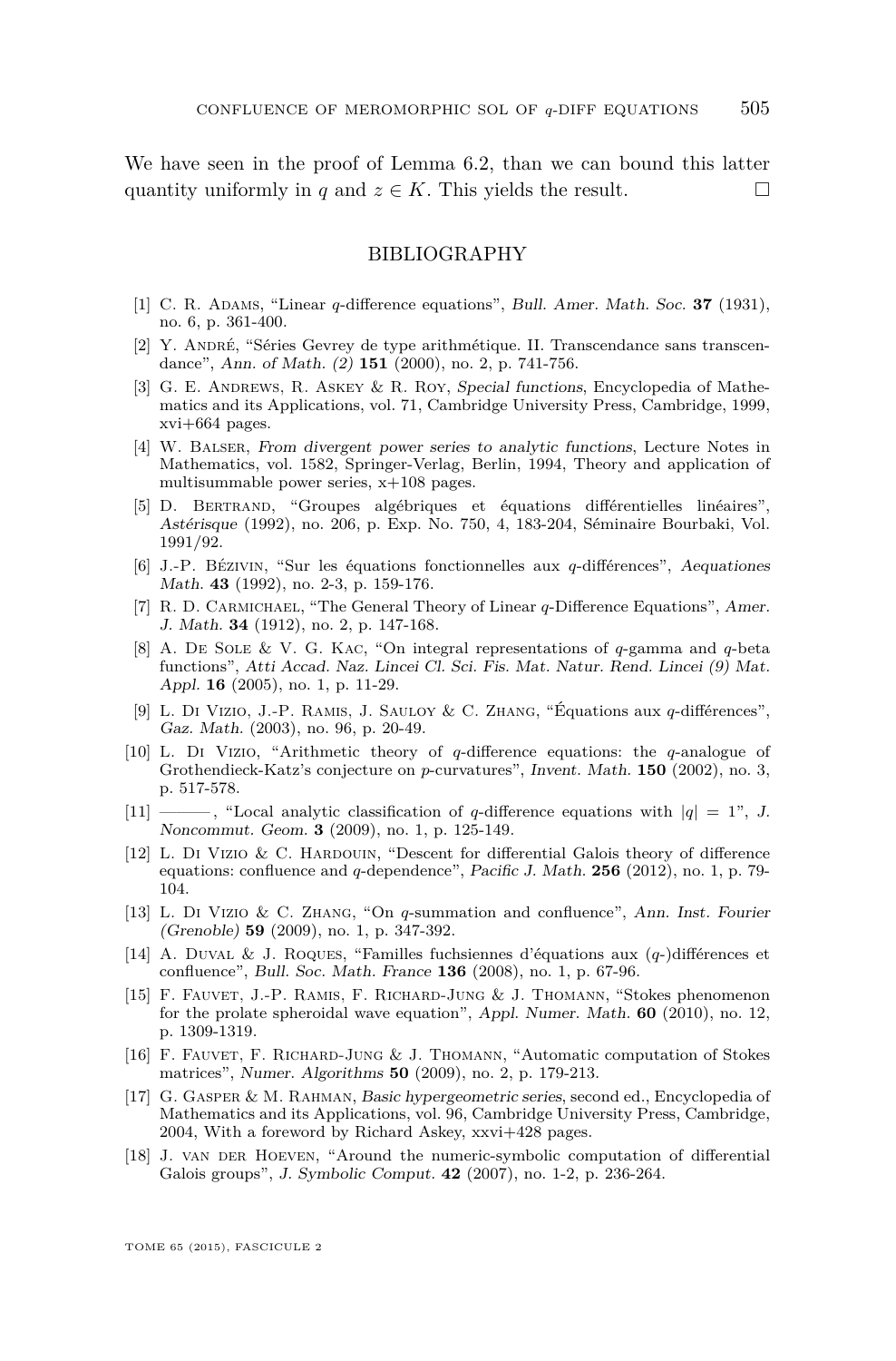We have seen in the proof of Lemma 6.2, than we can bound this latter quantity uniformly in $q$ and $z \in K$. This yields the result. □

## BIBLIOGRAPHY

[1] C. R. Adams, "Linear $q$-difference equations", *Bull. Amer. Math. Soc.* **37** (1931), no. 6, p. 361-400.

[2] Y. André, "Séries Gevrey de type arithmétique. II. Transcendance sans transcendance", *Ann. of Math. (2)* **151** (2000), no. 2, p. 741-756.

[3] G. E. Andrews, R. Askey & R. Roy, *Special functions*, Encyclopedia of Mathematics and its Applications, vol. 71, Cambridge University Press, Cambridge, 1999, xvi+664 pages.

[4] W. Balser, *From divergent power series to analytic functions*, Lecture Notes in Mathematics, vol. 1582, Springer-Verlag, Berlin, 1994, Theory and application of multisummable power series, x+108 pages.

[5] D. Bertrand, "Groupes algébriques et équations différentielles linéaires", *Astérisque* (1992), no. 206, p. Exp. No. 750, 4, 183-204, Séminaire Bourbaki, Vol. 1991/92.

[6] J.-P. Bézivin, "Sur les équations fonctionnelles aux $q$-différences", *Aequationes Math.* **43** (1992), no. 2-3, p. 159-176.

[7] R. D. Carmichael, "The General Theory of Linear $q$-Difference Equations", *Amer. J. Math.* **34** (1912), no. 2, p. 147-168.

[8] A. De Sole & V. G. Kac, "On integral representations of $q$-gamma and $q$-beta functions", *Atti Accad. Naz. Lincei Cl. Sci. Fis. Mat. Natur. Rend. Lincei (9) Mat. Appl.* **16** (2005), no. 1, p. 11-29.

[9] L. Di Vizio, J.-P. Ramis, J. Sauloy & C. Zhang, "Équations aux $q$-différences", *Gaz. Math.* (2003), no. 96, p. 20-49.

[10] L. Di Vizio, "Arithmetic theory of $q$-difference equations: the $q$-analogue of Grothendieck-Katz's conjecture on $p$-curvatures", *Invent. Math.* **150** (2002), no. 3, p. 517-578.

[11] ———, "Local analytic classification of $q$-difference equations with $|q| = 1$", *J. Noncommut. Geom.* **3** (2009), no. 1, p. 125-149.

[12] L. Di Vizio & C. Hardouin, "Descent for differential Galois theory of difference equations: confluence and $q$-dependence", *Pacific J. Math.* **256** (2012), no. 1, p. 79-104.

[13] L. Di Vizio & C. Zhang, "On $q$-summation and confluence", *Ann. Inst. Fourier (Grenoble)* **59** (2009), no. 1, p. 347-392.

[14] A. Duval & J. Roques, "Familles fuchsiennes d'équations aux ($q$-)différences et confluence", *Bull. Soc. Math. France* **136** (2008), no. 1, p. 67-96.

[15] F. Fauvet, J.-P. Ramis, F. Richard-Jung & J. Thomann, "Stokes phenomenon for the prolate spheroidal wave equation", *Appl. Numer. Math.* **60** (2010), no. 12, p. 1309-1319.

[16] F. Fauvet, F. Richard-Jung & J. Thomann, "Automatic computation of Stokes matrices", *Numer. Algorithms* **50** (2009), no. 2, p. 179-213.

[17] G. Gasper & M. Rahman, *Basic hypergeometric series*, second ed., Encyclopedia of Mathematics and its Applications, vol. 96, Cambridge University Press, Cambridge, 2004, With a foreword by Richard Askey, xxvi+428 pages.

[18] J. van der Hoeven, "Around the numeric-symbolic computation of differential Galois groups", *J. Symbolic Comput.* **42** (2007), no. 1-2, p. 236-264.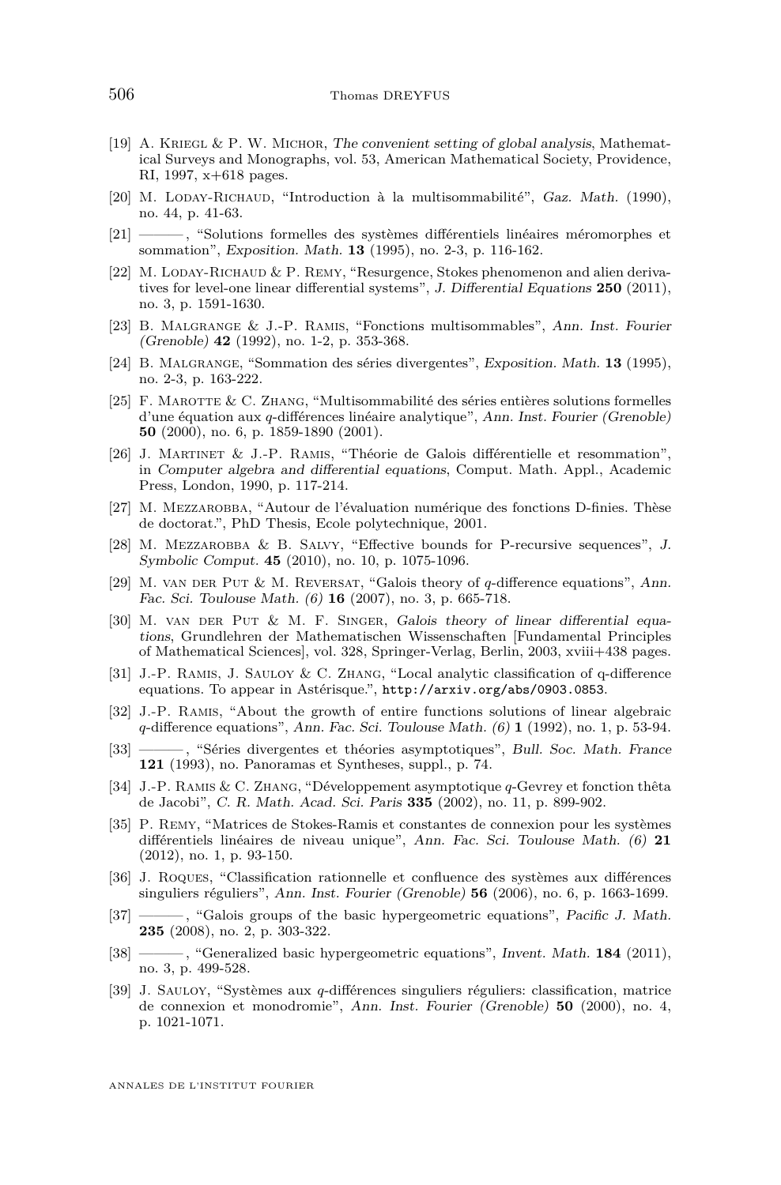[19] A. Kriegl & P. W. Michor, *The convenient setting of global analysis*, Mathematical Surveys and Monographs, vol. 53, American Mathematical Society, Providence, RI, 1997, x+618 pages.

[20] M. Loday-Richaud, "Introduction à la multisommabilité", *Gaz. Math.* (1990), no. 44, p. 41-63.

[21] ———, "Solutions formelles des systèmes différentiels linéaires méromorphes et sommation", *Exposition. Math.* **13** (1995), no. 2-3, p. 116-162.

[22] M. Loday-Richaud & P. Remy, "Resurgence, Stokes phenomenon and alien derivatives for level-one linear differential systems", *J. Differential Equations* **250** (2011), no. 3, p. 1591-1630.

[23] B. Malgrange & J.-P. Ramis, "Fonctions multisommables", *Ann. Inst. Fourier (Grenoble)* **42** (1992), no. 1-2, p. 353-368.

[24] B. Malgrange, "Sommation des séries divergentes", *Exposition. Math.* **13** (1995), no. 2-3, p. 163-222.

[25] F. Marotte & C. Zhang, "Multisommabilité des séries entières solutions formelles d'une équation aux $q$-différences linéaire analytique", *Ann. Inst. Fourier (Grenoble)* **50** (2000), no. 6, p. 1859-1890 (2001).

[26] J. Martinet & J.-P. Ramis, "Théorie de Galois différentielle et resommation", in *Computer algebra and differential equations*, Comput. Math. Appl., Academic Press, London, 1990, p. 117-214.

[27] M. Mezzarobba, "Autour de l'évaluation numérique des fonctions D-finies. Thèse de doctorat.", PhD Thesis, Ecole polytechnique, 2001.

[28] M. Mezzarobba & B. Salvy, "Effective bounds for P-recursive sequences", *J. Symbolic Comput.* **45** (2010), no. 10, p. 1075-1096.

[29] M. van der Put & M. Reversat, "Galois theory of $q$-difference equations", *Ann. Fac. Sci. Toulouse Math. (6)* **16** (2007), no. 3, p. 665-718.

[30] M. van der Put & M. F. Singer, *Galois theory of linear differential equations*, Grundlehren der Mathematischen Wissenschaften [Fundamental Principles of Mathematical Sciences], vol. 328, Springer-Verlag, Berlin, 2003, xviii+438 pages.

[31] J.-P. Ramis, J. Sauloy & C. Zhang, "Local analytic classification of q-difference equations. To appear in Astérisque.", `http://arxiv.org/abs/0903.0853`.

[32] J.-P. Ramis, "About the growth of entire functions solutions of linear algebraic $q$-difference equations", *Ann. Fac. Sci. Toulouse Math. (6)* **1** (1992), no. 1, p. 53-94.

[33] ———, "Séries divergentes et théories asymptotiques", *Bull. Soc. Math. France* **121** (1993), no. Panoramas et Syntheses, suppl., p. 74.

[34] J.-P. Ramis & C. Zhang, "Développement asymptotique $q$-Gevrey et fonction thêta de Jacobi", *C. R. Math. Acad. Sci. Paris* **335** (2002), no. 11, p. 899-902.

[35] P. Remy, "Matrices de Stokes-Ramis et constantes de connexion pour les systèmes différentiels linéaires de niveau unique", *Ann. Fac. Sci. Toulouse Math. (6)* **21** (2012), no. 1, p. 93-150.

[36] J. Roques, "Classification rationnelle et confluence des systèmes aux différences singuliers réguliers", *Ann. Inst. Fourier (Grenoble)* **56** (2006), no. 6, p. 1663-1699.

[37] ———, "Galois groups of the basic hypergeometric equations", *Pacific J. Math.* **235** (2008), no. 2, p. 303-322.

[38] ———, "Generalized basic hypergeometric equations", *Invent. Math.* **184** (2011), no. 3, p. 499-528.

[39] J. Sauloy, "Systèmes aux $q$-différences singuliers réguliers: classification, matrice de connexion et monodromie", *Ann. Inst. Fourier (Grenoble)* **50** (2000), no. 4, p. 1021-1071.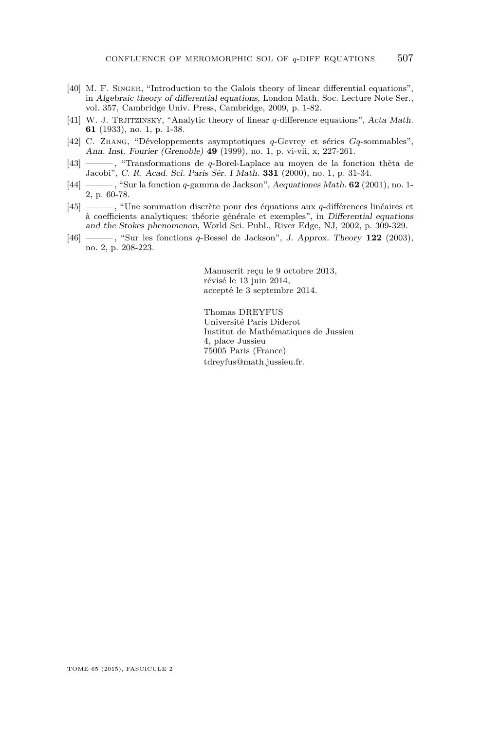[40] M. F. Singer, "Introduction to the Galois theory of linear differential equations", in *Algebraic theory of differential equations*, London Math. Soc. Lecture Note Ser., vol. 357, Cambridge Univ. Press, Cambridge, 2009, p. 1-82.

[41] W. J. Trjitzinsky, "Analytic theory of linear $q$-difference equations", *Acta Math.* **61** (1933), no. 1, p. 1-38.

[42] C. Zhang, "Développements asymptotiques $q$-Gevrey et séries $Gq$-sommables", *Ann. Inst. Fourier (Grenoble)* **49** (1999), no. 1, p. vi-vii, x, 227-261.

[43] ———, "Transformations de $q$-Borel-Laplace au moyen de la fonction thêta de Jacobi", *C. R. Acad. Sci. Paris Sér. I Math.* **331** (2000), no. 1, p. 31-34.

[44] ———, "Sur la fonction $q$-gamma de Jackson", *Aequationes Math.* **62** (2001), no. 1-2, p. 60-78.

[45] ———, "Une sommation discrète pour des équations aux $q$-différences linéaires et à coefficients analytiques: théorie générale et exemples", in *Differential equations and the Stokes phenomenon*, World Sci. Publ., River Edge, NJ, 2002, p. 309-329.

[46] ———, "Sur les fonctions $q$-Bessel de Jackson", *J. Approx. Theory* **122** (2003), no. 2, p. 208-223.

Manuscrit reçu le 9 octobre 2013,
révisé le 13 juin 2014,
accepté le 3 septembre 2014.

Thomas DREYFUS
Université Paris Diderot
Institut de Mathématiques de Jussieu
4, place Jussieu
75005 Paris (France)
tdreyfus@math.jussieu.fr.